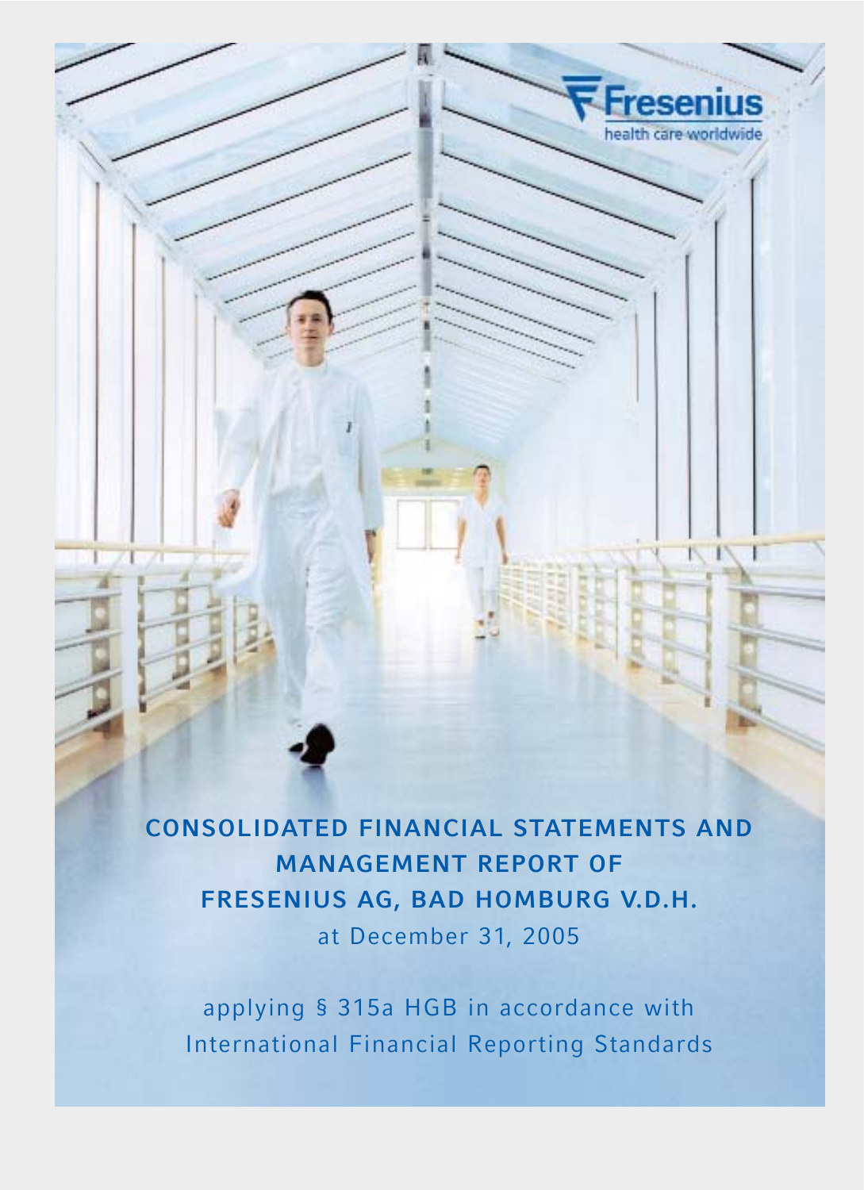Fresenius
health care worldwide

# CONSOLIDATED FINANCIAL STATEMENTS AND MANAGEMENT REPORT OF FRESENIUS AG, BAD HOMBURG V.D.H.

at December 31, 2005

applying § 315a HGB in accordance with International Financial Reporting Standards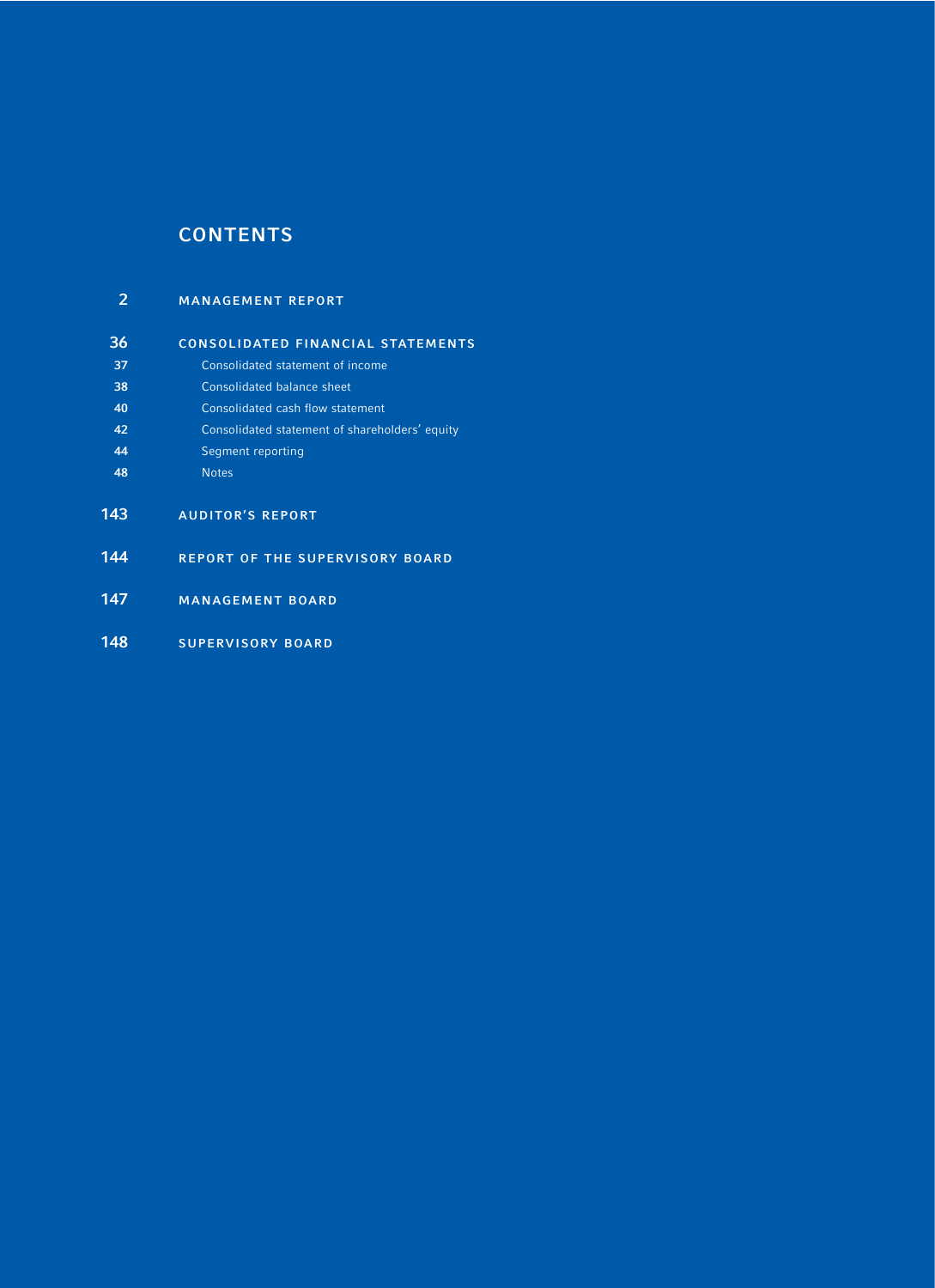# CONTENTS

| | |
|---|---|
| 2 | **MANAGEMENT REPORT** |
| 36 | **CONSOLIDATED FINANCIAL STATEMENTS** |
| 37 | Consolidated statement of income |
| 38 | Consolidated balance sheet |
| 40 | Consolidated cash flow statement |
| 42 | Consolidated statement of shareholders' equity |
| 44 | Segment reporting |
| 48 | Notes |
| 143 | **AUDITOR'S REPORT** |
| 144 | **REPORT OF THE SUPERVISORY BOARD** |
| 147 | **MANAGEMENT BOARD** |
| 148 | **SUPERVISORY BOARD** |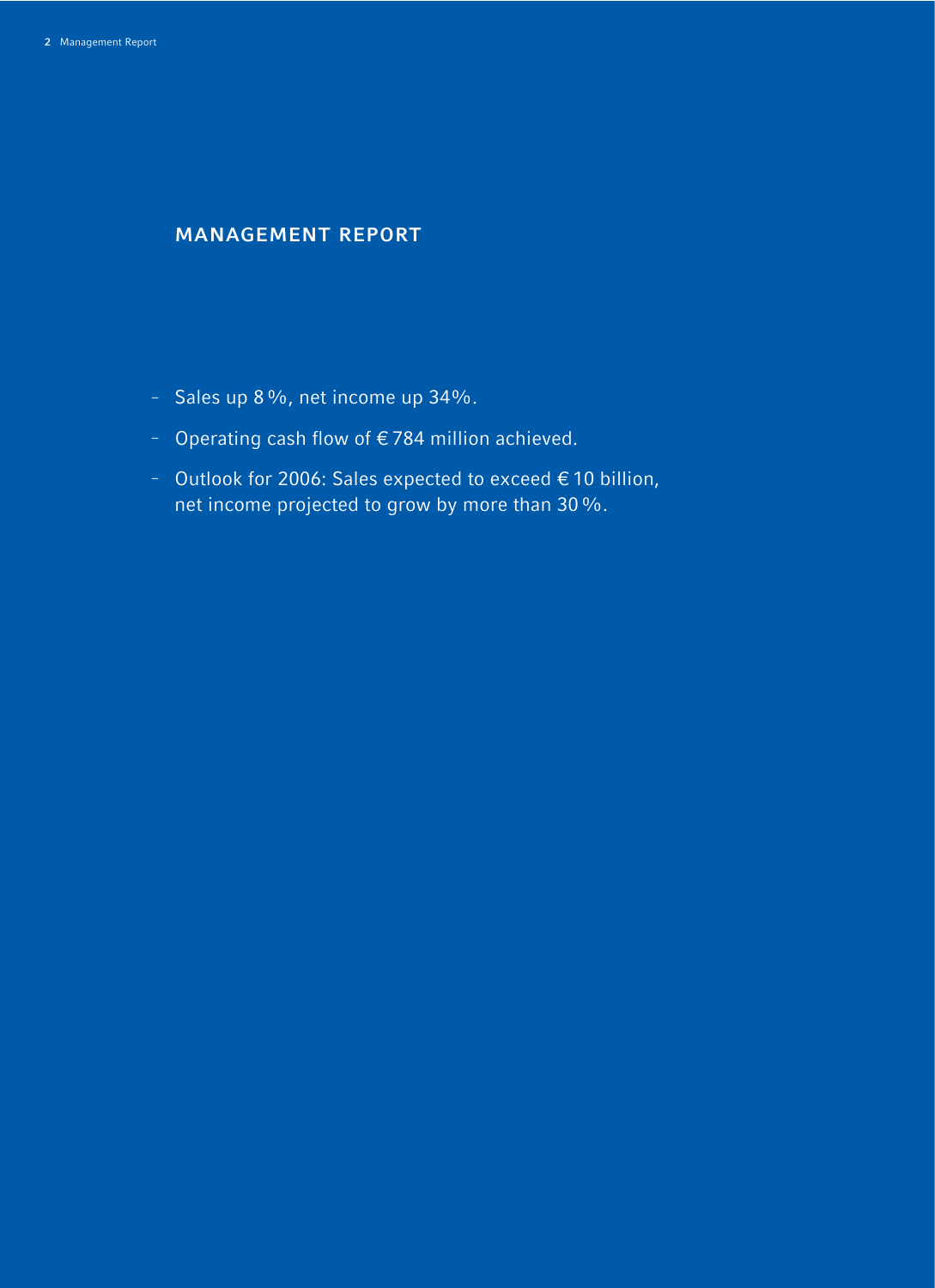# MANAGEMENT REPORT

- Sales up 8 %, net income up 34%.
- Operating cash flow of € 784 million achieved.
- Outlook for 2006: Sales expected to exceed € 10 billion, net income projected to grow by more than 30 %.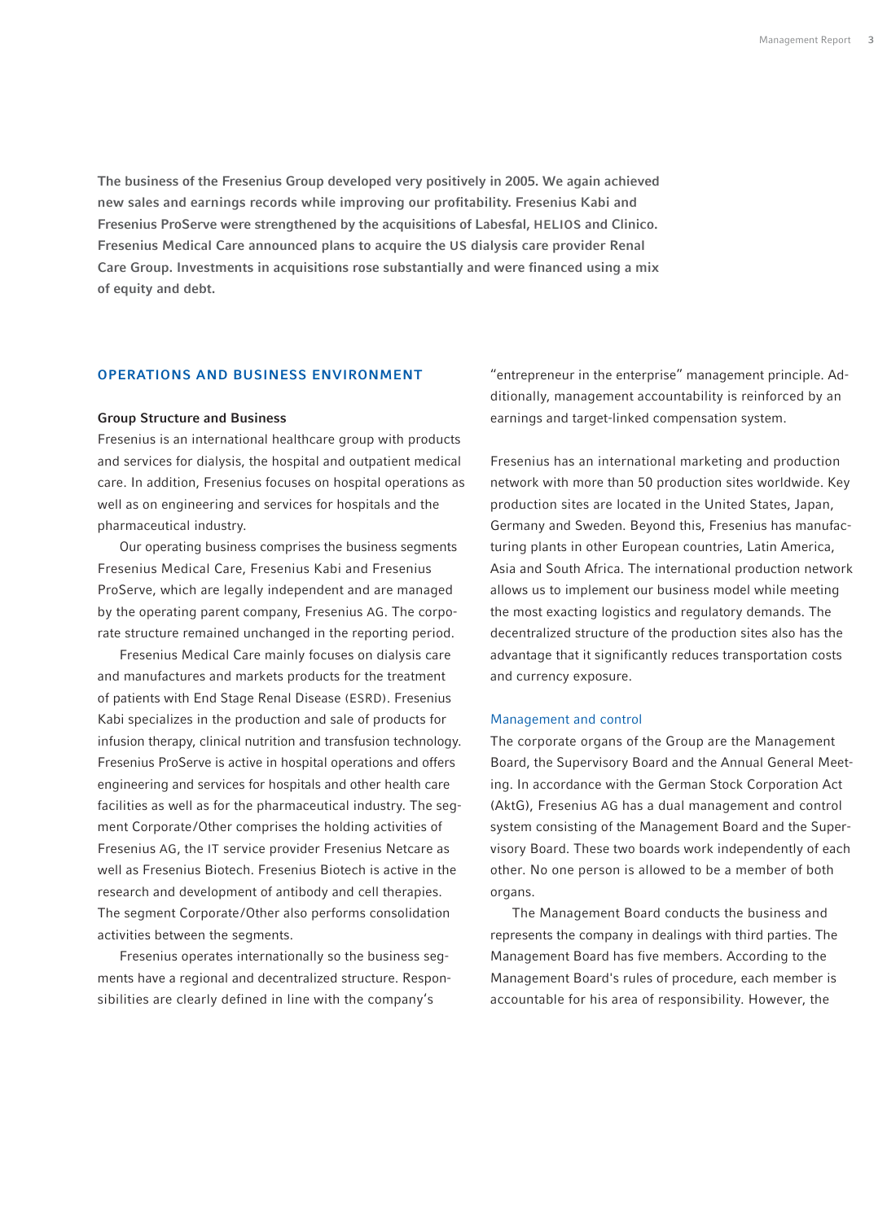**The business of the Fresenius Group developed very positively in 2005. We again achieved new sales and earnings records while improving our profitability. Fresenius Kabi and Fresenius ProServe were strengthened by the acquisitions of Labesfal, HELIOS and Clinico. Fresenius Medical Care announced plans to acquire the US dialysis care provider Renal Care Group. Investments in acquisitions rose substantially and were financed using a mix of equity and debt.**

## OPERATIONS AND BUSINESS ENVIRONMENT

### Group Structure and Business

Fresenius is an international healthcare group with products and services for dialysis, the hospital and outpatient medical care. In addition, Fresenius focuses on hospital operations as well as on engineering and services for hospitals and the pharmaceutical industry.

Our operating business comprises the business segments Fresenius Medical Care, Fresenius Kabi and Fresenius ProServe, which are legally independent and are managed by the operating parent company, Fresenius AG. The corporate structure remained unchanged in the reporting period.

Fresenius Medical Care mainly focuses on dialysis care and manufactures and markets products for the treatment of patients with End Stage Renal Disease (ESRD). Fresenius Kabi specializes in the production and sale of products for infusion therapy, clinical nutrition and transfusion technology. Fresenius ProServe is active in hospital operations and offers engineering and services for hospitals and other health care facilities as well as for the pharmaceutical industry. The segment Corporate/Other comprises the holding activities of Fresenius AG, the IT service provider Fresenius Netcare as well as Fresenius Biotech. Fresenius Biotech is active in the research and development of antibody and cell therapies. The segment Corporate/Other also performs consolidation activities between the segments.

Fresenius operates internationally so the business segments have a regional and decentralized structure. Responsibilities are clearly defined in line with the company's "entrepreneur in the enterprise" management principle. Additionally, management accountability is reinforced by an earnings and target-linked compensation system.

Fresenius has an international marketing and production network with more than 50 production sites worldwide. Key production sites are located in the United States, Japan, Germany and Sweden. Beyond this, Fresenius has manufacturing plants in other European countries, Latin America, Asia and South Africa. The international production network allows us to implement our business model while meeting the most exacting logistics and regulatory demands. The decentralized structure of the production sites also has the advantage that it significantly reduces transportation costs and currency exposure.

### Management and control

The corporate organs of the Group are the Management Board, the Supervisory Board and the Annual General Meeting. In accordance with the German Stock Corporation Act (AktG), Fresenius AG has a dual management and control system consisting of the Management Board and the Supervisory Board. These two boards work independently of each other. No one person is allowed to be a member of both organs.

The Management Board conducts the business and represents the company in dealings with third parties. The Management Board has five members. According to the Management Board's rules of procedure, each member is accountable for his area of responsibility. However, the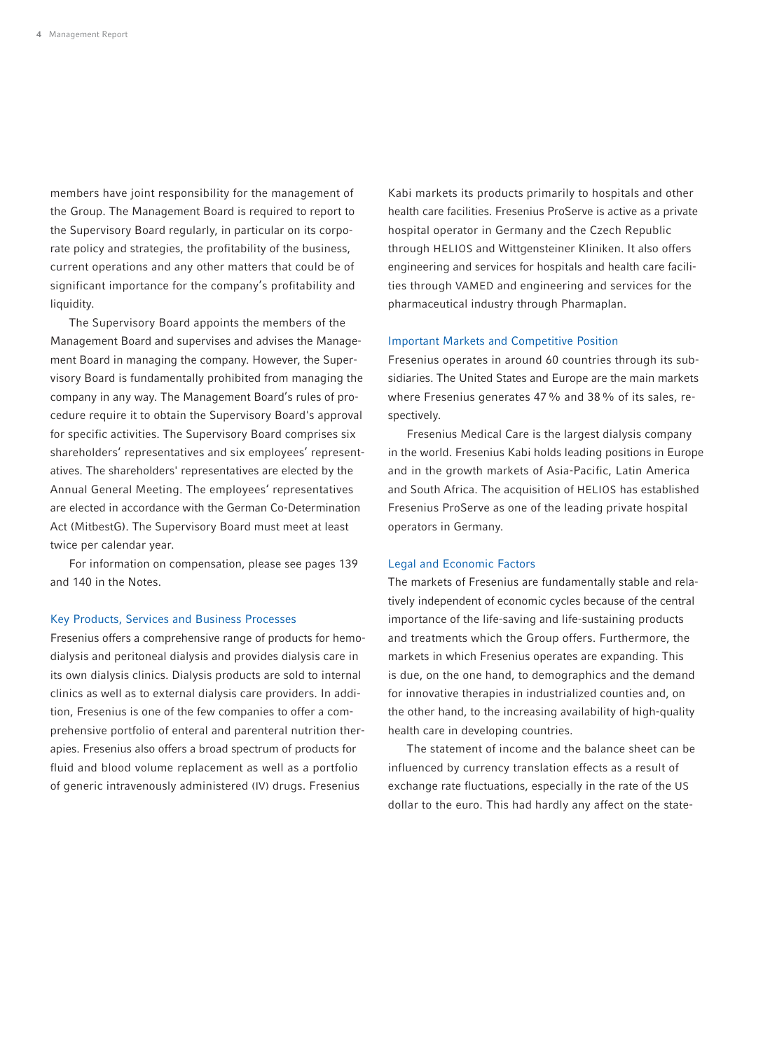members have joint responsibility for the management of the Group. The Management Board is required to report to the Supervisory Board regularly, in particular on its corporate policy and strategies, the profitability of the business, current operations and any other matters that could be of significant importance for the company's profitability and liquidity.

The Supervisory Board appoints the members of the Management Board and supervises and advises the Management Board in managing the company. However, the Supervisory Board is fundamentally prohibited from managing the company in any way. The Management Board's rules of procedure require it to obtain the Supervisory Board's approval for specific activities. The Supervisory Board comprises six shareholders' representatives and six employees' representatives. The shareholders' representatives are elected by the Annual General Meeting. The employees' representatives are elected in accordance with the German Co-Determination Act (MitbestG). The Supervisory Board must meet at least twice per calendar year.

For information on compensation, please see pages 139 and 140 in the Notes.

### Key Products, Services and Business Processes

Fresenius offers a comprehensive range of products for hemodialysis and peritoneal dialysis and provides dialysis care in its own dialysis clinics. Dialysis products are sold to internal clinics as well as to external dialysis care providers. In addition, Fresenius is one of the few companies to offer a comprehensive portfolio of enteral and parenteral nutrition therapies. Fresenius also offers a broad spectrum of products for fluid and blood volume replacement as well as a portfolio of generic intravenously administered (IV) drugs. Fresenius Kabi markets its products primarily to hospitals and other health care facilities. Fresenius ProServe is active as a private hospital operator in Germany and the Czech Republic through HELIOS and Wittgensteiner Kliniken. It also offers engineering and services for hospitals and health care facilities through VAMED and engineering and services for the pharmaceutical industry through Pharmaplan.

### Important Markets and Competitive Position

Fresenius operates in around 60 countries through its subsidiaries. The United States and Europe are the main markets where Fresenius generates 47 % and 38 % of its sales, respectively.

Fresenius Medical Care is the largest dialysis company in the world. Fresenius Kabi holds leading positions in Europe and in the growth markets of Asia-Pacific, Latin America and South Africa. The acquisition of HELIOS has established Fresenius ProServe as one of the leading private hospital operators in Germany.

### Legal and Economic Factors

The markets of Fresenius are fundamentally stable and relatively independent of economic cycles because of the central importance of the life-saving and life-sustaining products and treatments which the Group offers. Furthermore, the markets in which Fresenius operates are expanding. This is due, on the one hand, to demographics and the demand for innovative therapies in industrialized counties and, on the other hand, to the increasing availability of high-quality health care in developing countries.

The statement of income and the balance sheet can be influenced by currency translation effects as a result of exchange rate fluctuations, especially in the rate of the US dollar to the euro. This had hardly any affect on the state-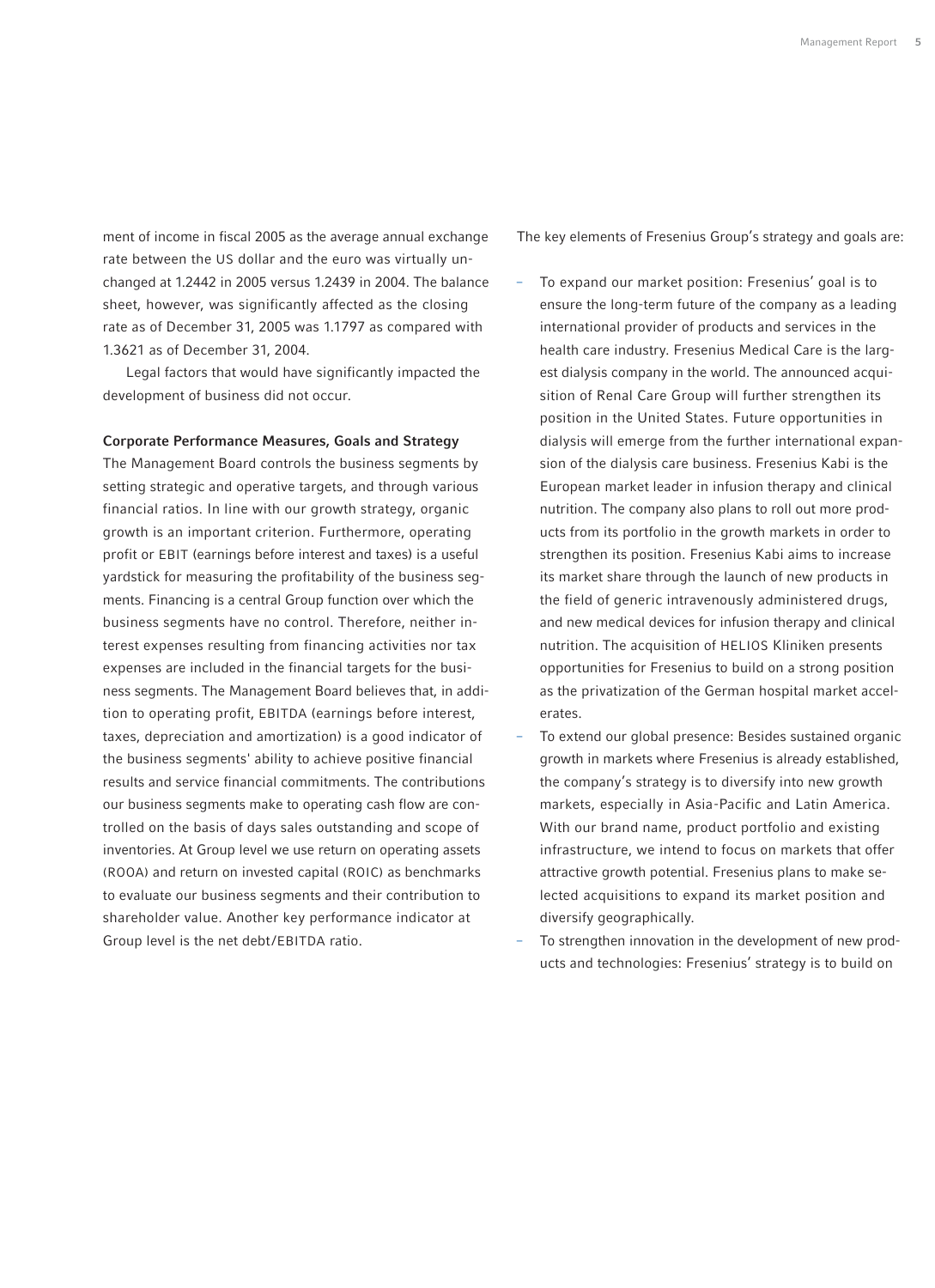ment of income in fiscal 2005 as the average annual exchange rate between the US dollar and the euro was virtually unchanged at 1.2442 in 2005 versus 1.2439 in 2004. The balance sheet, however, was significantly affected as the closing rate as of December 31, 2005 was 1.1797 as compared with 1.3621 as of December 31, 2004.

Legal factors that would have significantly impacted the development of business did not occur.

**Corporate Performance Measures, Goals and Strategy**

The Management Board controls the business segments by setting strategic and operative targets, and through various financial ratios. In line with our growth strategy, organic growth is an important criterion. Furthermore, operating profit or EBIT (earnings before interest and taxes) is a useful yardstick for measuring the profitability of the business segments. Financing is a central Group function over which the business segments have no control. Therefore, neither interest expenses resulting from financing activities nor tax expenses are included in the financial targets for the business segments. The Management Board believes that, in addition to operating profit, EBITDA (earnings before interest, taxes, depreciation and amortization) is a good indicator of the business segments' ability to achieve positive financial results and service financial commitments. The contributions our business segments make to operating cash flow are controlled on the basis of days sales outstanding and scope of inventories. At Group level we use return on operating assets (ROOA) and return on invested capital (ROIC) as benchmarks to evaluate our business segments and their contribution to shareholder value. Another key performance indicator at Group level is the net debt/EBITDA ratio.

The key elements of Fresenius Group's strategy and goals are:

- To expand our market position: Fresenius' goal is to ensure the long-term future of the company as a leading international provider of products and services in the health care industry. Fresenius Medical Care is the largest dialysis company in the world. The announced acquisition of Renal Care Group will further strengthen its position in the United States. Future opportunities in dialysis will emerge from the further international expansion of the dialysis care business. Fresenius Kabi is the European market leader in infusion therapy and clinical nutrition. The company also plans to roll out more products from its portfolio in the growth markets in order to strengthen its position. Fresenius Kabi aims to increase its market share through the launch of new products in the field of generic intravenously administered drugs, and new medical devices for infusion therapy and clinical nutrition. The acquisition of HELIOS Kliniken presents opportunities for Fresenius to build on a strong position as the privatization of the German hospital market accelerates.
- To extend our global presence: Besides sustained organic growth in markets where Fresenius is already established, the company's strategy is to diversify into new growth markets, especially in Asia-Pacific and Latin America. With our brand name, product portfolio and existing infrastructure, we intend to focus on markets that offer attractive growth potential. Fresenius plans to make selected acquisitions to expand its market position and diversify geographically.
- To strengthen innovation in the development of new products and technologies: Fresenius' strategy is to build on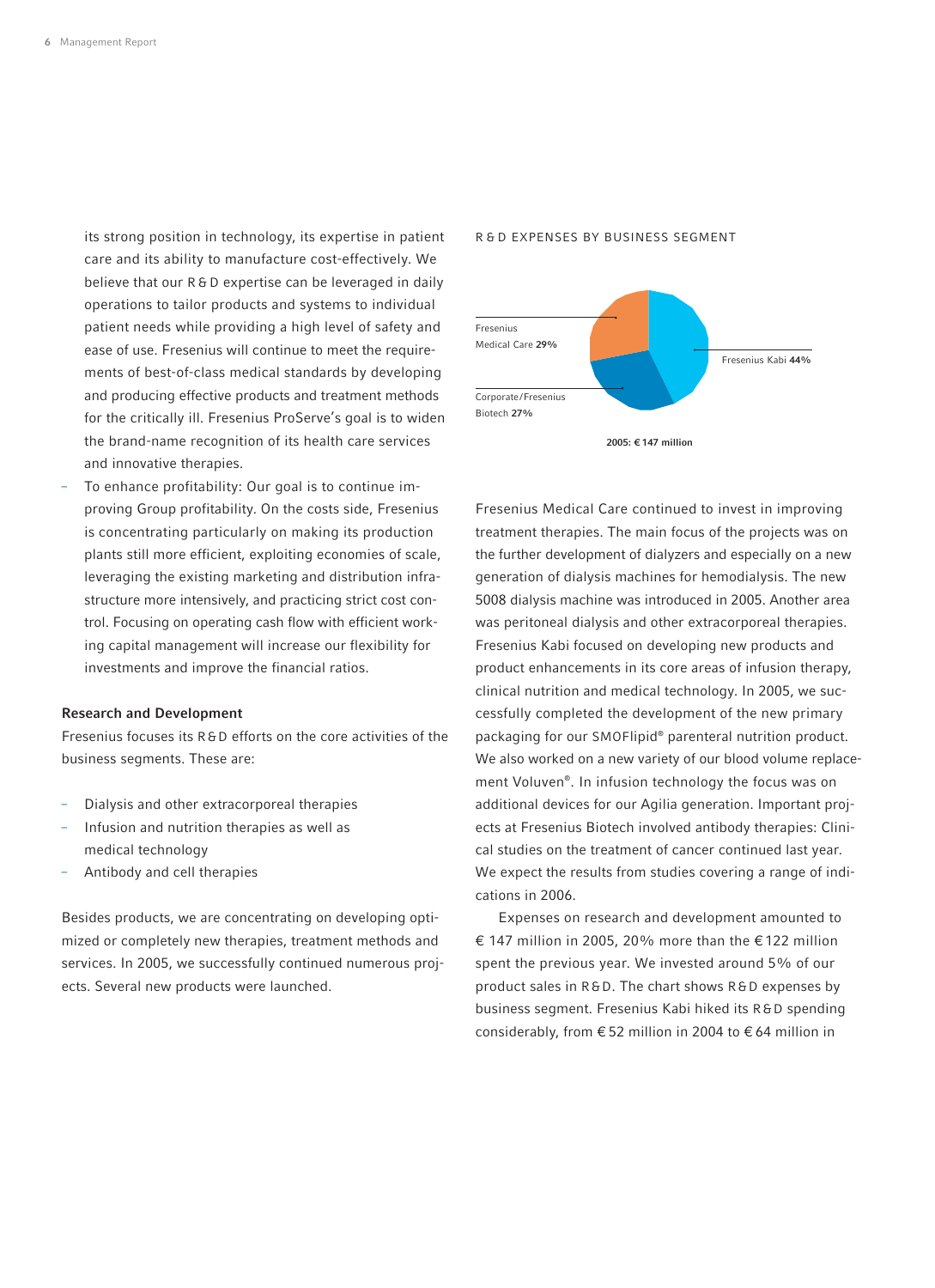its strong position in technology, its expertise in patient care and its ability to manufacture cost-effectively. We believe that our R&D expertise can be leveraged in daily operations to tailor products and systems to individual patient needs while providing a high level of safety and ease of use. Fresenius will continue to meet the requirements of best-of-class medical standards by developing and producing effective products and treatment methods for the critically ill. Fresenius ProServe's goal is to widen the brand-name recognition of its health care services and innovative therapies.

- To enhance profitability: Our goal is to continue improving Group profitability. On the costs side, Fresenius is concentrating particularly on making its production plants still more efficient, exploiting economies of scale, leveraging the existing marketing and distribution infrastructure more intensively, and practicing strict cost control. Focusing on operating cash flow with efficient working capital management will increase our flexibility for investments and improve the financial ratios.

### Research and Development

Fresenius focuses its R&D efforts on the core activities of the business segments. These are:

- Dialysis and other extracorporeal therapies
- Infusion and nutrition therapies as well as medical technology
- Antibody and cell therapies

Besides products, we are concentrating on developing optimized or completely new therapies, treatment methods and services. In 2005, we successfully continued numerous projects. Several new products were launched.

R&D EXPENSES BY BUSINESS SEGMENT

Fresenius Medical Care **29%**

Corporate/Fresenius Biotech **27%**

Fresenius Kabi **44%**

**2005: € 147 million**

Fresenius Medical Care continued to invest in improving treatment therapies. The main focus of the projects was on the further development of dialyzers and especially on a new generation of dialysis machines for hemodialysis. The new 5008 dialysis machine was introduced in 2005. Another area was peritoneal dialysis and other extracorporeal therapies. Fresenius Kabi focused on developing new products and product enhancements in its core areas of infusion therapy, clinical nutrition and medical technology. In 2005, we successfully completed the development of the new primary packaging for our SMOFlipid® parenteral nutrition product. We also worked on a new variety of our blood volume replacement Voluven®. In infusion technology the focus was on additional devices for our Agilia generation. Important projects at Fresenius Biotech involved antibody therapies: Clinical studies on the treatment of cancer continued last year. We expect the results from studies covering a range of indications in 2006.

Expenses on research and development amounted to € 147 million in 2005, 20% more than the € 122 million spent the previous year. We invested around 5% of our product sales in R&D. The chart shows R&D expenses by business segment. Fresenius Kabi hiked its R&D spending considerably, from € 52 million in 2004 to € 64 million in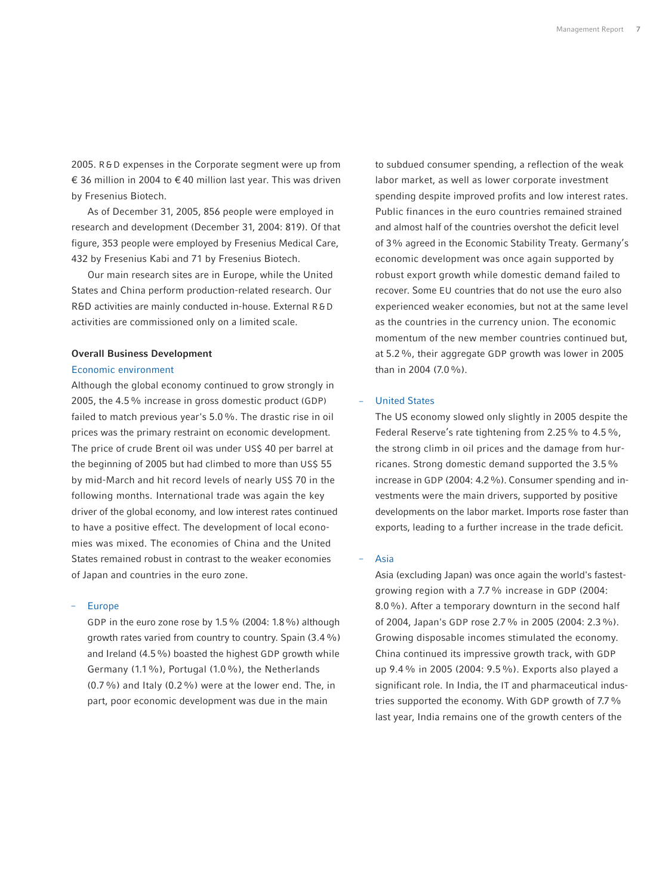2005. R&D expenses in the Corporate segment were up from € 36 million in 2004 to € 40 million last year. This was driven by Fresenius Biotech.

As of December 31, 2005, 856 people were employed in research and development (December 31, 2004: 819). Of that figure, 353 people were employed by Fresenius Medical Care, 432 by Fresenius Kabi and 71 by Fresenius Biotech.

Our main research sites are in Europe, while the United States and China perform production-related research. Our R&D activities are mainly conducted in-house. External R&D activities are commissioned only on a limited scale.

## Overall Business Development

### Economic environment

Although the global economy continued to grow strongly in 2005, the 4.5 % increase in gross domestic product (GDP) failed to match previous year's 5.0 %. The drastic rise in oil prices was the primary restraint on economic development. The price of crude Brent oil was under US$ 40 per barrel at the beginning of 2005 but had climbed to more than US$ 55 by mid-March and hit record levels of nearly US$ 70 in the following months. International trade was again the key driver of the global economy, and low interest rates continued to have a positive effect. The development of local economies was mixed. The economies of China and the United States remained robust in contrast to the weaker economies of Japan and countries in the euro zone.

– Europe

GDP in the euro zone rose by 1.5 % (2004: 1.8 %) although growth rates varied from country to country. Spain (3.4 %) and Ireland (4.5 %) boasted the highest GDP growth while Germany (1.1 %), Portugal (1.0 %), the Netherlands (0.7 %) and Italy (0.2 %) were at the lower end. The, in part, poor economic development was due in the main to subdued consumer spending, a reflection of the weak labor market, as well as lower corporate investment spending despite improved profits and low interest rates. Public finances in the euro countries remained strained and almost half of the countries overshot the deficit level of 3 % agreed in the Economic Stability Treaty. Germany's economic development was once again supported by robust export growth while domestic demand failed to recover. Some EU countries that do not use the euro also experienced weaker economies, but not at the same level as the countries in the currency union. The economic momentum of the new member countries continued but, at 5.2 %, their aggregate GDP growth was lower in 2005 than in 2004 (7.0 %).

– United States

The US economy slowed only slightly in 2005 despite the Federal Reserve's rate tightening from 2.25 % to 4.5 %, the strong climb in oil prices and the damage from hurricanes. Strong domestic demand supported the 3.5 % increase in GDP (2004: 4.2 %). Consumer spending and investments were the main drivers, supported by positive developments on the labor market. Imports rose faster than exports, leading to a further increase in the trade deficit.

– Asia

Asia (excluding Japan) was once again the world's fastest-growing region with a 7.7 % increase in GDP (2004: 8.0 %). After a temporary downturn in the second half of 2004, Japan's GDP rose 2.7 % in 2005 (2004: 2.3 %). Growing disposable incomes stimulated the economy. China continued its impressive growth track, with GDP up 9.4 % in 2005 (2004: 9.5 %). Exports also played a significant role. In India, the IT and pharmaceutical industries supported the economy. With GDP growth of 7.7 % last year, India remains one of the growth centers of the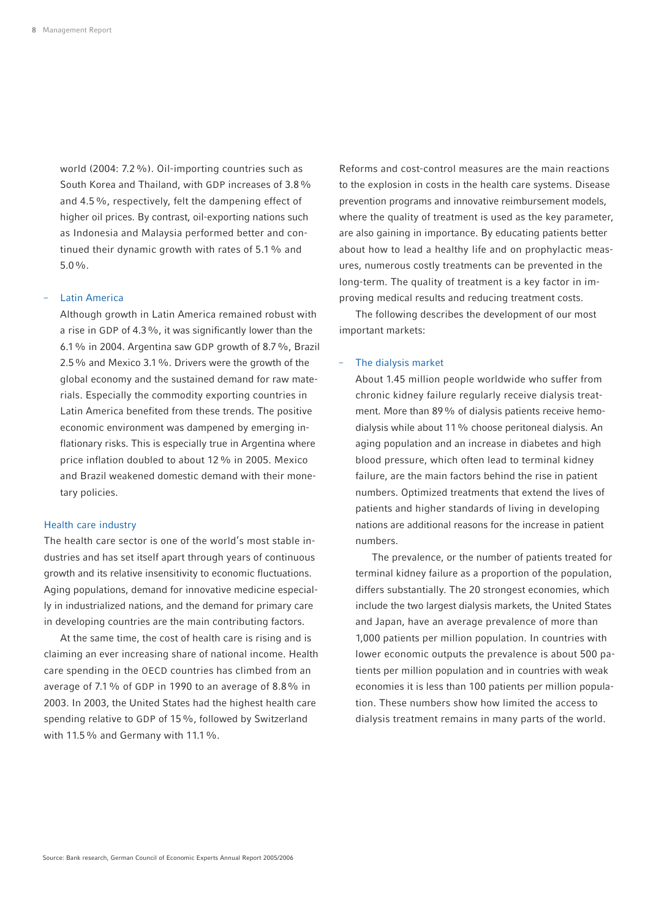world (2004: 7.2 %). Oil-importing countries such as South Korea and Thailand, with GDP increases of 3.8 % and 4.5 %, respectively, felt the dampening effect of higher oil prices. By contrast, oil-exporting nations such as Indonesia and Malaysia performed better and continued their dynamic growth with rates of 5.1 % and 5.0 %.

– Latin America

Although growth in Latin America remained robust with a rise in GDP of 4.3 %, it was significantly lower than the 6.1 % in 2004. Argentina saw GDP growth of 8.7 %, Brazil 2.5 % and Mexico 3.1 %. Drivers were the growth of the global economy and the sustained demand for raw materials. Especially the commodity exporting countries in Latin America benefited from these trends. The positive economic environment was dampened by emerging inflationary risks. This is especially true in Argentina where price inflation doubled to about 12 % in 2005. Mexico and Brazil weakened domestic demand with their monetary policies.

## Health care industry

The health care sector is one of the world's most stable industries and has set itself apart through years of continuous growth and its relative insensitivity to economic fluctuations. Aging populations, demand for innovative medicine especially in industrialized nations, and the demand for primary care in developing countries are the main contributing factors.

At the same time, the cost of health care is rising and is claiming an ever increasing share of national income. Health care spending in the OECD countries has climbed from an average of 7.1 % of GDP in 1990 to an average of 8.8 % in 2003. In 2003, the United States had the highest health care spending relative to GDP of 15 %, followed by Switzerland with 11.5 % and Germany with 11.1 %.

Reforms and cost-control measures are the main reactions to the explosion in costs in the health care systems. Disease prevention programs and innovative reimbursement models, where the quality of treatment is used as the key parameter, are also gaining in importance. By educating patients better about how to lead a healthy life and on prophylactic measures, numerous costly treatments can be prevented in the long-term. The quality of treatment is a key factor in improving medical results and reducing treatment costs.

The following describes the development of our most important markets:

– The dialysis market

About 1.45 million people worldwide who suffer from chronic kidney failure regularly receive dialysis treatment. More than 89 % of dialysis patients receive hemodialysis while about 11 % choose peritoneal dialysis. An aging population and an increase in diabetes and high blood pressure, which often lead to terminal kidney failure, are the main factors behind the rise in patient numbers. Optimized treatments that extend the lives of patients and higher standards of living in developing nations are additional reasons for the increase in patient numbers.

The prevalence, or the number of patients treated for terminal kidney failure as a proportion of the population, differs substantially. The 20 strongest economies, which include the two largest dialysis markets, the United States and Japan, have an average prevalence of more than 1,000 patients per million population. In countries with lower economic outputs the prevalence is about 500 patients per million population and in countries with weak economies it is less than 100 patients per million population. These numbers show how limited the access to dialysis treatment remains in many parts of the world.

Source: Bank research, German Council of Economic Experts Annual Report 2005/2006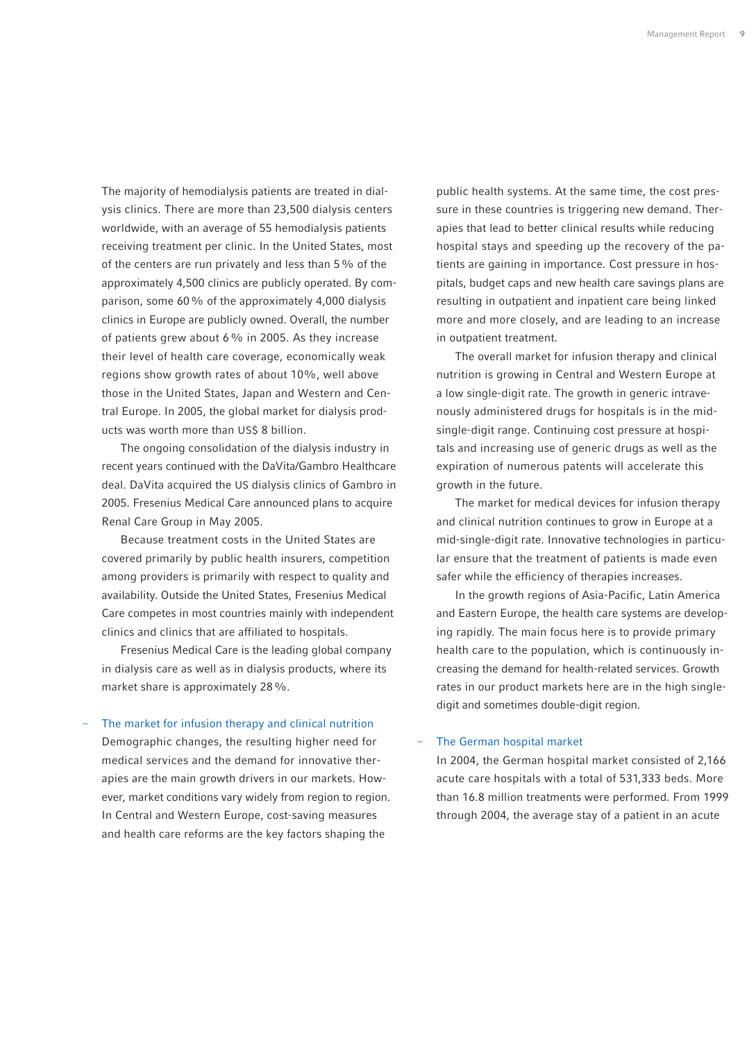The majority of hemodialysis patients are treated in dialysis clinics. There are more than 23,500 dialysis centers worldwide, with an average of 55 hemodialysis patients receiving treatment per clinic. In the United States, most of the centers are run privately and less than 5 % of the approximately 4,500 clinics are publicly operated. By comparison, some 60 % of the approximately 4,000 dialysis clinics in Europe are publicly owned. Overall, the number of patients grew about 6 % in 2005. As they increase their level of health care coverage, economically weak regions show growth rates of about 10%, well above those in the United States, Japan and Western and Central Europe. In 2005, the global market for dialysis products was worth more than US$ 8 billion.

The ongoing consolidation of the dialysis industry in recent years continued with the DaVita/Gambro Healthcare deal. DaVita acquired the US dialysis clinics of Gambro in 2005. Fresenius Medical Care announced plans to acquire Renal Care Group in May 2005.

Because treatment costs in the United States are covered primarily by public health insurers, competition among providers is primarily with respect to quality and availability. Outside the United States, Fresenius Medical Care competes in most countries mainly with independent clinics and clinics that are affiliated to hospitals.

Fresenius Medical Care is the leading global company in dialysis care as well as in dialysis products, where its market share is approximately 28 %.

## – The market for infusion therapy and clinical nutrition

Demographic changes, the resulting higher need for medical services and the demand for innovative therapies are the main growth drivers in our markets. However, market conditions vary widely from region to region. In Central and Western Europe, cost-saving measures and health care reforms are the key factors shaping the public health systems. At the same time, the cost pressure in these countries is triggering new demand. Therapies that lead to better clinical results while reducing hospital stays and speeding up the recovery of the patients are gaining in importance. Cost pressure in hospitals, budget caps and new health care savings plans are resulting in outpatient and inpatient care being linked more and more closely, and are leading to an increase in outpatient treatment.

The overall market for infusion therapy and clinical nutrition is growing in Central and Western Europe at a low single-digit rate. The growth in generic intravenously administered drugs for hospitals is in the mid-single-digit range. Continuing cost pressure at hospitals and increasing use of generic drugs as well as the expiration of numerous patents will accelerate this growth in the future.

The market for medical devices for infusion therapy and clinical nutrition continues to grow in Europe at a mid-single-digit rate. Innovative technologies in particular ensure that the treatment of patients is made even safer while the efficiency of therapies increases.

In the growth regions of Asia-Pacific, Latin America and Eastern Europe, the health care systems are developing rapidly. The main focus here is to provide primary health care to the population, which is continuously increasing the demand for health-related services. Growth rates in our product markets here are in the high single-digit and sometimes double-digit region.

## – The German hospital market

In 2004, the German hospital market consisted of 2,166 acute care hospitals with a total of 531,333 beds. More than 16.8 million treatments were performed. From 1999 through 2004, the average stay of a patient in an acute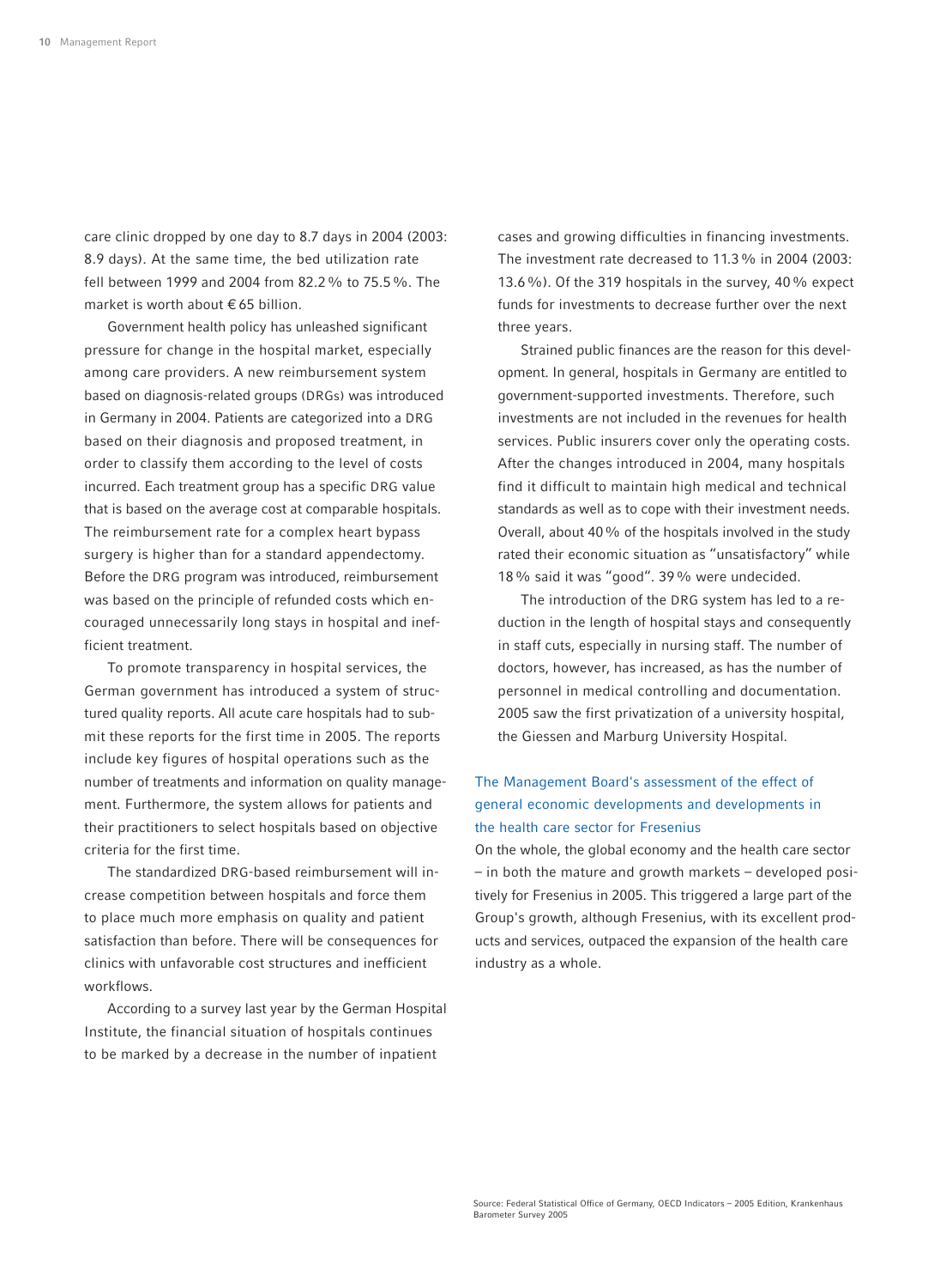care clinic dropped by one day to 8.7 days in 2004 (2003: 8.9 days). At the same time, the bed utilization rate fell between 1999 and 2004 from 82.2 % to 75.5 %. The market is worth about € 65 billion.

Government health policy has unleashed significant pressure for change in the hospital market, especially among care providers. A new reimbursement system based on diagnosis-related groups (DRGs) was introduced in Germany in 2004. Patients are categorized into a DRG based on their diagnosis and proposed treatment, in order to classify them according to the level of costs incurred. Each treatment group has a specific DRG value that is based on the average cost at comparable hospitals. The reimbursement rate for a complex heart bypass surgery is higher than for a standard appendectomy. Before the DRG program was introduced, reimbursement was based on the principle of refunded costs which encouraged unnecessarily long stays in hospital and inefficient treatment.

To promote transparency in hospital services, the German government has introduced a system of structured quality reports. All acute care hospitals had to submit these reports for the first time in 2005. The reports include key figures of hospital operations such as the number of treatments and information on quality management. Furthermore, the system allows for patients and their practitioners to select hospitals based on objective criteria for the first time.

The standardized DRG-based reimbursement will increase competition between hospitals and force them to place much more emphasis on quality and patient satisfaction than before. There will be consequences for clinics with unfavorable cost structures and inefficient workflows.

According to a survey last year by the German Hospital Institute, the financial situation of hospitals continues to be marked by a decrease in the number of inpatient cases and growing difficulties in financing investments. The investment rate decreased to 11.3 % in 2004 (2003: 13.6 %). Of the 319 hospitals in the survey, 40 % expect funds for investments to decrease further over the next three years.

Strained public finances are the reason for this development. In general, hospitals in Germany are entitled to government-supported investments. Therefore, such investments are not included in the revenues for health services. Public insurers cover only the operating costs. After the changes introduced in 2004, many hospitals find it difficult to maintain high medical and technical standards as well as to cope with their investment needs. Overall, about 40 % of the hospitals involved in the study rated their economic situation as "unsatisfactory" while 18 % said it was "good". 39 % were undecided.

The introduction of the DRG system has led to a reduction in the length of hospital stays and consequently in staff cuts, especially in nursing staff. The number of doctors, however, has increased, as has the number of personnel in medical controlling and documentation. 2005 saw the first privatization of a university hospital, the Giessen and Marburg University Hospital.

### The Management Board's assessment of the effect of general economic developments and developments in the health care sector for Fresenius

On the whole, the global economy and the health care sector – in both the mature and growth markets – developed positively for Fresenius in 2005. This triggered a large part of the Group's growth, although Fresenius, with its excellent products and services, outpaced the expansion of the health care industry as a whole.

Source: Federal Statistical Office of Germany, OECD Indicators – 2005 Edition, Krankenhaus Barometer Survey 2005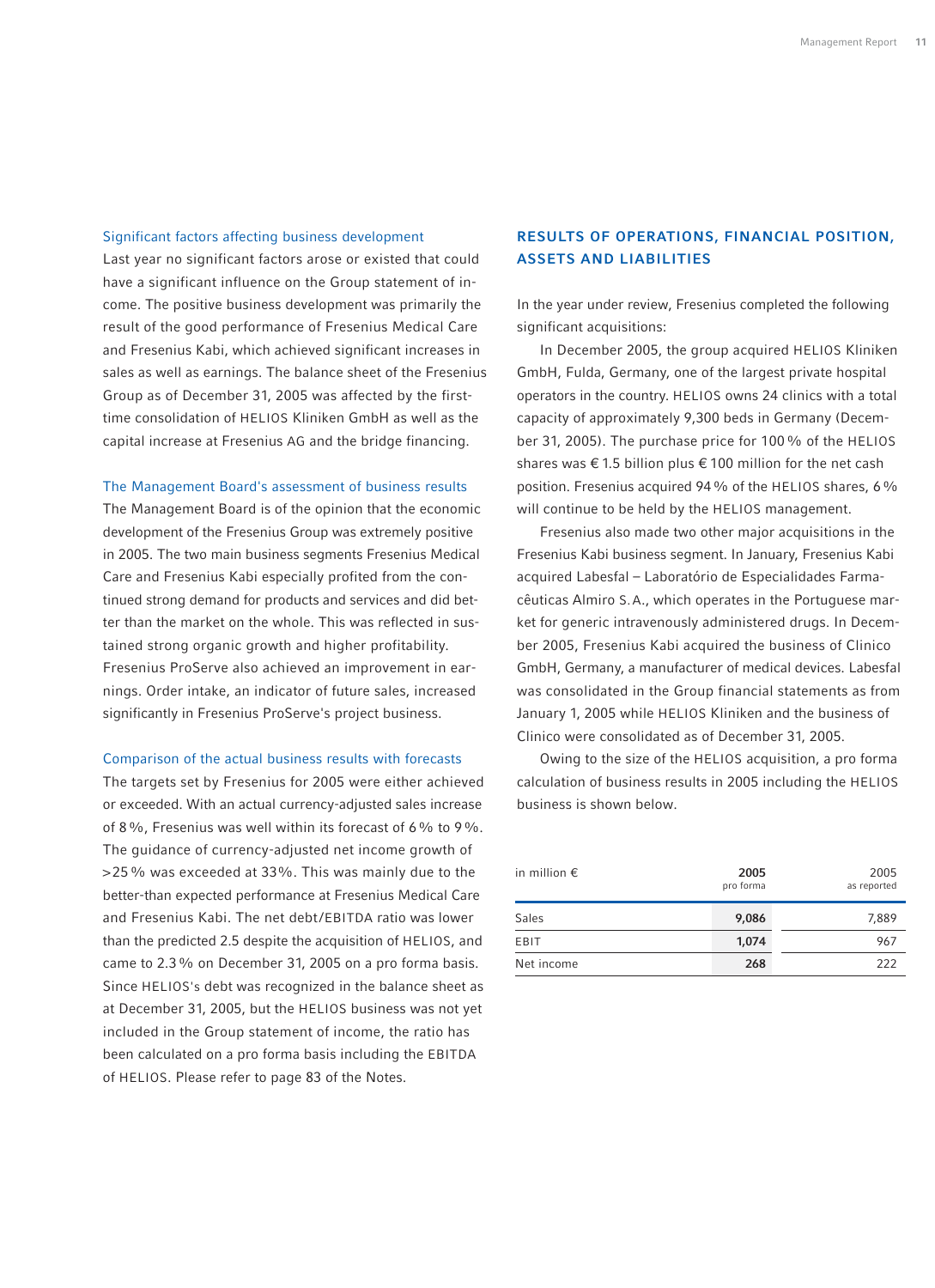### Significant factors affecting business development

Last year no significant factors arose or existed that could have a significant influence on the Group statement of income. The positive business development was primarily the result of the good performance of Fresenius Medical Care and Fresenius Kabi, which achieved significant increases in sales as well as earnings. The balance sheet of the Fresenius Group as of December 31, 2005 was affected by the first-time consolidation of HELIOS Kliniken GmbH as well as the capital increase at Fresenius AG and the bridge financing.

### The Management Board's assessment of business results

The Management Board is of the opinion that the economic development of the Fresenius Group was extremely positive in 2005. The two main business segments Fresenius Medical Care and Fresenius Kabi especially profited from the continued strong demand for products and services and did better than the market on the whole. This was reflected in sustained strong organic growth and higher profitability. Fresenius ProServe also achieved an improvement in earnings. Order intake, an indicator of future sales, increased significantly in Fresenius ProServe's project business.

### Comparison of the actual business results with forecasts

The targets set by Fresenius for 2005 were either achieved or exceeded. With an actual currency-adjusted sales increase of 8 %, Fresenius was well within its forecast of 6 % to 9 %. The guidance of currency-adjusted net income growth of >25 % was exceeded at 33%. This was mainly due to the better-than expected performance at Fresenius Medical Care and Fresenius Kabi. The net debt/EBITDA ratio was lower than the predicted 2.5 despite the acquisition of HELIOS, and came to 2.3 % on December 31, 2005 on a pro forma basis. Since HELIOS's debt was recognized in the balance sheet as at December 31, 2005, but the HELIOS business was not yet included in the Group statement of income, the ratio has been calculated on a pro forma basis including the EBITDA of HELIOS. Please refer to page 83 of the Notes.

## RESULTS OF OPERATIONS, FINANCIAL POSITION, ASSETS AND LIABILITIES

In the year under review, Fresenius completed the following significant acquisitions:

In December 2005, the group acquired HELIOS Kliniken GmbH, Fulda, Germany, one of the largest private hospital operators in the country. HELIOS owns 24 clinics with a total capacity of approximately 9,300 beds in Germany (December 31, 2005). The purchase price for 100 % of the HELIOS shares was € 1.5 billion plus € 100 million for the net cash position. Fresenius acquired 94 % of the HELIOS shares, 6 % will continue to be held by the HELIOS management.

Fresenius also made two other major acquisitions in the Fresenius Kabi business segment. In January, Fresenius Kabi acquired Labesfal – Laboratório de Especialidades Farmacêuticas Almiro S. A., which operates in the Portuguese market for generic intravenously administered drugs. In December 2005, Fresenius Kabi acquired the business of Clinico GmbH, Germany, a manufacturer of medical devices. Labesfal was consolidated in the Group financial statements as from January 1, 2005 while HELIOS Kliniken and the business of Clinico were consolidated as of December 31, 2005.

Owing to the size of the HELIOS acquisition, a pro forma calculation of business results in 2005 including the HELIOS business is shown below.

| in million € | **2005** pro forma | 2005 as reported |
|---|---|---|
| Sales | **9,086** | 7,889 |
| EBIT | **1,074** | 967 |
| Net income | **268** | 222 |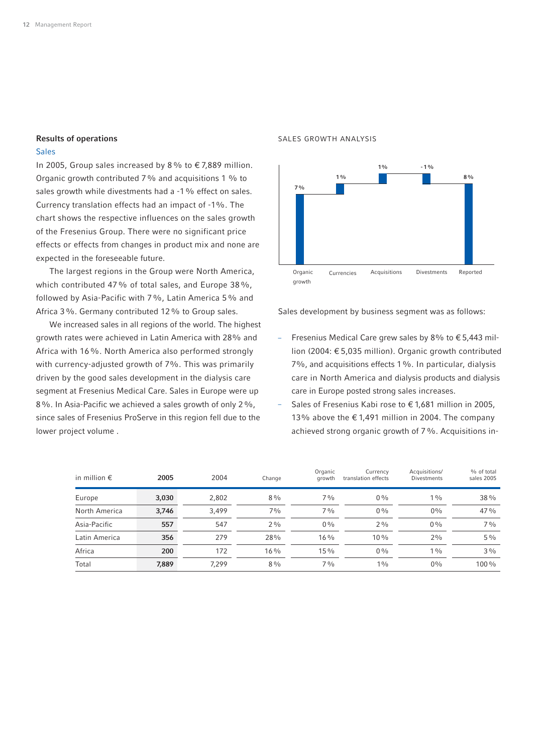## Results of operations

### Sales

In 2005, Group sales increased by 8 % to € 7,889 million. Organic growth contributed 7 % and acquisitions 1 % to sales growth while divestments had a -1 % effect on sales. Currency translation effects had an impact of -1%. The chart shows the respective influences on the sales growth of the Fresenius Group. There were no significant price effects or effects from changes in product mix and none are expected in the foreseeable future.

The largest regions in the Group were North America, which contributed 47 % of total sales, and Europe 38 %, followed by Asia-Pacific with 7 %, Latin America 5 % and Africa 3 %. Germany contributed 12 % to Group sales.

We increased sales in all regions of the world. The highest growth rates were achieved in Latin America with 28% and Africa with 16 %. North America also performed strongly with currency-adjusted growth of 7%. This was primarily driven by the good sales development in the dialysis care segment at Fresenius Medical Care. Sales in Europe were up 8 %. In Asia-Pacific we achieved a sales growth of only 2 %, since sales of Fresenius ProServe in this region fell due to the lower project volume .

SALES GROWTH ANALYSIS

| Organic growth | Currencies | Acquisitions | Divestments | Reported |
|---|---|---|---|---|
| 7% | 1% | 1% | -1% | 8% |

Sales development by business segment was as follows:

- Fresenius Medical Care grew sales by 8% to € 5,443 million (2004: € 5,035 million). Organic growth contributed 7%, and acquisitions effects 1 %. In particular, dialysis care in North America and dialysis products and dialysis care in Europe posted strong sales increases.
- Sales of Fresenius Kabi rose to € 1,681 million in 2005, 13% above the € 1,491 million in 2004. The company achieved strong organic growth of 7 %. Acquisitions in-

| in million € | 2005 | 2004 | Change | Organic growth | Currency translation effects | Acquisitions/ Divestments | % of total sales 2005 |
|---|---|---|---|---|---|---|---|
| Europe | **3,030** | 2,802 | 8 % | 7 % | 0 % | 1 % | 38 % |
| North America | **3,746** | 3,499 | 7% | 7 % | 0 % | 0% | 47 % |
| Asia-Pacific | **557** | 547 | 2 % | 0 % | 2 % | 0 % | 7 % |
| Latin America | **356** | 279 | 28% | 16 % | 10 % | 2% | 5 % |
| Africa | **200** | 172 | 16 % | 15 % | 0 % | 1 % | 3 % |
| Total | **7,889** | 7,299 | 8 % | 7 % | 1% | 0% | 100 % |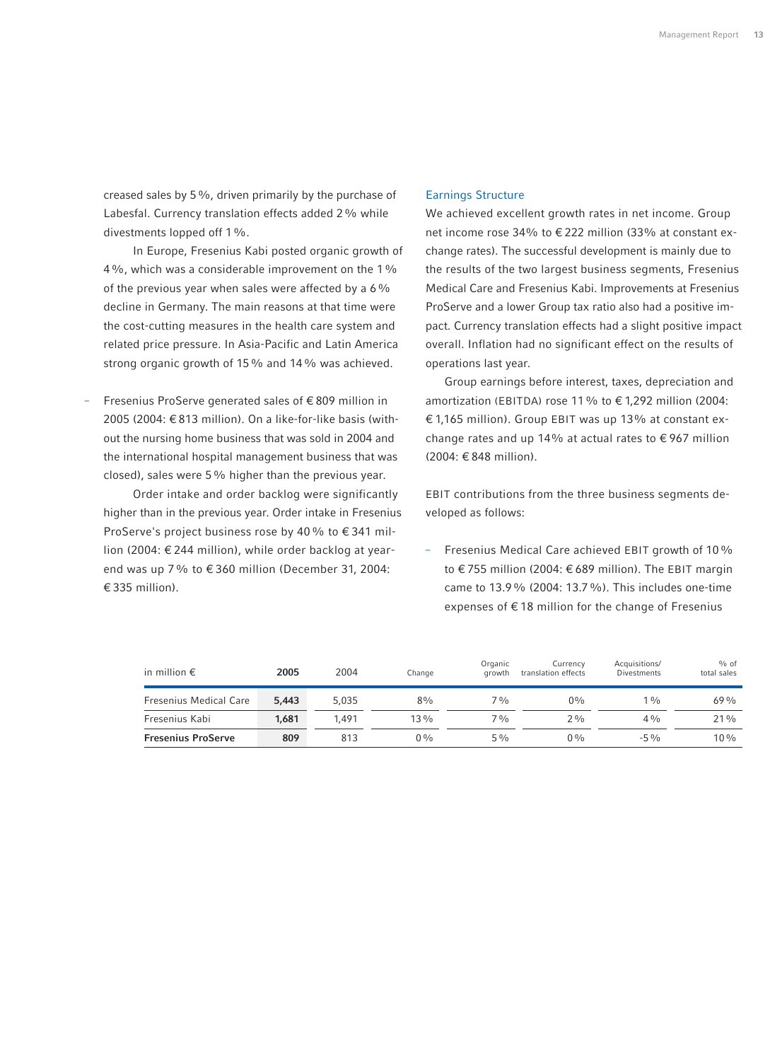creased sales by 5 %, driven primarily by the purchase of Labesfal. Currency translation effects added 2 % while divestments lopped off 1 %.

In Europe, Fresenius Kabi posted organic growth of 4 %, which was a considerable improvement on the 1 % of the previous year when sales were affected by a 6 % decline in Germany. The main reasons at that time were the cost-cutting measures in the health care system and related price pressure. In Asia-Pacific and Latin America strong organic growth of 15 % and 14 % was achieved.

- Fresenius ProServe generated sales of € 809 million in 2005 (2004: € 813 million). On a like-for-like basis (without the nursing home business that was sold in 2004 and the international hospital management business that was closed), sales were 5 % higher than the previous year.

  Order intake and order backlog were significantly higher than in the previous year. Order intake in Fresenius ProServe's project business rose by 40 % to € 341 million (2004: € 244 million), while order backlog at year-end was up 7 % to € 360 million (December 31, 2004: € 335 million).

## Earnings Structure

We achieved excellent growth rates in net income. Group net income rose 34% to € 222 million (33% at constant exchange rates). The successful development is mainly due to the results of the two largest business segments, Fresenius Medical Care and Fresenius Kabi. Improvements at Fresenius ProServe and a lower Group tax ratio also had a positive impact. Currency translation effects had a slight positive impact overall. Inflation had no significant effect on the results of operations last year.

Group earnings before interest, taxes, depreciation and amortization (EBITDA) rose 11 % to € 1,292 million (2004: € 1,165 million). Group EBIT was up 13% at constant exchange rates and up 14% at actual rates to € 967 million (2004: € 848 million).

EBIT contributions from the three business segments developed as follows:

- Fresenius Medical Care achieved EBIT growth of 10 % to € 755 million (2004: € 689 million). The EBIT margin came to 13.9 % (2004: 13.7 %). This includes one-time expenses of € 18 million for the change of Fresenius

| in million € | 2005 | 2004 | Change | Organic growth | Currency translation effects | Acquisitions/ Divestments | % of total sales |
|---|---|---|---|---|---|---|---|
| Fresenius Medical Care | **5,443** | 5,035 | 8% | 7 % | 0 % | 1 % | 69 % |
| Fresenius Kabi | **1,681** | 1,491 | 13 % | 7 % | 2 % | 4 % | 21 % |
| **Fresenius ProServe** | **809** | 813 | 0 % | 5 % | 0 % | -5 % | 10 % |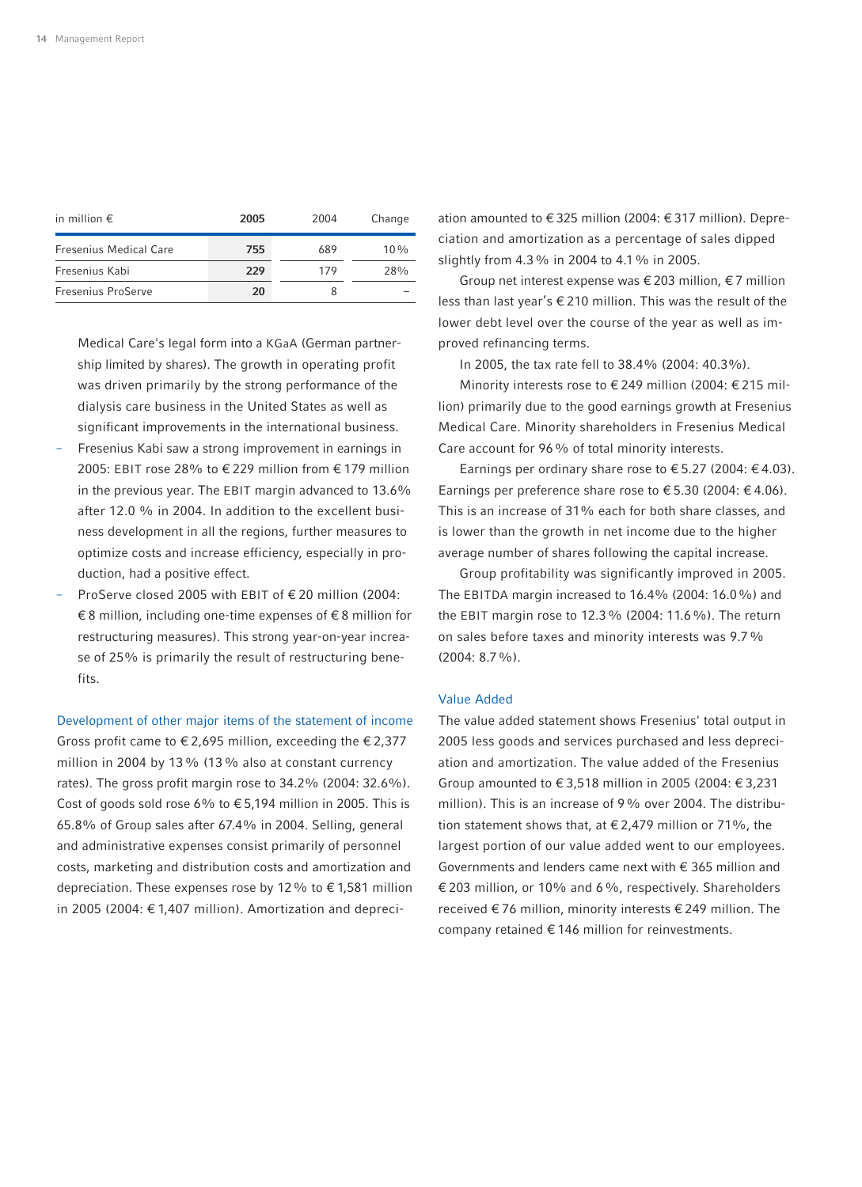| in million € | 2005 | 2004 | Change |
|---|---|---|---|
| Fresenius Medical Care | 755 | 689 | 10 % |
| Fresenius Kabi | 229 | 179 | 28% |
| Fresenius ProServe | 20 | 8 | – |

Medical Care's legal form into a KGaA (German partnership limited by shares). The growth in operating profit was driven primarily by the strong performance of the dialysis care business in the United States as well as significant improvements in the international business.

- Fresenius Kabi saw a strong improvement in earnings in 2005: EBIT rose 28% to € 229 million from € 179 million in the previous year. The EBIT margin advanced to 13.6% after 12.0 % in 2004. In addition to the excellent business development in all the regions, further measures to optimize costs and increase efficiency, especially in production, had a positive effect.
- ProServe closed 2005 with EBIT of € 20 million (2004: € 8 million, including one-time expenses of € 8 million for restructuring measures). This strong year-on-year increase of 25% is primarily the result of restructuring benefits.

### Development of other major items of the statement of income

Gross profit came to € 2,695 million, exceeding the € 2,377 million in 2004 by 13 % (13 % also at constant currency rates). The gross profit margin rose to 34.2% (2004: 32.6%). Cost of goods sold rose 6% to € 5,194 million in 2005. This is 65.8% of Group sales after 67.4% in 2004. Selling, general and administrative expenses consist primarily of personnel costs, marketing and distribution costs and amortization and depreciation. These expenses rose by 12 % to € 1,581 million in 2005 (2004: € 1,407 million). Amortization and depreciation amounted to € 325 million (2004: € 317 million). Depreciation and amortization as a percentage of sales dipped slightly from 4.3 % in 2004 to 4.1 % in 2005.

Group net interest expense was € 203 million, € 7 million less than last year's € 210 million. This was the result of the lower debt level over the course of the year as well as improved refinancing terms.

In 2005, the tax rate fell to 38.4% (2004: 40.3%).

Minority interests rose to € 249 million (2004: € 215 million) primarily due to the good earnings growth at Fresenius Medical Care. Minority shareholders in Fresenius Medical Care account for 96 % of total minority interests.

Earnings per ordinary share rose to € 5.27 (2004: € 4.03). Earnings per preference share rose to € 5.30 (2004: € 4.06). This is an increase of 31% each for both share classes, and is lower than the growth in net income due to the higher average number of shares following the capital increase.

Group profitability was significantly improved in 2005. The EBITDA margin increased to 16.4% (2004: 16.0 %) and the EBIT margin rose to 12.3 % (2004: 11.6 %). The return on sales before taxes and minority interests was 9.7 % (2004: 8.7 %).

### Value Added

The value added statement shows Fresenius' total output in 2005 less goods and services purchased and less depreciation and amortization. The value added of the Fresenius Group amounted to € 3,518 million in 2005 (2004: € 3,231 million). This is an increase of 9 % over 2004. The distribution statement shows that, at € 2,479 million or 71%, the largest portion of our value added went to our employees. Governments and lenders came next with € 365 million and € 203 million, or 10% and 6 %, respectively. Shareholders received € 76 million, minority interests € 249 million. The company retained € 146 million for reinvestments.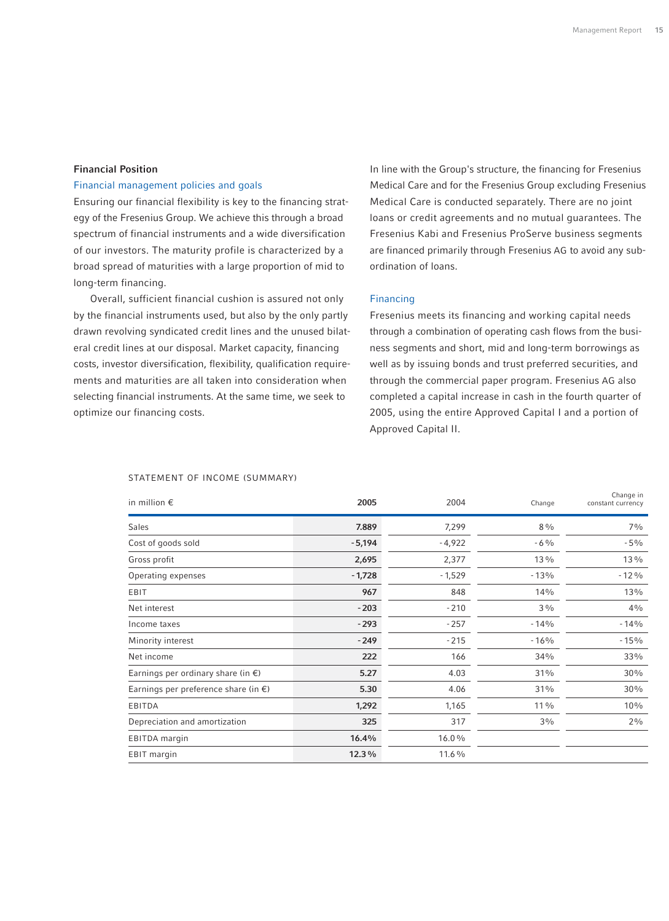## Financial Position

### Financial management policies and goals

Ensuring our financial flexibility is key to the financing strategy of the Fresenius Group. We achieve this through a broad spectrum of financial instruments and a wide diversification of our investors. The maturity profile is characterized by a broad spread of maturities with a large proportion of mid to long-term financing.

Overall, sufficient financial cushion is assured not only by the financial instruments used, but also by the only partly drawn revolving syndicated credit lines and the unused bilateral credit lines at our disposal. Market capacity, financing costs, investor diversification, flexibility, qualification requirements and maturities are all taken into consideration when selecting financial instruments. At the same time, we seek to optimize our financing costs.

In line with the Group's structure, the financing for Fresenius Medical Care and for the Fresenius Group excluding Fresenius Medical Care is conducted separately. There are no joint loans or credit agreements and no mutual guarantees. The Fresenius Kabi and Fresenius ProServe business segments are financed primarily through Fresenius AG to avoid any subordination of loans.

### Financing

Fresenius meets its financing and working capital needs through a combination of operating cash flows from the business segments and short, mid and long-term borrowings as well as by issuing bonds and trust preferred securities, and through the commercial paper program. Fresenius AG also completed a capital increase in cash in the fourth quarter of 2005, using the entire Approved Capital I and a portion of Approved Capital II.

STATEMENT OF INCOME (SUMMARY)

| in million € | 2005 | 2004 | Change | Change in constant currency |
|---|---|---|---|---|
| Sales | **7.889** | 7,299 | 8% | 7% |
| Cost of goods sold | **-5,194** | -4,922 | -6% | -5% |
| Gross profit | **2,695** | 2,377 | 13% | 13% |
| Operating expenses | **-1,728** | -1,529 | -13% | -12% |
| EBIT | **967** | 848 | 14% | 13% |
| Net interest | **-203** | -210 | 3% | 4% |
| Income taxes | **-293** | -257 | -14% | -14% |
| Minority interest | **-249** | -215 | -16% | -15% |
| Net income | **222** | 166 | 34% | 33% |
| Earnings per ordinary share (in €) | **5.27** | 4.03 | 31% | 30% |
| Earnings per preference share (in €) | **5.30** | 4.06 | 31% | 30% |
| EBITDA | **1,292** | 1,165 | 11% | 10% |
| Depreciation and amortization | **325** | 317 | 3% | 2% |
| EBITDA margin | **16.4%** | 16.0% | | |
| EBIT margin | **12.3%** | 11.6% | | |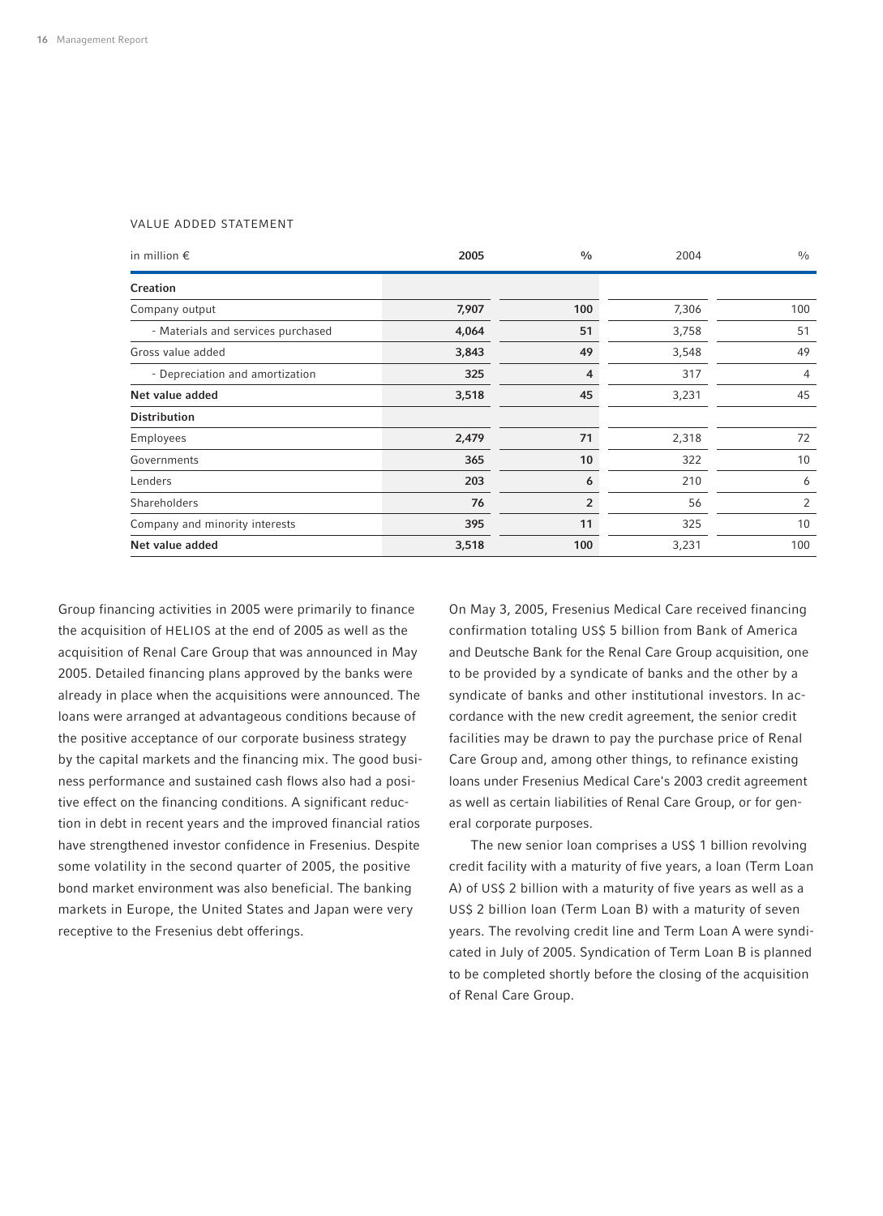VALUE ADDED STATEMENT

| in million € | 2005 | % | 2004 | % |
|---|---|---|---|---|
| **Creation** | | | | |
| Company output | **7,907** | **100** | 7,306 | 100 |
| - Materials and services purchased | **4,064** | **51** | 3,758 | 51 |
| Gross value added | **3,843** | **49** | 3,548 | 49 |
| - Depreciation and amortization | **325** | **4** | 317 | 4 |
| **Net value added** | **3,518** | **45** | 3,231 | 45 |
| **Distribution** | | | | |
| Employees | **2,479** | **71** | 2,318 | 72 |
| Governments | **365** | **10** | 322 | 10 |
| Lenders | **203** | **6** | 210 | 6 |
| Shareholders | **76** | **2** | 56 | 2 |
| Company and minority interests | **395** | **11** | 325 | 10 |
| **Net value added** | **3,518** | **100** | 3,231 | 100 |

Group financing activities in 2005 were primarily to finance the acquisition of HELIOS at the end of 2005 as well as the acquisition of Renal Care Group that was announced in May 2005. Detailed financing plans approved by the banks were already in place when the acquisitions were announced. The loans were arranged at advantageous conditions because of the positive acceptance of our corporate business strategy by the capital markets and the financing mix. The good business performance and sustained cash flows also had a positive effect on the financing conditions. A significant reduction in debt in recent years and the improved financial ratios have strengthened investor confidence in Fresenius. Despite some volatility in the second quarter of 2005, the positive bond market environment was also beneficial. The banking markets in Europe, the United States and Japan were very receptive to the Fresenius debt offerings.

On May 3, 2005, Fresenius Medical Care received financing confirmation totaling US$ 5 billion from Bank of America and Deutsche Bank for the Renal Care Group acquisition, one to be provided by a syndicate of banks and the other by a syndicate of banks and other institutional investors. In accordance with the new credit agreement, the senior credit facilities may be drawn to pay the purchase price of Renal Care Group and, among other things, to refinance existing loans under Fresenius Medical Care's 2003 credit agreement as well as certain liabilities of Renal Care Group, or for general corporate purposes.

The new senior loan comprises a US$ 1 billion revolving credit facility with a maturity of five years, a loan (Term Loan A) of US$ 2 billion with a maturity of five years as well as a US$ 2 billion loan (Term Loan B) with a maturity of seven years. The revolving credit line and Term Loan A were syndicated in July of 2005. Syndication of Term Loan B is planned to be completed shortly before the closing of the acquisition of Renal Care Group.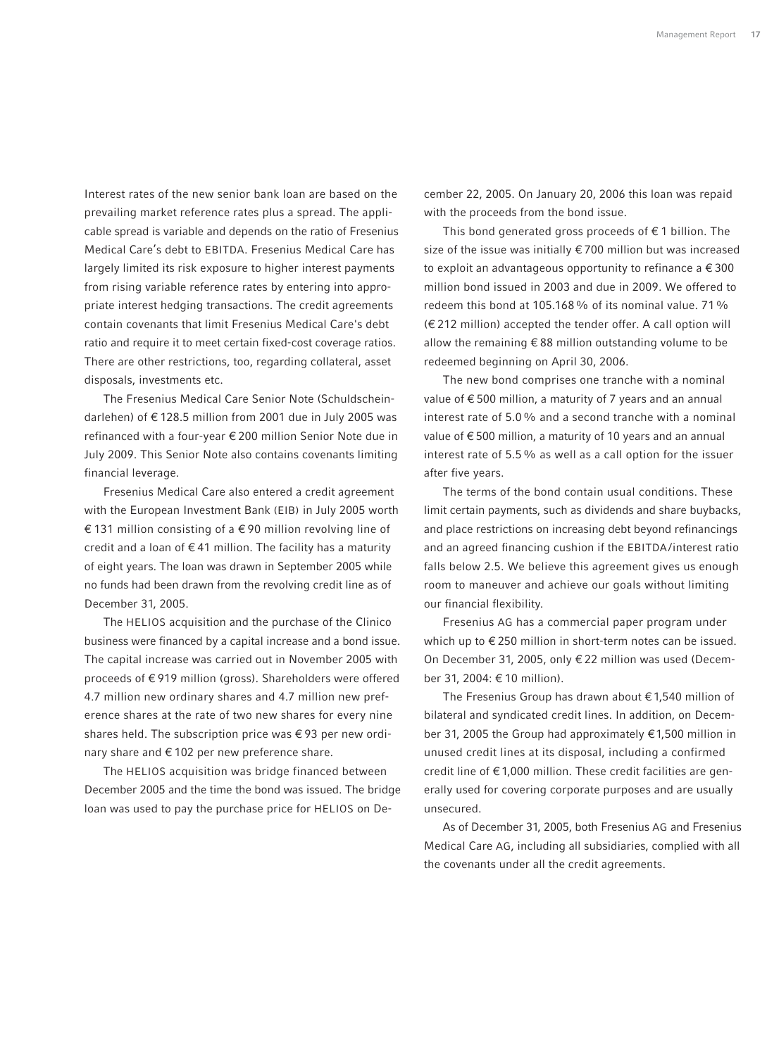Interest rates of the new senior bank loan are based on the prevailing market reference rates plus a spread. The applicable spread is variable and depends on the ratio of Fresenius Medical Care's debt to EBITDA. Fresenius Medical Care has largely limited its risk exposure to higher interest payments from rising variable reference rates by entering into appropriate interest hedging transactions. The credit agreements contain covenants that limit Fresenius Medical Care's debt ratio and require it to meet certain fixed-cost coverage ratios. There are other restrictions, too, regarding collateral, asset disposals, investments etc.

The Fresenius Medical Care Senior Note (Schuldscheindarlehen) of € 128.5 million from 2001 due in July 2005 was refinanced with a four-year € 200 million Senior Note due in July 2009. This Senior Note also contains covenants limiting financial leverage.

Fresenius Medical Care also entered a credit agreement with the European Investment Bank (EIB) in July 2005 worth € 131 million consisting of a € 90 million revolving line of credit and a loan of € 41 million. The facility has a maturity of eight years. The loan was drawn in September 2005 while no funds had been drawn from the revolving credit line as of December 31, 2005.

The HELIOS acquisition and the purchase of the Clinico business were financed by a capital increase and a bond issue. The capital increase was carried out in November 2005 with proceeds of € 919 million (gross). Shareholders were offered 4.7 million new ordinary shares and 4.7 million new preference shares at the rate of two new shares for every nine shares held. The subscription price was € 93 per new ordinary share and € 102 per new preference share.

The HELIOS acquisition was bridge financed between December 2005 and the time the bond was issued. The bridge loan was used to pay the purchase price for HELIOS on December 22, 2005. On January 20, 2006 this loan was repaid with the proceeds from the bond issue.

This bond generated gross proceeds of € 1 billion. The size of the issue was initially € 700 million but was increased to exploit an advantageous opportunity to refinance a € 300 million bond issued in 2003 and due in 2009. We offered to redeem this bond at 105.168 % of its nominal value. 71 % (€ 212 million) accepted the tender offer. A call option will allow the remaining € 88 million outstanding volume to be redeemed beginning on April 30, 2006.

The new bond comprises one tranche with a nominal value of € 500 million, a maturity of 7 years and an annual interest rate of 5.0 % and a second tranche with a nominal value of € 500 million, a maturity of 10 years and an annual interest rate of 5.5 % as well as a call option for the issuer after five years.

The terms of the bond contain usual conditions. These limit certain payments, such as dividends and share buybacks, and place restrictions on increasing debt beyond refinancings and an agreed financing cushion if the EBITDA/interest ratio falls below 2.5. We believe this agreement gives us enough room to maneuver and achieve our goals without limiting our financial flexibility.

Fresenius AG has a commercial paper program under which up to € 250 million in short-term notes can be issued. On December 31, 2005, only € 22 million was used (December 31, 2004: € 10 million).

The Fresenius Group has drawn about € 1,540 million of bilateral and syndicated credit lines. In addition, on December 31, 2005 the Group had approximately €1,500 million in unused credit lines at its disposal, including a confirmed credit line of € 1,000 million. These credit facilities are generally used for covering corporate purposes and are usually unsecured.

As of December 31, 2005, both Fresenius AG and Fresenius Medical Care AG, including all subsidiaries, complied with all the covenants under all the credit agreements.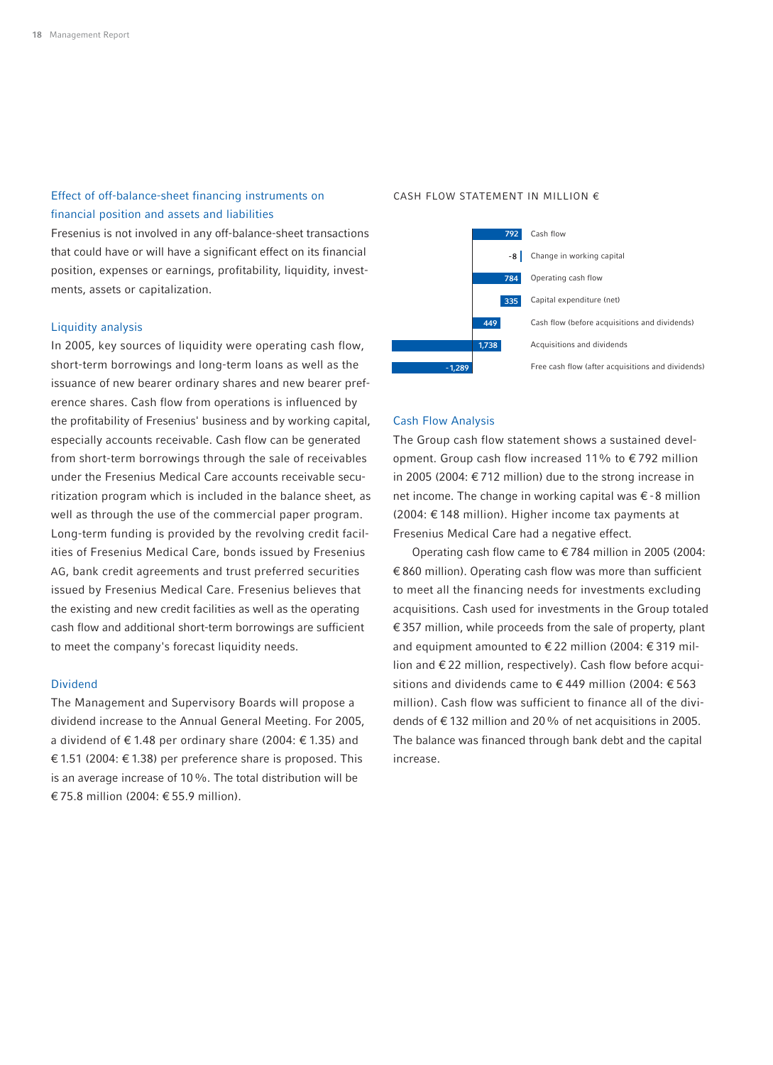### Effect of off-balance-sheet financing instruments on financial position and assets and liabilities

Fresenius is not involved in any off-balance-sheet transactions that could have or will have a significant effect on its financial position, expenses or earnings, profitability, liquidity, investments, assets or capitalization.

### Liquidity analysis

In 2005, key sources of liquidity were operating cash flow, short-term borrowings and long-term loans as well as the issuance of new bearer ordinary shares and new bearer preference shares. Cash flow from operations is influenced by the profitability of Fresenius' business and by working capital, especially accounts receivable. Cash flow can be generated from short-term borrowings through the sale of receivables under the Fresenius Medical Care accounts receivable securitization program which is included in the balance sheet, as well as through the use of the commercial paper program. Long-term funding is provided by the revolving credit facilities of Fresenius Medical Care, bonds issued by Fresenius AG, bank credit agreements and trust preferred securities issued by Fresenius Medical Care. Fresenius believes that the existing and new credit facilities as well as the operating cash flow and additional short-term borrowings are sufficient to meet the company's forecast liquidity needs.

### Dividend

The Management and Supervisory Boards will propose a dividend increase to the Annual General Meeting. For 2005, a dividend of € 1.48 per ordinary share (2004: € 1.35) and € 1.51 (2004: € 1.38) per preference share is proposed. This is an average increase of 10 %. The total distribution will be € 75.8 million (2004: € 55.9 million).

CASH FLOW STATEMENT IN MILLION €

| Item | Value |
|---|---|
| Cash flow | 792 |
| Change in working capital | -8 |
| Operating cash flow | 784 |
| Capital expenditure (net) | 335 |
| Cash flow (before acquisitions and dividends) | 449 |
| Acquisitions and dividends | 1,738 |
| Free cash flow (after acquisitions and dividends) | -1,289 |

### Cash Flow Analysis

The Group cash flow statement shows a sustained development. Group cash flow increased 11% to € 792 million in 2005 (2004: € 712 million) due to the strong increase in net income. The change in working capital was € -8 million (2004: € 148 million). Higher income tax payments at Fresenius Medical Care had a negative effect.

Operating cash flow came to € 784 million in 2005 (2004: € 860 million). Operating cash flow was more than sufficient to meet all the financing needs for investments excluding acquisitions. Cash used for investments in the Group totaled € 357 million, while proceeds from the sale of property, plant and equipment amounted to € 22 million (2004: € 319 million and € 22 million, respectively). Cash flow before acquisitions and dividends came to € 449 million (2004: € 563 million). Cash flow was sufficient to finance all of the dividends of € 132 million and 20 % of net acquisitions in 2005. The balance was financed through bank debt and the capital increase.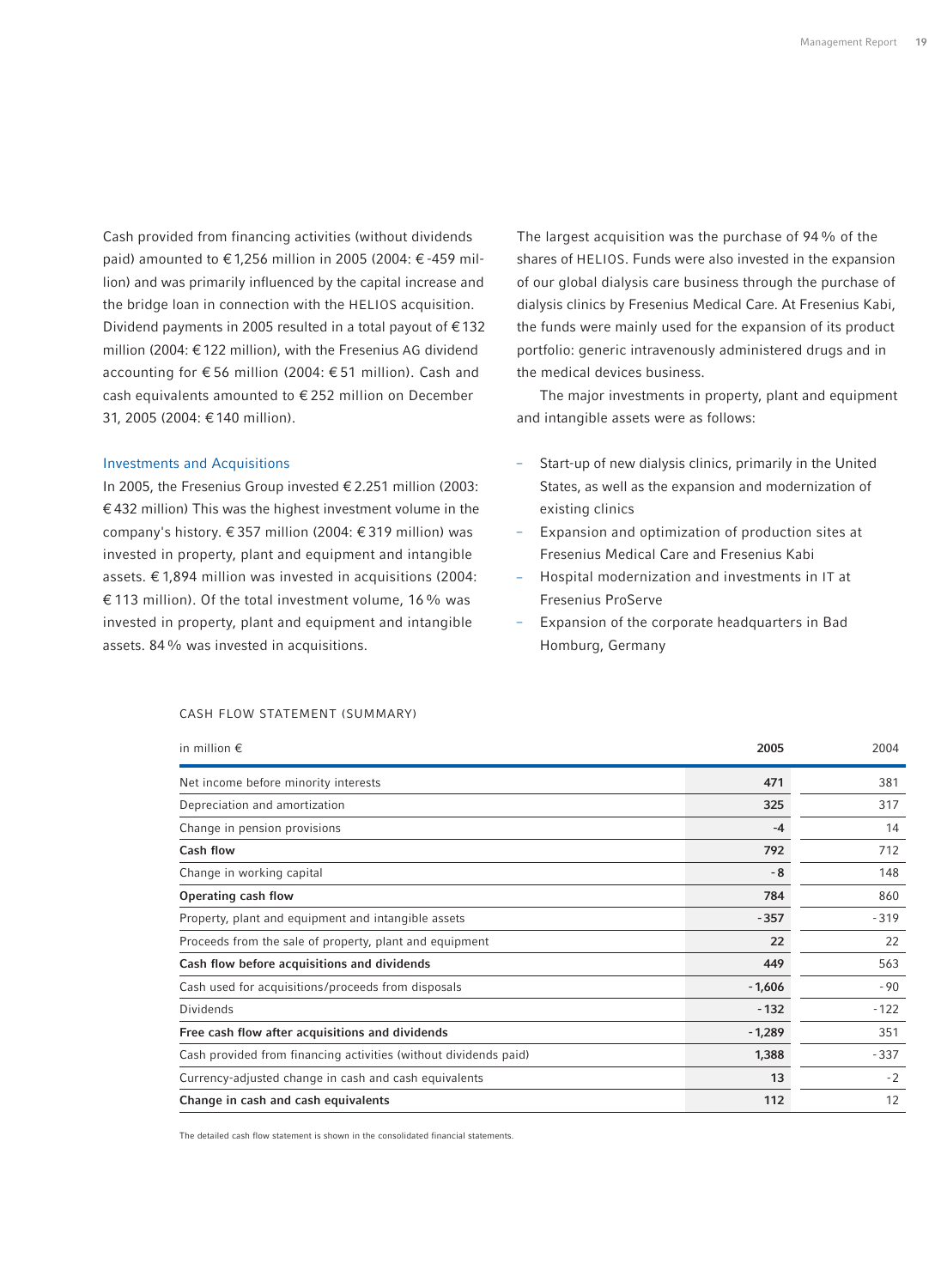Cash provided from financing activities (without dividends paid) amounted to € 1,256 million in 2005 (2004: € -459 million) and was primarily influenced by the capital increase and the bridge loan in connection with the HELIOS acquisition. Dividend payments in 2005 resulted in a total payout of € 132 million (2004: € 122 million), with the Fresenius AG dividend accounting for € 56 million (2004: € 51 million). Cash and cash equivalents amounted to € 252 million on December 31, 2005 (2004: € 140 million).

## Investments and Acquisitions

In 2005, the Fresenius Group invested € 2.251 million (2003: € 432 million) This was the highest investment volume in the company's history. € 357 million (2004: € 319 million) was invested in property, plant and equipment and intangible assets. € 1,894 million was invested in acquisitions (2004: € 113 million). Of the total investment volume, 16 % was invested in property, plant and equipment and intangible assets. 84 % was invested in acquisitions.

The largest acquisition was the purchase of 94 % of the shares of HELIOS. Funds were also invested in the expansion of our global dialysis care business through the purchase of dialysis clinics by Fresenius Medical Care. At Fresenius Kabi, the funds were mainly used for the expansion of its product portfolio: generic intravenously administered drugs and in the medical devices business.

The major investments in property, plant and equipment and intangible assets were as follows:

- Start-up of new dialysis clinics, primarily in the United States, as well as the expansion and modernization of existing clinics
- Expansion and optimization of production sites at Fresenius Medical Care and Fresenius Kabi
- Hospital modernization and investments in IT at Fresenius ProServe
- Expansion of the corporate headquarters in Bad Homburg, Germany

CASH FLOW STATEMENT (SUMMARY)

| in million € | 2005 | 2004 |
|---|---|---|
| Net income before minority interests | 471 | 381 |
| Depreciation and amortization | 325 | 317 |
| Change in pension provisions | -4 | 14 |
| **Cash flow** | **792** | 712 |
| Change in working capital | - 8 | 148 |
| **Operating cash flow** | **784** | 860 |
| Property, plant and equipment and intangible assets | -357 | -319 |
| Proceeds from the sale of property, plant and equipment | 22 | 22 |
| **Cash flow before acquisitions and dividends** | **449** | 563 |
| Cash used for acquisitions/proceeds from disposals | - 1,606 | - 90 |
| Dividends | - 132 | -122 |
| **Free cash flow after acquisitions and dividends** | **- 1,289** | 351 |
| Cash provided from financing activities (without dividends paid) | 1,388 | -337 |
| Currency-adjusted change in cash and cash equivalents | 13 | -2 |
| **Change in cash and cash equivalents** | **112** | 12 |

The detailed cash flow statement is shown in the consolidated financial statements.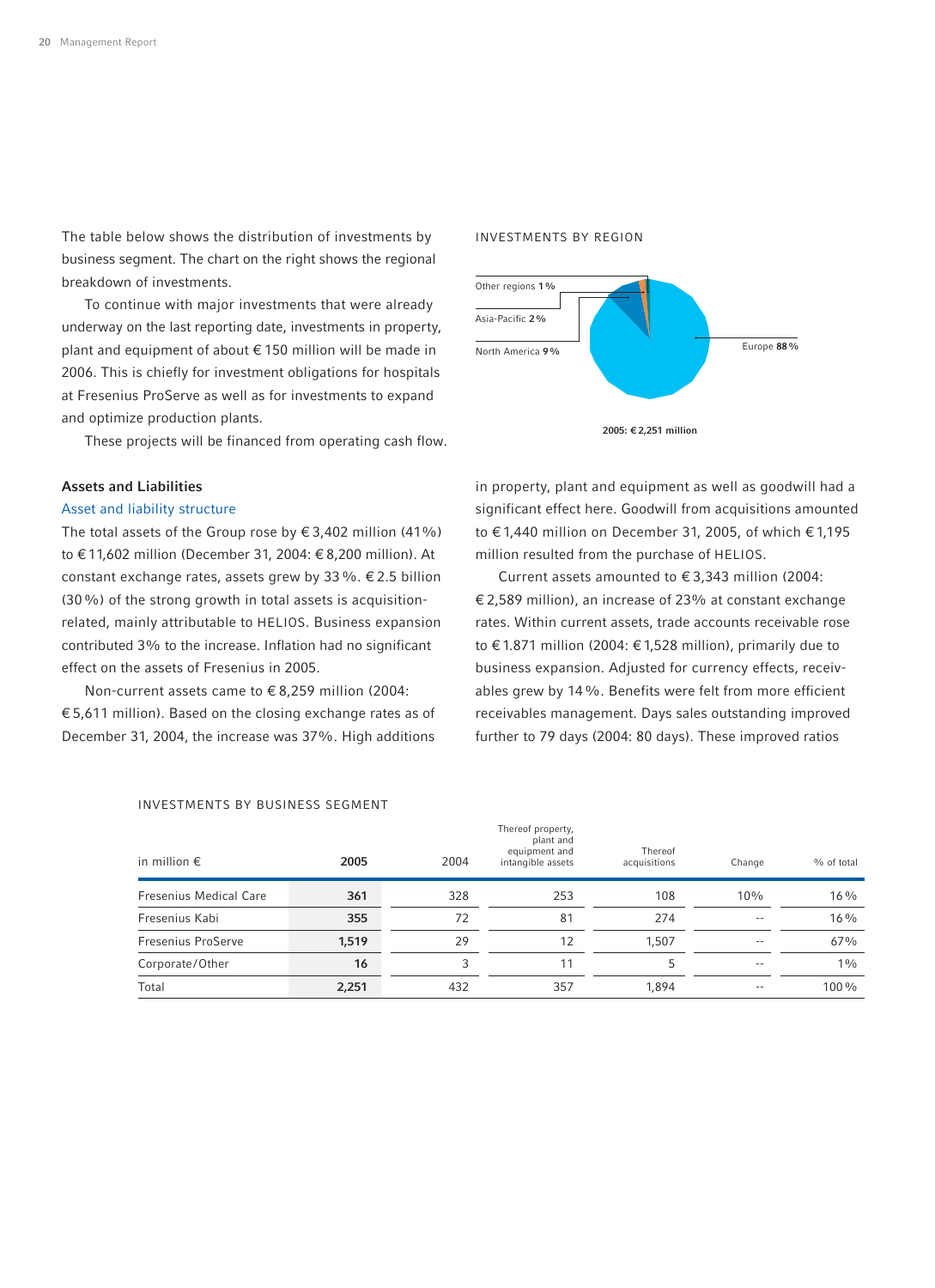The table below shows the distribution of investments by business segment. The chart on the right shows the regional breakdown of investments.

To continue with major investments that were already underway on the last reporting date, investments in property, plant and equipment of about € 150 million will be made in 2006. This is chiefly for investment obligations for hospitals at Fresenius ProServe as well as for investments to expand and optimize production plants.

These projects will be financed from operating cash flow.

INVESTMENTS BY REGION

Other regions 1%
Asia-Pacific 2%
North America 9%
Europe 88%

2005: € 2,251 million

### Assets and Liabilities

#### Asset and liability structure

The total assets of the Group rose by € 3,402 million (41%) to € 11,602 million (December 31, 2004: € 8,200 million). At constant exchange rates, assets grew by 33%. € 2.5 billion (30%) of the strong growth in total assets is acquisition-related, mainly attributable to HELIOS. Business expansion contributed 3% to the increase. Inflation had no significant effect on the assets of Fresenius in 2005.

Non-current assets came to € 8,259 million (2004: € 5,611 million). Based on the closing exchange rates as of December 31, 2004, the increase was 37%. High additions in property, plant and equipment as well as goodwill had a significant effect here. Goodwill from acquisitions amounted to € 1,440 million on December 31, 2005, of which € 1,195 million resulted from the purchase of HELIOS.

Current assets amounted to € 3,343 million (2004: € 2,589 million), an increase of 23% at constant exchange rates. Within current assets, trade accounts receivable rose to € 1.871 million (2004: € 1,528 million), primarily due to business expansion. Adjusted for currency effects, receivables grew by 14%. Benefits were felt from more efficient receivables management. Days sales outstanding improved further to 79 days (2004: 80 days). These improved ratios

INVESTMENTS BY BUSINESS SEGMENT

| in million € | 2005 | 2004 | Thereof property, plant and equipment and intangible assets | Thereof acquisitions | Change | % of total |
|---|---|---|---|---|---|---|
| Fresenius Medical Care | **361** | 328 | 253 | 108 | 10% | 16% |
| Fresenius Kabi | **355** | 72 | 81 | 274 | -- | 16% |
| Fresenius ProServe | **1,519** | 29 | 12 | 1,507 | -- | 67% |
| Corporate/Other | **16** | 3 | 11 | 5 | -- | 1% |
| Total | **2,251** | 432 | 357 | 1,894 | -- | 100% |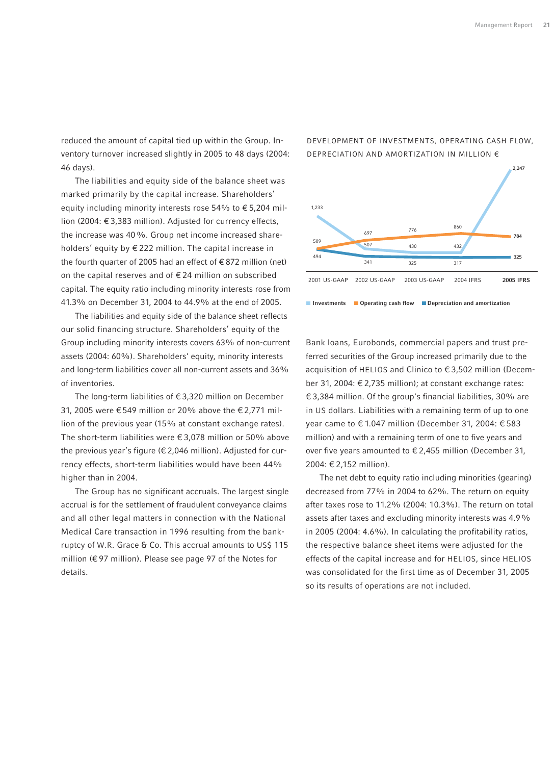reduced the amount of capital tied up within the Group. Inventory turnover increased slightly in 2005 to 48 days (2004: 46 days).

The liabilities and equity side of the balance sheet was marked primarily by the capital increase. Shareholders' equity including minority interests rose 54% to € 5,204 million (2004: € 3,383 million). Adjusted for currency effects, the increase was 40 %. Group net income increased shareholders' equity by € 222 million. The capital increase in the fourth quarter of 2005 had an effect of € 872 million (net) on the capital reserves and of € 24 million on subscribed capital. The equity ratio including minority interests rose from 41.3% on December 31, 2004 to 44.9% at the end of 2005.

The liabilities and equity side of the balance sheet reflects our solid financing structure. Shareholders' equity of the Group including minority interests covers 63% of non-current assets (2004: 60%). Shareholders' equity, minority interests and long-term liabilities cover all non-current assets and 36% of inventories.

The long-term liabilities of € 3,320 million on December 31, 2005 were € 549 million or 20% above the € 2,771 million of the previous year (15% at constant exchange rates). The short-term liabilities were € 3,078 million or 50% above the previous year's figure (€ 2,046 million). Adjusted for currency effects, short-term liabilities would have been 44% higher than in 2004.

The Group has no significant accruals. The largest single accrual is for the settlement of fraudulent conveyance claims and all other legal matters in connection with the National Medical Care transaction in 1996 resulting from the bankruptcy of W.R. Grace & Co. This accrual amounts to US$ 115 million (€ 97 million). Please see page 97 of the Notes for details.

DEVELOPMENT OF INVESTMENTS, OPERATING CASH FLOW, DEPRECIATION AND AMORTIZATION IN MILLION €

| | 2001 US-GAAP | 2002 US-GAAP | 2003 US-GAAP | 2004 IFRS | 2005 IFRS |
|---|---|---|---|---|---|
| Investments | 1,233 | 507 | 430 | 432 | 2,247 |
| Operating cash flow | 509 | 697 | 776 | 860 | 784 |
| Depreciation and amortization | 494 | 341 | 325 | 317 | 325 |

Bank loans, Eurobonds, commercial papers and trust preferred securities of the Group increased primarily due to the acquisition of HELIOS and Clinico to € 3,502 million (December 31, 2004: € 2,735 million); at constant exchange rates: € 3,384 million. Of the group's financial liabilities, 30% are in US dollars. Liabilities with a remaining term of up to one year came to € 1.047 million (December 31, 2004: € 583 million) and with a remaining term of one to five years and over five years amounted to € 2,455 million (December 31, 2004: € 2,152 million).

The net debt to equity ratio including minorities (gearing) decreased from 77% in 2004 to 62%. The return on equity after taxes rose to 11.2% (2004: 10.3%). The return on total assets after taxes and excluding minority interests was 4.9 % in 2005 (2004: 4.6%). In calculating the profitability ratios, the respective balance sheet items were adjusted for the effects of the capital increase and for HELIOS, since HELIOS was consolidated for the first time as of December 31, 2005 so its results of operations are not included.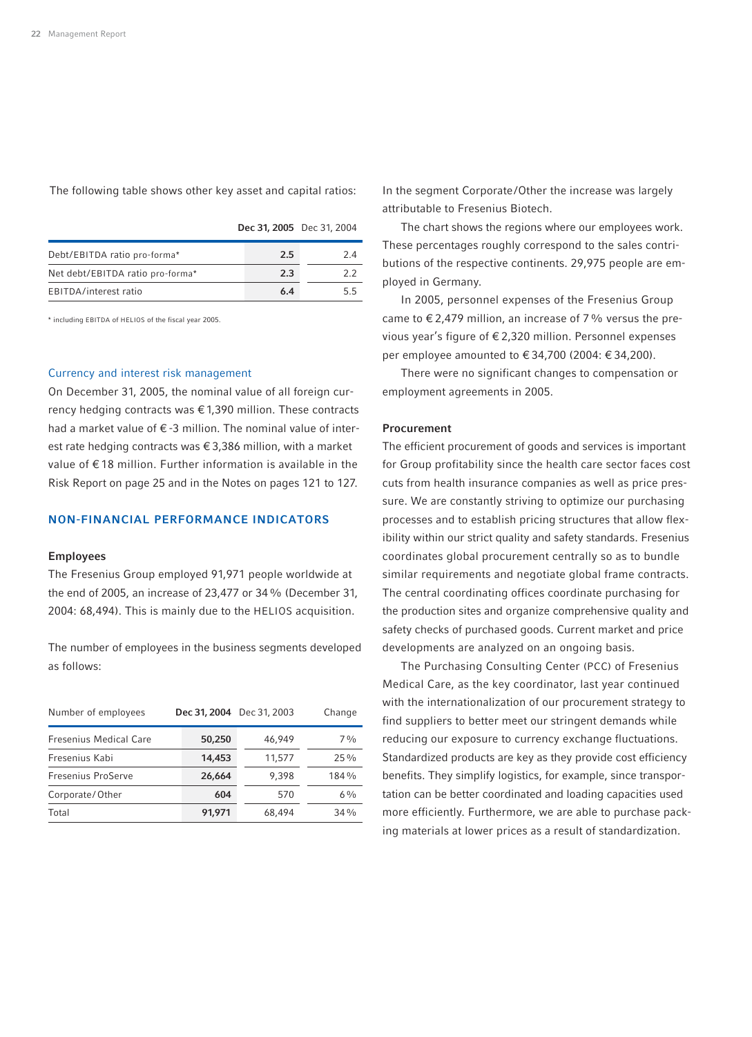The following table shows other key asset and capital ratios:

| | Dec 31, 2005 | Dec 31, 2004 |
|---|---|---|
| Debt/EBITDA ratio pro-forma* | 2.5 | 2.4 |
| Net debt/EBITDA ratio pro-forma* | 2.3 | 2.2 |
| EBITDA/interest ratio | 6.4 | 5.5 |

\* including EBITDA of HELIOS of the fiscal year 2005.

### Currency and interest risk management

On December 31, 2005, the nominal value of all foreign currency hedging contracts was € 1,390 million. These contracts had a market value of € -3 million. The nominal value of interest rate hedging contracts was € 3,386 million, with a market value of € 18 million. Further information is available in the Risk Report on page 25 and in the Notes on pages 121 to 127.

## NON-FINANCIAL PERFORMANCE INDICATORS

### Employees

The Fresenius Group employed 91,971 people worldwide at the end of 2005, an increase of 23,477 or 34 % (December 31, 2004: 68,494). This is mainly due to the HELIOS acquisition.

The number of employees in the business segments developed as follows:

| Number of employees | Dec 31, 2004 | Dec 31, 2003 | Change |
|---|---|---|---|
| Fresenius Medical Care | 50,250 | 46,949 | 7 % |
| Fresenius Kabi | 14,453 | 11,577 | 25 % |
| Fresenius ProServe | 26,664 | 9,398 | 184 % |
| Corporate/Other | 604 | 570 | 6 % |
| Total | 91,971 | 68,494 | 34 % |

In the segment Corporate/Other the increase was largely attributable to Fresenius Biotech.

The chart shows the regions where our employees work. These percentages roughly correspond to the sales contributions of the respective continents. 29,975 people are employed in Germany.

In 2005, personnel expenses of the Fresenius Group came to € 2,479 million, an increase of 7 % versus the previous year's figure of € 2,320 million. Personnel expenses per employee amounted to € 34,700 (2004: € 34,200).

There were no significant changes to compensation or employment agreements in 2005.

### Procurement

The efficient procurement of goods and services is important for Group profitability since the health care sector faces cost cuts from health insurance companies as well as price pressure. We are constantly striving to optimize our purchasing processes and to establish pricing structures that allow flexibility within our strict quality and safety standards. Fresenius coordinates global procurement centrally so as to bundle similar requirements and negotiate global frame contracts. The central coordinating offices coordinate purchasing for the production sites and organize comprehensive quality and safety checks of purchased goods. Current market and price developments are analyzed on an ongoing basis.

The Purchasing Consulting Center (PCC) of Fresenius Medical Care, as the key coordinator, last year continued with the internationalization of our procurement strategy to find suppliers to better meet our stringent demands while reducing our exposure to currency exchange fluctuations. Standardized products are key as they provide cost efficiency benefits. They simplify logistics, for example, since transportation can be better coordinated and loading capacities used more efficiently. Furthermore, we are able to purchase packing materials at lower prices as a result of standardization.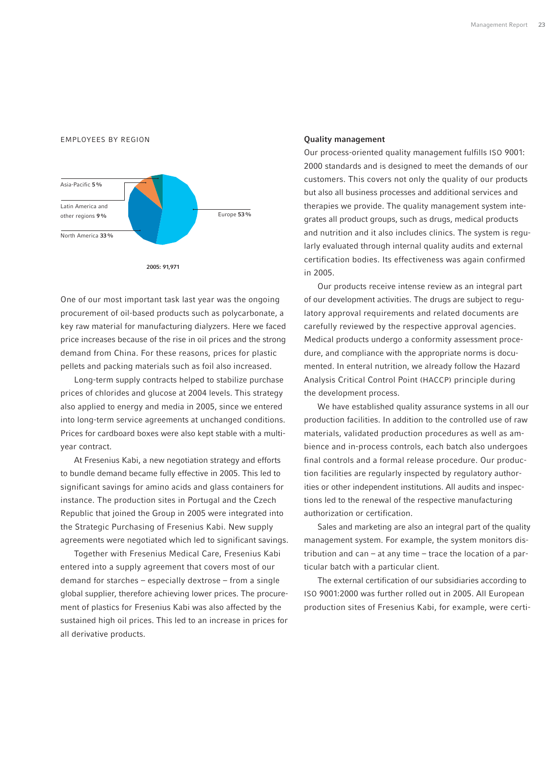EMPLOYEES BY REGION

Asia-Pacific 5%

Latin America and other regions 9%

North America 33%

Europe 53%

2005: 91,971

One of our most important task last year was the ongoing procurement of oil-based products such as polycarbonate, a key raw material for manufacturing dialyzers. Here we faced price increases because of the rise in oil prices and the strong demand from China. For these reasons, prices for plastic pellets and packing materials such as foil also increased.

Long-term supply contracts helped to stabilize purchase prices of chlorides and glucose at 2004 levels. This strategy also applied to energy and media in 2005, since we entered into long-term service agreements at unchanged conditions. Prices for cardboard boxes were also kept stable with a multi-year contract.

At Fresenius Kabi, a new negotiation strategy and efforts to bundle demand became fully effective in 2005. This led to significant savings for amino acids and glass containers for instance. The production sites in Portugal and the Czech Republic that joined the Group in 2005 were integrated into the Strategic Purchasing of Fresenius Kabi. New supply agreements were negotiated which led to significant savings.

Together with Fresenius Medical Care, Fresenius Kabi entered into a supply agreement that covers most of our demand for starches – especially dextrose – from a single global supplier, therefore achieving lower prices. The procurement of plastics for Fresenius Kabi was also affected by the sustained high oil prices. This led to an increase in prices for all derivative products.

**Quality management**

Our process-oriented quality management fulfills ISO 9001: 2000 standards and is designed to meet the demands of our customers. This covers not only the quality of our products but also all business processes and additional services and therapies we provide. The quality management system integrates all product groups, such as drugs, medical products and nutrition and it also includes clinics. The system is regularly evaluated through internal quality audits and external certification bodies. Its effectiveness was again confirmed in 2005.

Our products receive intense review as an integral part of our development activities. The drugs are subject to regulatory approval requirements and related documents are carefully reviewed by the respective approval agencies. Medical products undergo a conformity assessment procedure, and compliance with the appropriate norms is documented. In enteral nutrition, we already follow the Hazard Analysis Critical Control Point (HACCP) principle during the development process.

We have established quality assurance systems in all our production facilities. In addition to the controlled use of raw materials, validated production procedures as well as ambience and in-process controls, each batch also undergoes final controls and a formal release procedure. Our production facilities are regularly inspected by regulatory authorities or other independent institutions. All audits and inspections led to the renewal of the respective manufacturing authorization or certification.

Sales and marketing are also an integral part of the quality management system. For example, the system monitors distribution and can – at any time – trace the location of a particular batch with a particular client.

The external certification of our subsidiaries according to ISO 9001:2000 was further rolled out in 2005. All European production sites of Fresenius Kabi, for example, were certi-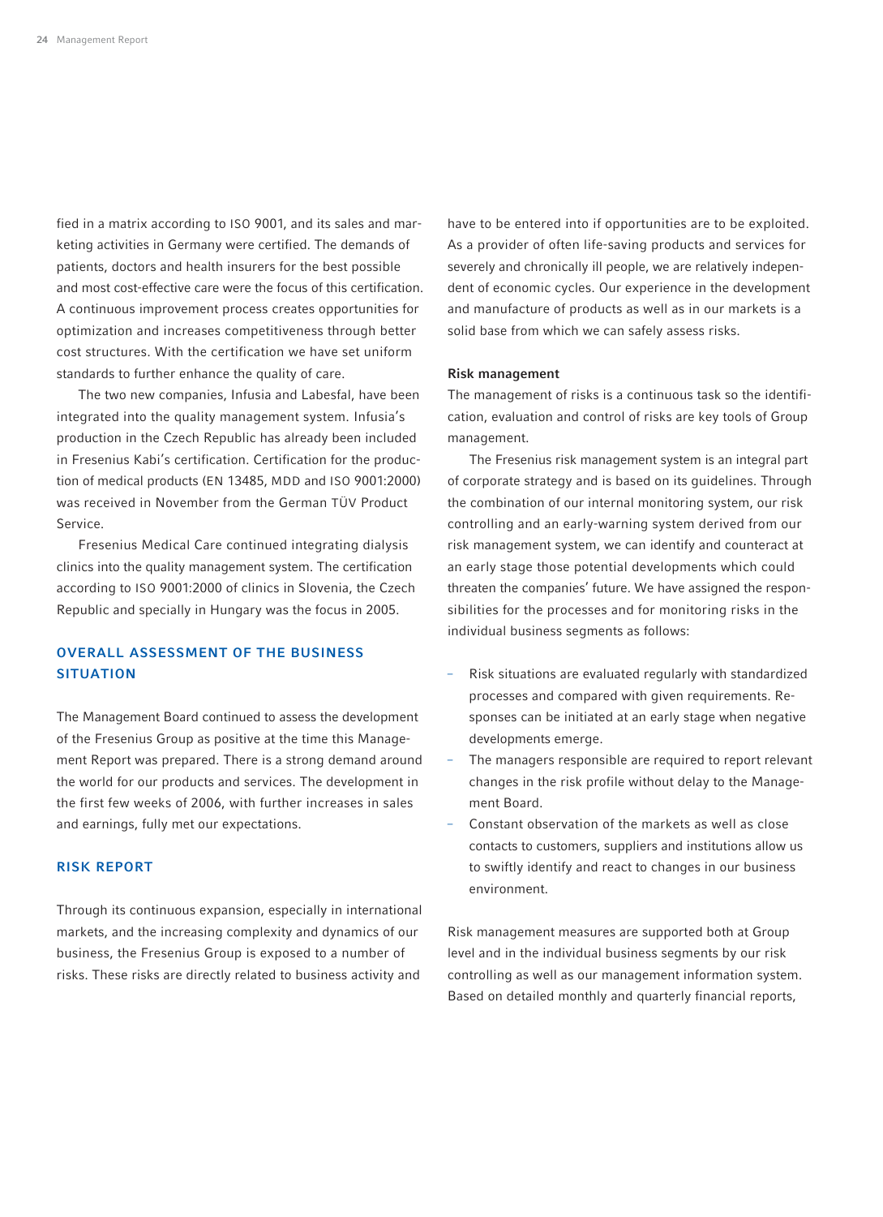fied in a matrix according to ISO 9001, and its sales and marketing activities in Germany were certified. The demands of patients, doctors and health insurers for the best possible and most cost-effective care were the focus of this certification. A continuous improvement process creates opportunities for optimization and increases competitiveness through better cost structures. With the certification we have set uniform standards to further enhance the quality of care.

The two new companies, Infusia and Labesfal, have been integrated into the quality management system. Infusia's production in the Czech Republic has already been included in Fresenius Kabi's certification. Certification for the production of medical products (EN 13485, MDD and ISO 9001:2000) was received in November from the German TÜV Product Service.

Fresenius Medical Care continued integrating dialysis clinics into the quality management system. The certification according to ISO 9001:2000 of clinics in Slovenia, the Czech Republic and specially in Hungary was the focus in 2005.

## OVERALL ASSESSMENT OF THE BUSINESS SITUATION

The Management Board continued to assess the development of the Fresenius Group as positive at the time this Management Report was prepared. There is a strong demand around the world for our products and services. The development in the first few weeks of 2006, with further increases in sales and earnings, fully met our expectations.

## RISK REPORT

Through its continuous expansion, especially in international markets, and the increasing complexity and dynamics of our business, the Fresenius Group is exposed to a number of risks. These risks are directly related to business activity and have to be entered into if opportunities are to be exploited. As a provider of often life-saving products and services for severely and chronically ill people, we are relatively independent of economic cycles. Our experience in the development and manufacture of products as well as in our markets is a solid base from which we can safely assess risks.

### Risk management

The management of risks is a continuous task so the identification, evaluation and control of risks are key tools of Group management.

The Fresenius risk management system is an integral part of corporate strategy and is based on its guidelines. Through the combination of our internal monitoring system, our risk controlling and an early-warning system derived from our risk management system, we can identify and counteract at an early stage those potential developments which could threaten the companies' future. We have assigned the responsibilities for the processes and for monitoring risks in the individual business segments as follows:

- Risk situations are evaluated regularly with standardized processes and compared with given requirements. Responses can be initiated at an early stage when negative developments emerge.
- The managers responsible are required to report relevant changes in the risk profile without delay to the Management Board.
- Constant observation of the markets as well as close contacts to customers, suppliers and institutions allow us to swiftly identify and react to changes in our business environment.

Risk management measures are supported both at Group level and in the individual business segments by our risk controlling as well as our management information system. Based on detailed monthly and quarterly financial reports,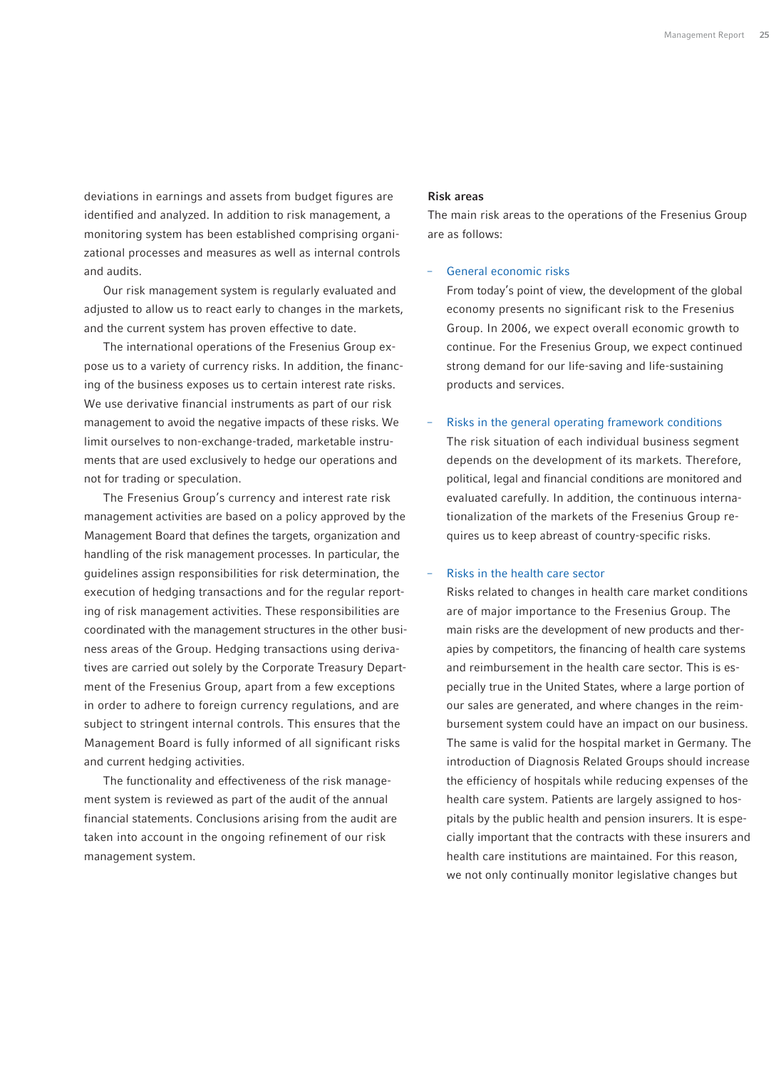deviations in earnings and assets from budget figures are identified and analyzed. In addition to risk management, a monitoring system has been established comprising organizational processes and measures as well as internal controls and audits.

Our risk management system is regularly evaluated and adjusted to allow us to react early to changes in the markets, and the current system has proven effective to date.

The international operations of the Fresenius Group expose us to a variety of currency risks. In addition, the financing of the business exposes us to certain interest rate risks. We use derivative financial instruments as part of our risk management to avoid the negative impacts of these risks. We limit ourselves to non-exchange-traded, marketable instruments that are used exclusively to hedge our operations and not for trading or speculation.

The Fresenius Group's currency and interest rate risk management activities are based on a policy approved by the Management Board that defines the targets, organization and handling of the risk management processes. In particular, the guidelines assign responsibilities for risk determination, the execution of hedging transactions and for the regular reporting of risk management activities. These responsibilities are coordinated with the management structures in the other business areas of the Group. Hedging transactions using derivatives are carried out solely by the Corporate Treasury Department of the Fresenius Group, apart from a few exceptions in order to adhere to foreign currency regulations, and are subject to stringent internal controls. This ensures that the Management Board is fully informed of all significant risks and current hedging activities.

The functionality and effectiveness of the risk management system is reviewed as part of the audit of the annual financial statements. Conclusions arising from the audit are taken into account in the ongoing refinement of our risk management system.

**Risk areas**

The main risk areas to the operations of the Fresenius Group are as follows:

- General economic risks
  From today's point of view, the development of the global economy presents no significant risk to the Fresenius Group. In 2006, we expect overall economic growth to continue. For the Fresenius Group, we expect continued strong demand for our life-saving and life-sustaining products and services.

- Risks in the general operating framework conditions
  The risk situation of each individual business segment depends on the development of its markets. Therefore, political, legal and financial conditions are monitored and evaluated carefully. In addition, the continuous internationalization of the markets of the Fresenius Group requires us to keep abreast of country-specific risks.

- Risks in the health care sector
  Risks related to changes in health care market conditions are of major importance to the Fresenius Group. The main risks are the development of new products and therapies by competitors, the financing of health care systems and reimbursement in the health care sector. This is especially true in the United States, where a large portion of our sales are generated, and where changes in the reimbursement system could have an impact on our business. The same is valid for the hospital market in Germany. The introduction of Diagnosis Related Groups should increase the efficiency of hospitals while reducing expenses of the health care system. Patients are largely assigned to hospitals by the public health and pension insurers. It is especially important that the contracts with these insurers and health care institutions are maintained. For this reason, we not only continually monitor legislative changes but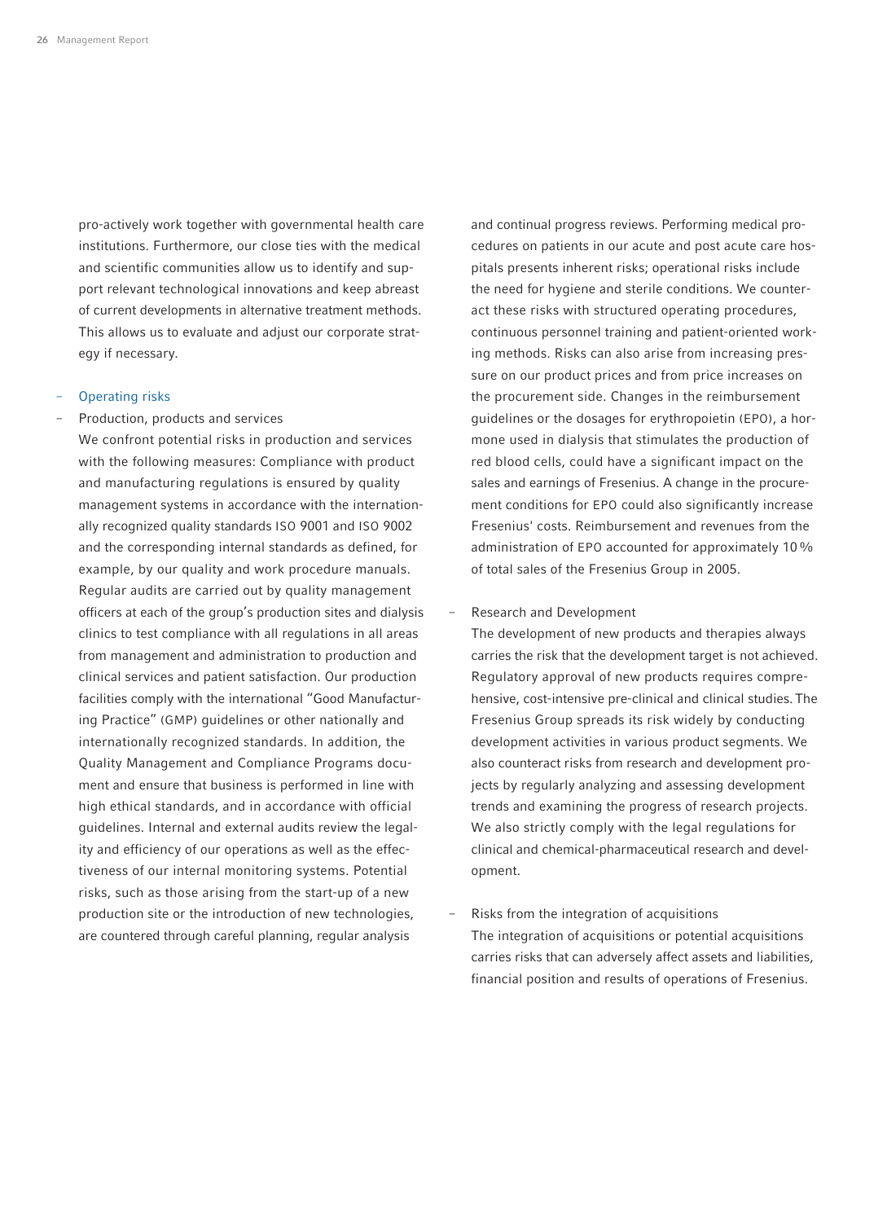pro-actively work together with governmental health care institutions. Furthermore, our close ties with the medical and scientific communities allow us to identify and support relevant technological innovations and keep abreast of current developments in alternative treatment methods. This allows us to evaluate and adjust our corporate strategy if necessary.

- Operating risks
- Production, products and services

  We confront potential risks in production and services with the following measures: Compliance with product and manufacturing regulations is ensured by quality management systems in accordance with the internationally recognized quality standards ISO 9001 and ISO 9002 and the corresponding internal standards as defined, for example, by our quality and work procedure manuals. Regular audits are carried out by quality management officers at each of the group's production sites and dialysis clinics to test compliance with all regulations in all areas from management and administration to production and clinical services and patient satisfaction. Our production facilities comply with the international "Good Manufacturing Practice" (GMP) guidelines or other nationally and internationally recognized standards. In addition, the Quality Management and Compliance Programs document and ensure that business is performed in line with high ethical standards, and in accordance with official guidelines. Internal and external audits review the legality and efficiency of our operations as well as the effectiveness of our internal monitoring systems. Potential risks, such as those arising from the start-up of a new production site or the introduction of new technologies, are countered through careful planning, regular analysis and continual progress reviews. Performing medical procedures on patients in our acute and post acute care hospitals presents inherent risks; operational risks include the need for hygiene and sterile conditions. We counteract these risks with structured operating procedures, continuous personnel training and patient-oriented working methods. Risks can also arise from increasing pressure on our product prices and from price increases on the procurement side. Changes in the reimbursement guidelines or the dosages for erythropoietin (EPO), a hormone used in dialysis that stimulates the production of red blood cells, could have a significant impact on the sales and earnings of Fresenius. A change in the procurement conditions for EPO could also significantly increase Fresenius' costs. Reimbursement and revenues from the administration of EPO accounted for approximately 10 % of total sales of the Fresenius Group in 2005.

- Research and Development

  The development of new products and therapies always carries the risk that the development target is not achieved. Regulatory approval of new products requires comprehensive, cost-intensive pre-clinical and clinical studies. The Fresenius Group spreads its risk widely by conducting development activities in various product segments. We also counteract risks from research and development projects by regularly analyzing and assessing development trends and examining the progress of research projects. We also strictly comply with the legal regulations for clinical and chemical-pharmaceutical research and development.

- Risks from the integration of acquisitions

  The integration of acquisitions or potential acquisitions carries risks that can adversely affect assets and liabilities, financial position and results of operations of Fresenius.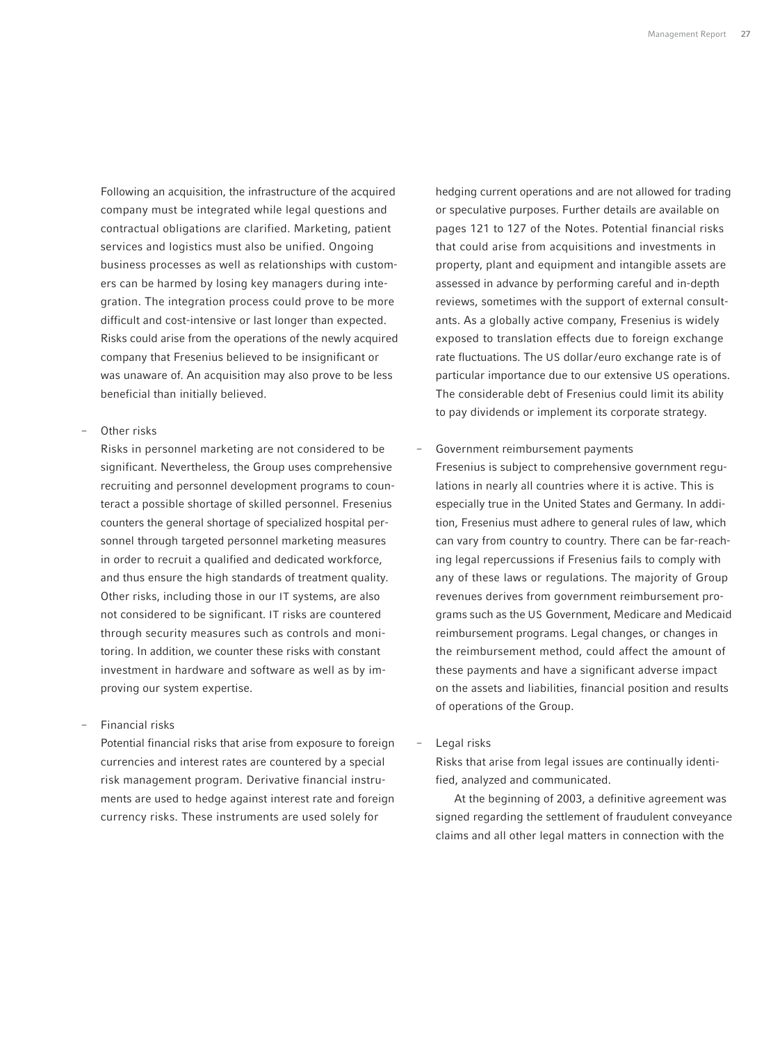Following an acquisition, the infrastructure of the acquired company must be integrated while legal questions and contractual obligations are clarified. Marketing, patient services and logistics must also be unified. Ongoing business processes as well as relationships with customers can be harmed by losing key managers during integration. The integration process could prove to be more difficult and cost-intensive or last longer than expected. Risks could arise from the operations of the newly acquired company that Fresenius believed to be insignificant or was unaware of. An acquisition may also prove to be less beneficial than initially believed.

- Other risks
  Risks in personnel marketing are not considered to be significant. Nevertheless, the Group uses comprehensive recruiting and personnel development programs to counteract a possible shortage of skilled personnel. Fresenius counters the general shortage of specialized hospital personnel through targeted personnel marketing measures in order to recruit a qualified and dedicated workforce, and thus ensure the high standards of treatment quality. Other risks, including those in our IT systems, are also not considered to be significant. IT risks are countered through security measures such as controls and monitoring. In addition, we counter these risks with constant investment in hardware and software as well as by improving our system expertise.

- Financial risks
  Potential financial risks that arise from exposure to foreign currencies and interest rates are countered by a special risk management program. Derivative financial instruments are used to hedge against interest rate and foreign currency risks. These instruments are used solely for hedging current operations and are not allowed for trading or speculative purposes. Further details are available on pages 121 to 127 of the Notes. Potential financial risks that could arise from acquisitions and investments in property, plant and equipment and intangible assets are assessed in advance by performing careful and in-depth reviews, sometimes with the support of external consultants. As a globally active company, Fresenius is widely exposed to translation effects due to foreign exchange rate fluctuations. The US dollar/euro exchange rate is of particular importance due to our extensive US operations. The considerable debt of Fresenius could limit its ability to pay dividends or implement its corporate strategy.

- Government reimbursement payments
  Fresenius is subject to comprehensive government regulations in nearly all countries where it is active. This is especially true in the United States and Germany. In addition, Fresenius must adhere to general rules of law, which can vary from country to country. There can be far-reaching legal repercussions if Fresenius fails to comply with any of these laws or regulations. The majority of Group revenues derives from government reimbursement programs such as the US Government, Medicare and Medicaid reimbursement programs. Legal changes, or changes in the reimbursement method, could affect the amount of these payments and have a significant adverse impact on the assets and liabilities, financial position and results of operations of the Group.

- Legal risks
  Risks that arise from legal issues are continually identified, analyzed and communicated.

  At the beginning of 2003, a definitive agreement was signed regarding the settlement of fraudulent conveyance claims and all other legal matters in connection with the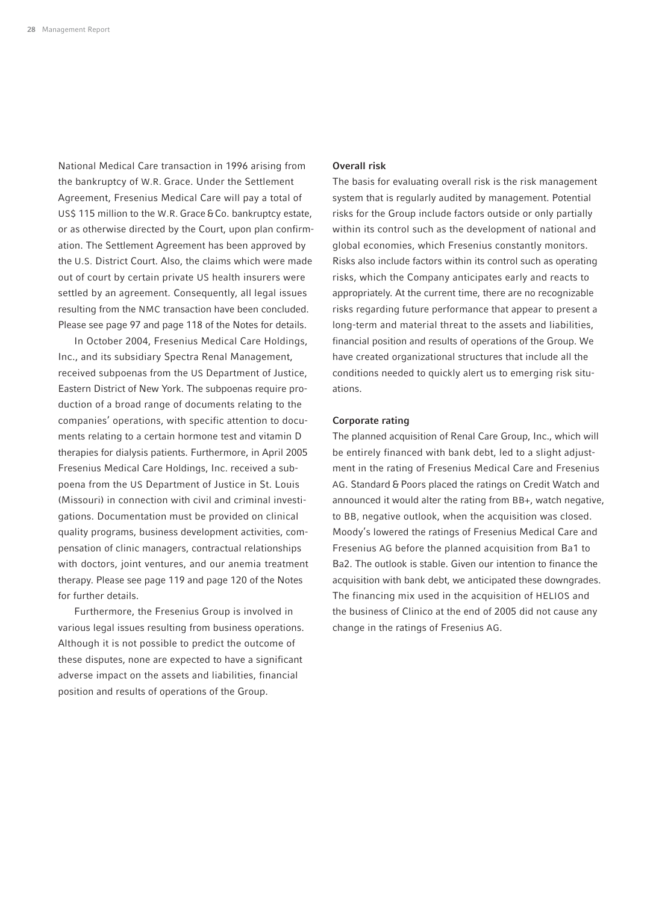National Medical Care transaction in 1996 arising from the bankruptcy of W.R. Grace. Under the Settlement Agreement, Fresenius Medical Care will pay a total of US$ 115 million to the W.R. Grace & Co. bankruptcy estate, or as otherwise directed by the Court, upon plan confirmation. The Settlement Agreement has been approved by the U.S. District Court. Also, the claims which were made out of court by certain private US health insurers were settled by an agreement. Consequently, all legal issues resulting from the NMC transaction have been concluded. Please see page 97 and page 118 of the Notes for details.

In October 2004, Fresenius Medical Care Holdings, Inc., and its subsidiary Spectra Renal Management, received subpoenas from the US Department of Justice, Eastern District of New York. The subpoenas require production of a broad range of documents relating to the companies' operations, with specific attention to documents relating to a certain hormone test and vitamin D therapies for dialysis patients. Furthermore, in April 2005 Fresenius Medical Care Holdings, Inc. received a subpoena from the US Department of Justice in St. Louis (Missouri) in connection with civil and criminal investigations. Documentation must be provided on clinical quality programs, business development activities, compensation of clinic managers, contractual relationships with doctors, joint ventures, and our anemia treatment therapy. Please see page 119 and page 120 of the Notes for further details.

Furthermore, the Fresenius Group is involved in various legal issues resulting from business operations. Although it is not possible to predict the outcome of these disputes, none are expected to have a significant adverse impact on the assets and liabilities, financial position and results of operations of the Group.

#### Overall risk

The basis for evaluating overall risk is the risk management system that is regularly audited by management. Potential risks for the Group include factors outside or only partially within its control such as the development of national and global economies, which Fresenius constantly monitors. Risks also include factors within its control such as operating risks, which the Company anticipates early and reacts to appropriately. At the current time, there are no recognizable risks regarding future performance that appear to present a long-term and material threat to the assets and liabilities, financial position and results of operations of the Group. We have created organizational structures that include all the conditions needed to quickly alert us to emerging risk situations.

#### Corporate rating

The planned acquisition of Renal Care Group, Inc., which will be entirely financed with bank debt, led to a slight adjustment in the rating of Fresenius Medical Care and Fresenius AG. Standard & Poors placed the ratings on Credit Watch and announced it would alter the rating from BB+, watch negative, to BB, negative outlook, when the acquisition was closed. Moody's lowered the ratings of Fresenius Medical Care and Fresenius AG before the planned acquisition from Ba1 to Ba2. The outlook is stable. Given our intention to finance the acquisition with bank debt, we anticipated these downgrades. The financing mix used in the acquisition of HELIOS and the business of Clinico at the end of 2005 did not cause any change in the ratings of Fresenius AG.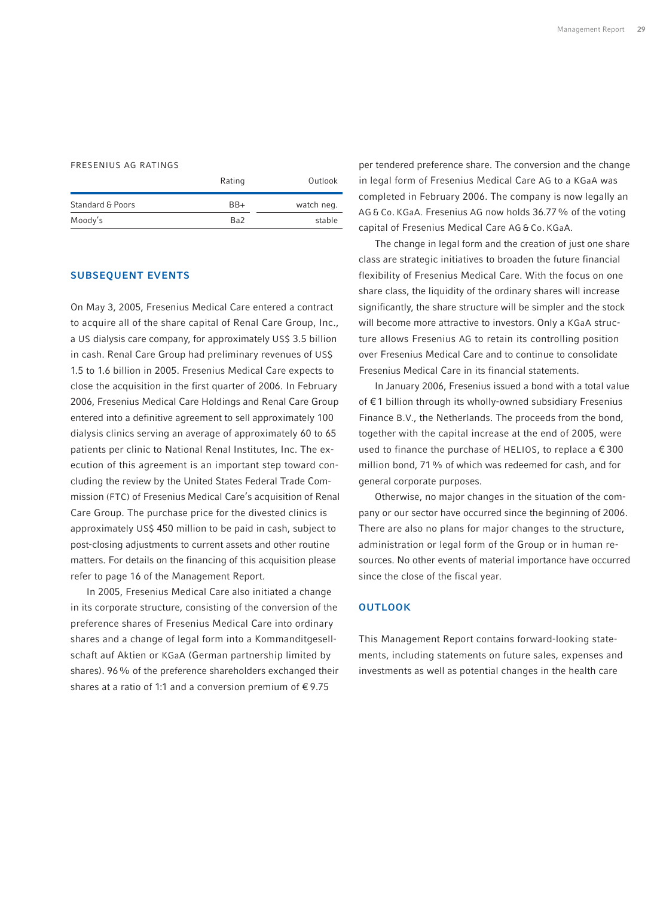FRESENIUS AG RATINGS

| | Rating | Outlook |
|---|---|---|
| Standard & Poors | BB+ | watch neg. |
| Moody's | Ba2 | stable |

## SUBSEQUENT EVENTS

On May 3, 2005, Fresenius Medical Care entered a contract to acquire all of the share capital of Renal Care Group, Inc., a US dialysis care company, for approximately US$ 3.5 billion in cash. Renal Care Group had preliminary revenues of US$ 1.5 to 1.6 billion in 2005. Fresenius Medical Care expects to close the acquisition in the first quarter of 2006. In February 2006, Fresenius Medical Care Holdings and Renal Care Group entered into a definitive agreement to sell approximately 100 dialysis clinics serving an average of approximately 60 to 65 patients per clinic to National Renal Institutes, Inc. The execution of this agreement is an important step toward concluding the review by the United States Federal Trade Commission (FTC) of Fresenius Medical Care's acquisition of Renal Care Group. The purchase price for the divested clinics is approximately US$ 450 million to be paid in cash, subject to post-closing adjustments to current assets and other routine matters. For details on the financing of this acquisition please refer to page 16 of the Management Report.

In 2005, Fresenius Medical Care also initiated a change in its corporate structure, consisting of the conversion of the preference shares of Fresenius Medical Care into ordinary shares and a change of legal form into a Kommanditgesellschaft auf Aktien or KGaA (German partnership limited by shares). 96 % of the preference shareholders exchanged their shares at a ratio of 1:1 and a conversion premium of € 9.75 per tendered preference share. The conversion and the change in legal form of Fresenius Medical Care AG to a KGaA was completed in February 2006. The company is now legally an AG & Co. KGaA. Fresenius AG now holds 36.77 % of the voting capital of Fresenius Medical Care AG & Co. KGaA.

The change in legal form and the creation of just one share class are strategic initiatives to broaden the future financial flexibility of Fresenius Medical Care. With the focus on one share class, the liquidity of the ordinary shares will increase significantly, the share structure will be simpler and the stock will become more attractive to investors. Only a KGaA structure allows Fresenius AG to retain its controlling position over Fresenius Medical Care and to continue to consolidate Fresenius Medical Care in its financial statements.

In January 2006, Fresenius issued a bond with a total value of € 1 billion through its wholly-owned subsidiary Fresenius Finance B.V., the Netherlands. The proceeds from the bond, together with the capital increase at the end of 2005, were used to finance the purchase of HELIOS, to replace a € 300 million bond, 71 % of which was redeemed for cash, and for general corporate purposes.

Otherwise, no major changes in the situation of the company or our sector have occurred since the beginning of 2006. There are also no plans for major changes to the structure, administration or legal form of the Group or in human resources. No other events of material importance have occurred since the close of the fiscal year.

## OUTLOOK

This Management Report contains forward-looking statements, including statements on future sales, expenses and investments as well as potential changes in the health care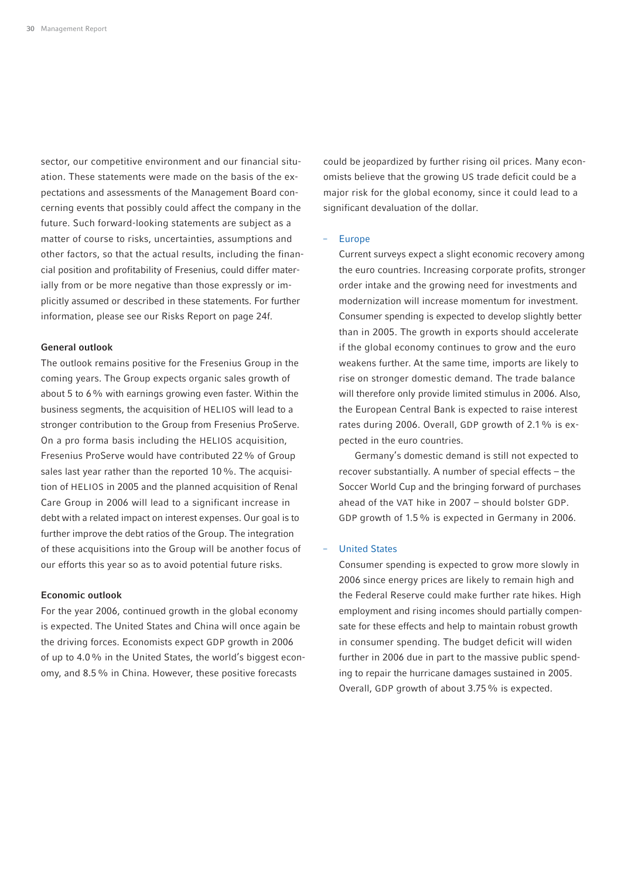sector, our competitive environment and our financial situation. These statements were made on the basis of the expectations and assessments of the Management Board concerning events that possibly could affect the company in the future. Such forward-looking statements are subject as a matter of course to risks, uncertainties, assumptions and other factors, so that the actual results, including the financial position and profitability of Fresenius, could differ materially from or be more negative than those expressly or implicitly assumed or described in these statements. For further information, please see our Risks Report on page 24f.

### General outlook

The outlook remains positive for the Fresenius Group in the coming years. The Group expects organic sales growth of about 5 to 6 % with earnings growing even faster. Within the business segments, the acquisition of HELIOS will lead to a stronger contribution to the Group from Fresenius ProServe. On a pro forma basis including the HELIOS acquisition, Fresenius ProServe would have contributed 22 % of Group sales last year rather than the reported 10 %. The acquisition of HELIOS in 2005 and the planned acquisition of Renal Care Group in 2006 will lead to a significant increase in debt with a related impact on interest expenses. Our goal is to further improve the debt ratios of the Group. The integration of these acquisitions into the Group will be another focus of our efforts this year so as to avoid potential future risks.

### Economic outlook

For the year 2006, continued growth in the global economy is expected. The United States and China will once again be the driving forces. Economists expect GDP growth in 2006 of up to 4.0 % in the United States, the world's biggest economy, and 8.5 % in China. However, these positive forecasts could be jeopardized by further rising oil prices. Many economists believe that the growing US trade deficit could be a major risk for the global economy, since it could lead to a significant devaluation of the dollar.

- Europe

  Current surveys expect a slight economic recovery among the euro countries. Increasing corporate profits, stronger order intake and the growing need for investments and modernization will increase momentum for investment. Consumer spending is expected to develop slightly better than in 2005. The growth in exports should accelerate if the global economy continues to grow and the euro weakens further. At the same time, imports are likely to rise on stronger domestic demand. The trade balance will therefore only provide limited stimulus in 2006. Also, the European Central Bank is expected to raise interest rates during 2006. Overall, GDP growth of 2.1 % is expected in the euro countries.

  Germany's domestic demand is still not expected to recover substantially. A number of special effects – the Soccer World Cup and the bringing forward of purchases ahead of the VAT hike in 2007 – should bolster GDP. GDP growth of 1.5 % is expected in Germany in 2006.

- United States

  Consumer spending is expected to grow more slowly in 2006 since energy prices are likely to remain high and the Federal Reserve could make further rate hikes. High employment and rising incomes should partially compensate for these effects and help to maintain robust growth in consumer spending. The budget deficit will widen further in 2006 due in part to the massive public spending to repair the hurricane damages sustained in 2005. Overall, GDP growth of about 3.75 % is expected.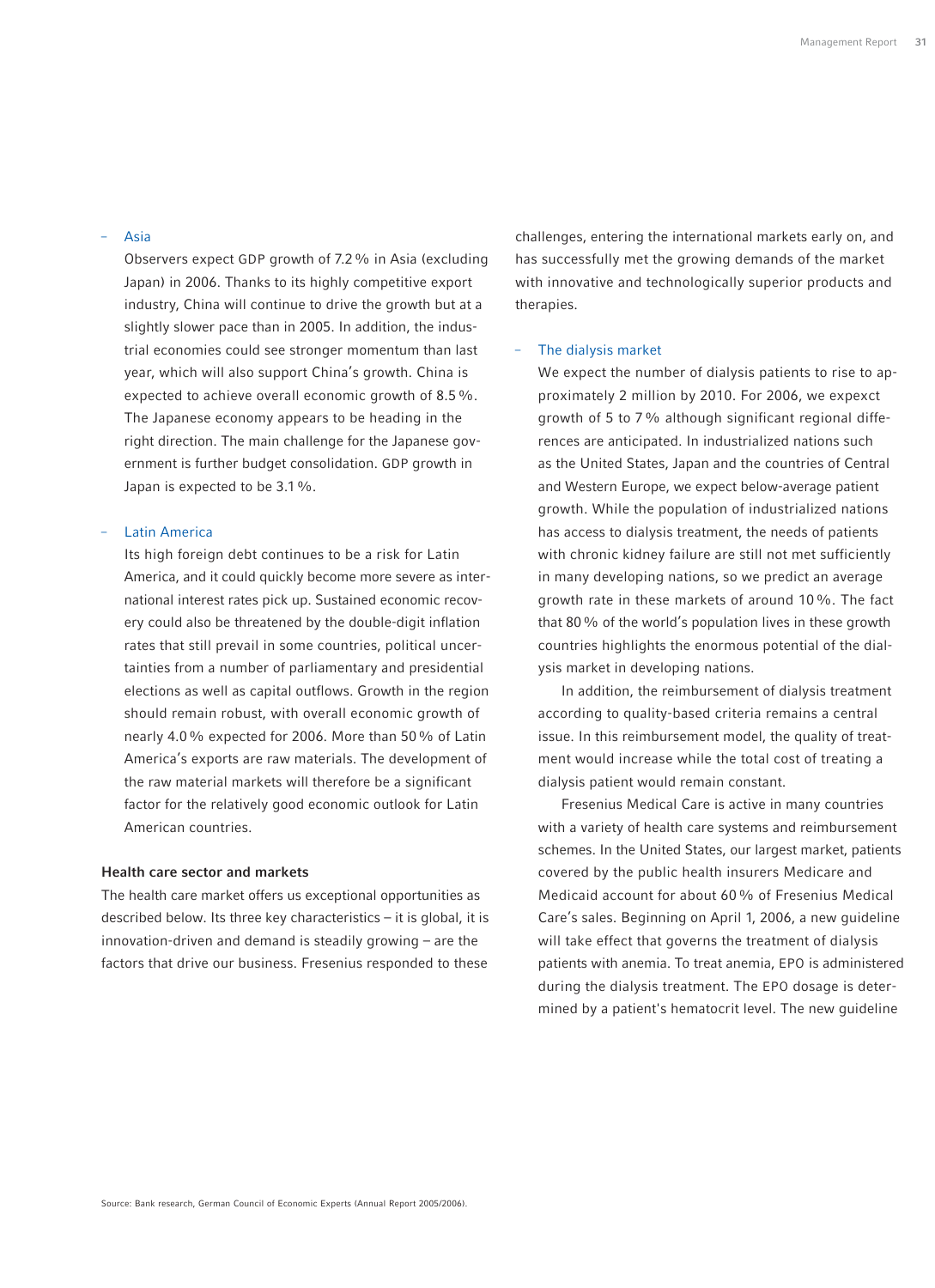- Asia

  Observers expect GDP growth of 7.2 % in Asia (excluding Japan) in 2006. Thanks to its highly competitive export industry, China will continue to drive the growth but at a slightly slower pace than in 2005. In addition, the industrial economies could see stronger momentum than last year, which will also support China's growth. China is expected to achieve overall economic growth of 8.5 %. The Japanese economy appears to be heading in the right direction. The main challenge for the Japanese government is further budget consolidation. GDP growth in Japan is expected to be 3.1 %.

- Latin America

  Its high foreign debt continues to be a risk for Latin America, and it could quickly become more severe as international interest rates pick up. Sustained economic recovery could also be threatened by the double-digit inflation rates that still prevail in some countries, political uncertainties from a number of parliamentary and presidential elections as well as capital outflows. Growth in the region should remain robust, with overall economic growth of nearly 4.0 % expected for 2006. More than 50 % of Latin America's exports are raw materials. The development of the raw material markets will therefore be a significant factor for the relatively good economic outlook for Latin American countries.

**Health care sector and markets**

The health care market offers us exceptional opportunities as described below. Its three key characteristics – it is global, it is innovation-driven and demand is steadily growing – are the factors that drive our business. Fresenius responded to these challenges, entering the international markets early on, and has successfully met the growing demands of the market with innovative and technologically superior products and therapies.

- The dialysis market

  We expect the number of dialysis patients to rise to approximately 2 million by 2010. For 2006, we expexct growth of 5 to 7 % although significant regional differences are anticipated. In industrialized nations such as the United States, Japan and the countries of Central and Western Europe, we expect below-average patient growth. While the population of industrialized nations has access to dialysis treatment, the needs of patients with chronic kidney failure are still not met sufficiently in many developing nations, so we predict an average growth rate in these markets of around 10 %. The fact that 80 % of the world's population lives in these growth countries highlights the enormous potential of the dialysis market in developing nations.

  In addition, the reimbursement of dialysis treatment according to quality-based criteria remains a central issue. In this reimbursement model, the quality of treatment would increase while the total cost of treating a dialysis patient would remain constant.

  Fresenius Medical Care is active in many countries with a variety of health care systems and reimbursement schemes. In the United States, our largest market, patients covered by the public health insurers Medicare and Medicaid account for about 60 % of Fresenius Medical Care's sales. Beginning on April 1, 2006, a new guideline will take effect that governs the treatment of dialysis patients with anemia. To treat anemia, EPO is administered during the dialysis treatment. The EPO dosage is determined by a patient's hematocrit level. The new guideline

Source: Bank research, German Council of Economic Experts (Annual Report 2005/2006).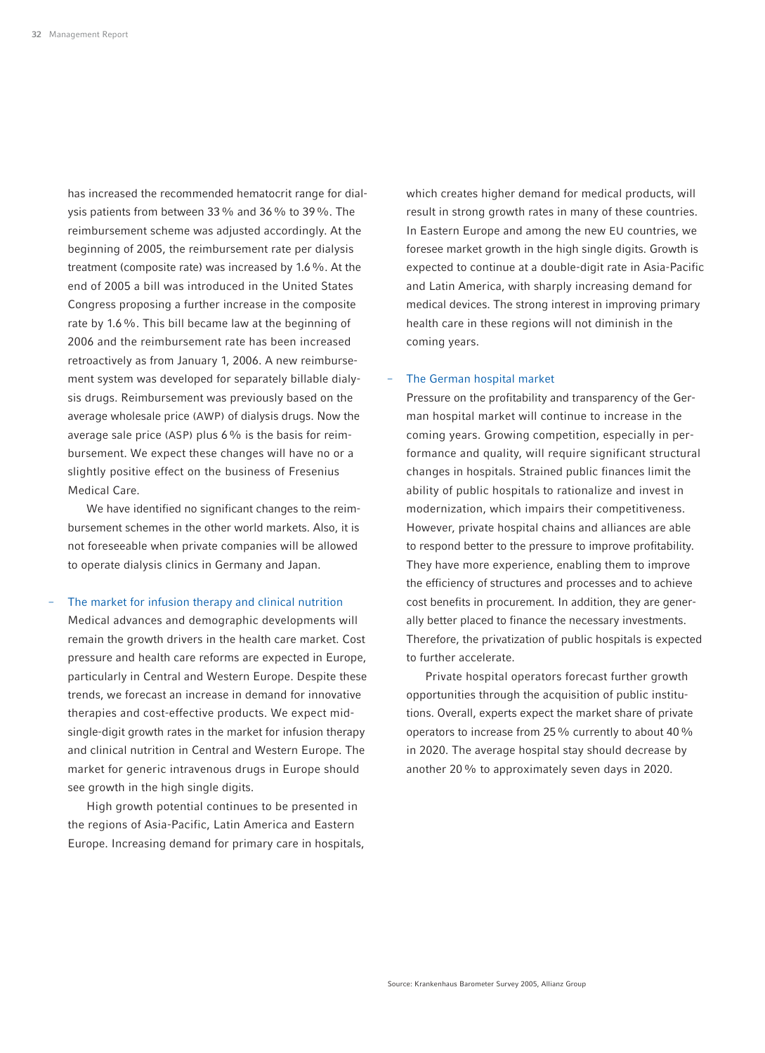has increased the recommended hematocrit range for dialysis patients from between 33 % and 36 % to 39 %. The reimbursement scheme was adjusted accordingly. At the beginning of 2005, the reimbursement rate per dialysis treatment (composite rate) was increased by 1.6 %. At the end of 2005 a bill was introduced in the United States Congress proposing a further increase in the composite rate by 1.6 %. This bill became law at the beginning of 2006 and the reimbursement rate has been increased retroactively as from January 1, 2006. A new reimbursement system was developed for separately billable dialysis drugs. Reimbursement was previously based on the average wholesale price (AWP) of dialysis drugs. Now the average sale price (ASP) plus 6 % is the basis for reimbursement. We expect these changes will have no or a slightly positive effect on the business of Fresenius Medical Care.

We have identified no significant changes to the reimbursement schemes in the other world markets. Also, it is not foreseeable when private companies will be allowed to operate dialysis clinics in Germany and Japan.

### – The market for infusion therapy and clinical nutrition

Medical advances and demographic developments will remain the growth drivers in the health care market. Cost pressure and health care reforms are expected in Europe, particularly in Central and Western Europe. Despite these trends, we forecast an increase in demand for innovative therapies and cost-effective products. We expect mid-single-digit growth rates in the market for infusion therapy and clinical nutrition in Central and Western Europe. The market for generic intravenous drugs in Europe should see growth in the high single digits.

High growth potential continues to be presented in the regions of Asia-Pacific, Latin America and Eastern Europe. Increasing demand for primary care in hospitals, which creates higher demand for medical products, will result in strong growth rates in many of these countries. In Eastern Europe and among the new EU countries, we foresee market growth in the high single digits. Growth is expected to continue at a double-digit rate in Asia-Pacific and Latin America, with sharply increasing demand for medical devices. The strong interest in improving primary health care in these regions will not diminish in the coming years.

### – The German hospital market

Pressure on the profitability and transparency of the German hospital market will continue to increase in the coming years. Growing competition, especially in performance and quality, will require significant structural changes in hospitals. Strained public finances limit the ability of public hospitals to rationalize and invest in modernization, which impairs their competitiveness. However, private hospital chains and alliances are able to respond better to the pressure to improve profitability. They have more experience, enabling them to improve the efficiency of structures and processes and to achieve cost benefits in procurement. In addition, they are generally better placed to finance the necessary investments. Therefore, the privatization of public hospitals is expected to further accelerate.

Private hospital operators forecast further growth opportunities through the acquisition of public institutions. Overall, experts expect the market share of private operators to increase from 25 % currently to about 40 % in 2020. The average hospital stay should decrease by another 20 % to approximately seven days in 2020.

Source: Krankenhaus Barometer Survey 2005, Allianz Group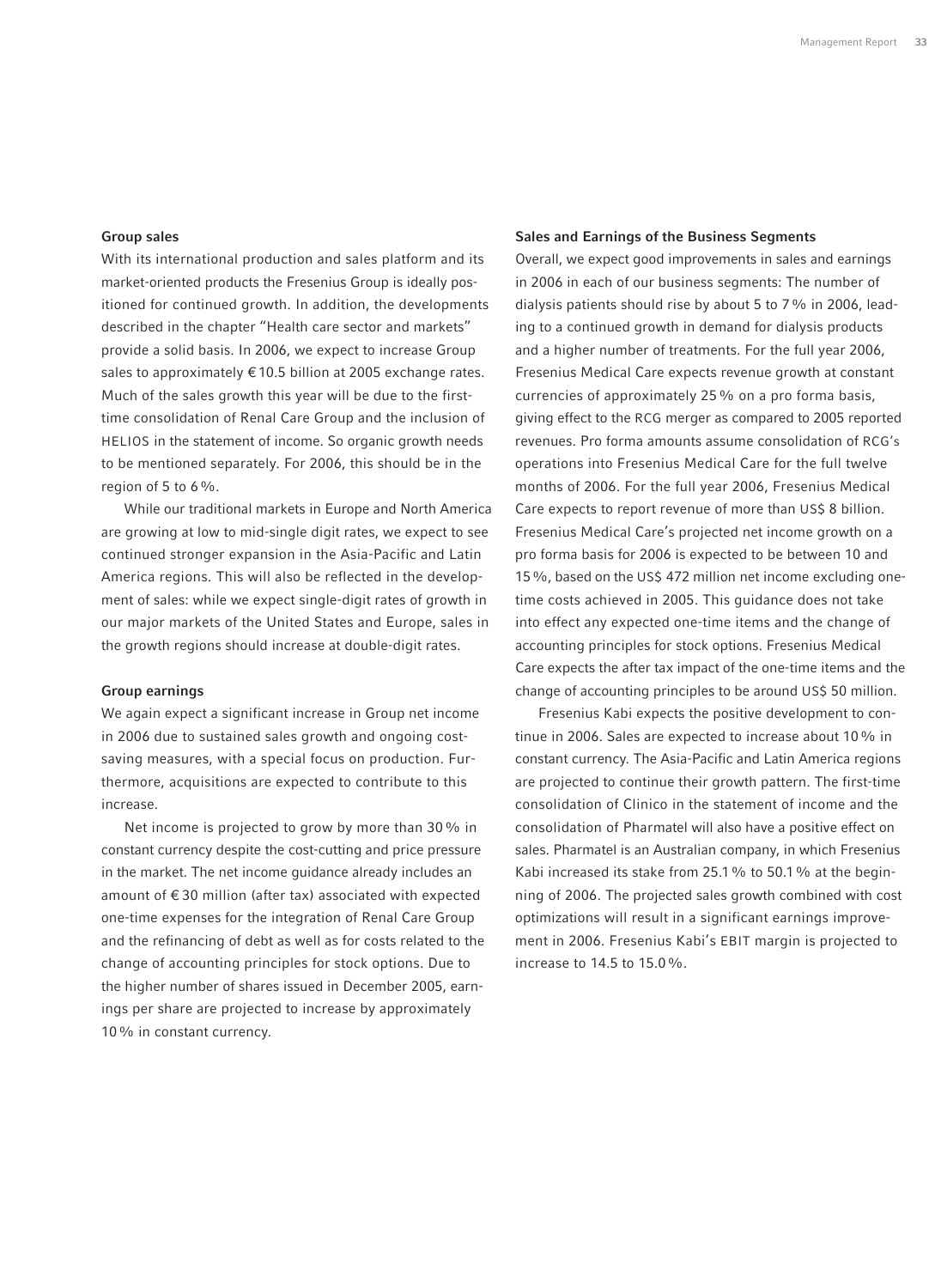### Group sales

With its international production and sales platform and its market-oriented products the Fresenius Group is ideally positioned for continued growth. In addition, the developments described in the chapter "Health care sector and markets" provide a solid basis. In 2006, we expect to increase Group sales to approximately € 10.5 billion at 2005 exchange rates. Much of the sales growth this year will be due to the first-time consolidation of Renal Care Group and the inclusion of HELIOS in the statement of income. So organic growth needs to be mentioned separately. For 2006, this should be in the region of 5 to 6 %.

While our traditional markets in Europe and North America are growing at low to mid-single digit rates, we expect to see continued stronger expansion in the Asia-Pacific and Latin America regions. This will also be reflected in the development of sales: while we expect single-digit rates of growth in our major markets of the United States and Europe, sales in the growth regions should increase at double-digit rates.

### Group earnings

We again expect a significant increase in Group net income in 2006 due to sustained sales growth and ongoing cost-saving measures, with a special focus on production. Furthermore, acquisitions are expected to contribute to this increase.

Net income is projected to grow by more than 30 % in constant currency despite the cost-cutting and price pressure in the market. The net income guidance already includes an amount of € 30 million (after tax) associated with expected one-time expenses for the integration of Renal Care Group and the refinancing of debt as well as for costs related to the change of accounting principles for stock options. Due to the higher number of shares issued in December 2005, earnings per share are projected to increase by approximately 10 % in constant currency.

### Sales and Earnings of the Business Segments

Overall, we expect good improvements in sales and earnings in 2006 in each of our business segments: The number of dialysis patients should rise by about 5 to 7 % in 2006, leading to a continued growth in demand for dialysis products and a higher number of treatments. For the full year 2006, Fresenius Medical Care expects revenue growth at constant currencies of approximately 25 % on a pro forma basis, giving effect to the RCG merger as compared to 2005 reported revenues. Pro forma amounts assume consolidation of RCG's operations into Fresenius Medical Care for the full twelve months of 2006. For the full year 2006, Fresenius Medical Care expects to report revenue of more than US$ 8 billion. Fresenius Medical Care's projected net income growth on a pro forma basis for 2006 is expected to be between 10 and 15 %, based on the US$ 472 million net income excluding one-time costs achieved in 2005. This guidance does not take into effect any expected one-time items and the change of accounting principles for stock options. Fresenius Medical Care expects the after tax impact of the one-time items and the change of accounting principles to be around US$ 50 million.

Fresenius Kabi expects the positive development to continue in 2006. Sales are expected to increase about 10 % in constant currency. The Asia-Pacific and Latin America regions are projected to continue their growth pattern. The first-time consolidation of Clinico in the statement of income and the consolidation of Pharmatel will also have a positive effect on sales. Pharmatel is an Australian company, in which Fresenius Kabi increased its stake from 25.1 % to 50.1 % at the beginning of 2006. The projected sales growth combined with cost optimizations will result in a significant earnings improvement in 2006. Fresenius Kabi's EBIT margin is projected to increase to 14.5 to 15.0 %.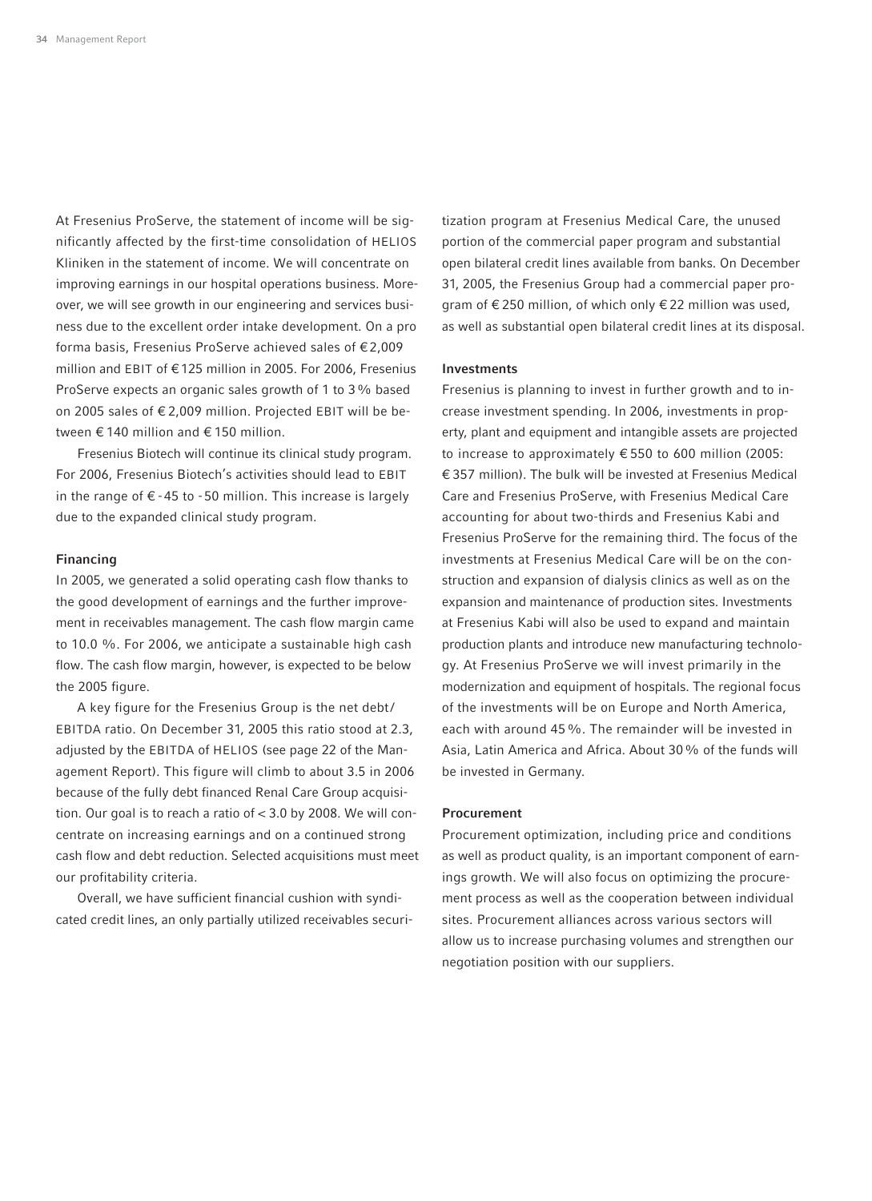At Fresenius ProServe, the statement of income will be significantly affected by the first-time consolidation of HELIOS Kliniken in the statement of income. We will concentrate on improving earnings in our hospital operations business. Moreover, we will see growth in our engineering and services business due to the excellent order intake development. On a pro forma basis, Fresenius ProServe achieved sales of € 2,009 million and EBIT of € 125 million in 2005. For 2006, Fresenius ProServe expects an organic sales growth of 1 to 3 % based on 2005 sales of € 2,009 million. Projected EBIT will be between € 140 million and € 150 million.

Fresenius Biotech will continue its clinical study program. For 2006, Fresenius Biotech's activities should lead to EBIT in the range of € -45 to -50 million. This increase is largely due to the expanded clinical study program.

### Financing

In 2005, we generated a solid operating cash flow thanks to the good development of earnings and the further improvement in receivables management. The cash flow margin came to 10.0 %. For 2006, we anticipate a sustainable high cash flow. The cash flow margin, however, is expected to be below the 2005 figure.

A key figure for the Fresenius Group is the net debt/ EBITDA ratio. On December 31, 2005 this ratio stood at 2.3, adjusted by the EBITDA of HELIOS (see page 22 of the Management Report). This figure will climb to about 3.5 in 2006 because of the fully debt financed Renal Care Group acquisition. Our goal is to reach a ratio of < 3.0 by 2008. We will concentrate on increasing earnings and on a continued strong cash flow and debt reduction. Selected acquisitions must meet our profitability criteria.

Overall, we have sufficient financial cushion with syndicated credit lines, an only partially utilized receivables securitization program at Fresenius Medical Care, the unused portion of the commercial paper program and substantial open bilateral credit lines available from banks. On December 31, 2005, the Fresenius Group had a commercial paper program of € 250 million, of which only € 22 million was used, as well as substantial open bilateral credit lines at its disposal.

### Investments

Fresenius is planning to invest in further growth and to increase investment spending. In 2006, investments in property, plant and equipment and intangible assets are projected to increase to approximately € 550 to 600 million (2005: € 357 million). The bulk will be invested at Fresenius Medical Care and Fresenius ProServe, with Fresenius Medical Care accounting for about two-thirds and Fresenius Kabi and Fresenius ProServe for the remaining third. The focus of the investments at Fresenius Medical Care will be on the construction and expansion of dialysis clinics as well as on the expansion and maintenance of production sites. Investments at Fresenius Kabi will also be used to expand and maintain production plants and introduce new manufacturing technology. At Fresenius ProServe we will invest primarily in the modernization and equipment of hospitals. The regional focus of the investments will be on Europe and North America, each with around 45 %. The remainder will be invested in Asia, Latin America and Africa. About 30 % of the funds will be invested in Germany.

### Procurement

Procurement optimization, including price and conditions as well as product quality, is an important component of earnings growth. We will also focus on optimizing the procurement process as well as the cooperation between individual sites. Procurement alliances across various sectors will allow us to increase purchasing volumes and strengthen our negotiation position with our suppliers.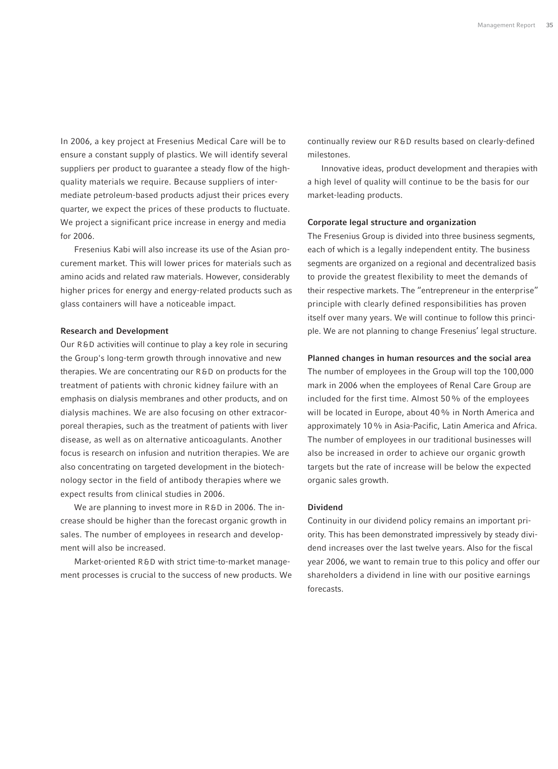In 2006, a key project at Fresenius Medical Care will be to ensure a constant supply of plastics. We will identify several suppliers per product to guarantee a steady flow of the high-quality materials we require. Because suppliers of intermediate petroleum-based products adjust their prices every quarter, we expect the prices of these products to fluctuate. We project a significant price increase in energy and media for 2006.

Fresenius Kabi will also increase its use of the Asian procurement market. This will lower prices for materials such as amino acids and related raw materials. However, considerably higher prices for energy and energy-related products such as glass containers will have a noticeable impact.

### Research and Development

Our R&D activities will continue to play a key role in securing the Group's long-term growth through innovative and new therapies. We are concentrating our R&D on products for the treatment of patients with chronic kidney failure with an emphasis on dialysis membranes and other products, and on dialysis machines. We are also focusing on other extracorporeal therapies, such as the treatment of patients with liver disease, as well as on alternative anticoagulants. Another focus is research on infusion and nutrition therapies. We are also concentrating on targeted development in the biotechnology sector in the field of antibody therapies where we expect results from clinical studies in 2006.

We are planning to invest more in R&D in 2006. The increase should be higher than the forecast organic growth in sales. The number of employees in research and development will also be increased.

Market-oriented R&D with strict time-to-market management processes is crucial to the success of new products. We continually review our R&D results based on clearly-defined milestones.

Innovative ideas, product development and therapies with a high level of quality will continue to be the basis for our market-leading products.

### Corporate legal structure and organization

The Fresenius Group is divided into three business segments, each of which is a legally independent entity. The business segments are organized on a regional and decentralized basis to provide the greatest flexibility to meet the demands of their respective markets. The "entrepreneur in the enterprise" principle with clearly defined responsibilities has proven itself over many years. We will continue to follow this principle. We are not planning to change Fresenius' legal structure.

### Planned changes in human resources and the social area

The number of employees in the Group will top the 100,000 mark in 2006 when the employees of Renal Care Group are included for the first time. Almost 50 % of the employees will be located in Europe, about 40 % in North America and approximately 10 % in Asia-Pacific, Latin America and Africa. The number of employees in our traditional businesses will also be increased in order to achieve our organic growth targets but the rate of increase will be below the expected organic sales growth.

### Dividend

Continuity in our dividend policy remains an important priority. This has been demonstrated impressively by steady dividend increases over the last twelve years. Also for the fiscal year 2006, we want to remain true to this policy and offer our shareholders a dividend in line with our positive earnings forecasts.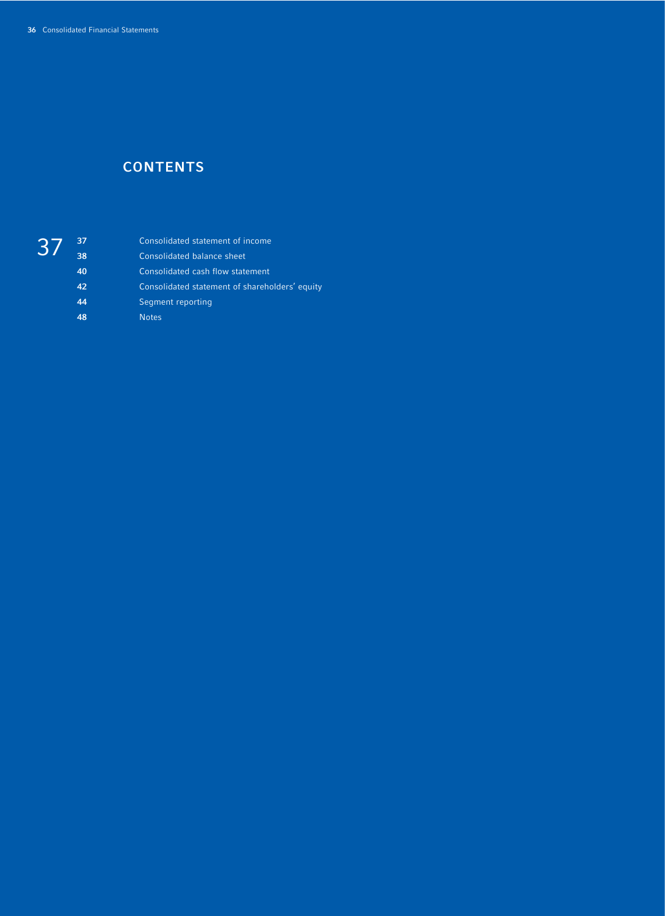# CONTENTS

| | |
|---|---|
| 37 | Consolidated statement of income |
| 38 | Consolidated balance sheet |
| 40 | Consolidated cash flow statement |
| 42 | Consolidated statement of shareholders' equity |
| 44 | Segment reporting |
| 48 | Notes |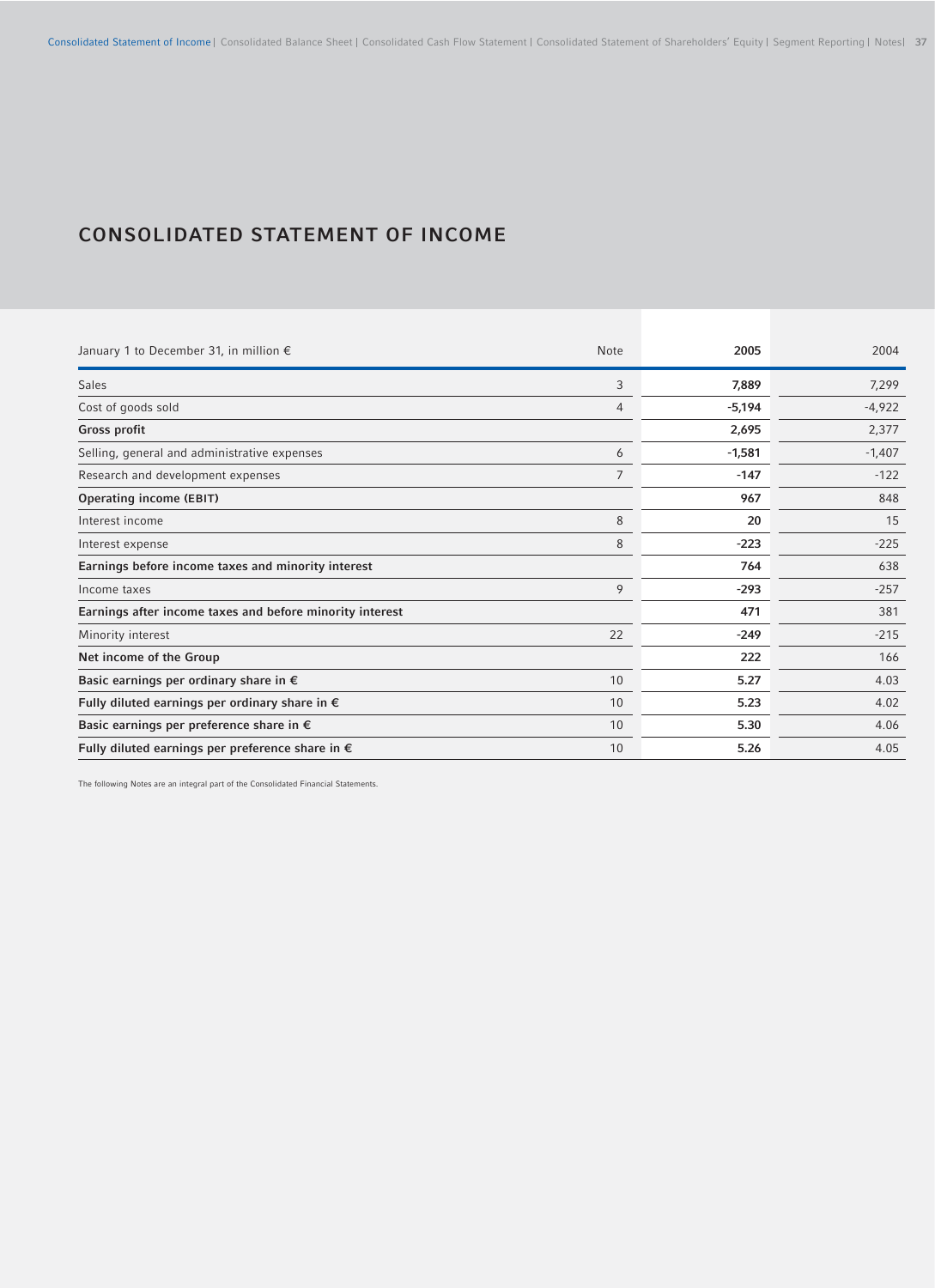# CONSOLIDATED STATEMENT OF INCOME

| January 1 to December 31, in million € | Note | 2005 | 2004 |
|---|---|---|---|
| Sales | 3 | **7,889** | 7,299 |
| Cost of goods sold | 4 | **-5,194** | -4,922 |
| **Gross profit** | | **2,695** | 2,377 |
| Selling, general and administrative expenses | 6 | **-1,581** | -1,407 |
| Research and development expenses | 7 | **-147** | -122 |
| **Operating income (EBIT)** | | **967** | 848 |
| Interest income | 8 | **20** | 15 |
| Interest expense | 8 | **-223** | -225 |
| **Earnings before income taxes and minority interest** | | **764** | 638 |
| Income taxes | 9 | **-293** | -257 |
| **Earnings after income taxes and before minority interest** | | **471** | 381 |
| Minority interest | 22 | **-249** | -215 |
| **Net income of the Group** | | **222** | 166 |
| **Basic earnings per ordinary share in €** | 10 | **5.27** | 4.03 |
| **Fully diluted earnings per ordinary share in €** | 10 | **5.23** | 4.02 |
| **Basic earnings per preference share in €** | 10 | **5.30** | 4.06 |
| **Fully diluted earnings per preference share in €** | 10 | **5.26** | 4.05 |

The following Notes are an integral part of the Consolidated Financial Statements.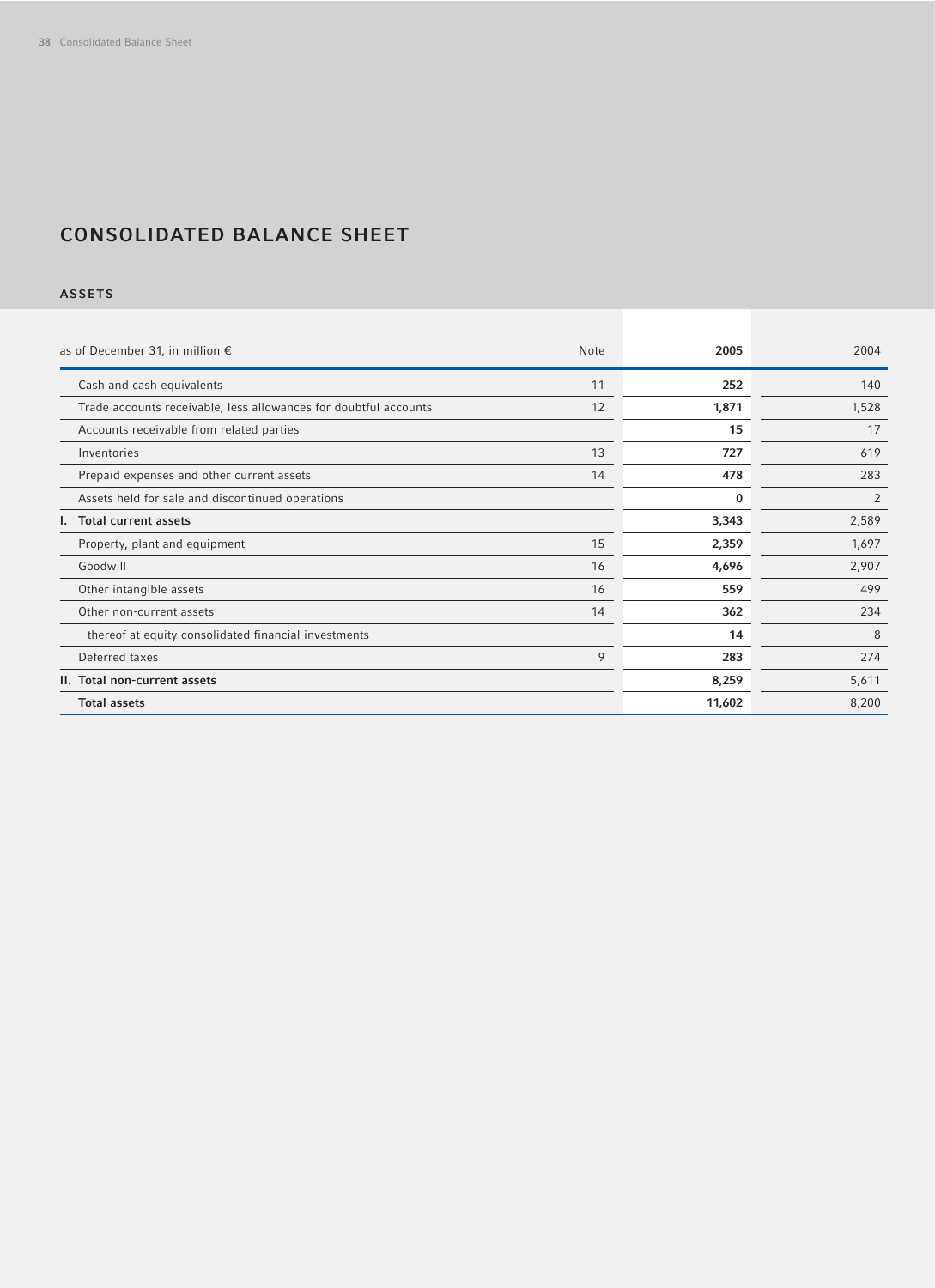# CONSOLIDATED BALANCE SHEET

## ASSETS

| as of December 31, in million € | Note | 2005 | 2004 |
|---|---|---|---|
| Cash and cash equivalents | 11 | **252** | 140 |
| Trade accounts receivable, less allowances for doubtful accounts | 12 | **1,871** | 1,528 |
| Accounts receivable from related parties | | **15** | 17 |
| Inventories | 13 | **727** | 619 |
| Prepaid expenses and other current assets | 14 | **478** | 283 |
| Assets held for sale and discontinued operations | | **0** | 2 |
| **I. Total current assets** | | **3,343** | 2,589 |
| Property, plant and equipment | 15 | **2,359** | 1,697 |
| Goodwill | 16 | **4,696** | 2,907 |
| Other intangible assets | 16 | **559** | 499 |
| Other non-current assets | 14 | **362** | 234 |
| thereof at equity consolidated financial investments | | **14** | 8 |
| Deferred taxes | 9 | **283** | 274 |
| **II. Total non-current assets** | | **8,259** | 5,611 |
| **Total assets** | | **11,602** | 8,200 |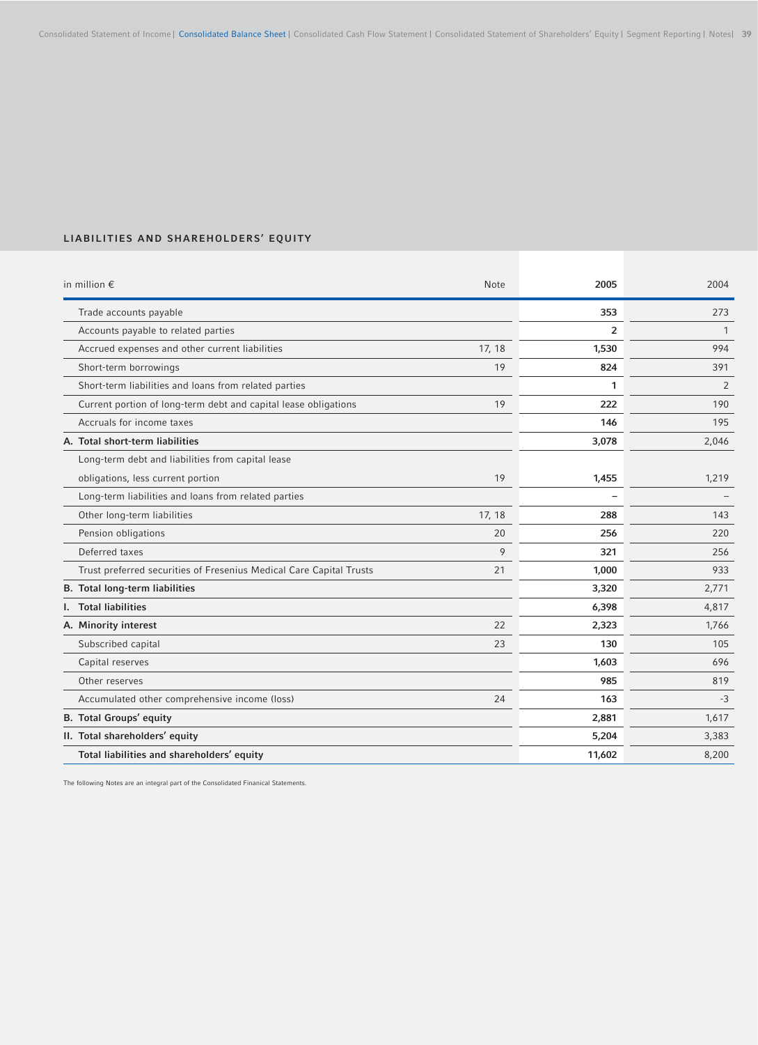## LIABILITIES AND SHAREHOLDERS' EQUITY

| in million € | Note | 2005 | 2004 |
|---|---|---|---|
| Trade accounts payable | | **353** | 273 |
| Accounts payable to related parties | | **2** | 1 |
| Accrued expenses and other current liabilities | 17, 18 | **1,530** | 994 |
| Short-term borrowings | 19 | **824** | 391 |
| Short-term liabilities and loans from related parties | | **1** | 2 |
| Current portion of long-term debt and capital lease obligations | 19 | **222** | 190 |
| Accruals for income taxes | | **146** | 195 |
| **A. Total short-term liabilities** | | **3,078** | 2,046 |
| Long-term debt and liabilities from capital lease obligations, less current portion | 19 | **1,455** | 1,219 |
| Long-term liabilities and loans from related parties | | **–** | – |
| Other long-term liabilities | 17, 18 | **288** | 143 |
| Pension obligations | 20 | **256** | 220 |
| Deferred taxes | 9 | **321** | 256 |
| Trust preferred securities of Fresenius Medical Care Capital Trusts | 21 | **1,000** | 933 |
| **B. Total long-term liabilities** | | **3,320** | 2,771 |
| **I. Total liabilities** | | **6,398** | 4,817 |
| **A. Minority interest** | 22 | **2,323** | 1,766 |
| Subscribed capital | 23 | **130** | 105 |
| Capital reserves | | **1,603** | 696 |
| Other reserves | | **985** | 819 |
| Accumulated other comprehensive income (loss) | 24 | **163** | -3 |
| **B. Total Groups' equity** | | **2,881** | 1,617 |
| **II. Total shareholders' equity** | | **5,204** | 3,383 |
| **Total liabilities and shareholders' equity** | | **11,602** | 8,200 |

The following Notes are an integral part of the Consolidated Finanical Statements.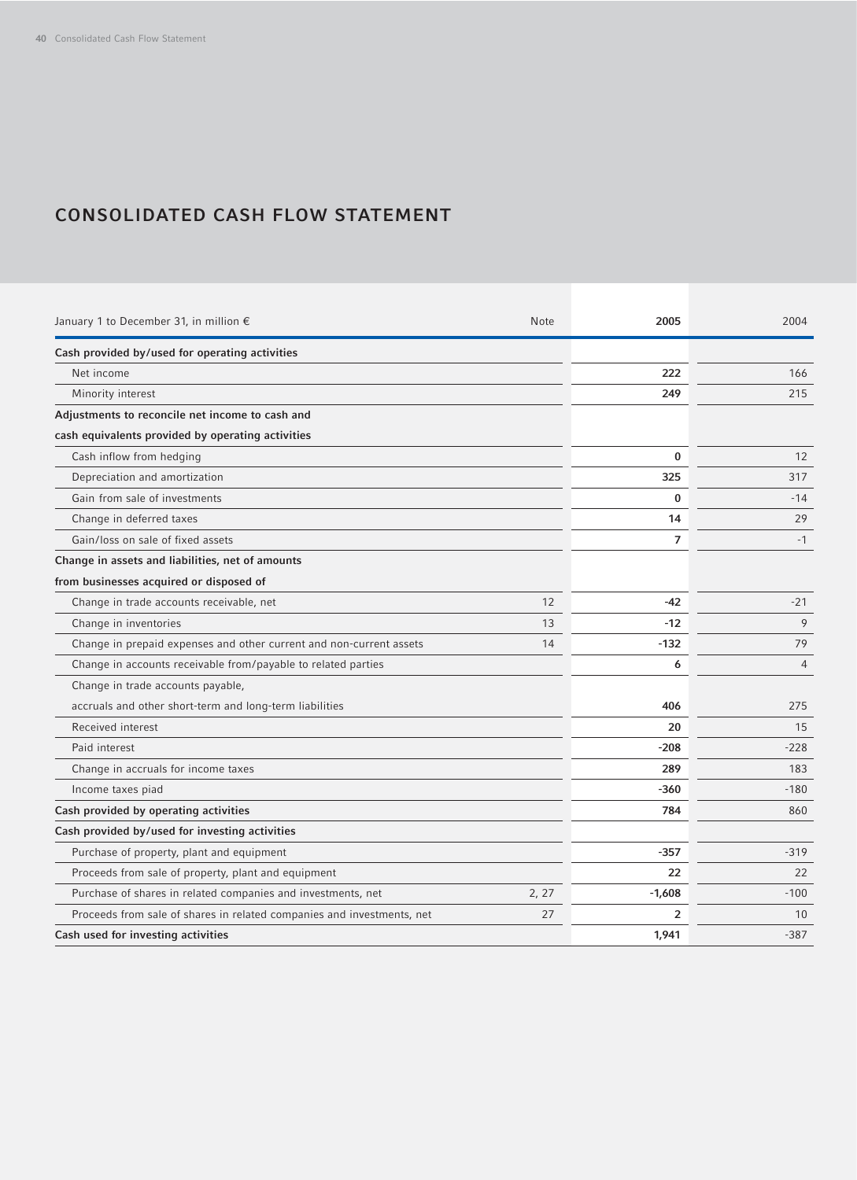# CONSOLIDATED CASH FLOW STATEMENT

| January 1 to December 31, in million € | Note | 2005 | 2004 |
|---|---|---|---|
| **Cash provided by/used for operating activities** | | | |
| Net income | | **222** | 166 |
| Minority interest | | **249** | 215 |
| **Adjustments to reconcile net income to cash and cash equivalents provided by operating activities** | | | |
| Cash inflow from hedging | | **0** | 12 |
| Depreciation and amortization | | **325** | 317 |
| Gain from sale of investments | | **0** | -14 |
| Change in deferred taxes | | **14** | 29 |
| Gain/loss on sale of fixed assets | | **7** | -1 |
| **Change in assets and liabilities, net of amounts from businesses acquired or disposed of** | | | |
| Change in trade accounts receivable, net | 12 | **-42** | -21 |
| Change in inventories | 13 | **-12** | 9 |
| Change in prepaid expenses and other current and non-current assets | 14 | **-132** | 79 |
| Change in accounts receivable from/payable to related parties | | **6** | 4 |
| Change in trade accounts payable, accruals and other short-term and long-term liabilities | | **406** | 275 |
| Received interest | | **20** | 15 |
| Paid interest | | **-208** | -228 |
| Change in accruals for income taxes | | **289** | 183 |
| Income taxes piad | | **-360** | -180 |
| **Cash provided by operating activities** | | **784** | 860 |
| **Cash provided by/used for investing activities** | | | |
| Purchase of property, plant and equipment | | **-357** | -319 |
| Proceeds from sale of property, plant and equipment | | **22** | 22 |
| Purchase of shares in related companies and investments, net | 2, 27 | **-1,608** | -100 |
| Proceeds from sale of shares in related companies and investments, net | 27 | **2** | 10 |
| **Cash used for investing activities** | | **1,941** | -387 |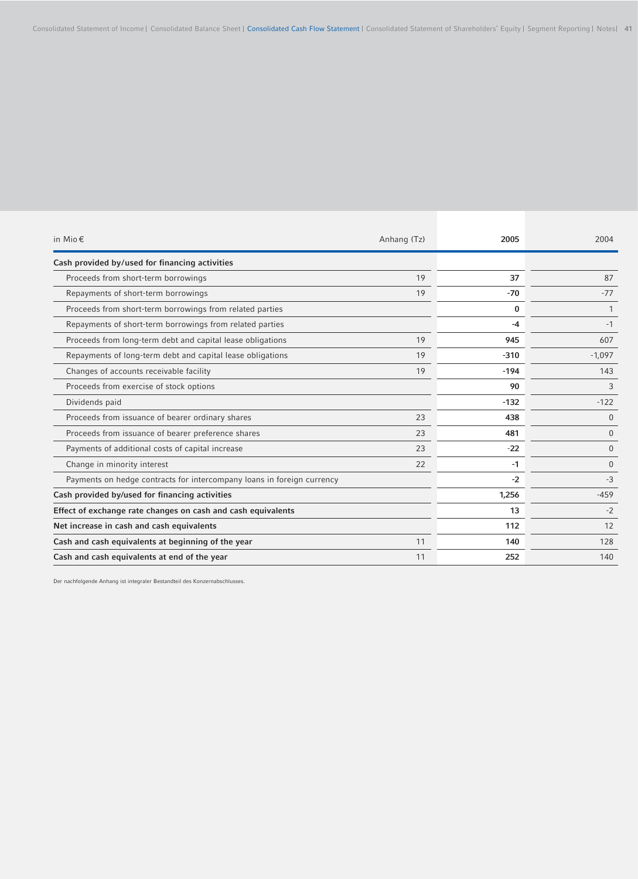| in Mio € | Anhang (Tz) | 2005 | 2004 |
|---|---|---|---|
| **Cash provided by/used for financing activities** | | | |
| Proceeds from short-term borrowings | 19 | **37** | 87 |
| Repayments of short-term borrowings | 19 | **-70** | -77 |
| Proceeds from short-term borrowings from related parties | | **0** | 1 |
| Repayments of short-term borrowings from related parties | | **-4** | -1 |
| Proceeds from long-term debt and capital lease obligations | 19 | **945** | 607 |
| Repayments of long-term debt and capital lease obligations | 19 | **-310** | -1,097 |
| Changes of accounts receivable facility | 19 | **-194** | 143 |
| Proceeds from exercise of stock options | | **90** | 3 |
| Dividends paid | | **-132** | -122 |
| Proceeds from issuance of bearer ordinary shares | 23 | **438** | 0 |
| Proceeds from issuance of bearer preference shares | 23 | **481** | 0 |
| Payments of additional costs of capital increase | 23 | **-22** | 0 |
| Change in minority interest | 22 | **-1** | 0 |
| Payments on hedge contracts for intercompany loans in foreign currency | | **-2** | -3 |
| **Cash provided by/used for financing activities** | | **1,256** | -459 |
| **Effect of exchange rate changes on cash and cash equivalents** | | **13** | -2 |
| **Net increase in cash and cash equivalents** | | **112** | 12 |
| **Cash and cash equivalents at beginning of the year** | 11 | **140** | 128 |
| **Cash and cash equivalents at end of the year** | 11 | **252** | 140 |

Der nachfolgende Anhang ist integraler Bestandteil des Konzernabschlusses.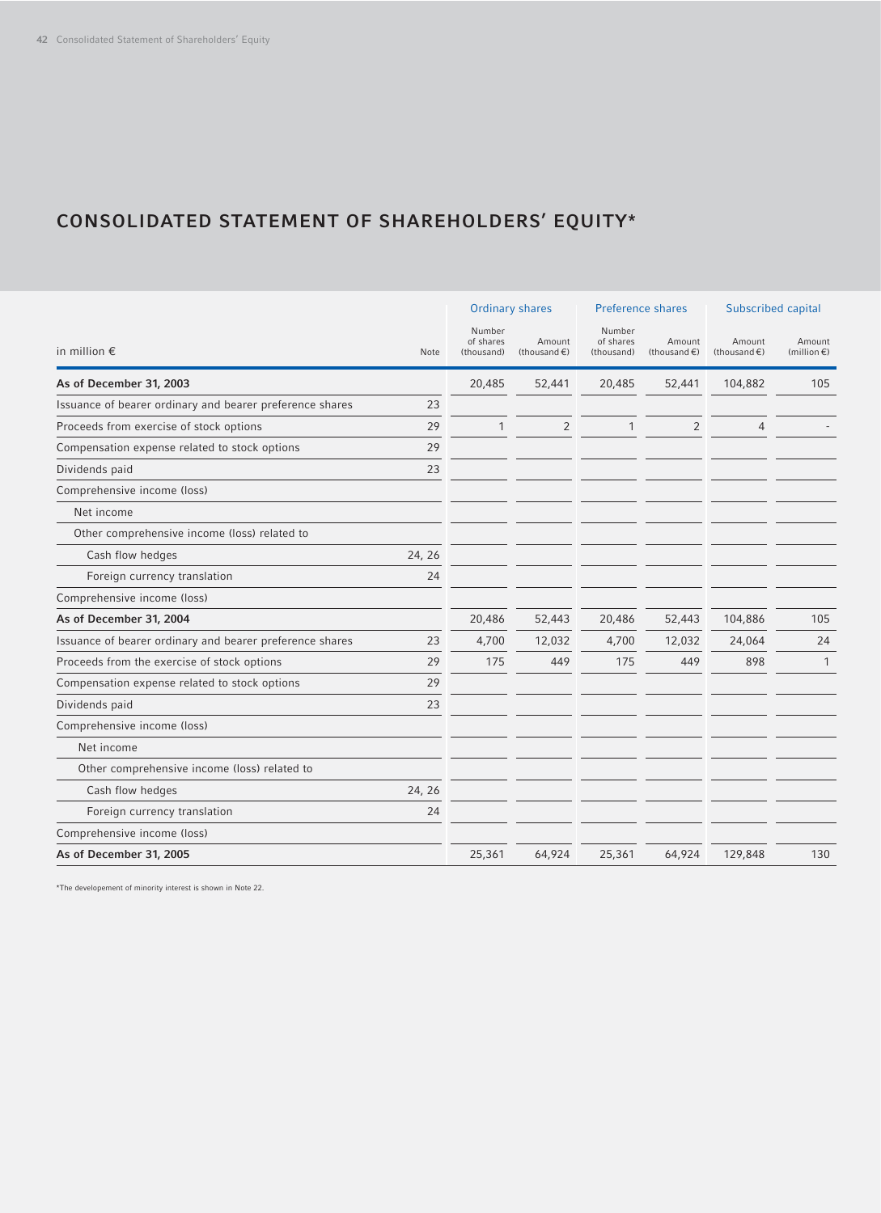# CONSOLIDATED STATEMENT OF SHAREHOLDERS' EQUITY*

| in million € | Note | Ordinary shares | | Preference shares | | Subscribed capital | |
|---|---|---|---|---|---|---|---|
| | | Number of shares (thousand) | Amount (thousand €) | Number of shares (thousand) | Amount (thousand €) | Amount (thousand €) | Amount (million €) |
| **As of December 31, 2003** | | 20,485 | 52,441 | 20,485 | 52,441 | 104,882 | 105 |
| Issuance of bearer ordinary and bearer preference shares | 23 | | | | | | |
| Proceeds from exercise of stock options | 29 | 1 | 2 | 1 | 2 | 4 | - |
| Compensation expense related to stock options | 29 | | | | | | |
| Dividends paid | 23 | | | | | | |
| Comprehensive income (loss) | | | | | | | |
| Net income | | | | | | | |
| Other comprehensive income (loss) related to | | | | | | | |
| Cash flow hedges | 24, 26 | | | | | | |
| Foreign currency translation | 24 | | | | | | |
| Comprehensive income (loss) | | | | | | | |
| **As of December 31, 2004** | | 20,486 | 52,443 | 20,486 | 52,443 | 104,886 | 105 |
| Issuance of bearer ordinary and bearer preference shares | 23 | 4,700 | 12,032 | 4,700 | 12,032 | 24,064 | 24 |
| Proceeds from the exercise of stock options | 29 | 175 | 449 | 175 | 449 | 898 | 1 |
| Compensation expense related to stock options | 29 | | | | | | |
| Dividends paid | 23 | | | | | | |
| Comprehensive income (loss) | | | | | | | |
| Net income | | | | | | | |
| Other comprehensive income (loss) related to | | | | | | | |
| Cash flow hedges | 24, 26 | | | | | | |
| Foreign currency translation | 24 | | | | | | |
| Comprehensive income (loss) | | | | | | | |
| **As of December 31, 2005** | | 25,361 | 64,924 | 25,361 | 64,924 | 129,848 | 130 |

*The developement of minority interest is shown in Note 22.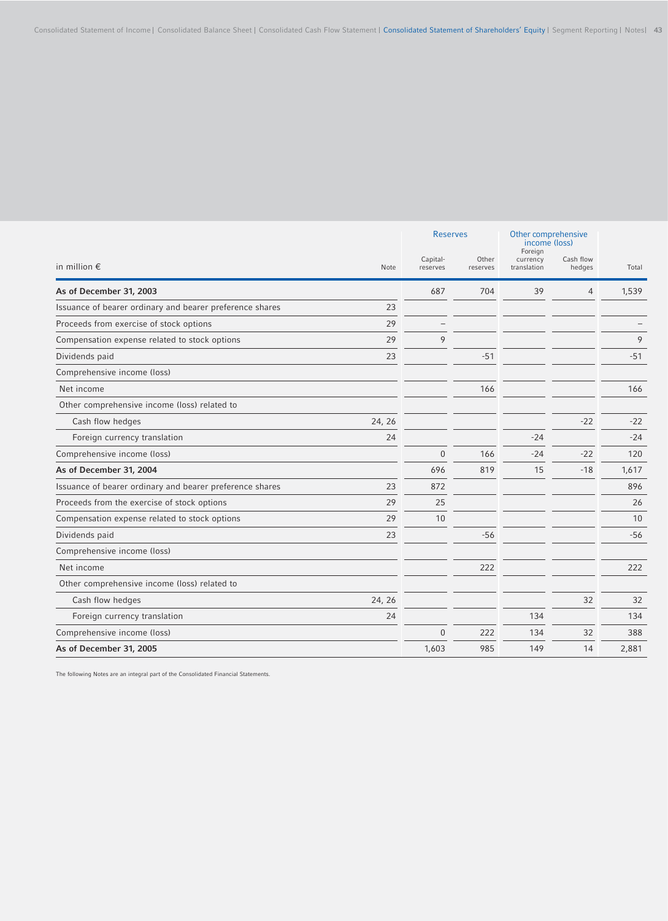| in million € | Note | Reserves | | Other comprehensive income (loss) | | Total |
|---|---|---|---|---|---|---|
| | | Capital-reserves | Other reserves | Foreign currency translation | Cash flow hedges | |
| **As of December 31, 2003** | | 687 | 704 | 39 | 4 | 1,539 |
| Issuance of bearer ordinary and bearer preference shares | 23 | | | | | |
| Proceeds from exercise of stock options | 29 | – | | | | – |
| Compensation expense related to stock options | 29 | 9 | | | | 9 |
| Dividends paid | 23 | | -51 | | | -51 |
| Comprehensive income (loss) | | | | | | |
| Net income | | | 166 | | | 166 |
| Other comprehensive income (loss) related to | | | | | | |
| Cash flow hedges | 24, 26 | | | | -22 | -22 |
| Foreign currency translation | 24 | | | -24 | | -24 |
| Comprehensive income (loss) | | 0 | 166 | -24 | -22 | 120 |
| **As of December 31, 2004** | | 696 | 819 | 15 | -18 | 1,617 |
| Issuance of bearer ordinary and bearer preference shares | 23 | 872 | | | | 896 |
| Proceeds from the exercise of stock options | 29 | 25 | | | | 26 |
| Compensation expense related to stock options | 29 | 10 | | | | 10 |
| Dividends paid | 23 | | -56 | | | -56 |
| Comprehensive income (loss) | | | | | | |
| Net income | | | 222 | | | 222 |
| Other comprehensive income (loss) related to | | | | | | |
| Cash flow hedges | 24, 26 | | | | 32 | 32 |
| Foreign currency translation | 24 | | | 134 | | 134 |
| Comprehensive income (loss) | | 0 | 222 | 134 | 32 | 388 |
| **As of December 31, 2005** | | 1,603 | 985 | 149 | 14 | 2,881 |

The following Notes are an integral part of the Consolidated Financial Statements.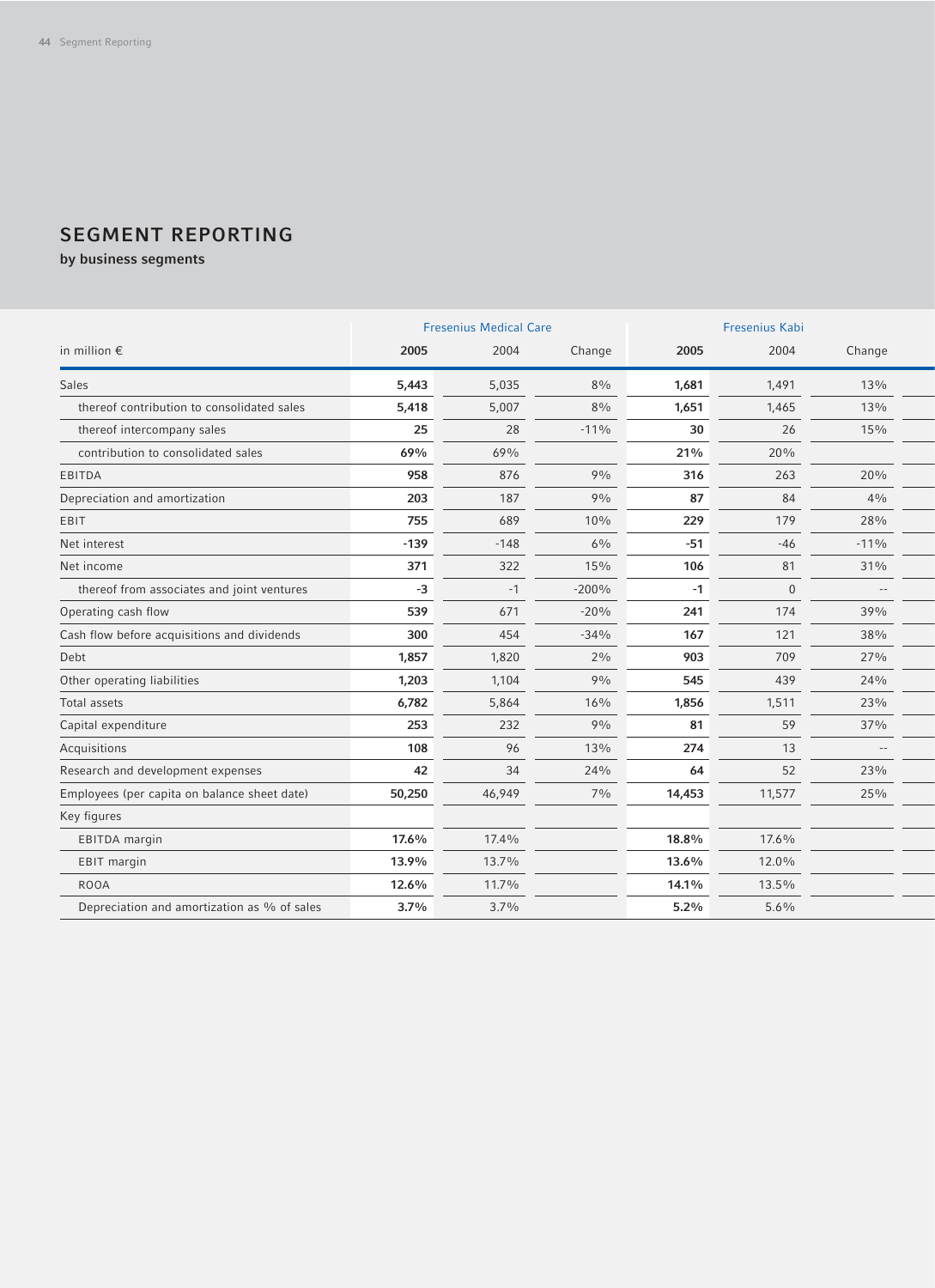# SEGMENT REPORTING

**by business segments**

| in million € | Fresenius Medical Care | | | Fresenius Kabi | | |
|---|---|---|---|---|---|---|
| | **2005** | 2004 | Change | **2005** | 2004 | Change |
| Sales | **5,443** | 5,035 | 8% | **1,681** | 1,491 | 13% |
| thereof contribution to consolidated sales | **5,418** | 5,007 | 8% | **1,651** | 1,465 | 13% |
| thereof intercompany sales | **25** | 28 | -11% | **30** | 26 | 15% |
| contribution to consolidated sales | **69%** | 69% | | **21%** | 20% | |
| EBITDA | **958** | 876 | 9% | **316** | 263 | 20% |
| Depreciation and amortization | **203** | 187 | 9% | **87** | 84 | 4% |
| EBIT | **755** | 689 | 10% | **229** | 179 | 28% |
| Net interest | **-139** | -148 | 6% | **-51** | -46 | -11% |
| Net income | **371** | 322 | 15% | **106** | 81 | 31% |
| thereof from associates and joint ventures | **-3** | -1 | -200% | **-1** | 0 | -- |
| Operating cash flow | **539** | 671 | -20% | **241** | 174 | 39% |
| Cash flow before acquisitions and dividends | **300** | 454 | -34% | **167** | 121 | 38% |
| Debt | **1,857** | 1,820 | 2% | **903** | 709 | 27% |
| Other operating liabilities | **1,203** | 1,104 | 9% | **545** | 439 | 24% |
| Total assets | **6,782** | 5,864 | 16% | **1,856** | 1,511 | 23% |
| Capital expenditure | **253** | 232 | 9% | **81** | 59 | 37% |
| Acquisitions | **108** | 96 | 13% | **274** | 13 | -- |
| Research and development expenses | **42** | 34 | 24% | **64** | 52 | 23% |
| Employees (per capita on balance sheet date) | **50,250** | 46,949 | 7% | **14,453** | 11,577 | 25% |
| Key figures | | | | | | |
| EBITDA margin | **17.6%** | 17.4% | | **18.8%** | 17.6% | |
| EBIT margin | **13.9%** | 13.7% | | **13.6%** | 12.0% | |
| ROOA | **12.6%** | 11.7% | | **14.1%** | 13.5% | |
| Depreciation and amortization as % of sales | **3.7%** | 3.7% | | **5.2%** | 5.6% | |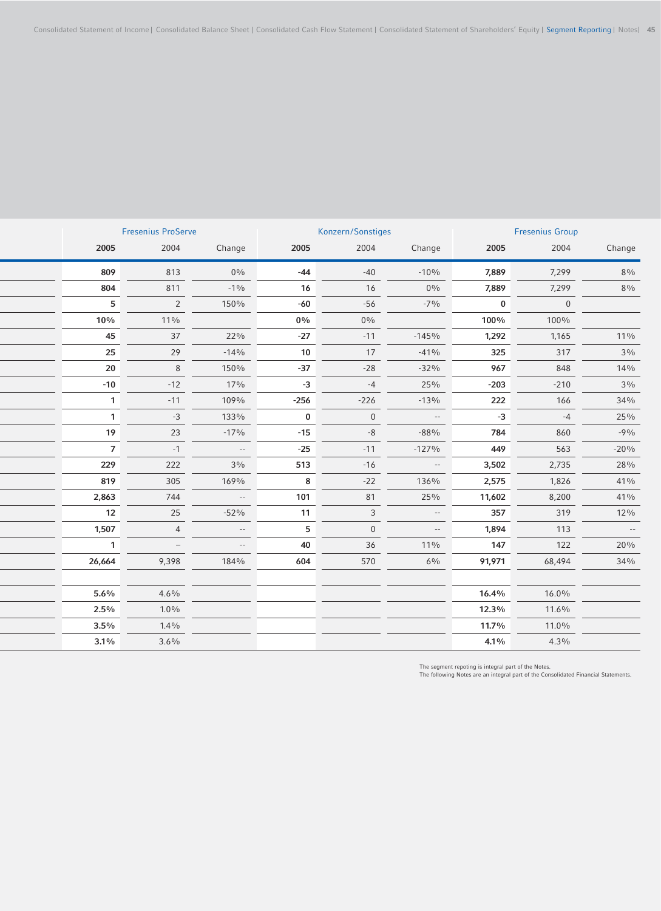| Fresenius ProServe | | | Konzern/Sonstiges | | | Fresenius Group | | |
|---|---|---|---|---|---|---|---|---|
| 2005 | 2004 | Change | 2005 | 2004 | Change | 2005 | 2004 | Change |
| **809** | 813 | 0% | **-44** | -40 | -10% | **7,889** | 7,299 | 8% |
| **804** | 811 | -1% | **16** | 16 | 0% | **7,889** | 7,299 | 8% |
| **5** | 2 | 150% | **-60** | -56 | -7% | **0** | 0 | |
| **10%** | 11% | | **0%** | 0% | | **100%** | 100% | |
| **45** | 37 | 22% | **-27** | -11 | -145% | **1,292** | 1,165 | 11% |
| **25** | 29 | -14% | **10** | 17 | -41% | **325** | 317 | 3% |
| **20** | 8 | 150% | **-37** | -28 | -32% | **967** | 848 | 14% |
| **-10** | -12 | 17% | **-3** | -4 | 25% | **-203** | -210 | 3% |
| **1** | -11 | 109% | **-256** | -226 | -13% | **222** | 166 | 34% |
| **1** | -3 | 133% | **0** | 0 | -- | **-3** | -4 | 25% |
| **19** | 23 | -17% | **-15** | -8 | -88% | **784** | 860 | -9% |
| **7** | -1 | -- | **-25** | -11 | -127% | **449** | 563 | -20% |
| **229** | 222 | 3% | **513** | -16 | -- | **3,502** | 2,735 | 28% |
| **819** | 305 | 169% | **8** | -22 | 136% | **2,575** | 1,826 | 41% |
| **2,863** | 744 | -- | **101** | 81 | 25% | **11,602** | 8,200 | 41% |
| **12** | 25 | -52% | **11** | 3 | -- | **357** | 319 | 12% |
| **1,507** | 4 | -- | **5** | 0 | -- | **1,894** | 113 | -- |
| **1** | – | -- | **40** | 36 | 11% | **147** | 122 | 20% |
| **26,664** | 9,398 | 184% | **604** | 570 | 6% | **91,971** | 68,494 | 34% |
| | | | | | | | | |
| **5.6%** | 4.6% | | | | | **16.4%** | 16.0% | |
| **2.5%** | 1.0% | | | | | **12.3%** | 11.6% | |
| **3.5%** | 1.4% | | | | | **11.7%** | 11.0% | |
| **3.1%** | 3.6% | | | | | **4.1%** | 4.3% | |

The segment repoting is integral part of the Notes.
The following Notes are an integral part of the Consolidated Financial Statements.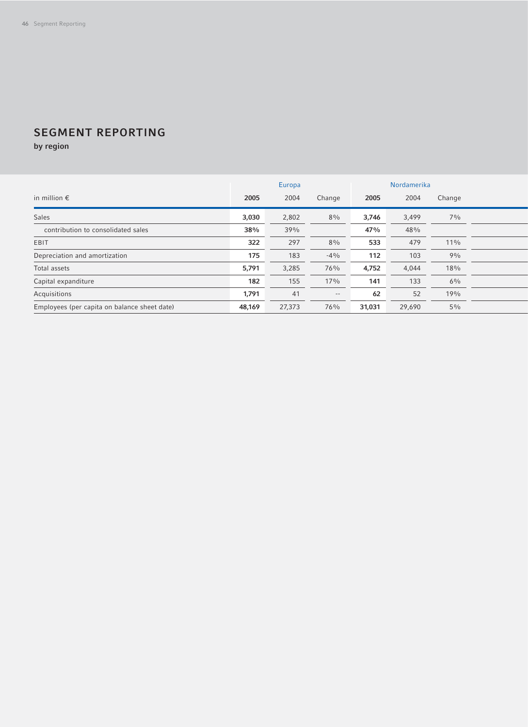# SEGMENT REPORTING

**by region**

| in million € | Europa | | | Nordamerika | | |
|---|---|---|---|---|---|---|
| | **2005** | 2004 | Change | **2005** | 2004 | Change |
| Sales | **3,030** | 2,802 | 8% | **3,746** | 3,499 | 7% |
| contribution to consolidated sales | **38%** | 39% | | **47%** | 48% | |
| EBIT | **322** | 297 | 8% | **533** | 479 | 11% |
| Depreciation and amortization | **175** | 183 | -4% | **112** | 103 | 9% |
| Total assets | **5,791** | 3,285 | 76% | **4,752** | 4,044 | 18% |
| Capital expanditure | **182** | 155 | 17% | **141** | 133 | 6% |
| Acquisitions | **1,791** | 41 | -- | **62** | 52 | 19% |
| Employees (per capita on balance sheet date) | **48,169** | 27,373 | 76% | **31,031** | 29,690 | 5% |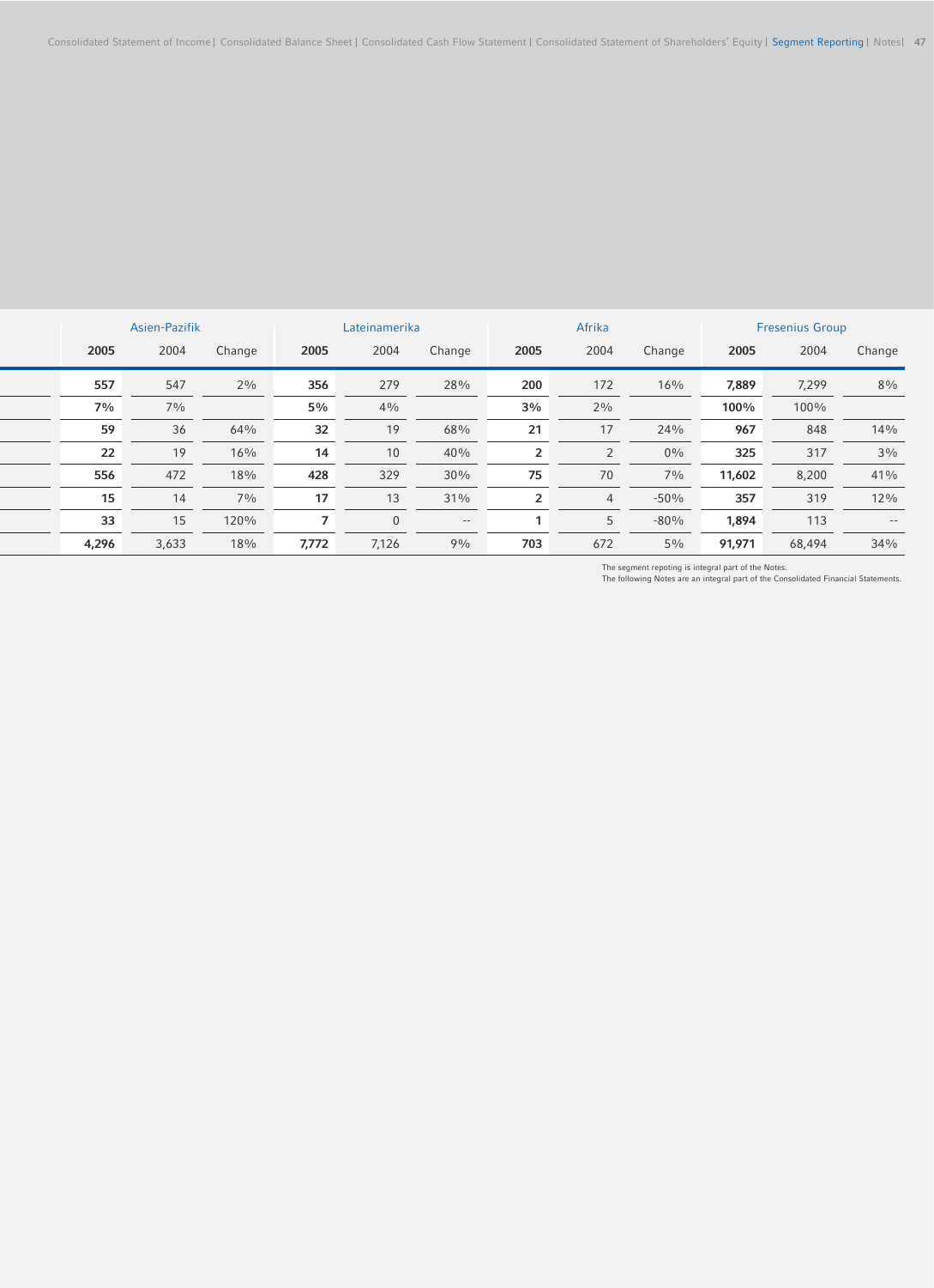| Asien-Pazifik | | | Lateinamerika | | | Afrika | | | Fresenius Group | | |
|---|---|---|---|---|---|---|---|---|---|---|---|
| **2005** | 2004 | Change | **2005** | 2004 | Change | **2005** | 2004 | Change | **2005** | 2004 | Change |
| **557** | 547 | 2% | **356** | 279 | 28% | **200** | 172 | 16% | **7,889** | 7,299 | 8% |
| **7%** | 7% | | **5%** | 4% | | **3%** | 2% | | **100%** | 100% | |
| **59** | 36 | 64% | **32** | 19 | 68% | **21** | 17 | 24% | **967** | 848 | 14% |
| **22** | 19 | 16% | **14** | 10 | 40% | **2** | 2 | 0% | **325** | 317 | 3% |
| **556** | 472 | 18% | **428** | 329 | 30% | **75** | 70 | 7% | **11,602** | 8,200 | 41% |
| **15** | 14 | 7% | **17** | 13 | 31% | **2** | 4 | -50% | **357** | 319 | 12% |
| **33** | 15 | 120% | **7** | 0 | -- | **1** | 5 | -80% | **1,894** | 113 | -- |
| **4,296** | 3,633 | 18% | **7,772** | 7,126 | 9% | **703** | 672 | 5% | **91,971** | 68,494 | 34% |

The segment repoting is integral part of the Notes.
The following Notes are an integral part of the Consolidated Financial Statements.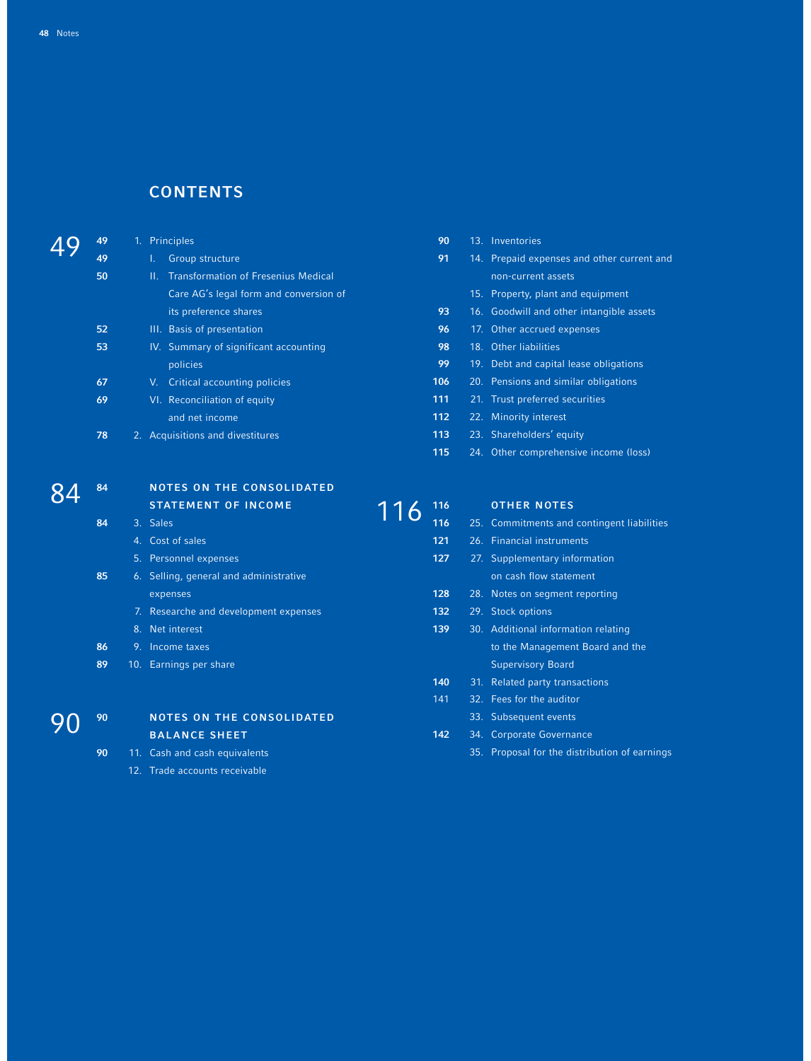## CONTENTS

**49**

- **49** 1. Principles
- **49** I. Group structure
- **50** II. Transformation of Fresenius Medical Care AG's legal form and conversion of its preference shares
- **52** III. Basis of presentation
- **53** IV. Summary of significant accounting policies
- **67** V. Critical accounting policies
- **69** VI. Reconciliation of equity and net income
- **78** 2. Acquisitions and divestitures

**84**

- **84** **NOTES ON THE CONSOLIDATED STATEMENT OF INCOME**
- **84** 3. Sales
- 4. Cost of sales
- 5. Personnel expenses
- **85** 6. Selling, general and administrative expenses
- 7. Researche and development expenses
- 8. Net interest
- **86** 9. Income taxes
- **89** 10. Earnings per share

**90**

- **90** **NOTES ON THE CONSOLIDATED BALANCE SHEET**
- **90** 11. Cash and cash equivalents
- 12. Trade accounts receivable
- **90** 13. Inventories
- **91** 14. Prepaid expenses and other current and non-current assets
- 15. Property, plant and equipment
- **93** 16. Goodwill and other intangible assets
- **96** 17. Other accrued expenses
- **98** 18. Other liabilities
- **99** 19. Debt and capital lease obligations
- **106** 20. Pensions and similar obligations
- **111** 21. Trust preferred securities
- **112** 22. Minority interest
- **113** 23. Shareholders' equity
- **115** 24. Other comprehensive income (loss)

**116**

- **116** **OTHER NOTES**
- **116** 25. Commitments and contingent liabilities
- **121** 26. Financial instruments
- **127** 27. Supplementary information on cash flow statement
- **128** 28. Notes on segment reporting
- **132** 29. Stock options
- **139** 30. Additional information relating to the Management Board and the Supervisory Board
- **140** 31. Related party transactions
- 141 32. Fees for the auditor
- 33. Subsequent events
- **142** 34. Corporate Governance
- 35. Proposal for the distribution of earnings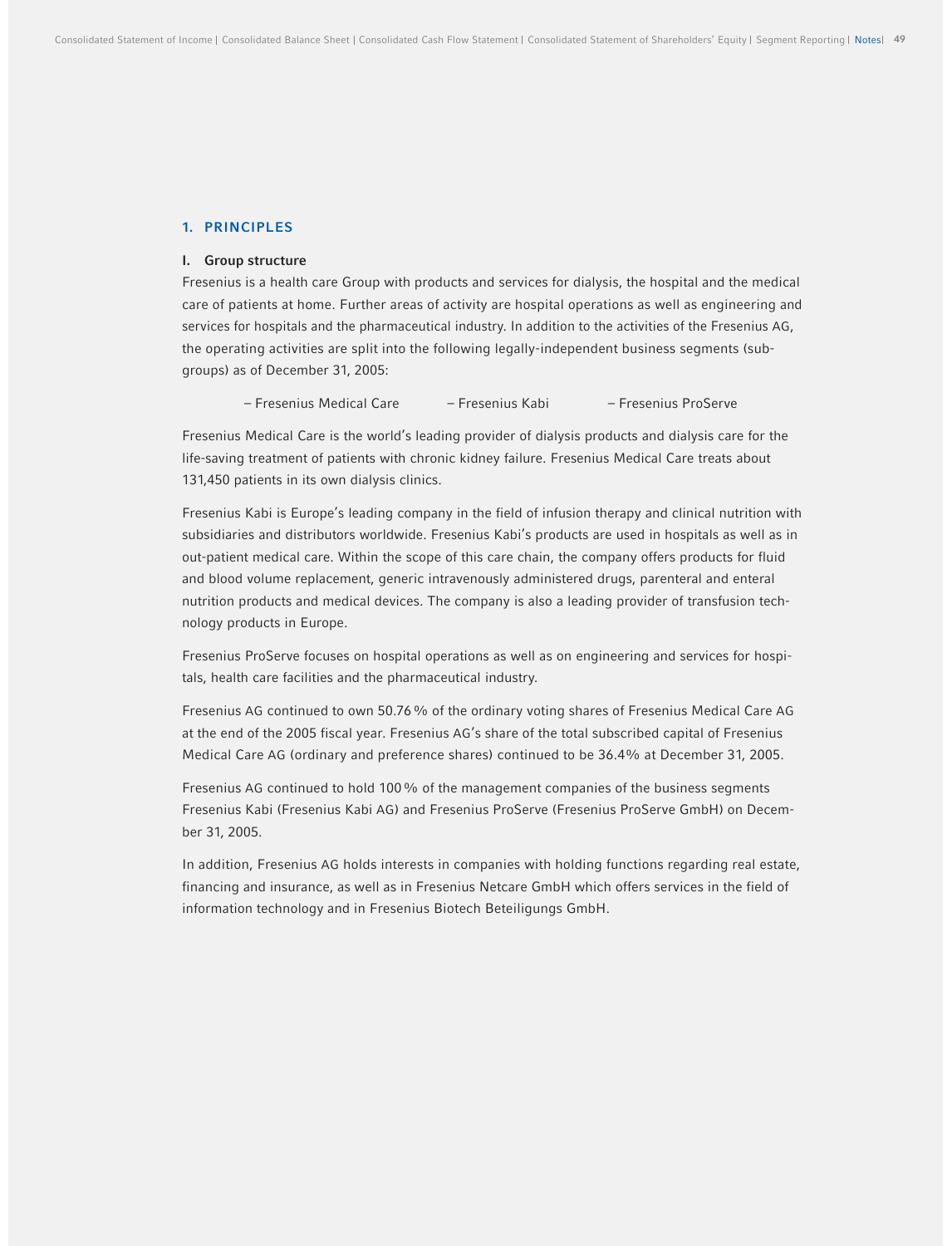## 1. PRINCIPLES

### I. Group structure

Fresenius is a health care Group with products and services for dialysis, the hospital and the medical care of patients at home. Further areas of activity are hospital operations as well as engineering and services for hospitals and the pharmaceutical industry. In addition to the activities of the Fresenius AG, the operating activities are split into the following legally-independent business segments (sub-groups) as of December 31, 2005:

- Fresenius Medical Care
- Fresenius Kabi
- Fresenius ProServe

Fresenius Medical Care is the world's leading provider of dialysis products and dialysis care for the life-saving treatment of patients with chronic kidney failure. Fresenius Medical Care treats about 131,450 patients in its own dialysis clinics.

Fresenius Kabi is Europe's leading company in the field of infusion therapy and clinical nutrition with subsidiaries and distributors worldwide. Fresenius Kabi's products are used in hospitals as well as in out-patient medical care. Within the scope of this care chain, the company offers products for fluid and blood volume replacement, generic intravenously administered drugs, parenteral and enteral nutrition products and medical devices. The company is also a leading provider of transfusion technology products in Europe.

Fresenius ProServe focuses on hospital operations as well as on engineering and services for hospitals, health care facilities and the pharmaceutical industry.

Fresenius AG continued to own 50.76 % of the ordinary voting shares of Fresenius Medical Care AG at the end of the 2005 fiscal year. Fresenius AG's share of the total subscribed capital of Fresenius Medical Care AG (ordinary and preference shares) continued to be 36.4% at December 31, 2005.

Fresenius AG continued to hold 100 % of the management companies of the business segments Fresenius Kabi (Fresenius Kabi AG) and Fresenius ProServe (Fresenius ProServe GmbH) on December 31, 2005.

In addition, Fresenius AG holds interests in companies with holding functions regarding real estate, financing and insurance, as well as in Fresenius Netcare GmbH which offers services in the field of information technology and in Fresenius Biotech Beteiligungs GmbH.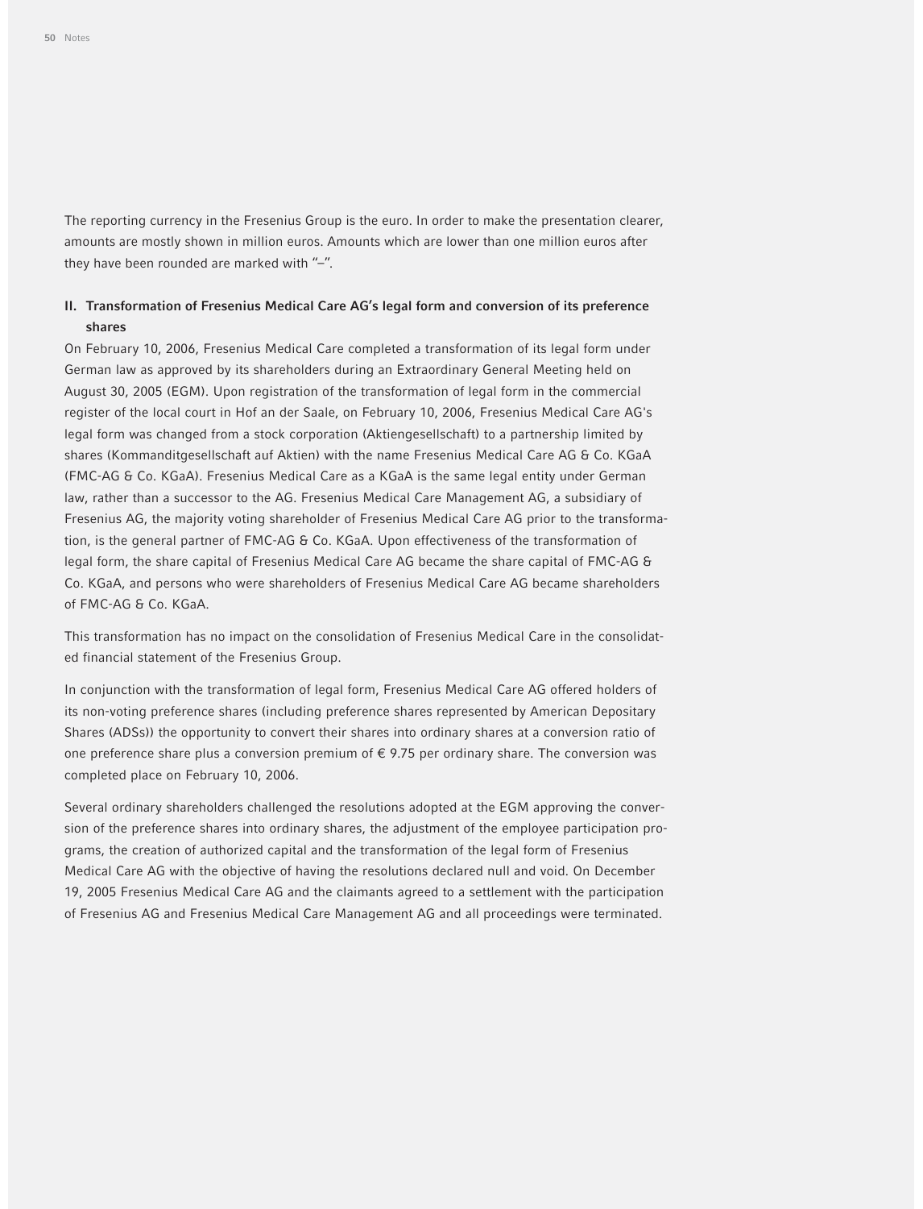The reporting currency in the Fresenius Group is the euro. In order to make the presentation clearer, amounts are mostly shown in million euros. Amounts which are lower than one million euros after they have been rounded are marked with "–".

## II. Transformation of Fresenius Medical Care AG's legal form and conversion of its preference shares

On February 10, 2006, Fresenius Medical Care completed a transformation of its legal form under German law as approved by its shareholders during an Extraordinary General Meeting held on August 30, 2005 (EGM). Upon registration of the transformation of legal form in the commercial register of the local court in Hof an der Saale, on February 10, 2006, Fresenius Medical Care AG's legal form was changed from a stock corporation (Aktiengesellschaft) to a partnership limited by shares (Kommanditgesellschaft auf Aktien) with the name Fresenius Medical Care AG & Co. KGaA (FMC-AG & Co. KGaA). Fresenius Medical Care as a KGaA is the same legal entity under German law, rather than a successor to the AG. Fresenius Medical Care Management AG, a subsidiary of Fresenius AG, the majority voting shareholder of Fresenius Medical Care AG prior to the transformation, is the general partner of FMC-AG & Co. KGaA. Upon effectiveness of the transformation of legal form, the share capital of Fresenius Medical Care AG became the share capital of FMC-AG & Co. KGaA, and persons who were shareholders of Fresenius Medical Care AG became shareholders of FMC-AG & Co. KGaA.

This transformation has no impact on the consolidation of Fresenius Medical Care in the consolidated financial statement of the Fresenius Group.

In conjunction with the transformation of legal form, Fresenius Medical Care AG offered holders of its non-voting preference shares (including preference shares represented by American Depositary Shares (ADSs)) the opportunity to convert their shares into ordinary shares at a conversion ratio of one preference share plus a conversion premium of € 9.75 per ordinary share. The conversion was completed place on February 10, 2006.

Several ordinary shareholders challenged the resolutions adopted at the EGM approving the conversion of the preference shares into ordinary shares, the adjustment of the employee participation programs, the creation of authorized capital and the transformation of the legal form of Fresenius Medical Care AG with the objective of having the resolutions declared null and void. On December 19, 2005 Fresenius Medical Care AG and the claimants agreed to a settlement with the participation of Fresenius AG and Fresenius Medical Care Management AG and all proceedings were terminated.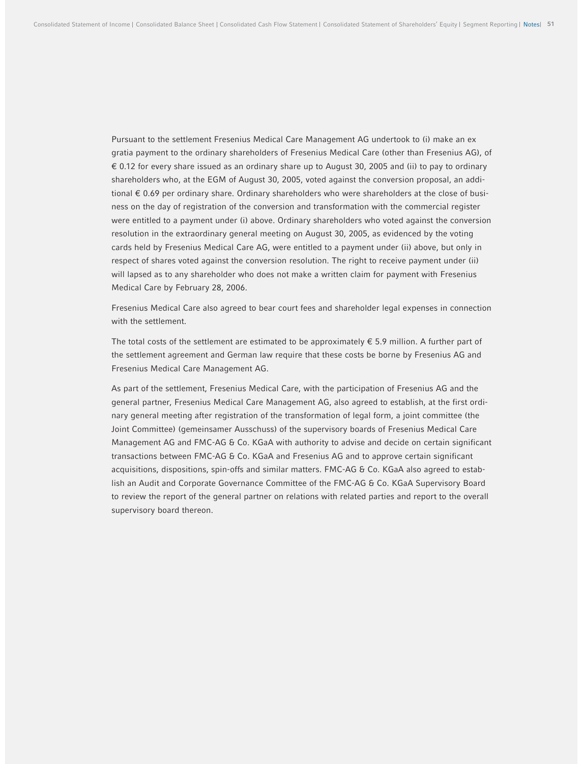Pursuant to the settlement Fresenius Medical Care Management AG undertook to (i) make an ex gratia payment to the ordinary shareholders of Fresenius Medical Care (other than Fresenius AG), of € 0.12 for every share issued as an ordinary share up to August 30, 2005 and (ii) to pay to ordinary shareholders who, at the EGM of August 30, 2005, voted against the conversion proposal, an additional € 0.69 per ordinary share. Ordinary shareholders who were shareholders at the close of business on the day of registration of the conversion and transformation with the commercial register were entitled to a payment under (i) above. Ordinary shareholders who voted against the conversion resolution in the extraordinary general meeting on August 30, 2005, as evidenced by the voting cards held by Fresenius Medical Care AG, were entitled to a payment under (ii) above, but only in respect of shares voted against the conversion resolution. The right to receive payment under (ii) will lapsed as to any shareholder who does not make a written claim for payment with Fresenius Medical Care by February 28, 2006.

Fresenius Medical Care also agreed to bear court fees and shareholder legal expenses in connection with the settlement.

The total costs of the settlement are estimated to be approximately € 5.9 million. A further part of the settlement agreement and German law require that these costs be borne by Fresenius AG and Fresenius Medical Care Management AG.

As part of the settlement, Fresenius Medical Care, with the participation of Fresenius AG and the general partner, Fresenius Medical Care Management AG, also agreed to establish, at the first ordinary general meeting after registration of the transformation of legal form, a joint committee (the Joint Committee) (gemeinsamer Ausschuss) of the supervisory boards of Fresenius Medical Care Management AG and FMC-AG & Co. KGaA with authority to advise and decide on certain significant transactions between FMC-AG & Co. KGaA and Fresenius AG and to approve certain significant acquisitions, dispositions, spin-offs and similar matters. FMC-AG & Co. KGaA also agreed to establish an Audit and Corporate Governance Committee of the FMC-AG & Co. KGaA Supervisory Board to review the report of the general partner on relations with related parties and report to the overall supervisory board thereon.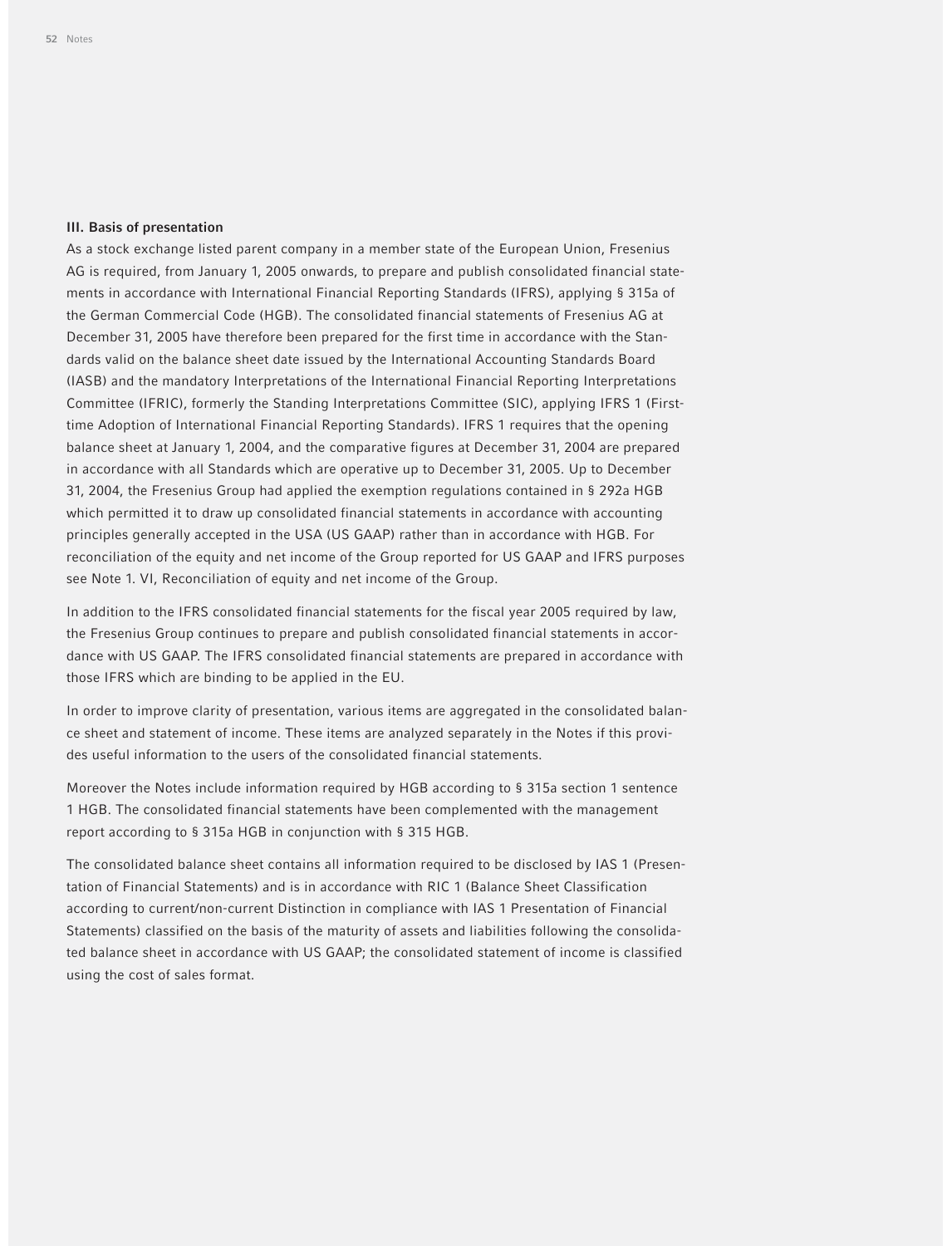### III. Basis of presentation

As a stock exchange listed parent company in a member state of the European Union, Fresenius AG is required, from January 1, 2005 onwards, to prepare and publish consolidated financial statements in accordance with International Financial Reporting Standards (IFRS), applying § 315a of the German Commercial Code (HGB). The consolidated financial statements of Fresenius AG at December 31, 2005 have therefore been prepared for the first time in accordance with the Standards valid on the balance sheet date issued by the International Accounting Standards Board (IASB) and the mandatory Interpretations of the International Financial Reporting Interpretations Committee (IFRIC), formerly the Standing Interpretations Committee (SIC), applying IFRS 1 (First-time Adoption of International Financial Reporting Standards). IFRS 1 requires that the opening balance sheet at January 1, 2004, and the comparative figures at December 31, 2004 are prepared in accordance with all Standards which are operative up to December 31, 2005. Up to December 31, 2004, the Fresenius Group had applied the exemption regulations contained in § 292a HGB which permitted it to draw up consolidated financial statements in accordance with accounting principles generally accepted in the USA (US GAAP) rather than in accordance with HGB. For reconciliation of the equity and net income of the Group reported for US GAAP and IFRS purposes see Note 1. VI, Reconciliation of equity and net income of the Group.

In addition to the IFRS consolidated financial statements for the fiscal year 2005 required by law, the Fresenius Group continues to prepare and publish consolidated financial statements in accordance with US GAAP. The IFRS consolidated financial statements are prepared in accordance with those IFRS which are binding to be applied in the EU.

In order to improve clarity of presentation, various items are aggregated in the consolidated balance sheet and statement of income. These items are analyzed separately in the Notes if this provides useful information to the users of the consolidated financial statements.

Moreover the Notes include information required by HGB according to § 315a section 1 sentence 1 HGB. The consolidated financial statements have been complemented with the management report according to § 315a HGB in conjunction with § 315 HGB.

The consolidated balance sheet contains all information required to be disclosed by IAS 1 (Presentation of Financial Statements) and is in accordance with RIC 1 (Balance Sheet Classification according to current/non-current Distinction in compliance with IAS 1 Presentation of Financial Statements) classified on the basis of the maturity of assets and liabilities following the consolidated balance sheet in accordance with US GAAP; the consolidated statement of income is classified using the cost of sales format.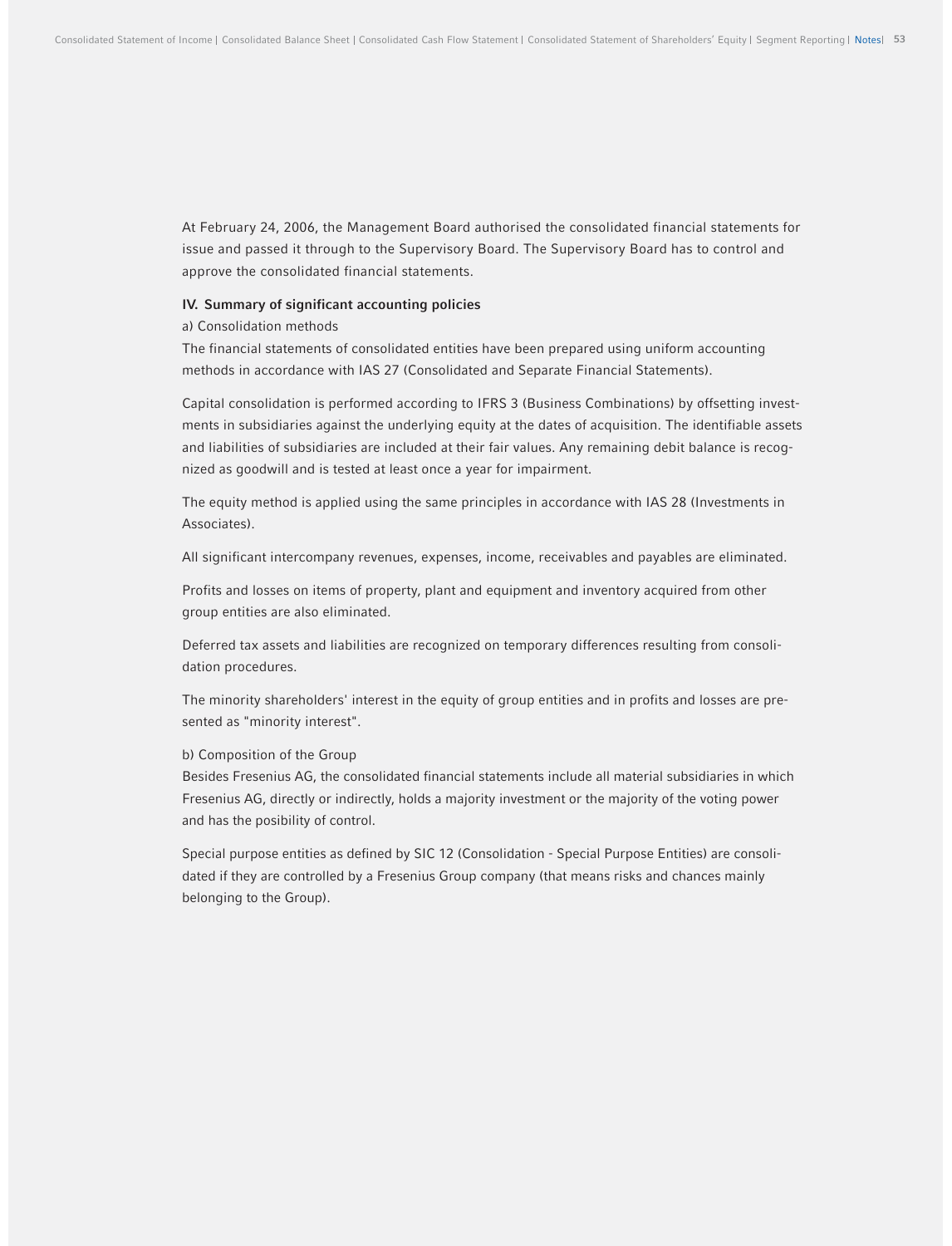At February 24, 2006, the Management Board authorised the consolidated financial statements for issue and passed it through to the Supervisory Board. The Supervisory Board has to control and approve the consolidated financial statements.

### IV. Summary of significant accounting policies

a) Consolidation methods

The financial statements of consolidated entities have been prepared using uniform accounting methods in accordance with IAS 27 (Consolidated and Separate Financial Statements).

Capital consolidation is performed according to IFRS 3 (Business Combinations) by offsetting investments in subsidiaries against the underlying equity at the dates of acquisition. The identifiable assets and liabilities of subsidiaries are included at their fair values. Any remaining debit balance is recognized as goodwill and is tested at least once a year for impairment.

The equity method is applied using the same principles in accordance with IAS 28 (Investments in Associates).

All significant intercompany revenues, expenses, income, receivables and payables are eliminated.

Profits and losses on items of property, plant and equipment and inventory acquired from other group entities are also eliminated.

Deferred tax assets and liabilities are recognized on temporary differences resulting from consolidation procedures.

The minority shareholders' interest in the equity of group entities and in profits and losses are presented as "minority interest".

b) Composition of the Group

Besides Fresenius AG, the consolidated financial statements include all material subsidiaries in which Fresenius AG, directly or indirectly, holds a majority investment or the majority of the voting power and has the posibility of control.

Special purpose entities as defined by SIC 12 (Consolidation - Special Purpose Entities) are consolidated if they are controlled by a Fresenius Group company (that means risks and chances mainly belonging to the Group).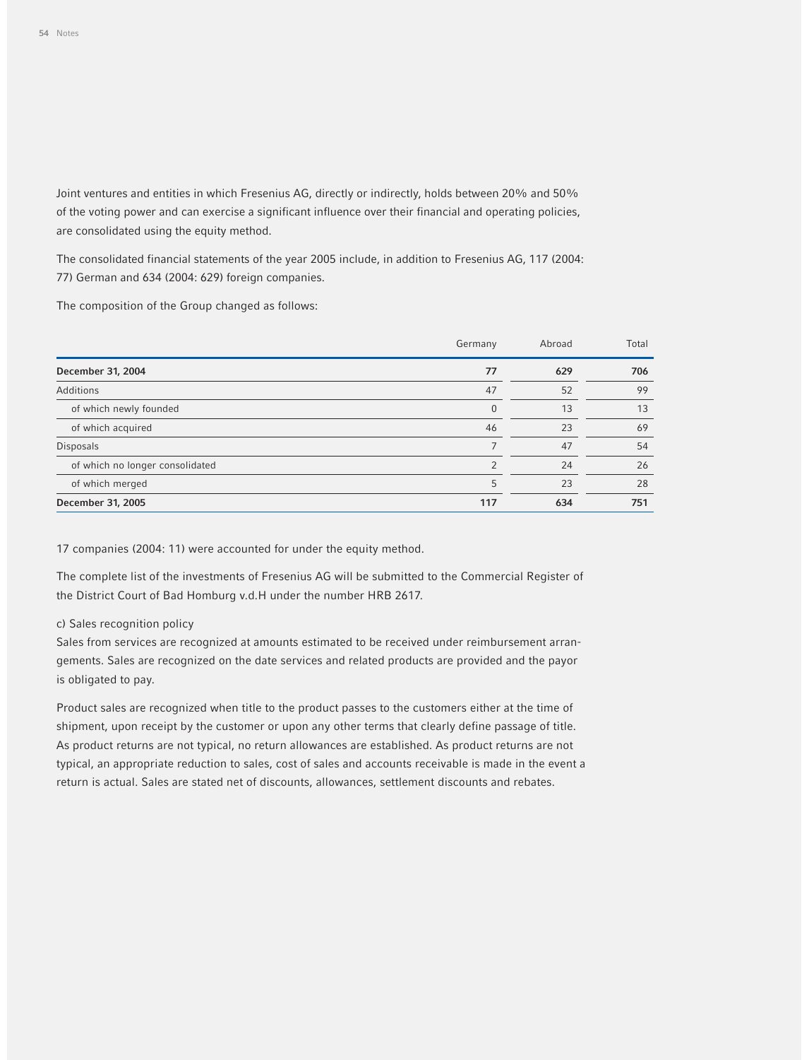Joint ventures and entities in which Fresenius AG, directly or indirectly, holds between 20% and 50% of the voting power and can exercise a significant influence over their financial and operating policies, are consolidated using the equity method.

The consolidated financial statements of the year 2005 include, in addition to Fresenius AG, 117 (2004: 77) German and 634 (2004: 629) foreign companies.

The composition of the Group changed as follows:

| | Germany | Abroad | Total |
|---|---|---|---|
| **December 31, 2004** | **77** | **629** | **706** |
| Additions | 47 | 52 | 99 |
| of which newly founded | 0 | 13 | 13 |
| of which acquired | 46 | 23 | 69 |
| Disposals | 7 | 47 | 54 |
| of which no longer consolidated | 2 | 24 | 26 |
| of which merged | 5 | 23 | 28 |
| **December 31, 2005** | **117** | **634** | **751** |

17 companies (2004: 11) were accounted for under the equity method.

The complete list of the investments of Fresenius AG will be submitted to the Commercial Register of the District Court of Bad Homburg v.d.H under the number HRB 2617.

c) Sales recognition policy

Sales from services are recognized at amounts estimated to be received under reimbursement arrangements. Sales are recognized on the date services and related products are provided and the payor is obligated to pay.

Product sales are recognized when title to the product passes to the customers either at the time of shipment, upon receipt by the customer or upon any other terms that clearly define passage of title. As product returns are not typical, no return allowances are established. As product returns are not typical, an appropriate reduction to sales, cost of sales and accounts receivable is made in the event a return is actual. Sales are stated net of discounts, allowances, settlement discounts and rebates.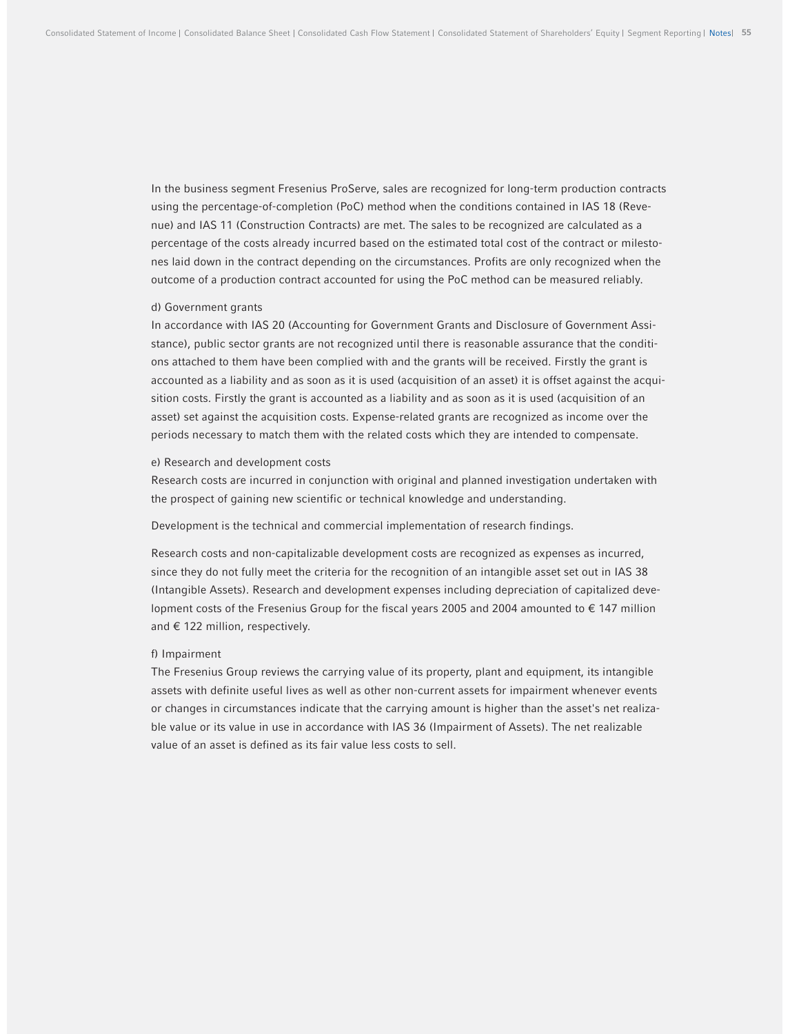In the business segment Fresenius ProServe, sales are recognized for long-term production contracts using the percentage-of-completion (PoC) method when the conditions contained in IAS 18 (Revenue) and IAS 11 (Construction Contracts) are met. The sales to be recognized are calculated as a percentage of the costs already incurred based on the estimated total cost of the contract or milestones laid down in the contract depending on the circumstances. Profits are only recognized when the outcome of a production contract accounted for using the PoC method can be measured reliably.

d) Government grants

In accordance with IAS 20 (Accounting for Government Grants and Disclosure of Government Assistance), public sector grants are not recognized until there is reasonable assurance that the conditions attached to them have been complied with and the grants will be received. Firstly the grant is accounted as a liability and as soon as it is used (acquisition of an asset) it is offset against the acquisition costs. Firstly the grant is accounted as a liability and as soon as it is used (acquisition of an asset) set against the acquisition costs. Expense-related grants are recognized as income over the periods necessary to match them with the related costs which they are intended to compensate.

e) Research and development costs

Research costs are incurred in conjunction with original and planned investigation undertaken with the prospect of gaining new scientific or technical knowledge and understanding.

Development is the technical and commercial implementation of research findings.

Research costs and non-capitalizable development costs are recognized as expenses as incurred, since they do not fully meet the criteria for the recognition of an intangible asset set out in IAS 38 (Intangible Assets). Research and development expenses including depreciation of capitalized development costs of the Fresenius Group for the fiscal years 2005 and 2004 amounted to € 147 million and € 122 million, respectively.

f) Impairment

The Fresenius Group reviews the carrying value of its property, plant and equipment, its intangible assets with definite useful lives as well as other non-current assets for impairment whenever events or changes in circumstances indicate that the carrying amount is higher than the asset's net realizable value or its value in use in accordance with IAS 36 (Impairment of Assets). The net realizable value of an asset is defined as its fair value less costs to sell.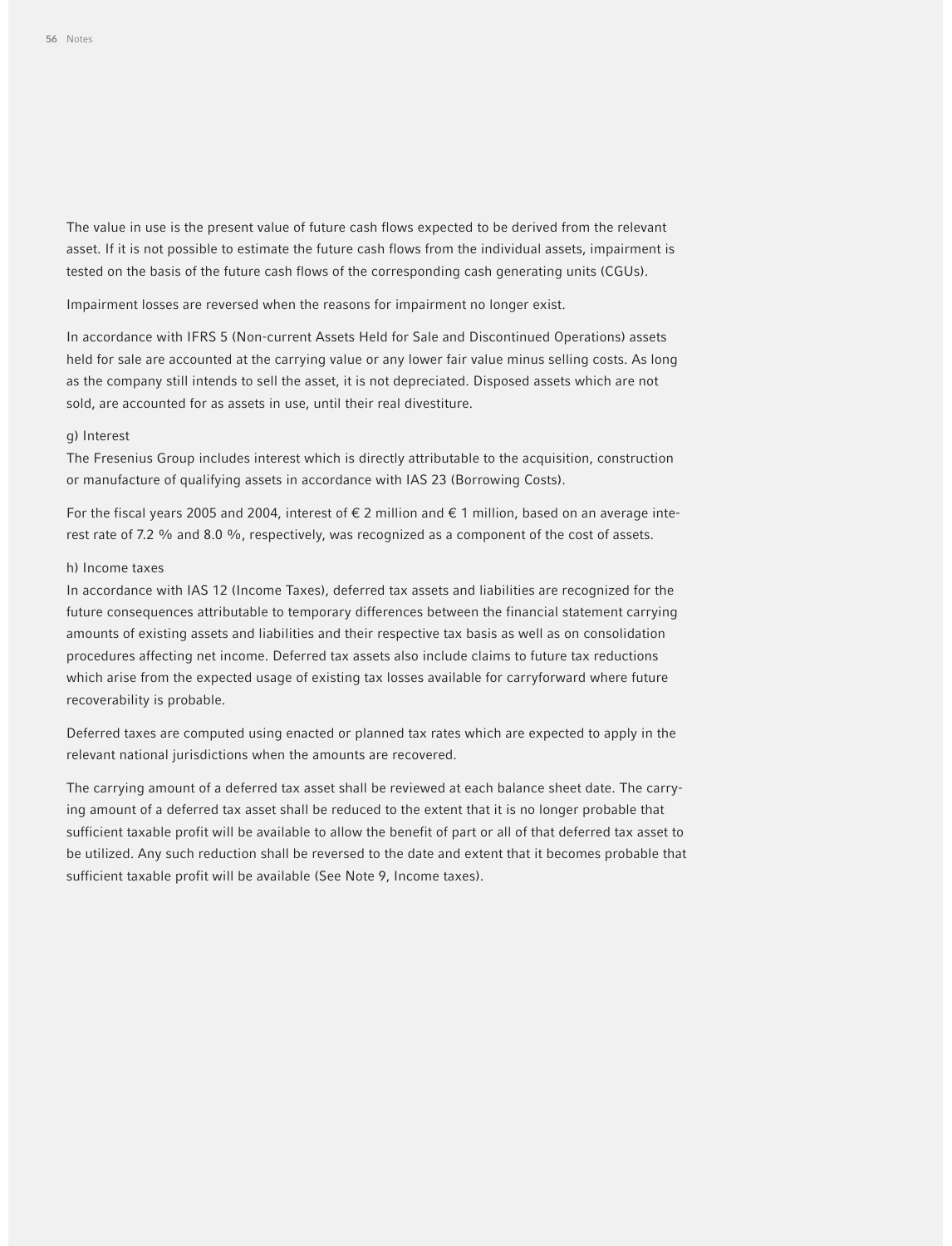The value in use is the present value of future cash flows expected to be derived from the relevant asset. If it is not possible to estimate the future cash flows from the individual assets, impairment is tested on the basis of the future cash flows of the corresponding cash generating units (CGUs).

Impairment losses are reversed when the reasons for impairment no longer exist.

In accordance with IFRS 5 (Non-current Assets Held for Sale and Discontinued Operations) assets held for sale are accounted at the carrying value or any lower fair value minus selling costs. As long as the company still intends to sell the asset, it is not depreciated. Disposed assets which are not sold, are accounted for as assets in use, until their real divestiture.

g) Interest

The Fresenius Group includes interest which is directly attributable to the acquisition, construction or manufacture of qualifying assets in accordance with IAS 23 (Borrowing Costs).

For the fiscal years 2005 and 2004, interest of € 2 million and € 1 million, based on an average interest rate of 7.2 % and 8.0 %, respectively, was recognized as a component of the cost of assets.

h) Income taxes

In accordance with IAS 12 (Income Taxes), deferred tax assets and liabilities are recognized for the future consequences attributable to temporary differences between the financial statement carrying amounts of existing assets and liabilities and their respective tax basis as well as on consolidation procedures affecting net income. Deferred tax assets also include claims to future tax reductions which arise from the expected usage of existing tax losses available for carryforward where future recoverability is probable.

Deferred taxes are computed using enacted or planned tax rates which are expected to apply in the relevant national jurisdictions when the amounts are recovered.

The carrying amount of a deferred tax asset shall be reviewed at each balance sheet date. The carrying amount of a deferred tax asset shall be reduced to the extent that it is no longer probable that sufficient taxable profit will be available to allow the benefit of part or all of that deferred tax asset to be utilized. Any such reduction shall be reversed to the date and extent that it becomes probable that sufficient taxable profit will be available (See Note 9, Income taxes).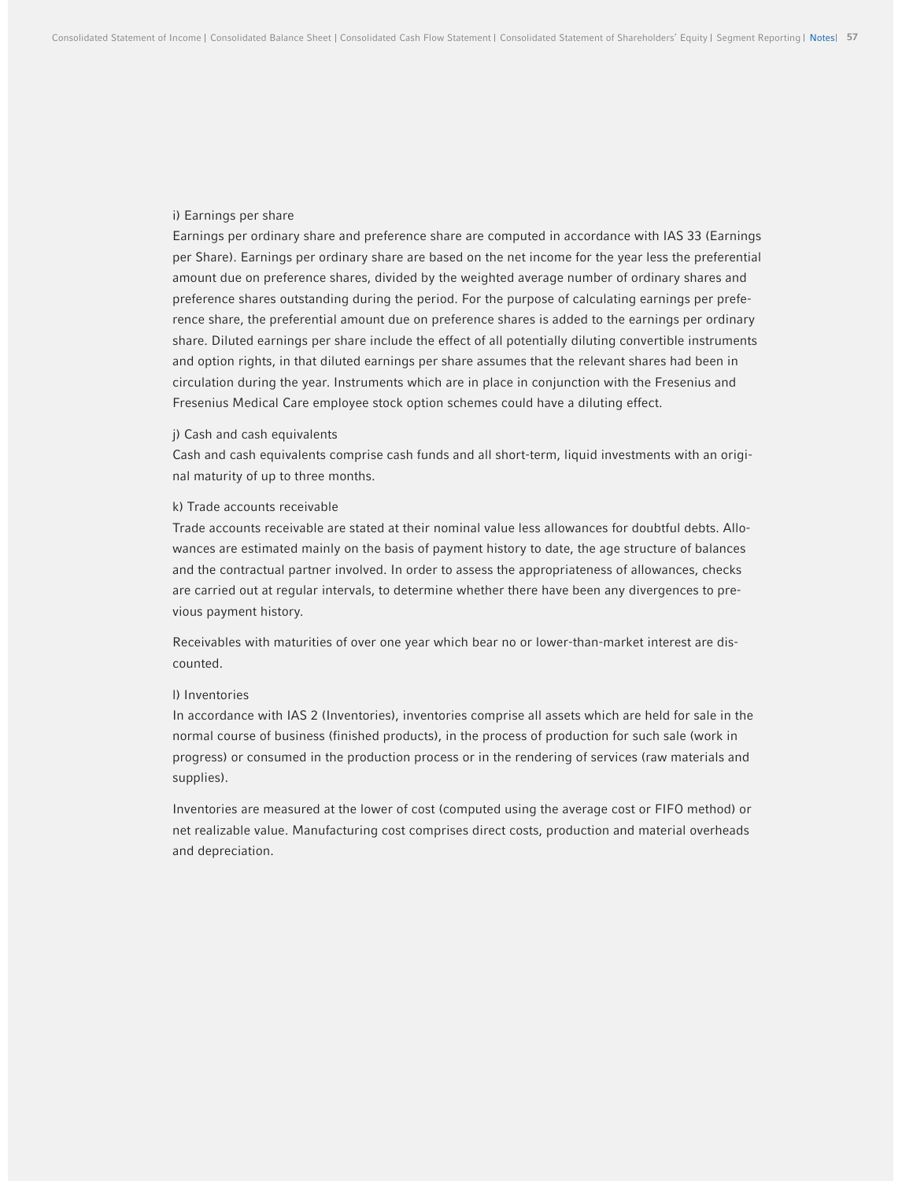i) Earnings per share

Earnings per ordinary share and preference share are computed in accordance with IAS 33 (Earnings per Share). Earnings per ordinary share are based on the net income for the year less the preferential amount due on preference shares, divided by the weighted average number of ordinary shares and preference shares outstanding during the period. For the purpose of calculating earnings per preference share, the preferential amount due on preference shares is added to the earnings per ordinary share. Diluted earnings per share include the effect of all potentially diluting convertible instruments and option rights, in that diluted earnings per share assumes that the relevant shares had been in circulation during the year. Instruments which are in place in conjunction with the Fresenius and Fresenius Medical Care employee stock option schemes could have a diluting effect.

j) Cash and cash equivalents

Cash and cash equivalents comprise cash funds and all short-term, liquid investments with an original maturity of up to three months.

k) Trade accounts receivable

Trade accounts receivable are stated at their nominal value less allowances for doubtful debts. Allowances are estimated mainly on the basis of payment history to date, the age structure of balances and the contractual partner involved. In order to assess the appropriateness of allowances, checks are carried out at regular intervals, to determine whether there have been any divergences to previous payment history.

Receivables with maturities of over one year which bear no or lower-than-market interest are discounted.

l) Inventories

In accordance with IAS 2 (Inventories), inventories comprise all assets which are held for sale in the normal course of business (finished products), in the process of production for such sale (work in progress) or consumed in the production process or in the rendering of services (raw materials and supplies).

Inventories are measured at the lower of cost (computed using the average cost or FIFO method) or net realizable value. Manufacturing cost comprises direct costs, production and material overheads and depreciation.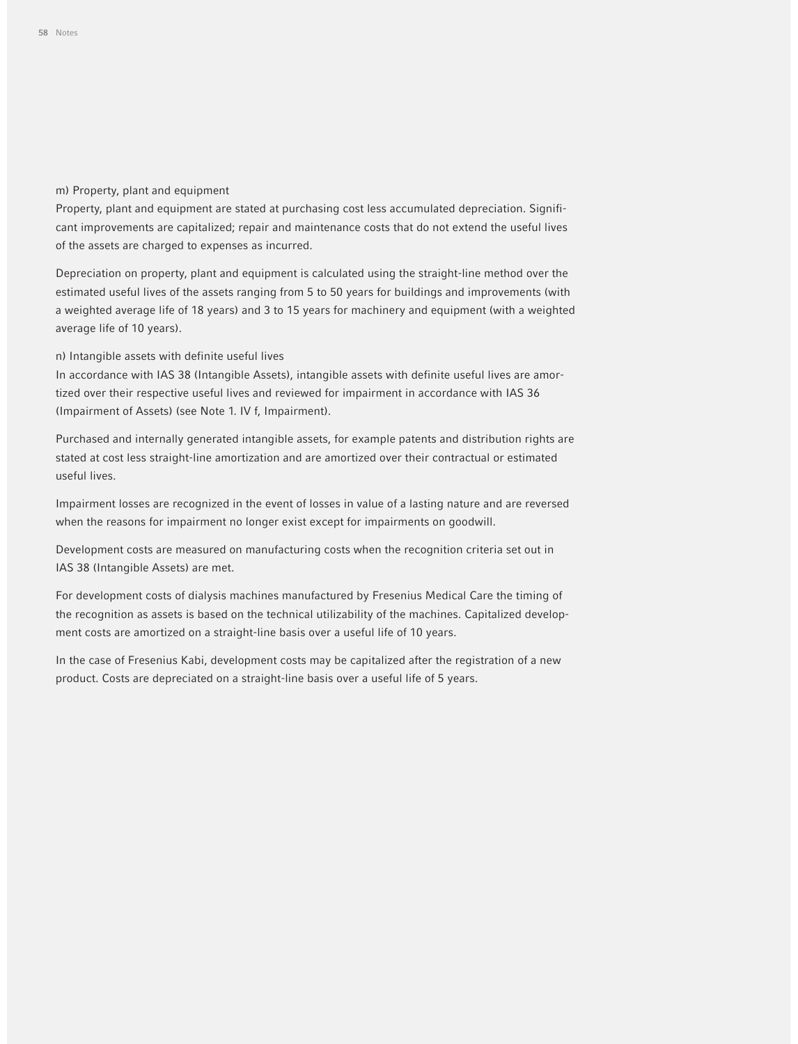#### m) Property, plant and equipment

Property, plant and equipment are stated at purchasing cost less accumulated depreciation. Significant improvements are capitalized; repair and maintenance costs that do not extend the useful lives of the assets are charged to expenses as incurred.

Depreciation on property, plant and equipment is calculated using the straight-line method over the estimated useful lives of the assets ranging from 5 to 50 years for buildings and improvements (with a weighted average life of 18 years) and 3 to 15 years for machinery and equipment (with a weighted average life of 10 years).

#### n) Intangible assets with definite useful lives

In accordance with IAS 38 (Intangible Assets), intangible assets with definite useful lives are amortized over their respective useful lives and reviewed for impairment in accordance with IAS 36 (Impairment of Assets) (see Note 1. IV f, Impairment).

Purchased and internally generated intangible assets, for example patents and distribution rights are stated at cost less straight-line amortization and are amortized over their contractual or estimated useful lives.

Impairment losses are recognized in the event of losses in value of a lasting nature and are reversed when the reasons for impairment no longer exist except for impairments on goodwill.

Development costs are measured on manufacturing costs when the recognition criteria set out in IAS 38 (Intangible Assets) are met.

For development costs of dialysis machines manufactured by Fresenius Medical Care the timing of the recognition as assets is based on the technical utilizability of the machines. Capitalized development costs are amortized on a straight-line basis over a useful life of 10 years.

In the case of Fresenius Kabi, development costs may be capitalized after the registration of a new product. Costs are depreciated on a straight-line basis over a useful life of 5 years.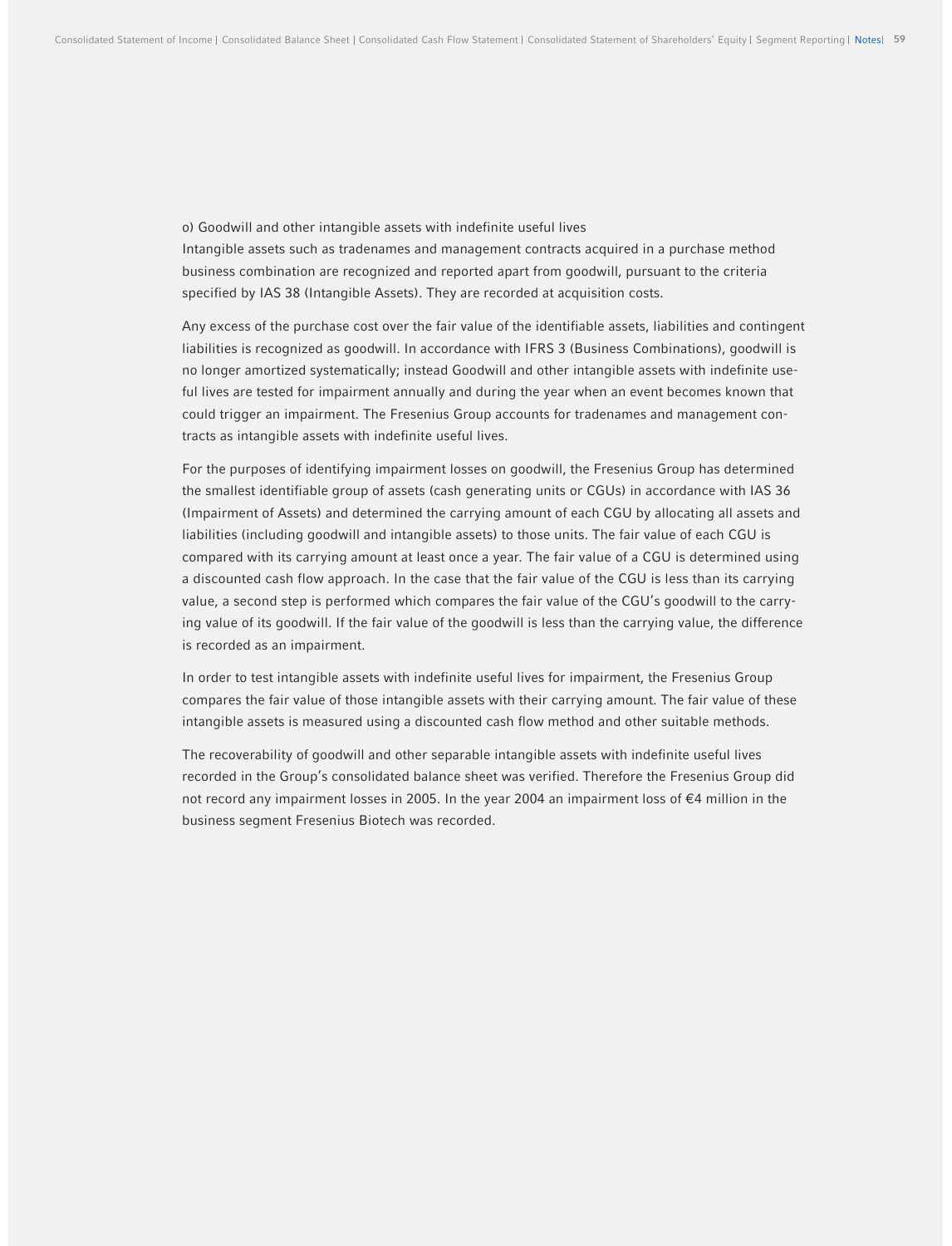o) Goodwill and other intangible assets with indefinite useful lives

Intangible assets such as tradenames and management contracts acquired in a purchase method business combination are recognized and reported apart from goodwill, pursuant to the criteria specified by IAS 38 (Intangible Assets). They are recorded at acquisition costs.

Any excess of the purchase cost over the fair value of the identifiable assets, liabilities and contingent liabilities is recognized as goodwill. In accordance with IFRS 3 (Business Combinations), goodwill is no longer amortized systematically; instead Goodwill and other intangible assets with indefinite useful lives are tested for impairment annually and during the year when an event becomes known that could trigger an impairment. The Fresenius Group accounts for tradenames and management contracts as intangible assets with indefinite useful lives.

For the purposes of identifying impairment losses on goodwill, the Fresenius Group has determined the smallest identifiable group of assets (cash generating units or CGUs) in accordance with IAS 36 (Impairment of Assets) and determined the carrying amount of each CGU by allocating all assets and liabilities (including goodwill and intangible assets) to those units. The fair value of each CGU is compared with its carrying amount at least once a year. The fair value of a CGU is determined using a discounted cash flow approach. In the case that the fair value of the CGU is less than its carrying value, a second step is performed which compares the fair value of the CGU's goodwill to the carrying value of its goodwill. If the fair value of the goodwill is less than the carrying value, the difference is recorded as an impairment.

In order to test intangible assets with indefinite useful lives for impairment, the Fresenius Group compares the fair value of those intangible assets with their carrying amount. The fair value of these intangible assets is measured using a discounted cash flow method and other suitable methods.

The recoverability of goodwill and other separable intangible assets with indefinite useful lives recorded in the Group's consolidated balance sheet was verified. Therefore the Fresenius Group did not record any impairment losses in 2005. In the year 2004 an impairment loss of €4 million in the business segment Fresenius Biotech was recorded.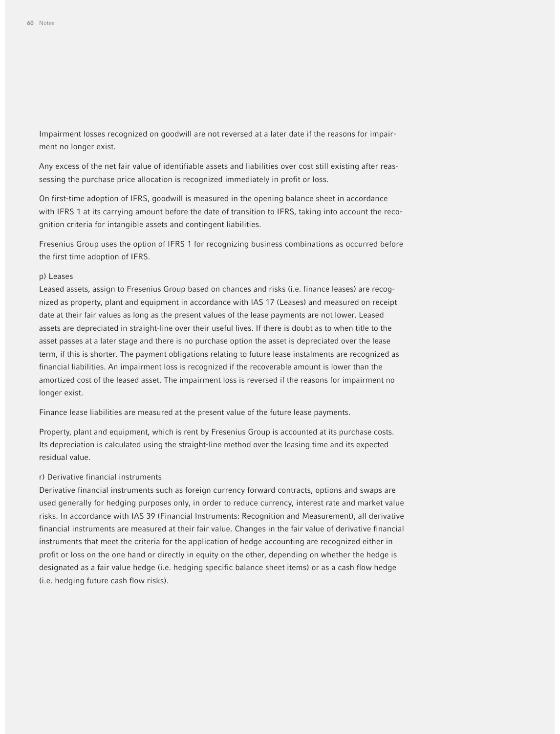Impairment losses recognized on goodwill are not reversed at a later date if the reasons for impairment no longer exist.

Any excess of the net fair value of identifiable assets and liabilities over cost still existing after reassessing the purchase price allocation is recognized immediately in profit or loss.

On first-time adoption of IFRS, goodwill is measured in the opening balance sheet in accordance with IFRS 1 at its carrying amount before the date of transition to IFRS, taking into account the recognition criteria for intangible assets and contingent liabilities.

Fresenius Group uses the option of IFRS 1 for recognizing business combinations as occurred before the first time adoption of IFRS.

p) Leases

Leased assets, assign to Fresenius Group based on chances and risks (i.e. finance leases) are recognized as property, plant and equipment in accordance with IAS 17 (Leases) and measured on receipt date at their fair values as long as the present values of the lease payments are not lower. Leased assets are depreciated in straight-line over their useful lives. If there is doubt as to when title to the asset passes at a later stage and there is no purchase option the asset is depreciated over the lease term, if this is shorter. The payment obligations relating to future lease instalments are recognized as financial liabilities. An impairment loss is recognized if the recoverable amount is lower than the amortized cost of the leased asset. The impairment loss is reversed if the reasons for impairment no longer exist.

Finance lease liabilities are measured at the present value of the future lease payments.

Property, plant and equipment, which is rent by Fresenius Group is accounted at its purchase costs. Its depreciation is calculated using the straight-line method over the leasing time and its expected residual value.

r) Derivative financial instruments

Derivative financial instruments such as foreign currency forward contracts, options and swaps are used generally for hedging purposes only, in order to reduce currency, interest rate and market value risks. In accordance with IAS 39 (Financial Instruments: Recognition and Measurement), all derivative financial instruments are measured at their fair value. Changes in the fair value of derivative financial instruments that meet the criteria for the application of hedge accounting are recognized either in profit or loss on the one hand or directly in equity on the other, depending on whether the hedge is designated as a fair value hedge (i.e. hedging specific balance sheet items) or as a cash flow hedge (i.e. hedging future cash flow risks).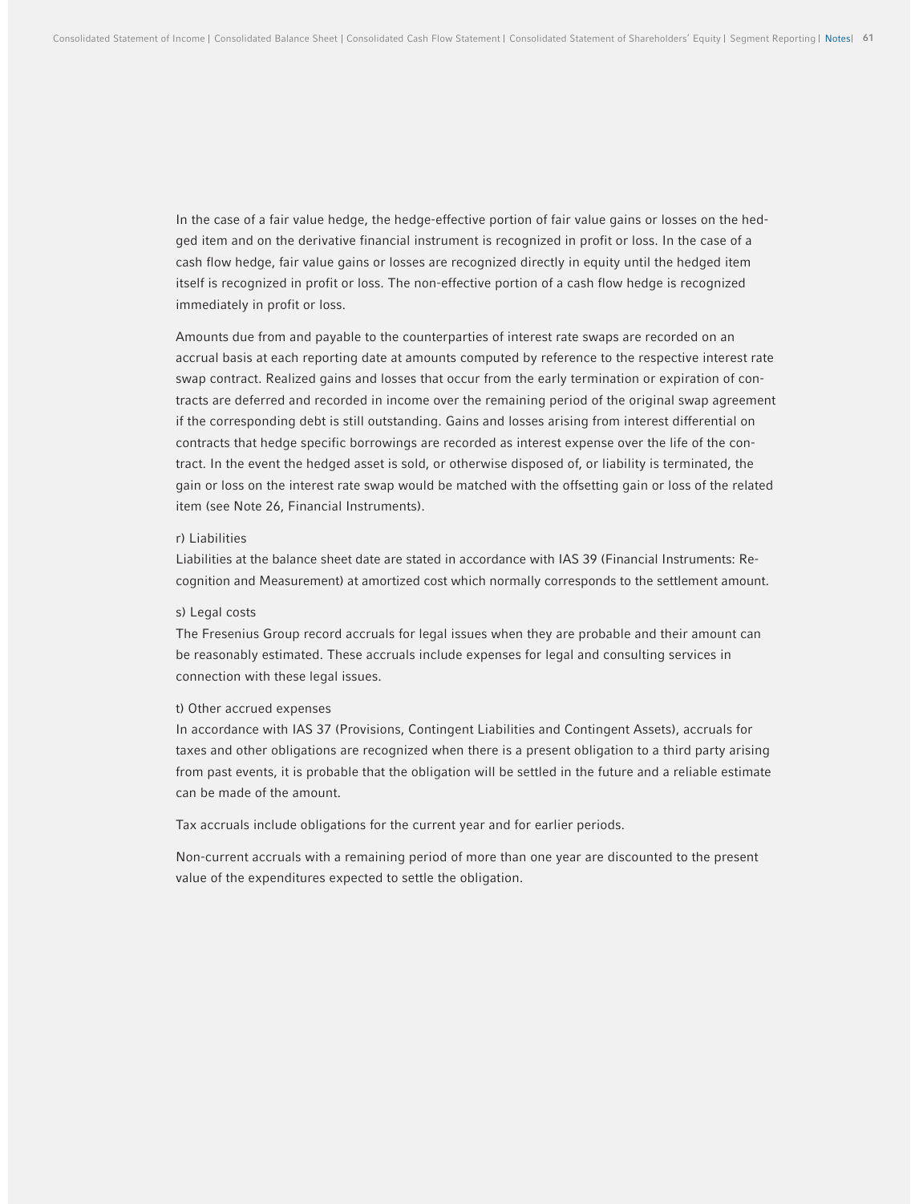In the case of a fair value hedge, the hedge-effective portion of fair value gains or losses on the hedged item and on the derivative financial instrument is recognized in profit or loss. In the case of a cash flow hedge, fair value gains or losses are recognized directly in equity until the hedged item itself is recognized in profit or loss. The non-effective portion of a cash flow hedge is recognized immediately in profit or loss.

Amounts due from and payable to the counterparties of interest rate swaps are recorded on an accrual basis at each reporting date at amounts computed by reference to the respective interest rate swap contract. Realized gains and losses that occur from the early termination or expiration of contracts are deferred and recorded in income over the remaining period of the original swap agreement if the corresponding debt is still outstanding. Gains and losses arising from interest differential on contracts that hedge specific borrowings are recorded as interest expense over the life of the contract. In the event the hedged asset is sold, or otherwise disposed of, or liability is terminated, the gain or loss on the interest rate swap would be matched with the offsetting gain or loss of the related item (see Note 26, Financial Instruments).

r) Liabilities

Liabilities at the balance sheet date are stated in accordance with IAS 39 (Financial Instruments: Recognition and Measurement) at amortized cost which normally corresponds to the settlement amount.

s) Legal costs

The Fresenius Group record accruals for legal issues when they are probable and their amount can be reasonably estimated. These accruals include expenses for legal and consulting services in connection with these legal issues.

t) Other accrued expenses

In accordance with IAS 37 (Provisions, Contingent Liabilities and Contingent Assets), accruals for taxes and other obligations are recognized when there is a present obligation to a third party arising from past events, it is probable that the obligation will be settled in the future and a reliable estimate can be made of the amount.

Tax accruals include obligations for the current year and for earlier periods.

Non-current accruals with a remaining period of more than one year are discounted to the present value of the expenditures expected to settle the obligation.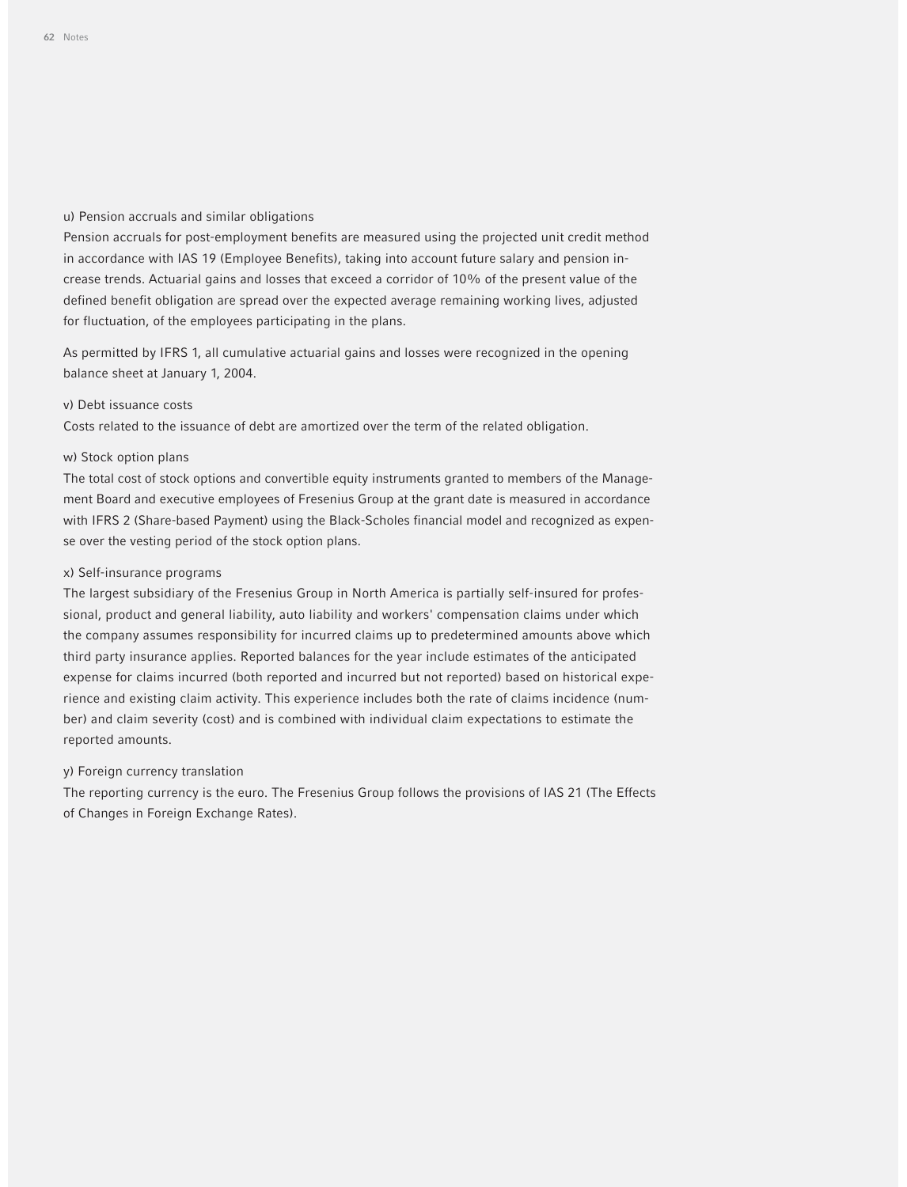u) Pension accruals and similar obligations

Pension accruals for post-employment benefits are measured using the projected unit credit method in accordance with IAS 19 (Employee Benefits), taking into account future salary and pension increase trends. Actuarial gains and losses that exceed a corridor of 10% of the present value of the defined benefit obligation are spread over the expected average remaining working lives, adjusted for fluctuation, of the employees participating in the plans.

As permitted by IFRS 1, all cumulative actuarial gains and losses were recognized in the opening balance sheet at January 1, 2004.

v) Debt issuance costs

Costs related to the issuance of debt are amortized over the term of the related obligation.

w) Stock option plans

The total cost of stock options and convertible equity instruments granted to members of the Management Board and executive employees of Fresenius Group at the grant date is measured in accordance with IFRS 2 (Share-based Payment) using the Black-Scholes financial model and recognized as expense over the vesting period of the stock option plans.

x) Self-insurance programs

The largest subsidiary of the Fresenius Group in North America is partially self-insured for professional, product and general liability, auto liability and workers' compensation claims under which the company assumes responsibility for incurred claims up to predetermined amounts above which third party insurance applies. Reported balances for the year include estimates of the anticipated expense for claims incurred (both reported and incurred but not reported) based on historical experience and existing claim activity. This experience includes both the rate of claims incidence (number) and claim severity (cost) and is combined with individual claim expectations to estimate the reported amounts.

y) Foreign currency translation

The reporting currency is the euro. The Fresenius Group follows the provisions of IAS 21 (The Effects of Changes in Foreign Exchange Rates).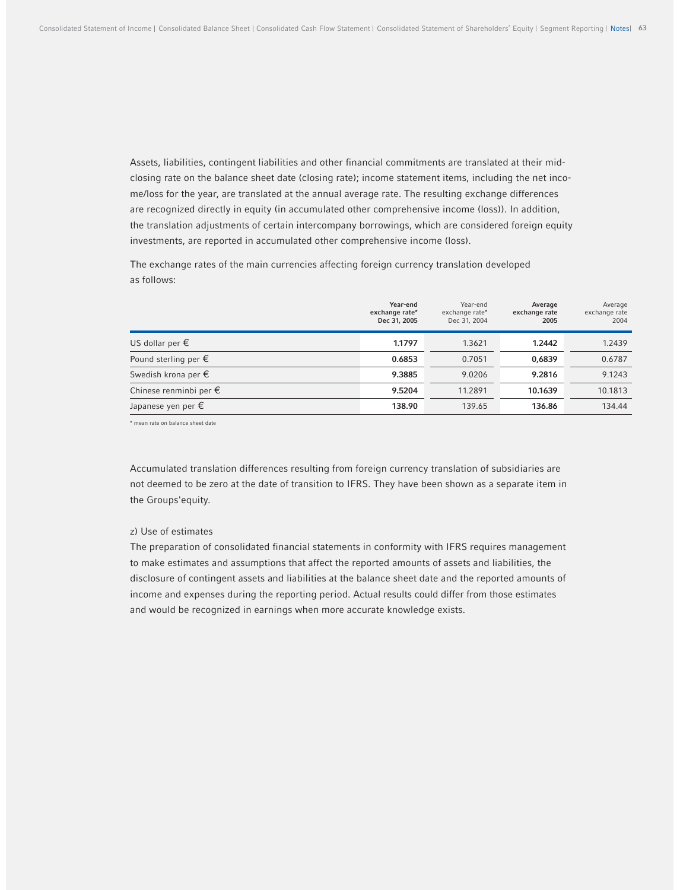Assets, liabilities, contingent liabilities and other financial commitments are translated at their mid-closing rate on the balance sheet date (closing rate); income statement items, including the net income/loss for the year, are translated at the annual average rate. The resulting exchange differences are recognized directly in equity (in accumulated other comprehensive income (loss)). In addition, the translation adjustments of certain intercompany borrowings, which are considered foreign equity investments, are reported in accumulated other comprehensive income (loss).

The exchange rates of the main currencies affecting foreign currency translation developed as follows:

| | **Year-end exchange rate* Dec 31, 2005** | Year-end exchange rate* Dec 31, 2004 | **Average exchange rate 2005** | Average exchange rate 2004 |
|---|---|---|---|---|
| US dollar per € | **1.1797** | 1.3621 | **1.2442** | 1.2439 |
| Pound sterling per € | **0.6853** | 0.7051 | **0,6839** | 0.6787 |
| Swedish krona per € | **9.3885** | 9.0206 | **9.2816** | 9.1243 |
| Chinese renminbi per € | **9.5204** | 11.2891 | **10.1639** | 10.1813 |
| Japanese yen per € | **138.90** | 139.65 | **136.86** | 134.44 |

* mean rate on balance sheet date

Accumulated translation differences resulting from foreign currency translation of subsidiaries are not deemed to be zero at the date of transition to IFRS. They have been shown as a separate item in the Groups'equity.

z) Use of estimates

The preparation of consolidated financial statements in conformity with IFRS requires management to make estimates and assumptions that affect the reported amounts of assets and liabilities, the disclosure of contingent assets and liabilities at the balance sheet date and the reported amounts of income and expenses during the reporting period. Actual results could differ from those estimates and would be recognized in earnings when more accurate knowledge exists.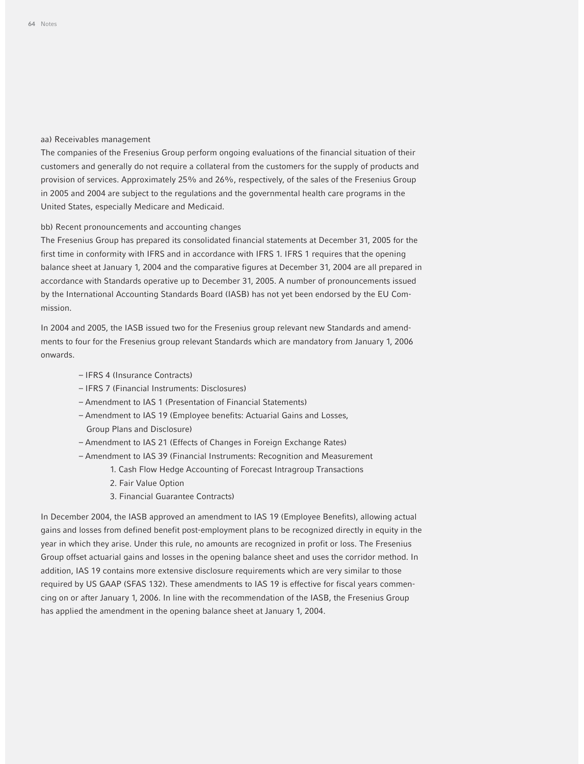aa) Receivables management

The companies of the Fresenius Group perform ongoing evaluations of the financial situation of their customers and generally do not require a collateral from the customers for the supply of products and provision of services. Approximately 25% and 26%, respectively, of the sales of the Fresenius Group in 2005 and 2004 are subject to the regulations and the governmental health care programs in the United States, especially Medicare and Medicaid.

bb) Recent pronouncements and accounting changes

The Fresenius Group has prepared its consolidated financial statements at December 31, 2005 for the first time in conformity with IFRS and in accordance with IFRS 1. IFRS 1 requires that the opening balance sheet at January 1, 2004 and the comparative figures at December 31, 2004 are all prepared in accordance with Standards operative up to December 31, 2005. A number of pronouncements issued by the International Accounting Standards Board (IASB) has not yet been endorsed by the EU Commission.

In 2004 and 2005, the IASB issued two for the Fresenius group relevant new Standards and amendments to four for the Fresenius group relevant Standards which are mandatory from January 1, 2006 onwards.

- IFRS 4 (Insurance Contracts)
- IFRS 7 (Financial Instruments: Disclosures)
- Amendment to IAS 1 (Presentation of Financial Statements)
- Amendment to IAS 19 (Employee benefits: Actuarial Gains and Losses, Group Plans and Disclosure)
- Amendment to IAS 21 (Effects of Changes in Foreign Exchange Rates)
- Amendment to IAS 39 (Financial Instruments: Recognition and Measurement
    1. Cash Flow Hedge Accounting of Forecast Intragroup Transactions
    2. Fair Value Option
    3. Financial Guarantee Contracts)

In December 2004, the IASB approved an amendment to IAS 19 (Employee Benefits), allowing actual gains and losses from defined benefit post-employment plans to be recognized directly in equity in the year in which they arise. Under this rule, no amounts are recognized in profit or loss. The Fresenius Group offset actuarial gains and losses in the opening balance sheet and uses the corridor method. In addition, IAS 19 contains more extensive disclosure requirements which are very similar to those required by US GAAP (SFAS 132). These amendments to IAS 19 is effective for fiscal years commencing on or after January 1, 2006. In line with the recommendation of the IASB, the Fresenius Group has applied the amendment in the opening balance sheet at January 1, 2004.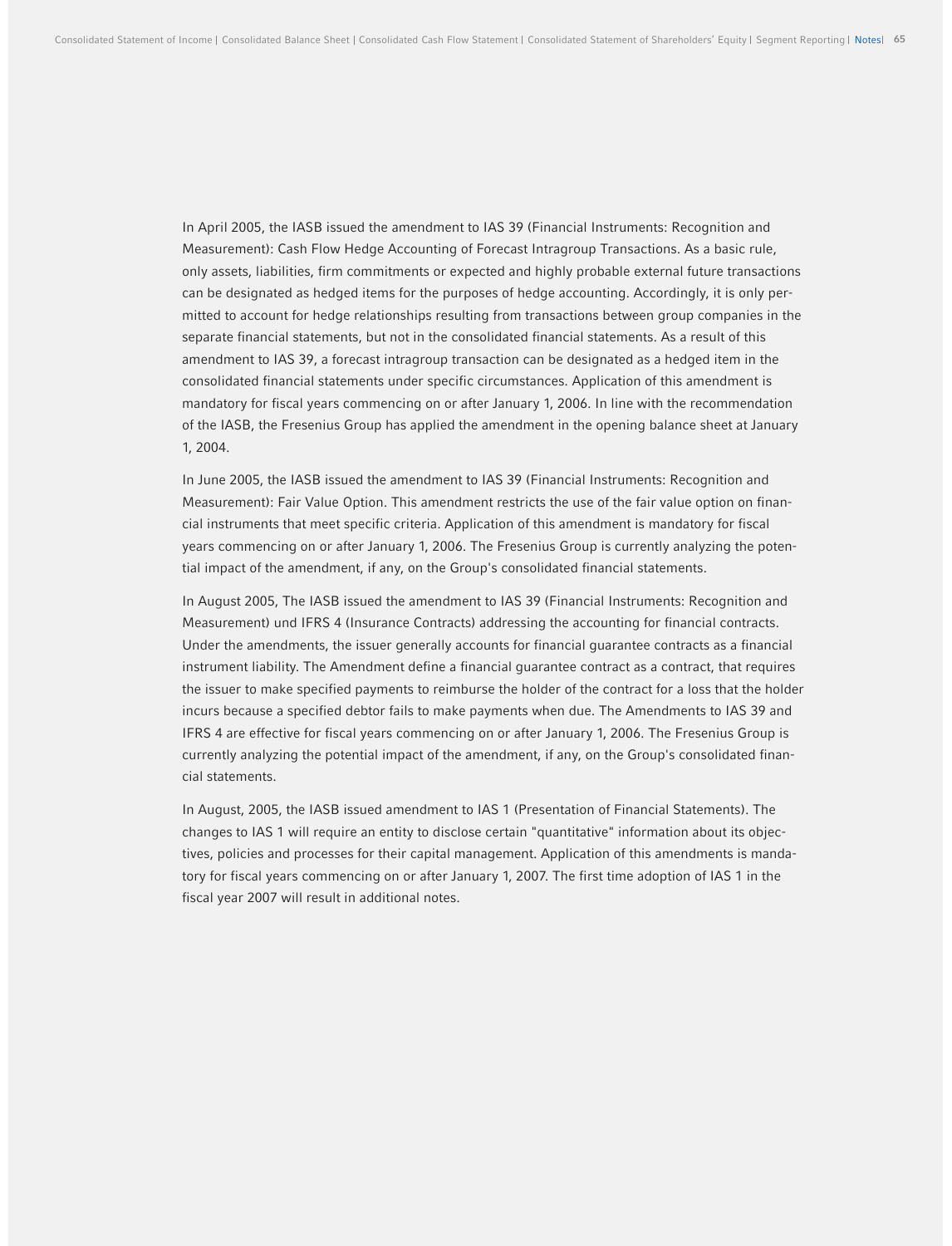In April 2005, the IASB issued the amendment to IAS 39 (Financial Instruments: Recognition and Measurement): Cash Flow Hedge Accounting of Forecast Intragroup Transactions. As a basic rule, only assets, liabilities, firm commitments or expected and highly probable external future transactions can be designated as hedged items for the purposes of hedge accounting. Accordingly, it is only permitted to account for hedge relationships resulting from transactions between group companies in the separate financial statements, but not in the consolidated financial statements. As a result of this amendment to IAS 39, a forecast intragroup transaction can be designated as a hedged item in the consolidated financial statements under specific circumstances. Application of this amendment is mandatory for fiscal years commencing on or after January 1, 2006. In line with the recommendation of the IASB, the Fresenius Group has applied the amendment in the opening balance sheet at January 1, 2004.

In June 2005, the IASB issued the amendment to IAS 39 (Financial Instruments: Recognition and Measurement): Fair Value Option. This amendment restricts the use of the fair value option on financial instruments that meet specific criteria. Application of this amendment is mandatory for fiscal years commencing on or after January 1, 2006. The Fresenius Group is currently analyzing the potential impact of the amendment, if any, on the Group's consolidated financial statements.

In August 2005, The IASB issued the amendment to IAS 39 (Financial Instruments: Recognition and Measurement) und IFRS 4 (Insurance Contracts) addressing the accounting for financial contracts. Under the amendments, the issuer generally accounts for financial guarantee contracts as a financial instrument liability. The Amendment define a financial guarantee contract as a contract, that requires the issuer to make specified payments to reimburse the holder of the contract for a loss that the holder incurs because a specified debtor fails to make payments when due. The Amendments to IAS 39 and IFRS 4 are effective for fiscal years commencing on or after January 1, 2006. The Fresenius Group is currently analyzing the potential impact of the amendment, if any, on the Group's consolidated financial statements.

In August, 2005, the IASB issued amendment to IAS 1 (Presentation of Financial Statements). The changes to IAS 1 will require an entity to disclose certain "quantitative" information about its objectives, policies and processes for their capital management. Application of this amendments is mandatory for fiscal years commencing on or after January 1, 2007. The first time adoption of IAS 1 in the fiscal year 2007 will result in additional notes.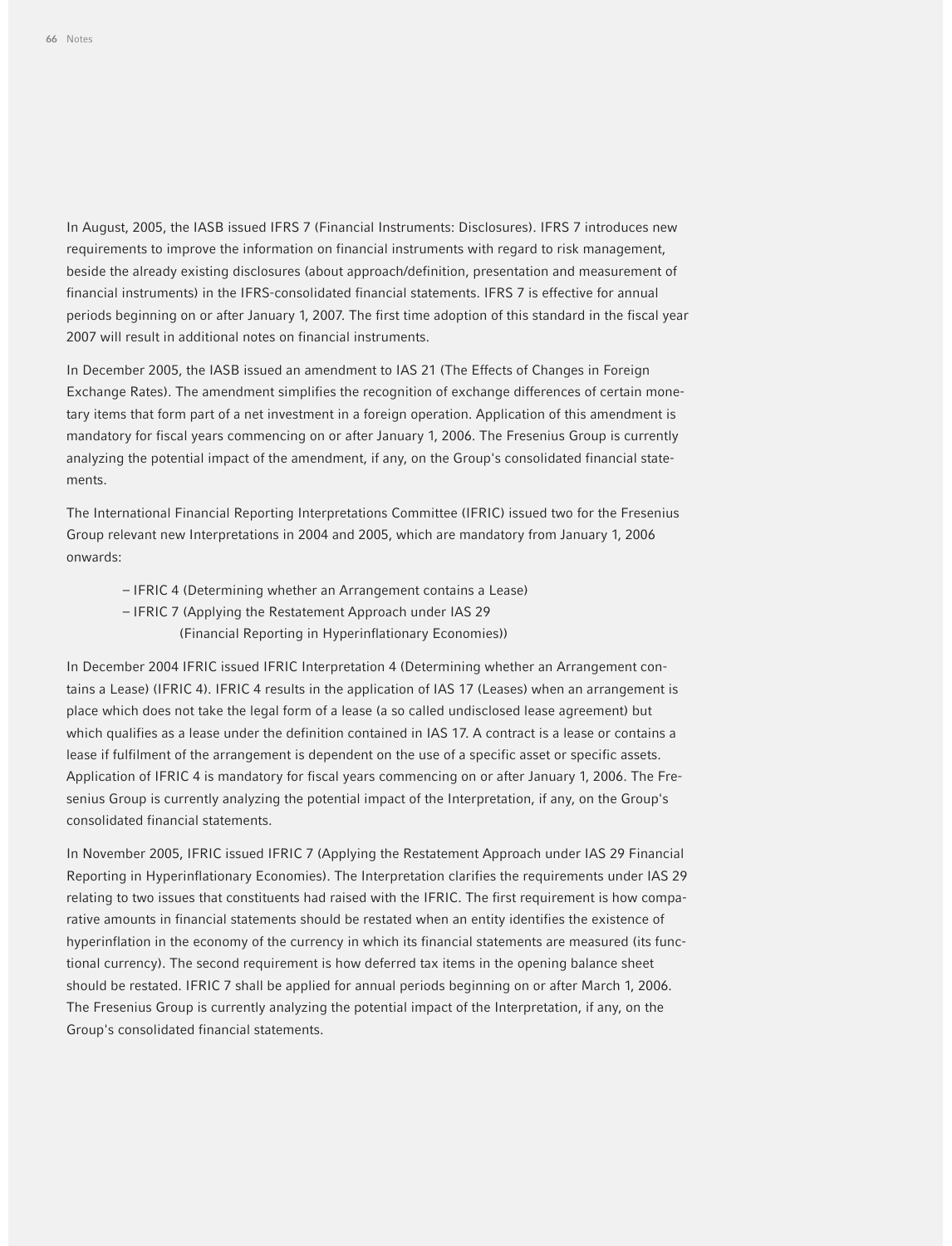In August, 2005, the IASB issued IFRS 7 (Financial Instruments: Disclosures). IFRS 7 introduces new requirements to improve the information on financial instruments with regard to risk management, beside the already existing disclosures (about approach/definition, presentation and measurement of financial instruments) in the IFRS-consolidated financial statements. IFRS 7 is effective for annual periods beginning on or after January 1, 2007. The first time adoption of this standard in the fiscal year 2007 will result in additional notes on financial instruments.

In December 2005, the IASB issued an amendment to IAS 21 (The Effects of Changes in Foreign Exchange Rates). The amendment simplifies the recognition of exchange differences of certain monetary items that form part of a net investment in a foreign operation. Application of this amendment is mandatory for fiscal years commencing on or after January 1, 2006. The Fresenius Group is currently analyzing the potential impact of the amendment, if any, on the Group's consolidated financial statements.

The International Financial Reporting Interpretations Committee (IFRIC) issued two for the Fresenius Group relevant new Interpretations in 2004 and 2005, which are mandatory from January 1, 2006 onwards:

- IFRIC 4 (Determining whether an Arrangement contains a Lease)
- IFRIC 7 (Applying the Restatement Approach under IAS 29 (Financial Reporting in Hyperinflationary Economies))

In December 2004 IFRIC issued IFRIC Interpretation 4 (Determining whether an Arrangement contains a Lease) (IFRIC 4). IFRIC 4 results in the application of IAS 17 (Leases) when an arrangement is place which does not take the legal form of a lease (a so called undisclosed lease agreement) but which qualifies as a lease under the definition contained in IAS 17. A contract is a lease or contains a lease if fulfilment of the arrangement is dependent on the use of a specific asset or specific assets. Application of IFRIC 4 is mandatory for fiscal years commencing on or after January 1, 2006. The Fresenius Group is currently analyzing the potential impact of the Interpretation, if any, on the Group's consolidated financial statements.

In November 2005, IFRIC issued IFRIC 7 (Applying the Restatement Approach under IAS 29 Financial Reporting in Hyperinflationary Economies). The Interpretation clarifies the requirements under IAS 29 relating to two issues that constituents had raised with the IFRIC. The first requirement is how comparative amounts in financial statements should be restated when an entity identifies the existence of hyperinflation in the economy of the currency in which its financial statements are measured (its functional currency). The second requirement is how deferred tax items in the opening balance sheet should be restated. IFRIC 7 shall be applied for annual periods beginning on or after March 1, 2006. The Fresenius Group is currently analyzing the potential impact of the Interpretation, if any, on the Group's consolidated financial statements.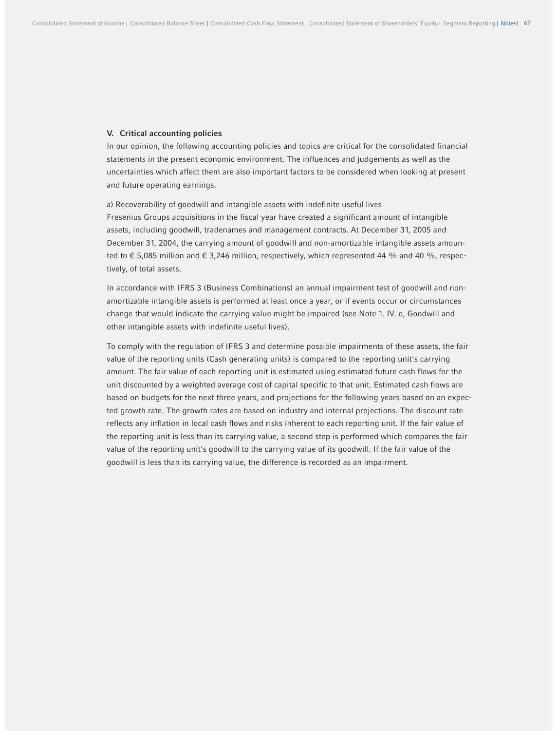## V. Critical accounting policies

In our opinion, the following accounting policies and topics are critical for the consolidated financial statements in the present economic environment. The influences and judgements as well as the uncertainties which affect them are also important factors to be considered when looking at present and future operating earnings.

a) Recoverability of goodwill and intangible assets with indefinite useful lives

Fresenius Groups acquisitions in the fiscal year have created a significant amount of intangible assets, including goodwill, tradenames and management contracts. At December 31, 2005 and December 31, 2004, the carrying amount of goodwill and non-amortizable intangible assets amounted to € 5,085 million and € 3,246 million, respectively, which represented 44 % and 40 %, respectively, of total assets.

In accordance with IFRS 3 (Business Combinations) an annual impairment test of goodwill and non-amortizable intangible assets is performed at least once a year, or if events occur or circumstances change that would indicate the carrying value might be impaired (see Note 1. IV. o, Goodwill and other intangible assets with indefinite useful lives).

To comply with the regulation of IFRS 3 and determine possible impairments of these assets, the fair value of the reporting units (Cash generating units) is compared to the reporting unit's carrying amount. The fair value of each reporting unit is estimated using estimated future cash flows for the unit discounted by a weighted average cost of capital specific to that unit. Estimated cash flows are based on budgets for the next three years, and projections for the following years based on an expected growth rate. The growth rates are based on industry and internal projections. The discount rate reflects any inflation in local cash flows and risks inherent to each reporting unit. If the fair value of the reporting unit is less than its carrying value, a second step is performed which compares the fair value of the reporting unit's goodwill to the carrying value of its goodwill. If the fair value of the goodwill is less than its carrying value, the difference is recorded as an impairment.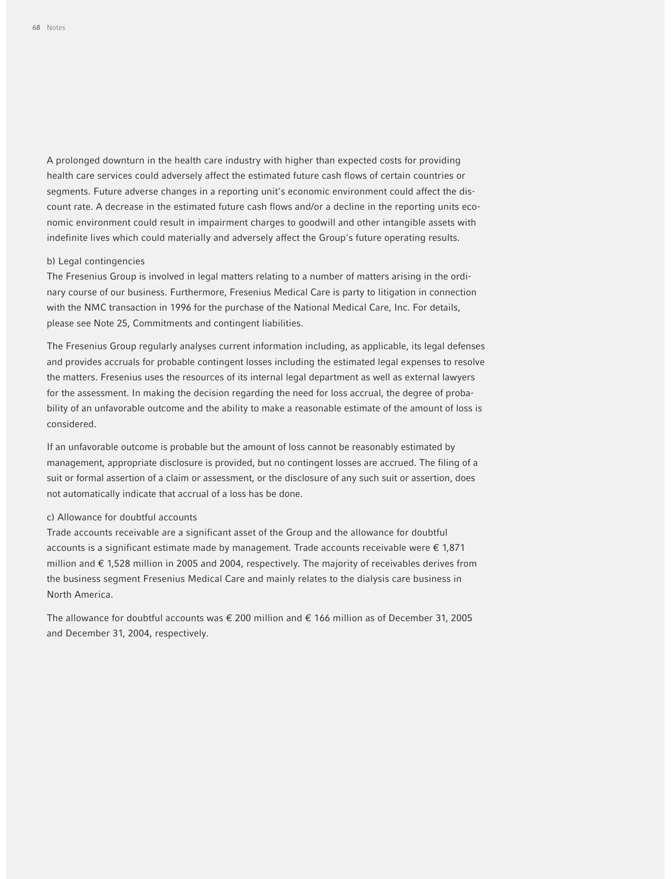A prolonged downturn in the health care industry with higher than expected costs for providing health care services could adversely affect the estimated future cash flows of certain countries or segments. Future adverse changes in a reporting unit's economic environment could affect the discount rate. A decrease in the estimated future cash flows and/or a decline in the reporting units economic environment could result in impairment charges to goodwill and other intangible assets with indefinite lives which could materially and adversely affect the Group's future operating results.

b) Legal contingencies

The Fresenius Group is involved in legal matters relating to a number of matters arising in the ordinary course of our business. Furthermore, Fresenius Medical Care is party to litigation in connection with the NMC transaction in 1996 for the purchase of the National Medical Care, Inc. For details, please see Note 25, Commitments and contingent liabilities.

The Fresenius Group regularly analyses current information including, as applicable, its legal defenses and provides accruals for probable contingent losses including the estimated legal expenses to resolve the matters. Fresenius uses the resources of its internal legal department as well as external lawyers for the assessment. In making the decision regarding the need for loss accrual, the degree of probability of an unfavorable outcome and the ability to make a reasonable estimate of the amount of loss is considered.

If an unfavorable outcome is probable but the amount of loss cannot be reasonably estimated by management, appropriate disclosure is provided, but no contingent losses are accrued. The filing of a suit or formal assertion of a claim or assessment, or the disclosure of any such suit or assertion, does not automatically indicate that accrual of a loss has be done.

c) Allowance for doubtful accounts

Trade accounts receivable are a significant asset of the Group and the allowance for doubtful accounts is a significant estimate made by management. Trade accounts receivable were € 1,871 million and € 1,528 million in 2005 and 2004, respectively. The majority of receivables derives from the business segment Fresenius Medical Care and mainly relates to the dialysis care business in North America.

The allowance for doubtful accounts was € 200 million and € 166 million as of December 31, 2005 and December 31, 2004, respectively.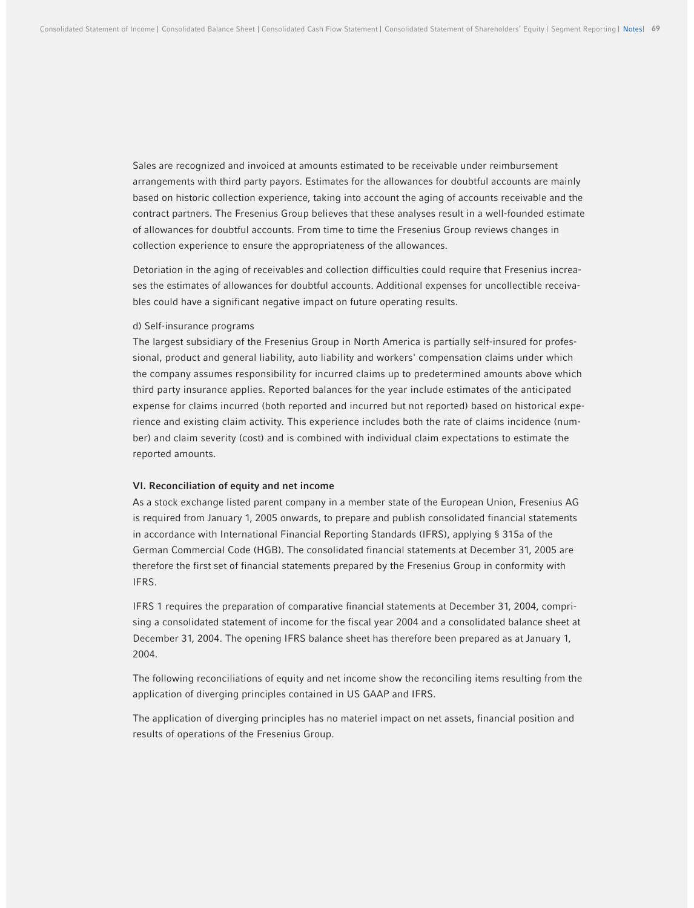Sales are recognized and invoiced at amounts estimated to be receivable under reimbursement arrangements with third party payors. Estimates for the allowances for doubtful accounts are mainly based on historic collection experience, taking into account the aging of accounts receivable and the contract partners. The Fresenius Group believes that these analyses result in a well-founded estimate of allowances for doubtful accounts. From time to time the Fresenius Group reviews changes in collection experience to ensure the appropriateness of the allowances.

Detoriation in the aging of receivables and collection difficulties could require that Fresenius increases the estimates of allowances for doubtful accounts. Additional expenses for uncollectible receivables could have a significant negative impact on future operating results.

d) Self-insurance programs

The largest subsidiary of the Fresenius Group in North America is partially self-insured for professional, product and general liability, auto liability and workers' compensation claims under which the company assumes responsibility for incurred claims up to predetermined amounts above which third party insurance applies. Reported balances for the year include estimates of the anticipated expense for claims incurred (both reported and incurred but not reported) based on historical experience and existing claim activity. This experience includes both the rate of claims incidence (number) and claim severity (cost) and is combined with individual claim expectations to estimate the reported amounts.

## VI. Reconciliation of equity and net income

As a stock exchange listed parent company in a member state of the European Union, Fresenius AG is required from January 1, 2005 onwards, to prepare and publish consolidated financial statements in accordance with International Financial Reporting Standards (IFRS), applying § 315a of the German Commercial Code (HGB). The consolidated financial statements at December 31, 2005 are therefore the first set of financial statements prepared by the Fresenius Group in conformity with IFRS.

IFRS 1 requires the preparation of comparative financial statements at December 31, 2004, comprising a consolidated statement of income for the fiscal year 2004 and a consolidated balance sheet at December 31, 2004. The opening IFRS balance sheet has therefore been prepared as at January 1, 2004.

The following reconciliations of equity and net income show the reconciling items resulting from the application of diverging principles contained in US GAAP and IFRS.

The application of diverging principles has no materiel impact on net assets, financial position and results of operations of the Fresenius Group.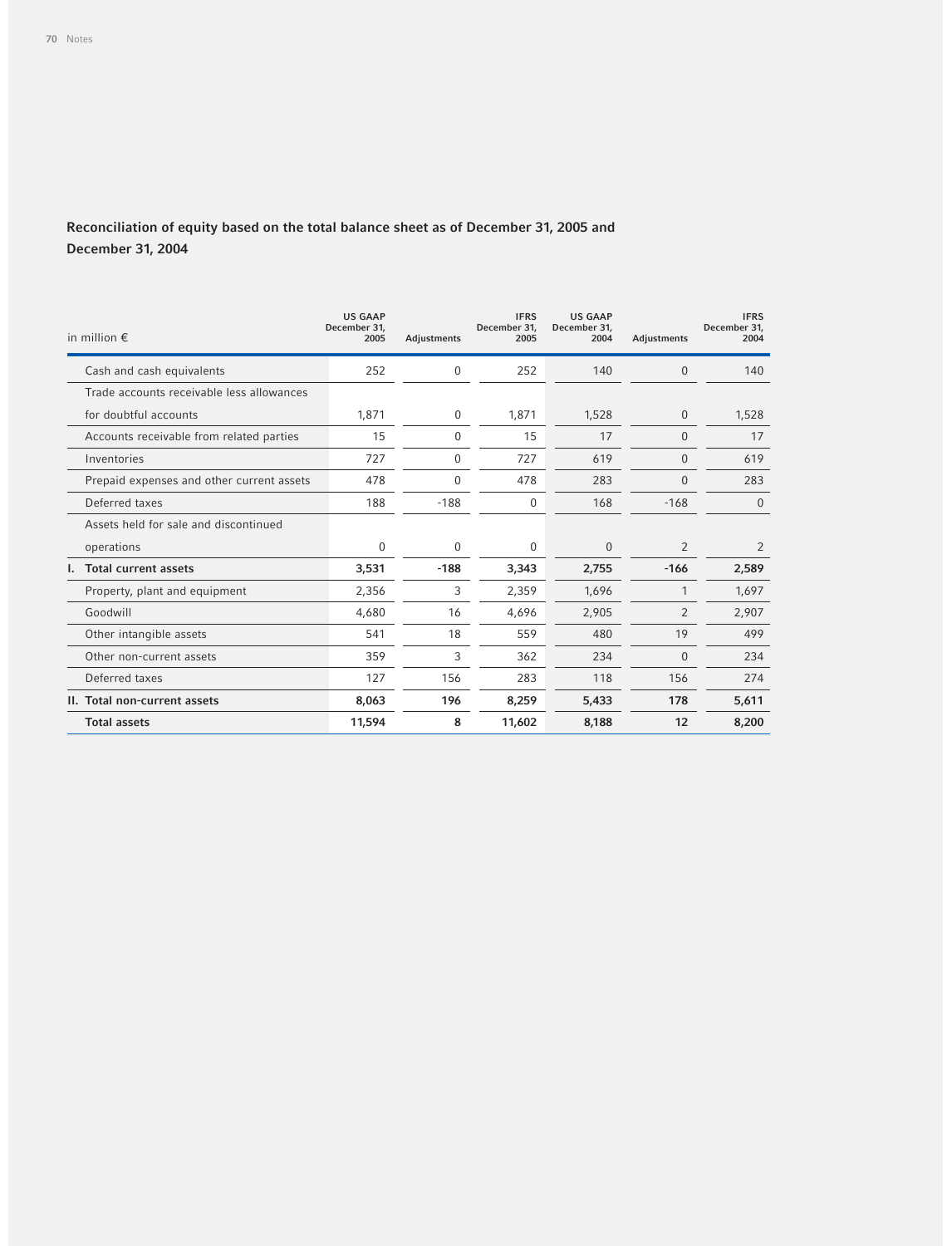## Reconciliation of equity based on the total balance sheet as of December 31, 2005 and December 31, 2004

| in million € | US GAAP December 31, 2005 | Adjustments | IFRS December 31, 2005 | US GAAP December 31, 2004 | Adjustments | IFRS December 31, 2004 |
|---|---|---|---|---|---|---|
| Cash and cash equivalents | 252 | 0 | 252 | 140 | 0 | 140 |
| Trade accounts receivable less allowances for doubtful accounts | 1,871 | 0 | 1,871 | 1,528 | 0 | 1,528 |
| Accounts receivable from related parties | 15 | 0 | 15 | 17 | 0 | 17 |
| Inventories | 727 | 0 | 727 | 619 | 0 | 619 |
| Prepaid expenses and other current assets | 478 | 0 | 478 | 283 | 0 | 283 |
| Deferred taxes | 188 | -188 | 0 | 168 | -168 | 0 |
| Assets held for sale and discontinued operations | 0 | 0 | 0 | 0 | 2 | 2 |
| **I. Total current assets** | **3,531** | **-188** | **3,343** | **2,755** | **-166** | **2,589** |
| Property, plant and equipment | 2,356 | 3 | 2,359 | 1,696 | 1 | 1,697 |
| Goodwill | 4,680 | 16 | 4,696 | 2,905 | 2 | 2,907 |
| Other intangible assets | 541 | 18 | 559 | 480 | 19 | 499 |
| Other non-current assets | 359 | 3 | 362 | 234 | 0 | 234 |
| Deferred taxes | 127 | 156 | 283 | 118 | 156 | 274 |
| **II. Total non-current assets** | **8,063** | **196** | **8,259** | **5,433** | **178** | **5,611** |
| **Total assets** | **11,594** | **8** | **11,602** | **8,188** | **12** | **8,200** |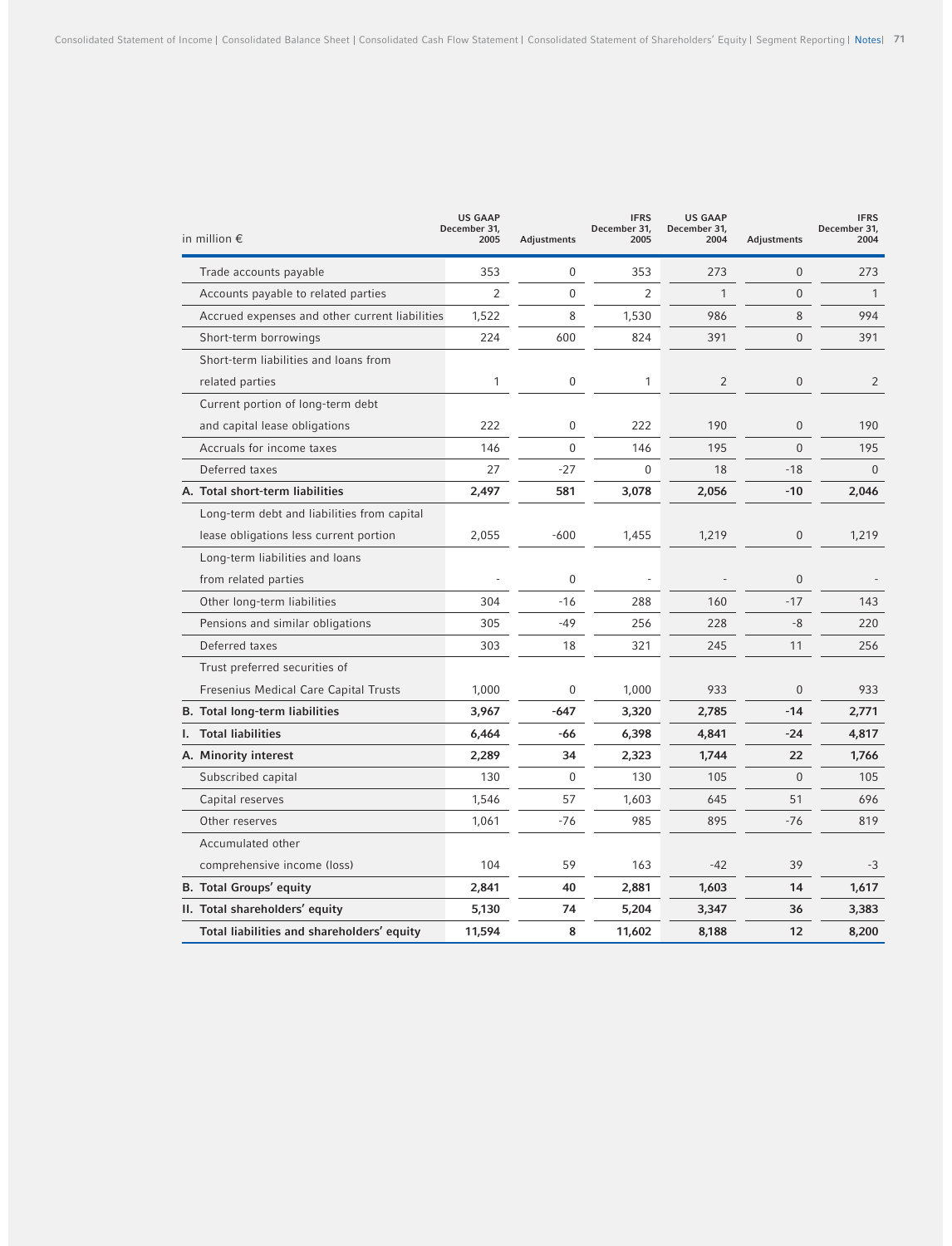| in million € | US GAAP December 31, 2005 | Adjustments | IFRS December 31, 2005 | US GAAP December 31, 2004 | Adjustments | IFRS December 31, 2004 |
|---|---|---|---|---|---|---|
| Trade accounts payable | 353 | 0 | 353 | 273 | 0 | 273 |
| Accounts payable to related parties | 2 | 0 | 2 | 1 | 0 | 1 |
| Accrued expenses and other current liabilities | 1,522 | 8 | 1,530 | 986 | 8 | 994 |
| Short-term borrowings | 224 | 600 | 824 | 391 | 0 | 391 |
| Short-term liabilities and loans from related parties | 1 | 0 | 1 | 2 | 0 | 2 |
| Current portion of long-term debt and capital lease obligations | 222 | 0 | 222 | 190 | 0 | 190 |
| Accruals for income taxes | 146 | 0 | 146 | 195 | 0 | 195 |
| Deferred taxes | 27 | -27 | 0 | 18 | -18 | 0 |
| **A. Total short-term liabilities** | **2,497** | **581** | **3,078** | **2,056** | **-10** | **2,046** |
| Long-term debt and liabilities from capital lease obligations less current portion | 2,055 | -600 | 1,455 | 1,219 | 0 | 1,219 |
| Long-term liabilities and loans from related parties | - | 0 | - | - | 0 | - |
| Other long-term liabilities | 304 | -16 | 288 | 160 | -17 | 143 |
| Pensions and similar obligations | 305 | -49 | 256 | 228 | -8 | 220 |
| Deferred taxes | 303 | 18 | 321 | 245 | 11 | 256 |
| Trust preferred securities of Fresenius Medical Care Capital Trusts | 1,000 | 0 | 1,000 | 933 | 0 | 933 |
| **B. Total long-term liabilities** | **3,967** | **-647** | **3,320** | **2,785** | **-14** | **2,771** |
| **I. Total liabilities** | **6,464** | **-66** | **6,398** | **4,841** | **-24** | **4,817** |
| **A. Minority interest** | **2,289** | **34** | **2,323** | **1,744** | **22** | **1,766** |
| Subscribed capital | 130 | 0 | 130 | 105 | 0 | 105 |
| Capital reserves | 1,546 | 57 | 1,603 | 645 | 51 | 696 |
| Other reserves | 1,061 | -76 | 985 | 895 | -76 | 819 |
| Accumulated other comprehensive income (loss) | 104 | 59 | 163 | -42 | 39 | -3 |
| **B. Total Groups' equity** | **2,841** | **40** | **2,881** | **1,603** | **14** | **1,617** |
| **II. Total shareholders' equity** | **5,130** | **74** | **5,204** | **3,347** | **36** | **3,383** |
| **Total liabilities and shareholders' equity** | **11,594** | **8** | **11,602** | **8,188** | **12** | **8,200** |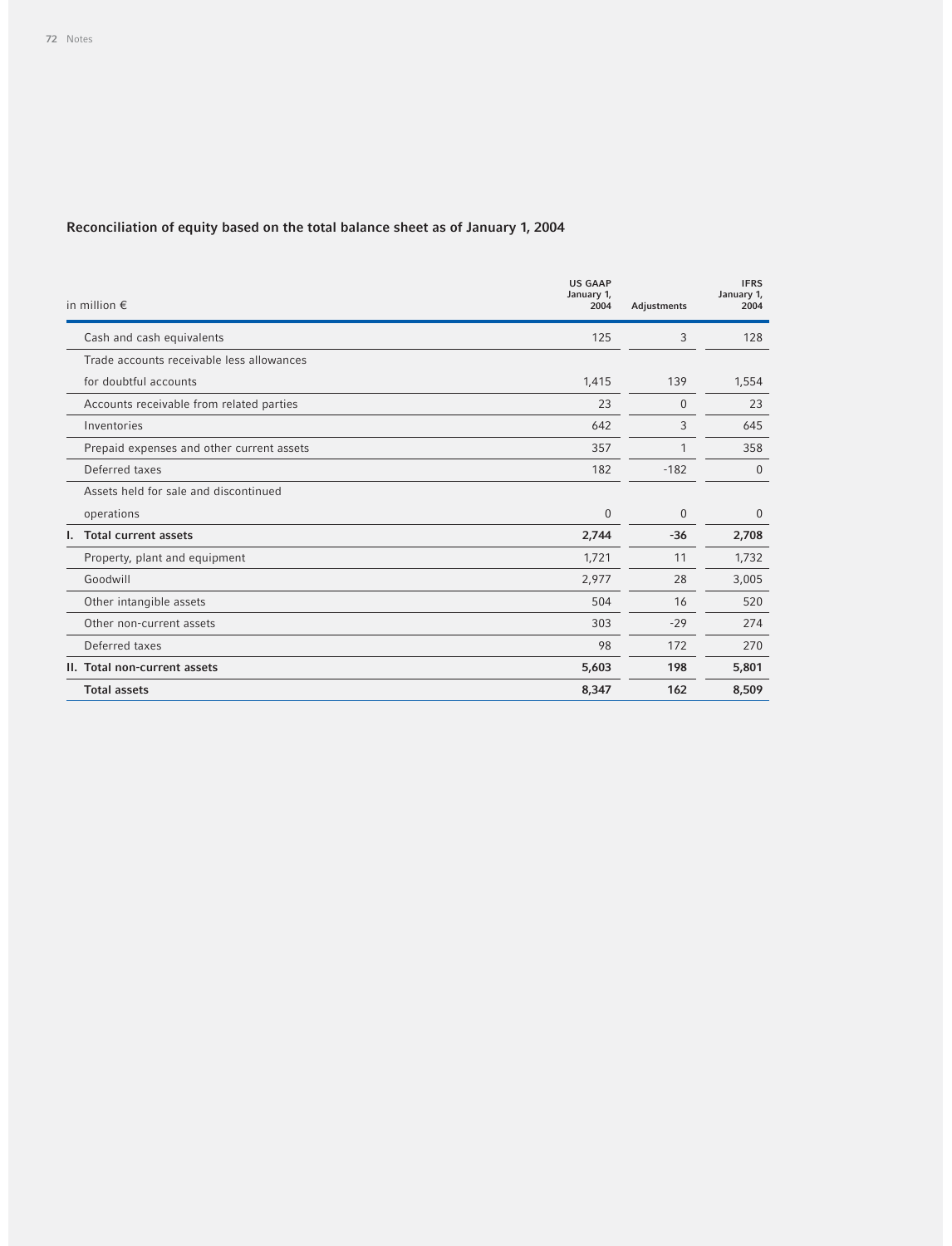## Reconciliation of equity based on the total balance sheet as of January 1, 2004

| in million € | US GAAP January 1, 2004 | Adjustments | IFRS January 1, 2004 |
|---|---|---|---|
| Cash and cash equivalents | 125 | 3 | 128 |
| Trade accounts receivable less allowances for doubtful accounts | 1,415 | 139 | 1,554 |
| Accounts receivable from related parties | 23 | 0 | 23 |
| Inventories | 642 | 3 | 645 |
| Prepaid expenses and other current assets | 357 | 1 | 358 |
| Deferred taxes | 182 | -182 | 0 |
| Assets held for sale and discontinued operations | 0 | 0 | 0 |
| **I. Total current assets** | **2,744** | **-36** | **2,708** |
| Property, plant and equipment | 1,721 | 11 | 1,732 |
| Goodwill | 2,977 | 28 | 3,005 |
| Other intangible assets | 504 | 16 | 520 |
| Other non-current assets | 303 | -29 | 274 |
| Deferred taxes | 98 | 172 | 270 |
| **II. Total non-current assets** | **5,603** | **198** | **5,801** |
| **Total assets** | **8,347** | **162** | **8,509** |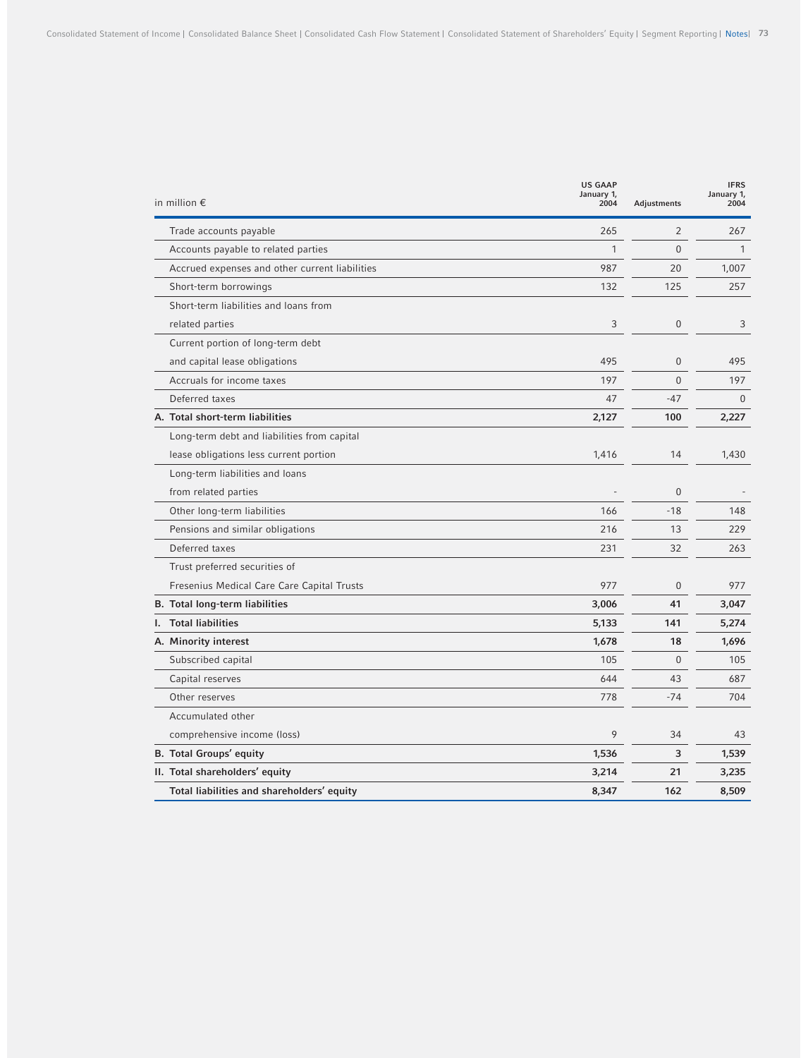| in million € | US GAAP January 1, 2004 | Adjustments | IFRS January 1, 2004 |
|---|---|---|---|
| Trade accounts payable | 265 | 2 | 267 |
| Accounts payable to related parties | 1 | 0 | 1 |
| Accrued expenses and other current liabilities | 987 | 20 | 1,007 |
| Short-term borrowings | 132 | 125 | 257 |
| Short-term liabilities and loans from related parties | 3 | 0 | 3 |
| Current portion of long-term debt and capital lease obligations | 495 | 0 | 495 |
| Accruals for income taxes | 197 | 0 | 197 |
| Deferred taxes | 47 | -47 | 0 |
| **A. Total short-term liabilities** | **2,127** | **100** | **2,227** |
| Long-term debt and liabilities from capital lease obligations less current portion | 1,416 | 14 | 1,430 |
| Long-term liabilities and loans from related parties | - | 0 | - |
| Other long-term liabilities | 166 | -18 | 148 |
| Pensions and similar obligations | 216 | 13 | 229 |
| Deferred taxes | 231 | 32 | 263 |
| Trust preferred securities of Fresenius Medical Care Care Capital Trusts | 977 | 0 | 977 |
| **B. Total long-term liabilities** | **3,006** | **41** | **3,047** |
| **I. Total liabilities** | **5,133** | **141** | **5,274** |
| **A. Minority interest** | **1,678** | **18** | **1,696** |
| Subscribed capital | 105 | 0 | 105 |
| Capital reserves | 644 | 43 | 687 |
| Other reserves | 778 | -74 | 704 |
| Accumulated other comprehensive income (loss) | 9 | 34 | 43 |
| **B. Total Groups' equity** | **1,536** | **3** | **1,539** |
| **II. Total shareholders' equity** | **3,214** | **21** | **3,235** |
| **Total liabilities and shareholders' equity** | **8,347** | **162** | **8,509** |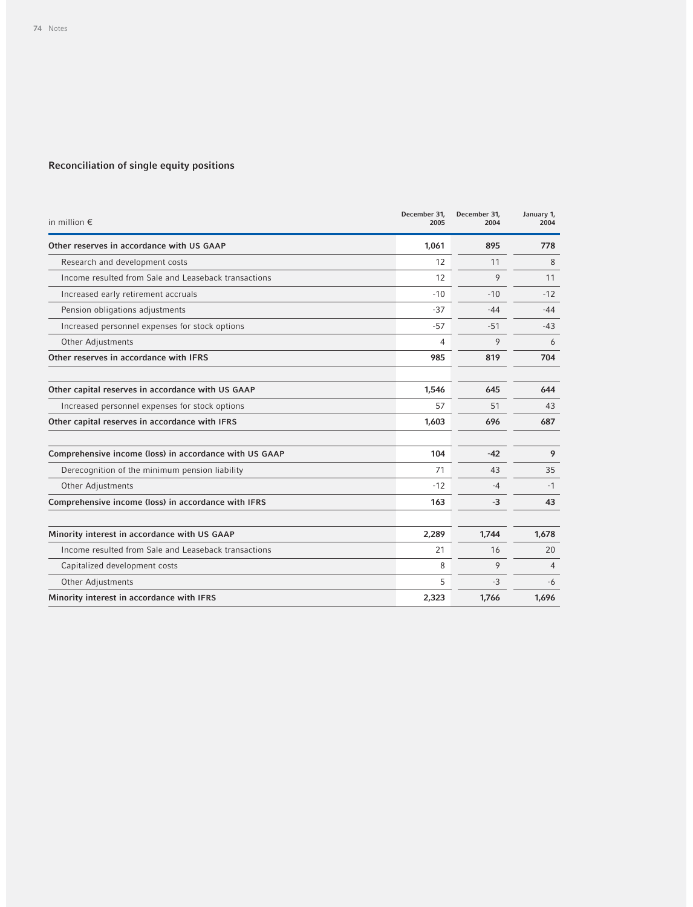## Reconciliation of single equity positions

| in million € | December 31, 2005 | December 31, 2004 | January 1, 2004 |
|---|---|---|---|
| **Other reserves in accordance with US GAAP** | **1,061** | **895** | **778** |
| Research and development costs | 12 | 11 | 8 |
| Income resulted from Sale and Leaseback transactions | 12 | 9 | 11 |
| Increased early retirement accruals | -10 | -10 | -12 |
| Pension obligations adjustments | -37 | -44 | -44 |
| Increased personnel expenses for stock options | -57 | -51 | -43 |
| Other Adjustments | 4 | 9 | 6 |
| **Other reserves in accordance with IFRS** | **985** | **819** | **704** |
| | | | |
| **Other capital reserves in accordance with US GAAP** | **1,546** | **645** | **644** |
| Increased personnel expenses for stock options | 57 | 51 | 43 |
| **Other capital reserves in accordance with IFRS** | **1,603** | **696** | **687** |
| | | | |
| **Comprehensive income (loss) in accordance with US GAAP** | **104** | **-42** | **9** |
| Derecognition of the minimum pension liability | 71 | 43 | 35 |
| Other Adjustments | -12 | -4 | -1 |
| **Comprehensive income (loss) in accordance with IFRS** | **163** | **-3** | **43** |
| | | | |
| **Minority interest in accordance with US GAAP** | **2,289** | **1,744** | **1,678** |
| Income resulted from Sale and Leaseback transactions | 21 | 16 | 20 |
| Capitalized development costs | 8 | 9 | 4 |
| Other Adjustments | 5 | -3 | -6 |
| **Minority interest in accordance with IFRS** | **2,323** | **1,766** | **1,696** |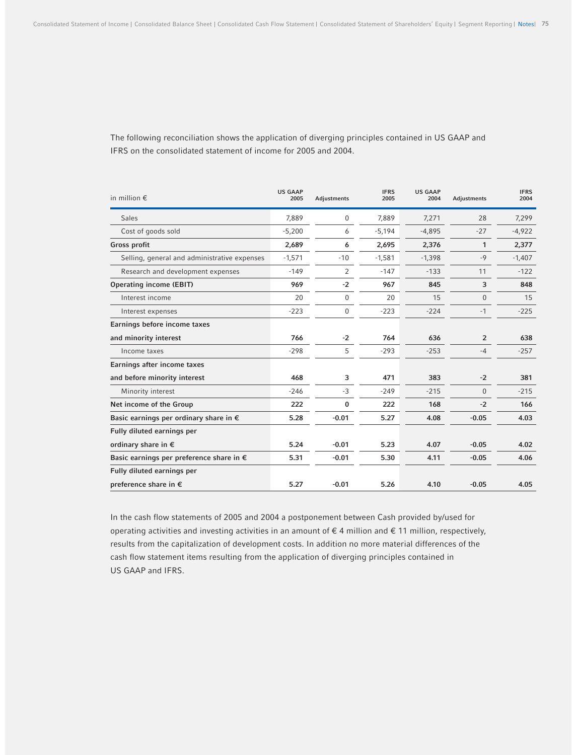The following reconciliation shows the application of diverging principles contained in US GAAP and IFRS on the consolidated statement of income for 2005 and 2004.

| in million € | US GAAP 2005 | Adjustments | IFRS 2005 | US GAAP 2004 | Adjustments | IFRS 2004 |
|---|---|---|---|---|---|---|
| Sales | 7,889 | 0 | 7,889 | 7,271 | 28 | 7,299 |
| Cost of goods sold | -5,200 | 6 | -5,194 | -4,895 | -27 | -4,922 |
| **Gross profit** | **2,689** | **6** | **2,695** | **2,376** | **1** | **2,377** |
| Selling, general and administrative expenses | -1,571 | -10 | -1,581 | -1,398 | -9 | -1,407 |
| Research and development expenses | -149 | 2 | -147 | -133 | 11 | -122 |
| **Operating income (EBIT)** | **969** | **-2** | **967** | **845** | **3** | **848** |
| Interest income | 20 | 0 | 20 | 15 | 0 | 15 |
| Interest expenses | -223 | 0 | -223 | -224 | -1 | -225 |
| **Earnings before income taxes and minority interest** | **766** | **-2** | **764** | **636** | **2** | **638** |
| Income taxes | -298 | 5 | -293 | -253 | -4 | -257 |
| **Earnings after income taxes and before minority interest** | **468** | **3** | **471** | **383** | **-2** | **381** |
| Minority interest | -246 | -3 | -249 | -215 | 0 | -215 |
| **Net income of the Group** | **222** | **0** | **222** | **168** | **-2** | **166** |
| **Basic earnings per ordinary share in €** | **5.28** | **-0.01** | **5.27** | **4.08** | **-0.05** | **4.03** |
| **Fully diluted earnings per ordinary share in €** | **5.24** | **-0.01** | **5.23** | **4.07** | **-0.05** | **4.02** |
| **Basic earnings per preference share in €** | **5.31** | **-0.01** | **5.30** | **4.11** | **-0.05** | **4.06** |
| **Fully diluted earnings per preference share in €** | **5.27** | **-0.01** | **5.26** | **4.10** | **-0.05** | **4.05** |

In the cash flow statements of 2005 and 2004 a postponement between Cash provided by/used for operating activities and investing activities in an amount of € 4 million and € 11 million, respectively, results from the capitalization of development costs. In addition no more material differences of the cash flow statement items resulting from the application of diverging principles contained in US GAAP and IFRS.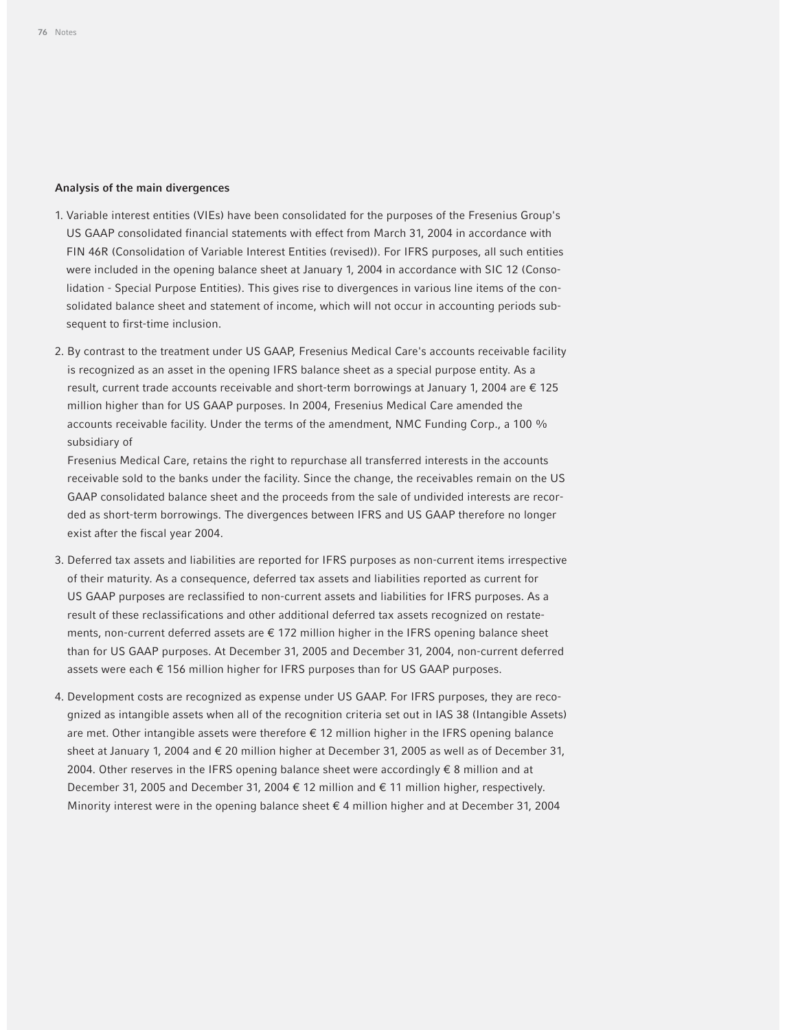### Analysis of the main divergences

1. Variable interest entities (VIEs) have been consolidated for the purposes of the Fresenius Group's US GAAP consolidated financial statements with effect from March 31, 2004 in accordance with FIN 46R (Consolidation of Variable Interest Entities (revised)). For IFRS purposes, all such entities were included in the opening balance sheet at January 1, 2004 in accordance with SIC 12 (Consolidation - Special Purpose Entities). This gives rise to divergences in various line items of the consolidated balance sheet and statement of income, which will not occur in accounting periods subsequent to first-time inclusion.

2. By contrast to the treatment under US GAAP, Fresenius Medical Care's accounts receivable facility is recognized as an asset in the opening IFRS balance sheet as a special purpose entity. As a result, current trade accounts receivable and short-term borrowings at January 1, 2004 are € 125 million higher than for US GAAP purposes. In 2004, Fresenius Medical Care amended the accounts receivable facility. Under the terms of the amendment, NMC Funding Corp., a 100 % subsidiary of Fresenius Medical Care, retains the right to repurchase all transferred interests in the accounts receivable sold to the banks under the facility. Since the change, the receivables remain on the US GAAP consolidated balance sheet and the proceeds from the sale of undivided interests are recorded as short-term borrowings. The divergences between IFRS and US GAAP therefore no longer exist after the fiscal year 2004.

3. Deferred tax assets and liabilities are reported for IFRS purposes as non-current items irrespective of their maturity. As a consequence, deferred tax assets and liabilities reported as current for US GAAP purposes are reclassified to non-current assets and liabilities for IFRS purposes. As a result of these reclassifications and other additional deferred tax assets recognized on restatements, non-current deferred assets are € 172 million higher in the IFRS opening balance sheet than for US GAAP purposes. At December 31, 2005 and December 31, 2004, non-current deferred assets were each € 156 million higher for IFRS purposes than for US GAAP purposes.

4. Development costs are recognized as expense under US GAAP. For IFRS purposes, they are recognized as intangible assets when all of the recognition criteria set out in IAS 38 (Intangible Assets) are met. Other intangible assets were therefore € 12 million higher in the IFRS opening balance sheet at January 1, 2004 and € 20 million higher at December 31, 2005 as well as of December 31, 2004. Other reserves in the IFRS opening balance sheet were accordingly € 8 million and at December 31, 2005 and December 31, 2004 € 12 million and € 11 million higher, respectively. Minority interest were in the opening balance sheet € 4 million higher and at December 31, 2004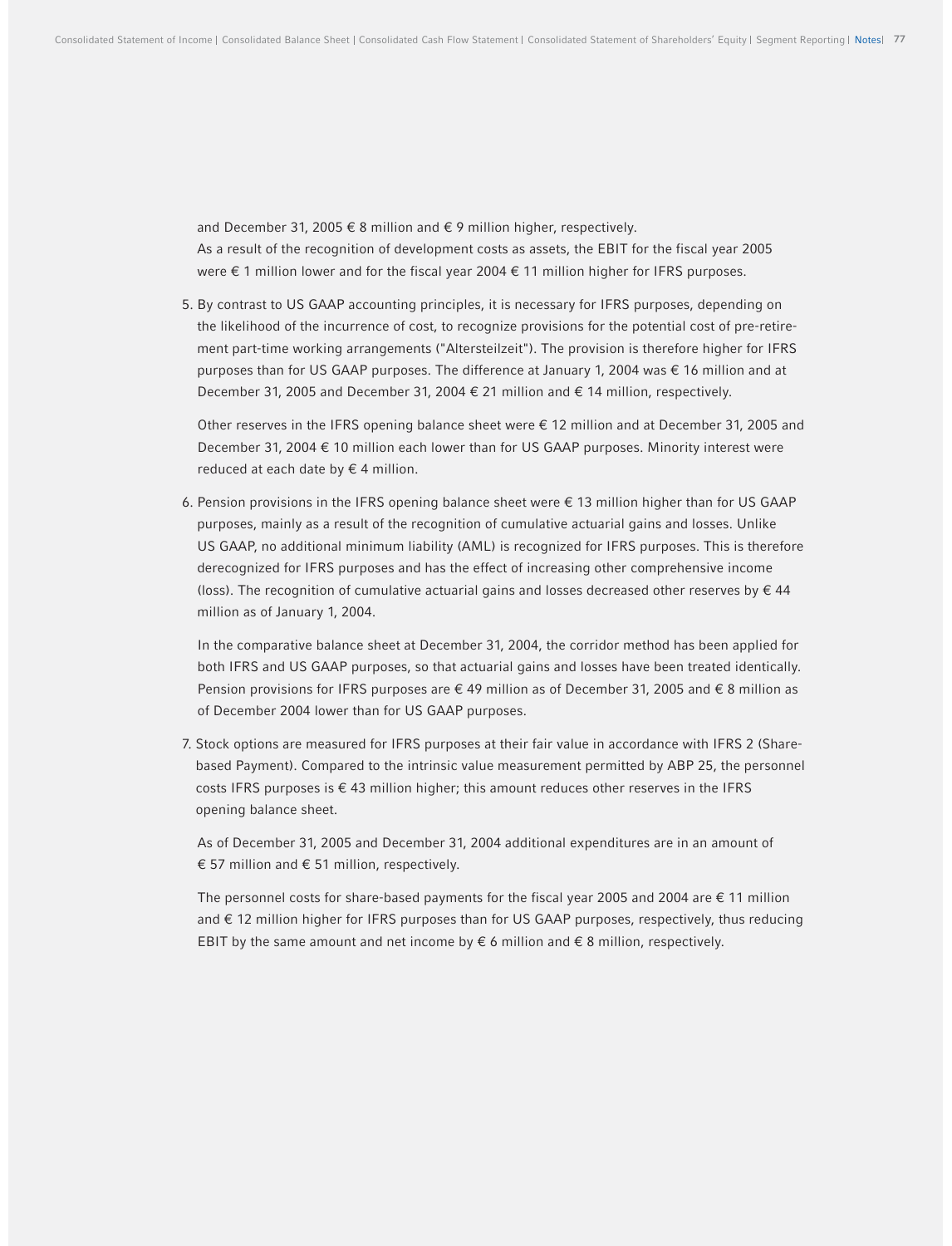and December 31, 2005 € 8 million and € 9 million higher, respectively.
As a result of the recognition of development costs as assets, the EBIT for the fiscal year 2005 were € 1 million lower and for the fiscal year 2004 € 11 million higher for IFRS purposes.

5. By contrast to US GAAP accounting principles, it is necessary for IFRS purposes, depending on the likelihood of the incurrence of cost, to recognize provisions for the potential cost of pre-retirement part-time working arrangements ("Altersteilzeit"). The provision is therefore higher for IFRS purposes than for US GAAP purposes. The difference at January 1, 2004 was € 16 million and at December 31, 2005 and December 31, 2004 € 21 million and € 14 million, respectively.

   Other reserves in the IFRS opening balance sheet were € 12 million and at December 31, 2005 and December 31, 2004 € 10 million each lower than for US GAAP purposes. Minority interest were reduced at each date by € 4 million.

6. Pension provisions in the IFRS opening balance sheet were € 13 million higher than for US GAAP purposes, mainly as a result of the recognition of cumulative actuarial gains and losses. Unlike US GAAP, no additional minimum liability (AML) is recognized for IFRS purposes. This is therefore derecognized for IFRS purposes and has the effect of increasing other comprehensive income (loss). The recognition of cumulative actuarial gains and losses decreased other reserves by € 44 million as of January 1, 2004.

   In the comparative balance sheet at December 31, 2004, the corridor method has been applied for both IFRS and US GAAP purposes, so that actuarial gains and losses have been treated identically. Pension provisions for IFRS purposes are € 49 million as of December 31, 2005 and € 8 million as of December 2004 lower than for US GAAP purposes.

7. Stock options are measured for IFRS purposes at their fair value in accordance with IFRS 2 (Share-based Payment). Compared to the intrinsic value measurement permitted by ABP 25, the personnel costs IFRS purposes is € 43 million higher; this amount reduces other reserves in the IFRS opening balance sheet.

   As of December 31, 2005 and December 31, 2004 additional expenditures are in an amount of € 57 million and € 51 million, respectively.

   The personnel costs for share-based payments for the fiscal year 2005 and 2004 are € 11 million and € 12 million higher for IFRS purposes than for US GAAP purposes, respectively, thus reducing EBIT by the same amount and net income by € 6 million and € 8 million, respectively.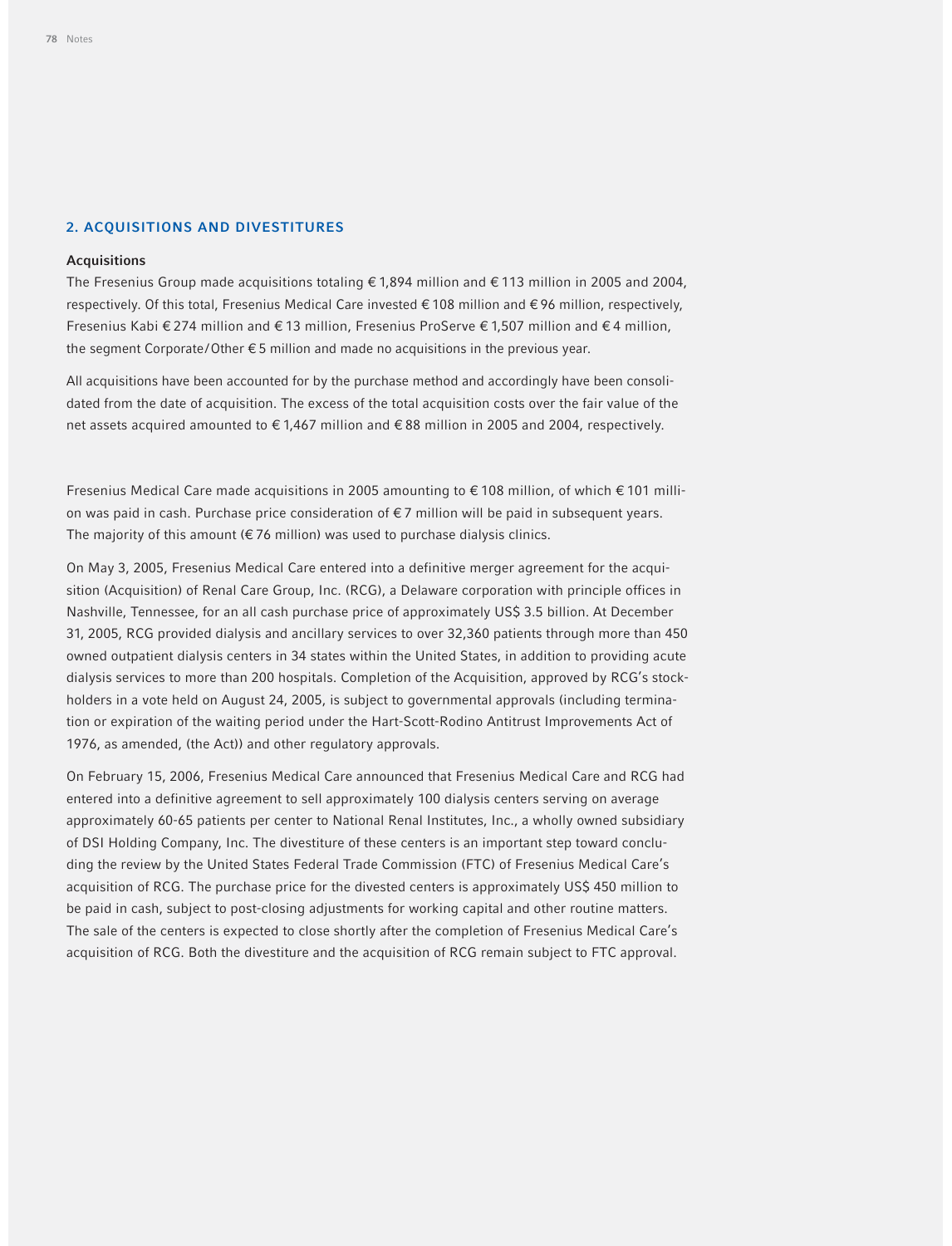## 2. ACQUISITIONS AND DIVESTITURES

### Acquisitions

The Fresenius Group made acquisitions totaling € 1,894 million and € 113 million in 2005 and 2004, respectively. Of this total, Fresenius Medical Care invested € 108 million and € 96 million, respectively, Fresenius Kabi € 274 million and € 13 million, Fresenius ProServe € 1,507 million and € 4 million, the segment Corporate/Other € 5 million and made no acquisitions in the previous year.

All acquisitions have been accounted for by the purchase method and accordingly have been consolidated from the date of acquisition. The excess of the total acquisition costs over the fair value of the net assets acquired amounted to € 1,467 million and € 88 million in 2005 and 2004, respectively.

Fresenius Medical Care made acquisitions in 2005 amounting to € 108 million, of which € 101 million was paid in cash. Purchase price consideration of € 7 million will be paid in subsequent years. The majority of this amount (€ 76 million) was used to purchase dialysis clinics.

On May 3, 2005, Fresenius Medical Care entered into a definitive merger agreement for the acquisition (Acquisition) of Renal Care Group, Inc. (RCG), a Delaware corporation with principle offices in Nashville, Tennessee, for an all cash purchase price of approximately US$ 3.5 billion. At December 31, 2005, RCG provided dialysis and ancillary services to over 32,360 patients through more than 450 owned outpatient dialysis centers in 34 states within the United States, in addition to providing acute dialysis services to more than 200 hospitals. Completion of the Acquisition, approved by RCG's stockholders in a vote held on August 24, 2005, is subject to governmental approvals (including termination or expiration of the waiting period under the Hart-Scott-Rodino Antitrust Improvements Act of 1976, as amended, (the Act)) and other regulatory approvals.

On February 15, 2006, Fresenius Medical Care announced that Fresenius Medical Care and RCG had entered into a definitive agreement to sell approximately 100 dialysis centers serving on average approximately 60-65 patients per center to National Renal Institutes, Inc., a wholly owned subsidiary of DSI Holding Company, Inc. The divestiture of these centers is an important step toward concluding the review by the United States Federal Trade Commission (FTC) of Fresenius Medical Care's acquisition of RCG. The purchase price for the divested centers is approximately US$ 450 million to be paid in cash, subject to post-closing adjustments for working capital and other routine matters. The sale of the centers is expected to close shortly after the completion of Fresenius Medical Care's acquisition of RCG. Both the divestiture and the acquisition of RCG remain subject to FTC approval.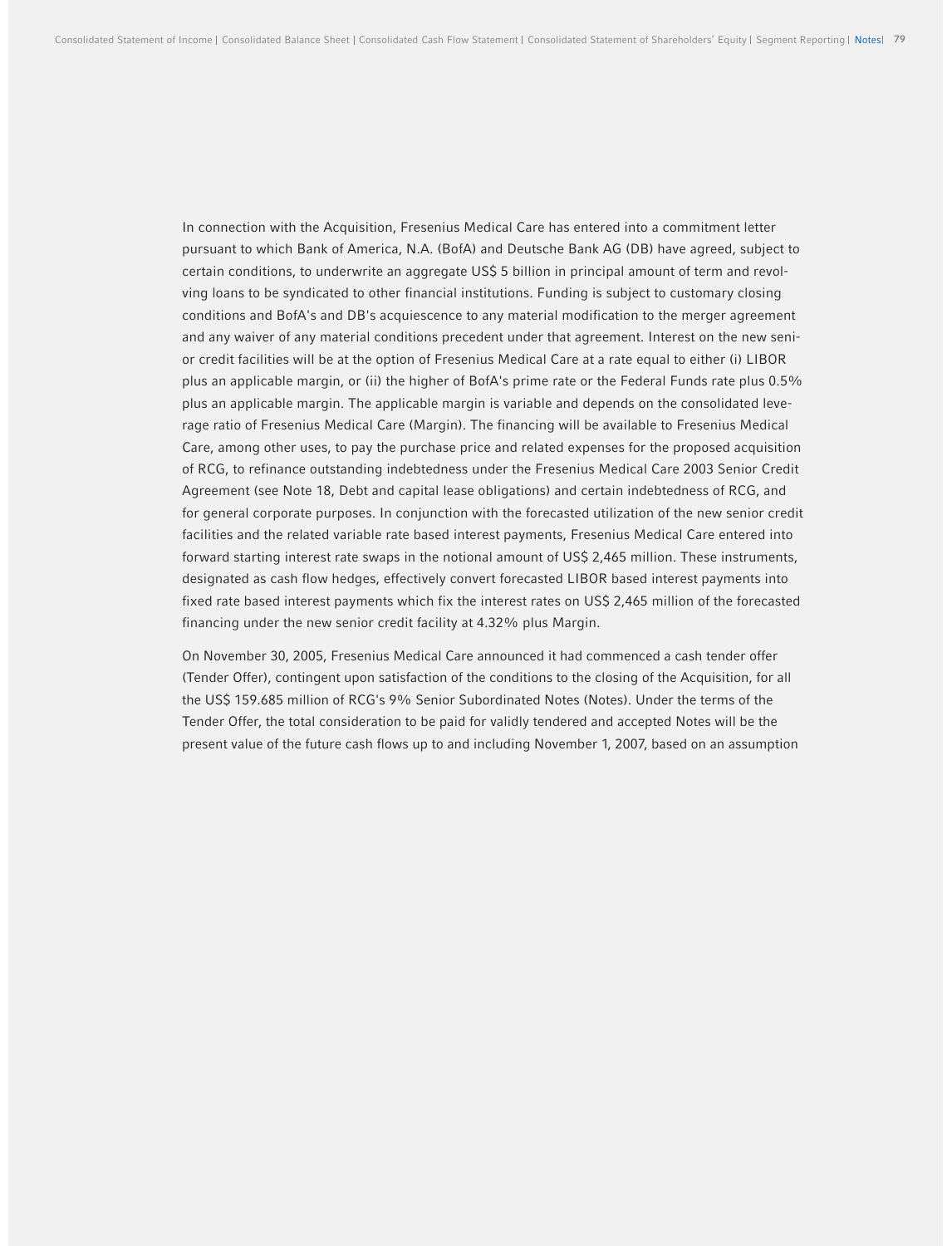In connection with the Acquisition, Fresenius Medical Care has entered into a commitment letter pursuant to which Bank of America, N.A. (BofA) and Deutsche Bank AG (DB) have agreed, subject to certain conditions, to underwrite an aggregate US$ 5 billion in principal amount of term and revolving loans to be syndicated to other financial institutions. Funding is subject to customary closing conditions and BofA's and DB's acquiescence to any material modification to the merger agreement and any waiver of any material conditions precedent under that agreement. Interest on the new senior credit facilities will be at the option of Fresenius Medical Care at a rate equal to either (i) LIBOR plus an applicable margin, or (ii) the higher of BofA's prime rate or the Federal Funds rate plus 0.5% plus an applicable margin. The applicable margin is variable and depends on the consolidated leverage ratio of Fresenius Medical Care (Margin). The financing will be available to Fresenius Medical Care, among other uses, to pay the purchase price and related expenses for the proposed acquisition of RCG, to refinance outstanding indebtedness under the Fresenius Medical Care 2003 Senior Credit Agreement (see Note 18, Debt and capital lease obligations) and certain indebtedness of RCG, and for general corporate purposes. In conjunction with the forecasted utilization of the new senior credit facilities and the related variable rate based interest payments, Fresenius Medical Care entered into forward starting interest rate swaps in the notional amount of US$ 2,465 million. These instruments, designated as cash flow hedges, effectively convert forecasted LIBOR based interest payments into fixed rate based interest payments which fix the interest rates on US$ 2,465 million of the forecasted financing under the new senior credit facility at 4.32% plus Margin.

On November 30, 2005, Fresenius Medical Care announced it had commenced a cash tender offer (Tender Offer), contingent upon satisfaction of the conditions to the closing of the Acquisition, for all the US$ 159.685 million of RCG's 9% Senior Subordinated Notes (Notes). Under the terms of the Tender Offer, the total consideration to be paid for validly tendered and accepted Notes will be the present value of the future cash flows up to and including November 1, 2007, based on an assumption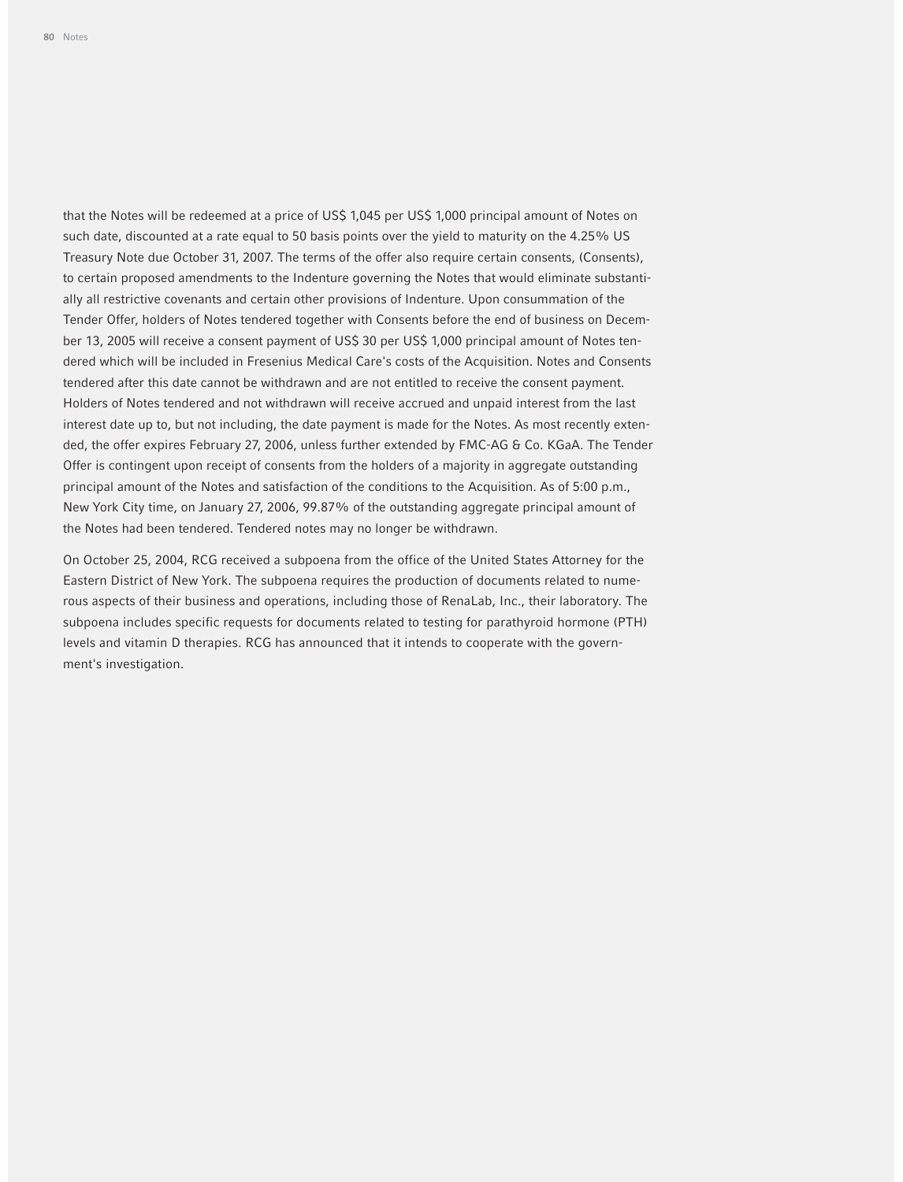that the Notes will be redeemed at a price of US$ 1,045 per US$ 1,000 principal amount of Notes on such date, discounted at a rate equal to 50 basis points over the yield to maturity on the 4.25% US Treasury Note due October 31, 2007. The terms of the offer also require certain consents, (Consents), to certain proposed amendments to the Indenture governing the Notes that would eliminate substantially all restrictive covenants and certain other provisions of Indenture. Upon consummation of the Tender Offer, holders of Notes tendered together with Consents before the end of business on December 13, 2005 will receive a consent payment of US$ 30 per US$ 1,000 principal amount of Notes tendered which will be included in Fresenius Medical Care's costs of the Acquisition. Notes and Consents tendered after this date cannot be withdrawn and are not entitled to receive the consent payment. Holders of Notes tendered and not withdrawn will receive accrued and unpaid interest from the last interest date up to, but not including, the date payment is made for the Notes. As most recently extended, the offer expires February 27, 2006, unless further extended by FMC-AG & Co. KGaA. The Tender Offer is contingent upon receipt of consents from the holders of a majority in aggregate outstanding principal amount of the Notes and satisfaction of the conditions to the Acquisition. As of 5:00 p.m., New York City time, on January 27, 2006, 99.87% of the outstanding aggregate principal amount of the Notes had been tendered. Tendered notes may no longer be withdrawn.

On October 25, 2004, RCG received a subpoena from the office of the United States Attorney for the Eastern District of New York. The subpoena requires the production of documents related to numerous aspects of their business and operations, including those of RenaLab, Inc., their laboratory. The subpoena includes specific requests for documents related to testing for parathyroid hormone (PTH) levels and vitamin D therapies. RCG has announced that it intends to cooperate with the government's investigation.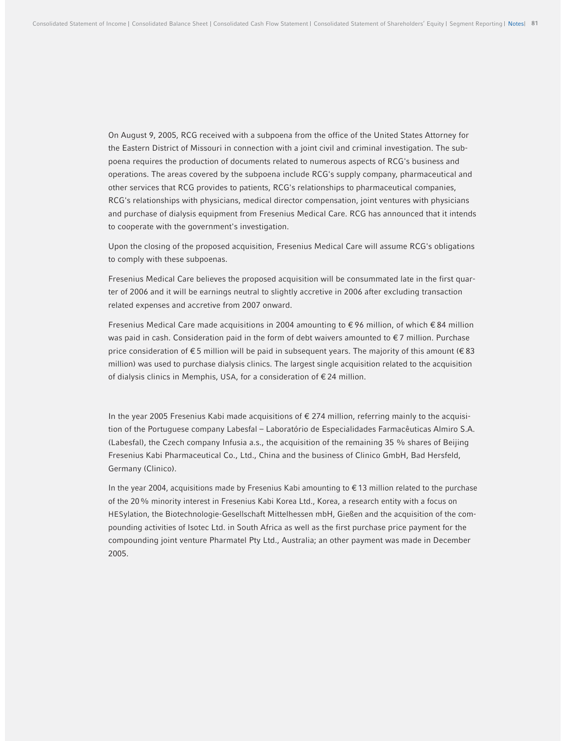On August 9, 2005, RCG received with a subpoena from the office of the United States Attorney for the Eastern District of Missouri in connection with a joint civil and criminal investigation. The subpoena requires the production of documents related to numerous aspects of RCG's business and operations. The areas covered by the subpoena include RCG's supply company, pharmaceutical and other services that RCG provides to patients, RCG's relationships to pharmaceutical companies, RCG's relationships with physicians, medical director compensation, joint ventures with physicians and purchase of dialysis equipment from Fresenius Medical Care. RCG has announced that it intends to cooperate with the government's investigation.

Upon the closing of the proposed acquisition, Fresenius Medical Care will assume RCG's obligations to comply with these subpoenas.

Fresenius Medical Care believes the proposed acquisition will be consummated late in the first quarter of 2006 and it will be earnings neutral to slightly accretive in 2006 after excluding transaction related expenses and accretive from 2007 onward.

Fresenius Medical Care made acquisitions in 2004 amounting to € 96 million, of which € 84 million was paid in cash. Consideration paid in the form of debt waivers amounted to € 7 million. Purchase price consideration of € 5 million will be paid in subsequent years. The majority of this amount (€ 83 million) was used to purchase dialysis clinics. The largest single acquisition related to the acquisition of dialysis clinics in Memphis, USA, for a consideration of € 24 million.

In the year 2005 Fresenius Kabi made acquisitions of € 274 million, referring mainly to the acquisition of the Portuguese company Labesfal – Laboratório de Especialidades Farmacêuticas Almiro S.A. (Labesfal), the Czech company Infusia a.s., the acquisition of the remaining 35 % shares of Beijing Fresenius Kabi Pharmaceutical Co., Ltd., China and the business of Clinico GmbH, Bad Hersfeld, Germany (Clinico).

In the year 2004, acquisitions made by Fresenius Kabi amounting to € 13 million related to the purchase of the 20 % minority interest in Fresenius Kabi Korea Ltd., Korea, a research entity with a focus on HESylation, the Biotechnologie-Gesellschaft Mittelhessen mbH, Gießen and the acquisition of the compounding activities of Isotec Ltd. in South Africa as well as the first purchase price payment for the compounding joint venture Pharmatel Pty Ltd., Australia; an other payment was made in December 2005.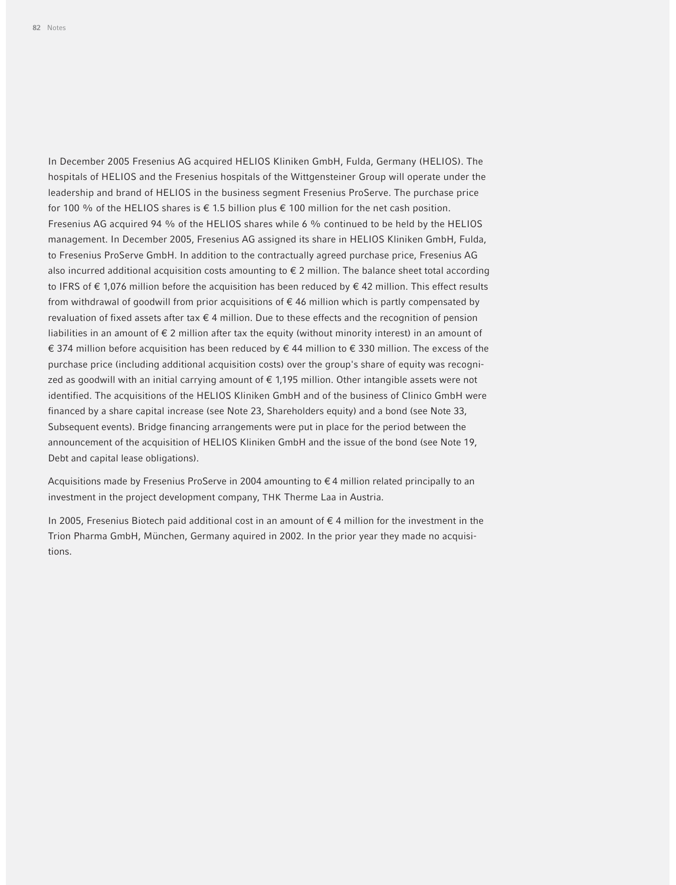In December 2005 Fresenius AG acquired HELIOS Kliniken GmbH, Fulda, Germany (HELIOS). The hospitals of HELIOS and the Fresenius hospitals of the Wittgensteiner Group will operate under the leadership and brand of HELIOS in the business segment Fresenius ProServe. The purchase price for 100 % of the HELIOS shares is € 1.5 billion plus € 100 million for the net cash position. Fresenius AG acquired 94 % of the HELIOS shares while 6 % continued to be held by the HELIOS management. In December 2005, Fresenius AG assigned its share in HELIOS Kliniken GmbH, Fulda, to Fresenius ProServe GmbH. In addition to the contractually agreed purchase price, Fresenius AG also incurred additional acquisition costs amounting to € 2 million. The balance sheet total according to IFRS of € 1,076 million before the acquisition has been reduced by € 42 million. This effect results from withdrawal of goodwill from prior acquisitions of € 46 million which is partly compensated by revaluation of fixed assets after tax € 4 million. Due to these effects and the recognition of pension liabilities in an amount of € 2 million after tax the equity (without minority interest) in an amount of € 374 million before acquisition has been reduced by € 44 million to € 330 million. The excess of the purchase price (including additional acquisition costs) over the group's share of equity was recognized as goodwill with an initial carrying amount of € 1,195 million. Other intangible assets were not identified. The acquisitions of the HELIOS Kliniken GmbH and of the business of Clinico GmbH were financed by a share capital increase (see Note 23, Shareholders equity) and a bond (see Note 33, Subsequent events). Bridge financing arrangements were put in place for the period between the announcement of the acquisition of HELIOS Kliniken GmbH and the issue of the bond (see Note 19, Debt and capital lease obligations).

Acquisitions made by Fresenius ProServe in 2004 amounting to € 4 million related principally to an investment in the project development company, THK Therme Laa in Austria.

In 2005, Fresenius Biotech paid additional cost in an amount of € 4 million for the investment in the Trion Pharma GmbH, München, Germany aquired in 2002. In the prior year they made no acquisitions.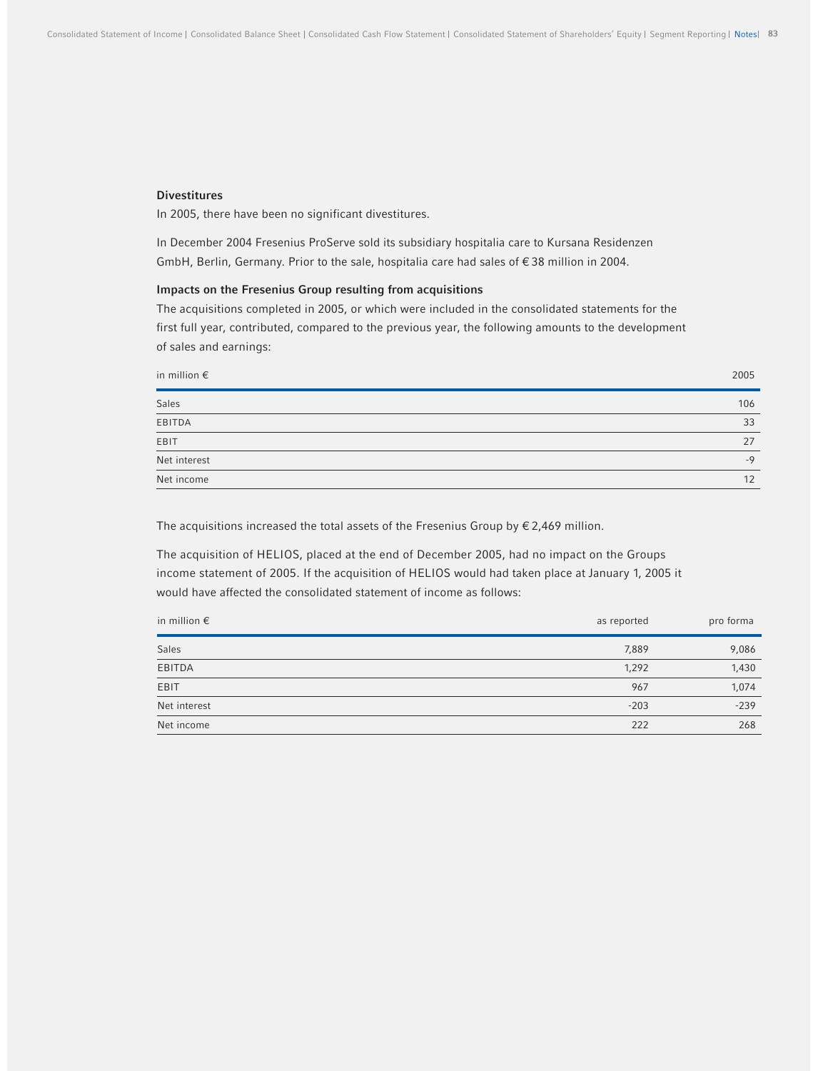### Divestitures

In 2005, there have been no significant divestitures.

In December 2004 Fresenius ProServe sold its subsidiary hospitalia care to Kursana Residenzen GmbH, Berlin, Germany. Prior to the sale, hospitalia care had sales of € 38 million in 2004.

### Impacts on the Fresenius Group resulting from acquisitions

The acquisitions completed in 2005, or which were included in the consolidated statements for the first full year, contributed, compared to the previous year, the following amounts to the development of sales and earnings:

| in million € | 2005 |
|---|---|
| Sales | 106 |
| EBITDA | 33 |
| EBIT | 27 |
| Net interest | -9 |
| Net income | 12 |

The acquisitions increased the total assets of the Fresenius Group by € 2,469 million.

The acquisition of HELIOS, placed at the end of December 2005, had no impact on the Groups income statement of 2005. If the acquisition of HELIOS would had taken place at January 1, 2005 it would have affected the consolidated statement of income as follows:

| in million € | as reported | pro forma |
|---|---|---|
| Sales | 7,889 | 9,086 |
| EBITDA | 1,292 | 1,430 |
| EBIT | 967 | 1,074 |
| Net interest | -203 | -239 |
| Net income | 222 | 268 |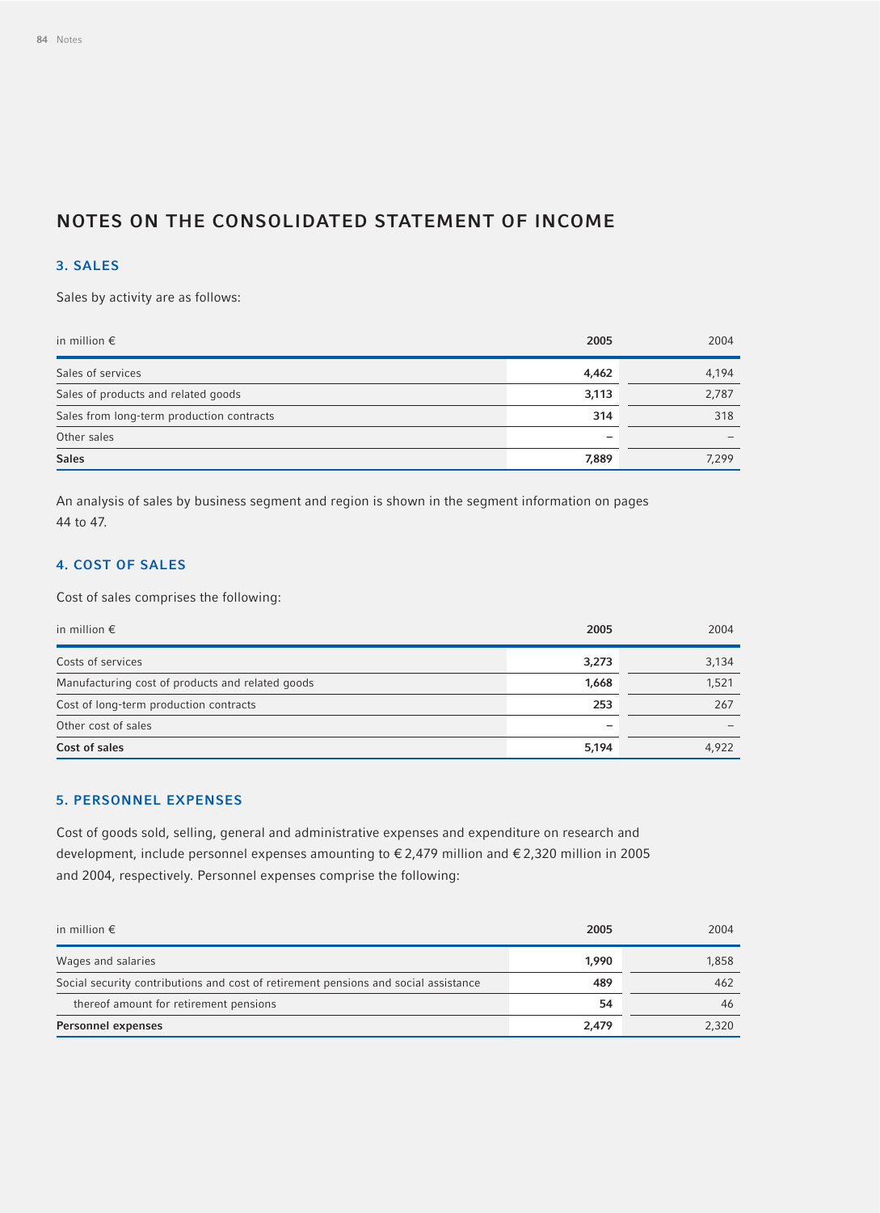# NOTES ON THE CONSOLIDATED STATEMENT OF INCOME

## 3. SALES

Sales by activity are as follows:

| in million € | 2005 | 2004 |
|---|---|---|
| Sales of services | 4,462 | 4,194 |
| Sales of products and related goods | 3,113 | 2,787 |
| Sales from long-term production contracts | 314 | 318 |
| Other sales | – | – |
| **Sales** | **7,889** | **7,299** |

An analysis of sales by business segment and region is shown in the segment information on pages 44 to 47.

## 4. COST OF SALES

Cost of sales comprises the following:

| in million € | 2005 | 2004 |
|---|---|---|
| Costs of services | 3,273 | 3,134 |
| Manufacturing cost of products and related goods | 1,668 | 1,521 |
| Cost of long-term production contracts | 253 | 267 |
| Other cost of sales | – | – |
| **Cost of sales** | **5,194** | **4,922** |

## 5. PERSONNEL EXPENSES

Cost of goods sold, selling, general and administrative expenses and expenditure on research and development, include personnel expenses amounting to € 2,479 million and € 2,320 million in 2005 and 2004, respectively. Personnel expenses comprise the following:

| in million € | 2005 | 2004 |
|---|---|---|
| Wages and salaries | 1,990 | 1,858 |
| Social security contributions and cost of retirement pensions and social assistance | 489 | 462 |
| thereof amount for retirement pensions | 54 | 46 |
| **Personnel expenses** | **2,479** | **2,320** |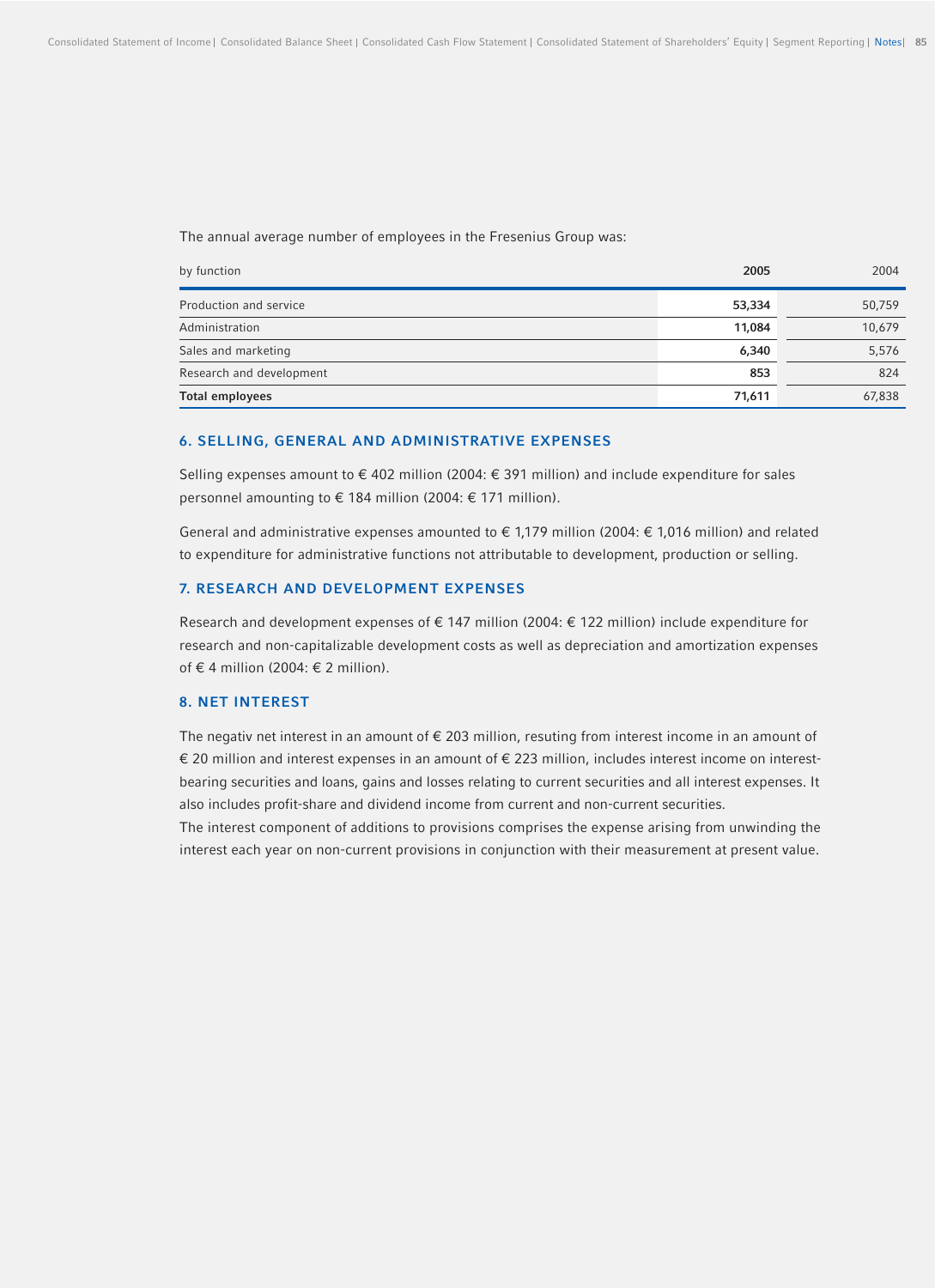The annual average number of employees in the Fresenius Group was:

| by function | 2005 | 2004 |
|---|---|---|
| Production and service | **53,334** | 50,759 |
| Administration | **11,084** | 10,679 |
| Sales and marketing | **6,340** | 5,576 |
| Research and development | **853** | 824 |
| **Total employees** | **71,611** | 67,838 |

## 6. SELLING, GENERAL AND ADMINISTRATIVE EXPENSES

Selling expenses amount to € 402 million (2004: € 391 million) and include expenditure for sales personnel amounting to € 184 million (2004: € 171 million).

General and administrative expenses amounted to € 1,179 million (2004: € 1,016 million) and related to expenditure for administrative functions not attributable to development, production or selling.

## 7. RESEARCH AND DEVELOPMENT EXPENSES

Research and development expenses of € 147 million (2004: € 122 million) include expenditure for research and non-capitalizable development costs as well as depreciation and amortization expenses of € 4 million (2004: € 2 million).

## 8. NET INTEREST

The negativ net interest in an amount of € 203 million, resuting from interest income in an amount of € 20 million and interest expenses in an amount of € 223 million, includes interest income on interest-bearing securities and loans, gains and losses relating to current securities and all interest expenses. It also includes profit-share and dividend income from current and non-current securities.

The interest component of additions to provisions comprises the expense arising from unwinding the interest each year on non-current provisions in conjunction with their measurement at present value.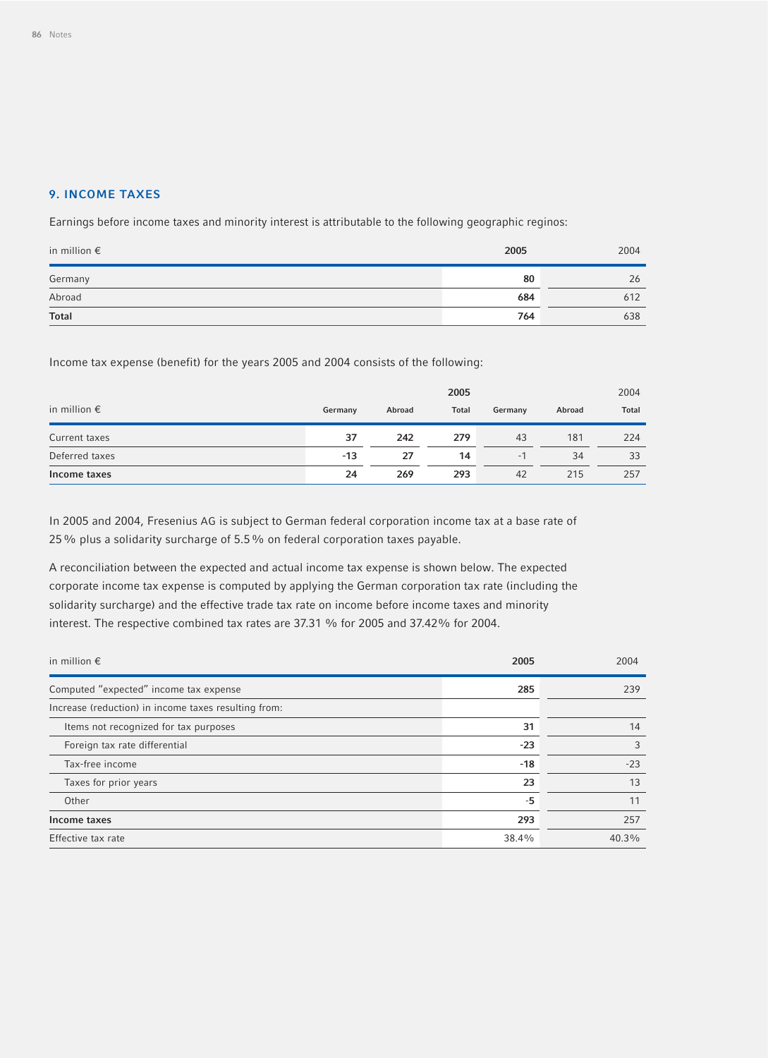## 9. INCOME TAXES

Earnings before income taxes and minority interest is attributable to the following geographic reginos:

| in million € | 2005 | 2004 |
|---|---|---|
| Germany | 80 | 26 |
| Abroad | 684 | 612 |
| **Total** | **764** | **638** |

Income tax expense (benefit) for the years 2005 and 2004 consists of the following:

| | 2005 | | | 2004 | | |
|---|---|---|---|---|---|---|
| in million € | Germany | Abroad | Total | Germany | Abroad | Total |
| Current taxes | 37 | 242 | 279 | 43 | 181 | 224 |
| Deferred taxes | -13 | 27 | 14 | -1 | 34 | 33 |
| **Income taxes** | **24** | **269** | **293** | **42** | **215** | **257** |

In 2005 and 2004, Fresenius AG is subject to German federal corporation income tax at a base rate of 25 % plus a solidarity surcharge of 5.5 % on federal corporation taxes payable.

A reconciliation between the expected and actual income tax expense is shown below. The expected corporate income tax expense is computed by applying the German corporation tax rate (including the solidarity surcharge) and the effective trade tax rate on income before income taxes and minority interest. The respective combined tax rates are 37.31 % for 2005 and 37.42% for 2004.

| in million € | 2005 | 2004 |
|---|---|---|
| Computed "expected" income tax expense | 285 | 239 |
| Increase (reduction) in income taxes resulting from: | | |
| Items not recognized for tax purposes | 31 | 14 |
| Foreign tax rate differential | -23 | 3 |
| Tax-free income | -18 | -23 |
| Taxes for prior years | 23 | 13 |
| Other | -5 | 11 |
| **Income taxes** | **293** | **257** |
| Effective tax rate | 38.4% | 40.3% |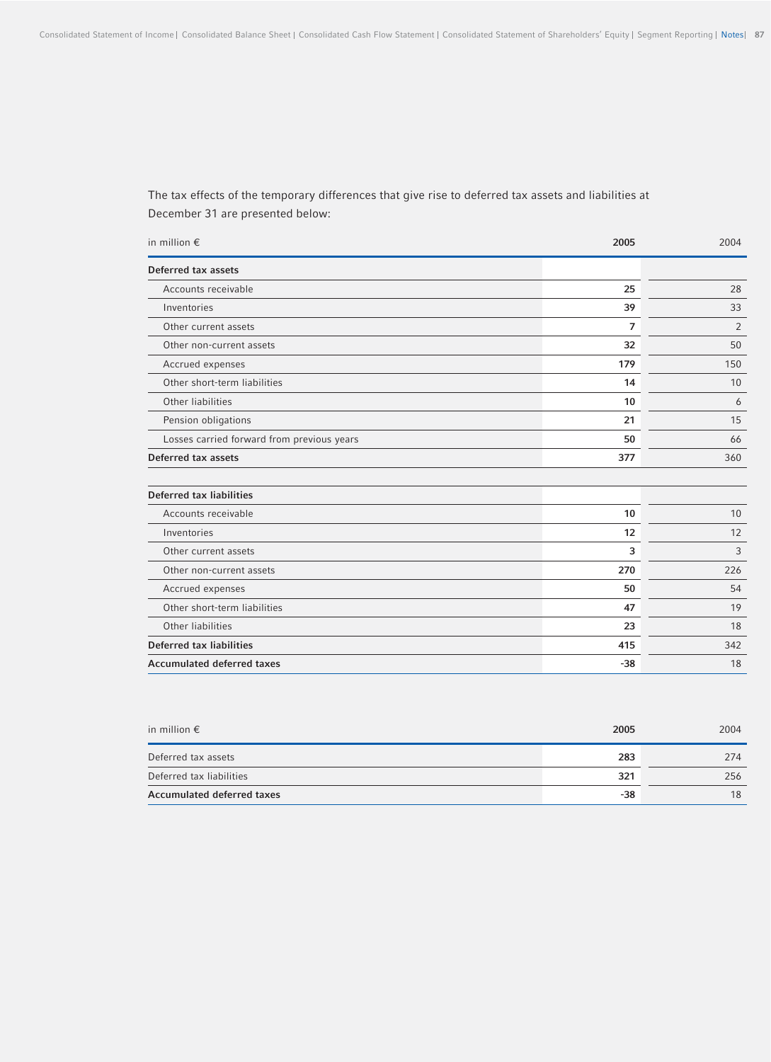The tax effects of the temporary differences that give rise to deferred tax assets and liabilities at December 31 are presented below:

| in million € | 2005 | 2004 |
|---|---|---|
| **Deferred tax assets** | | |
| Accounts receivable | **25** | 28 |
| Inventories | **39** | 33 |
| Other current assets | **7** | 2 |
| Other non-current assets | **32** | 50 |
| Accrued expenses | **179** | 150 |
| Other short-term liabilities | **14** | 10 |
| Other liabilities | **10** | 6 |
| Pension obligations | **21** | 15 |
| Losses carried forward from previous years | **50** | 66 |
| **Deferred tax assets** | **377** | 360 |
| **Deferred tax liabilities** | | |
| Accounts receivable | **10** | 10 |
| Inventories | **12** | 12 |
| Other current assets | **3** | 3 |
| Other non-current assets | **270** | 226 |
| Accrued expenses | **50** | 54 |
| Other short-term liabilities | **47** | 19 |
| Other liabilities | **23** | 18 |
| **Deferred tax liabilities** | **415** | 342 |
| **Accumulated deferred taxes** | **-38** | 18 |

| in million € | 2005 | 2004 |
|---|---|---|
| Deferred tax assets | **283** | 274 |
| Deferred tax liabilities | **321** | 256 |
| **Accumulated deferred taxes** | **-38** | 18 |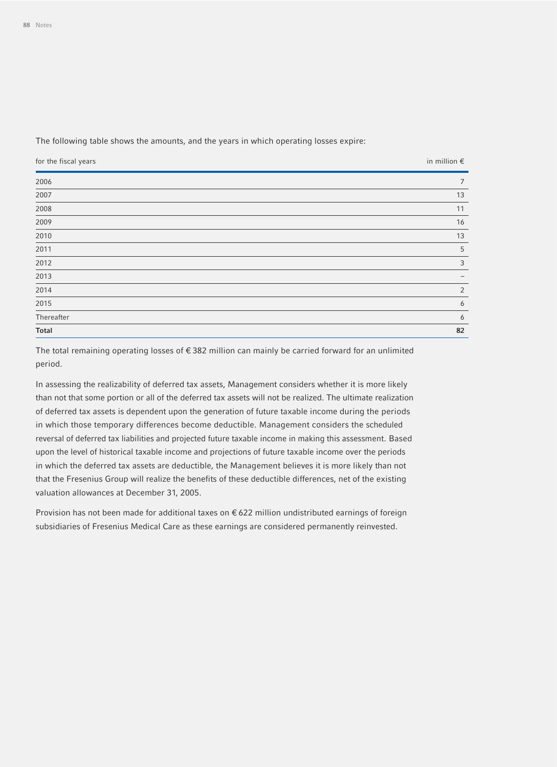The following table shows the amounts, and the years in which operating losses expire:

| for the fiscal years | in million € |
|---|---|
| 2006 | 7 |
| 2007 | 13 |
| 2008 | 11 |
| 2009 | 16 |
| 2010 | 13 |
| 2011 | 5 |
| 2012 | 3 |
| 2013 | – |
| 2014 | 2 |
| 2015 | 6 |
| Thereafter | 6 |
| **Total** | **82** |

The total remaining operating losses of € 382 million can mainly be carried forward for an unlimited period.

In assessing the realizability of deferred tax assets, Management considers whether it is more likely than not that some portion or all of the deferred tax assets will not be realized. The ultimate realization of deferred tax assets is dependent upon the generation of future taxable income during the periods in which those temporary differences become deductible. Management considers the scheduled reversal of deferred tax liabilities and projected future taxable income in making this assessment. Based upon the level of historical taxable income and projections of future taxable income over the periods in which the deferred tax assets are deductible, the Management believes it is more likely than not that the Fresenius Group will realize the benefits of these deductible differences, net of the existing valuation allowances at December 31, 2005.

Provision has not been made for additional taxes on € 622 million undistributed earnings of foreign subsidiaries of Fresenius Medical Care as these earnings are considered permanently reinvested.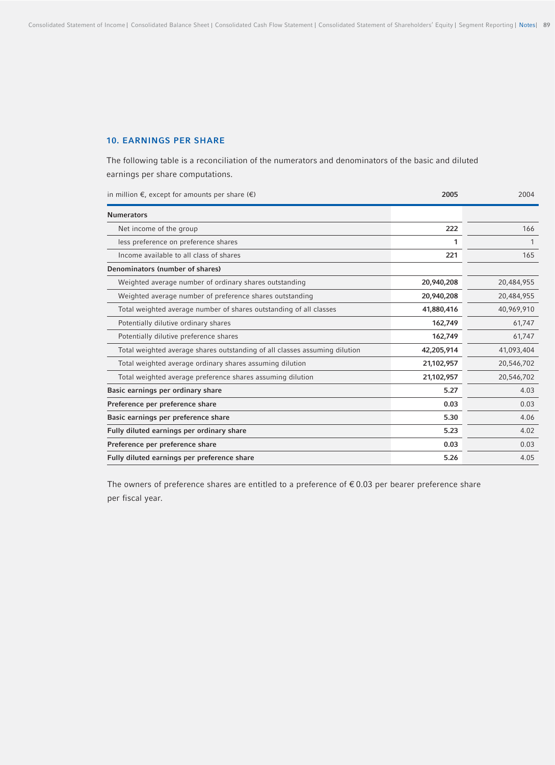## 10. EARNINGS PER SHARE

The following table is a reconciliation of the numerators and denominators of the basic and diluted earnings per share computations.

| in million €, except for amounts per share (€) | 2005 | 2004 |
|---|---|---|
| **Numerators** | | |
| Net income of the group | **222** | 166 |
| less preference on preference shares | **1** | 1 |
| Income available to all class of shares | **221** | 165 |
| **Denominators (number of shares)** | | |
| Weighted average number of ordinary shares outstanding | **20,940,208** | 20,484,955 |
| Weighted average number of preference shares outstanding | **20,940,208** | 20,484,955 |
| Total weighted average number of shares outstanding of all classes | **41,880,416** | 40,969,910 |
| Potentially dilutive ordinary shares | **162,749** | 61,747 |
| Potentially dilutive preference shares | **162,749** | 61,747 |
| Total weighted average shares outstanding of all classes assuming dilution | **42,205,914** | 41,093,404 |
| Total weighted average ordinary shares assuming dilution | **21,102,957** | 20,546,702 |
| Total weighted average preference shares assuming dilution | **21,102,957** | 20,546,702 |
| **Basic earnings per ordinary share** | **5.27** | 4.03 |
| **Preference per preference share** | **0.03** | 0.03 |
| **Basic earnings per preference share** | **5.30** | 4.06 |
| **Fully diluted earnings per ordinary share** | **5.23** | 4.02 |
| **Preference per preference share** | **0.03** | 0.03 |
| **Fully diluted earnings per preference share** | **5.26** | 4.05 |

The owners of preference shares are entitled to a preference of € 0.03 per bearer preference share per fiscal year.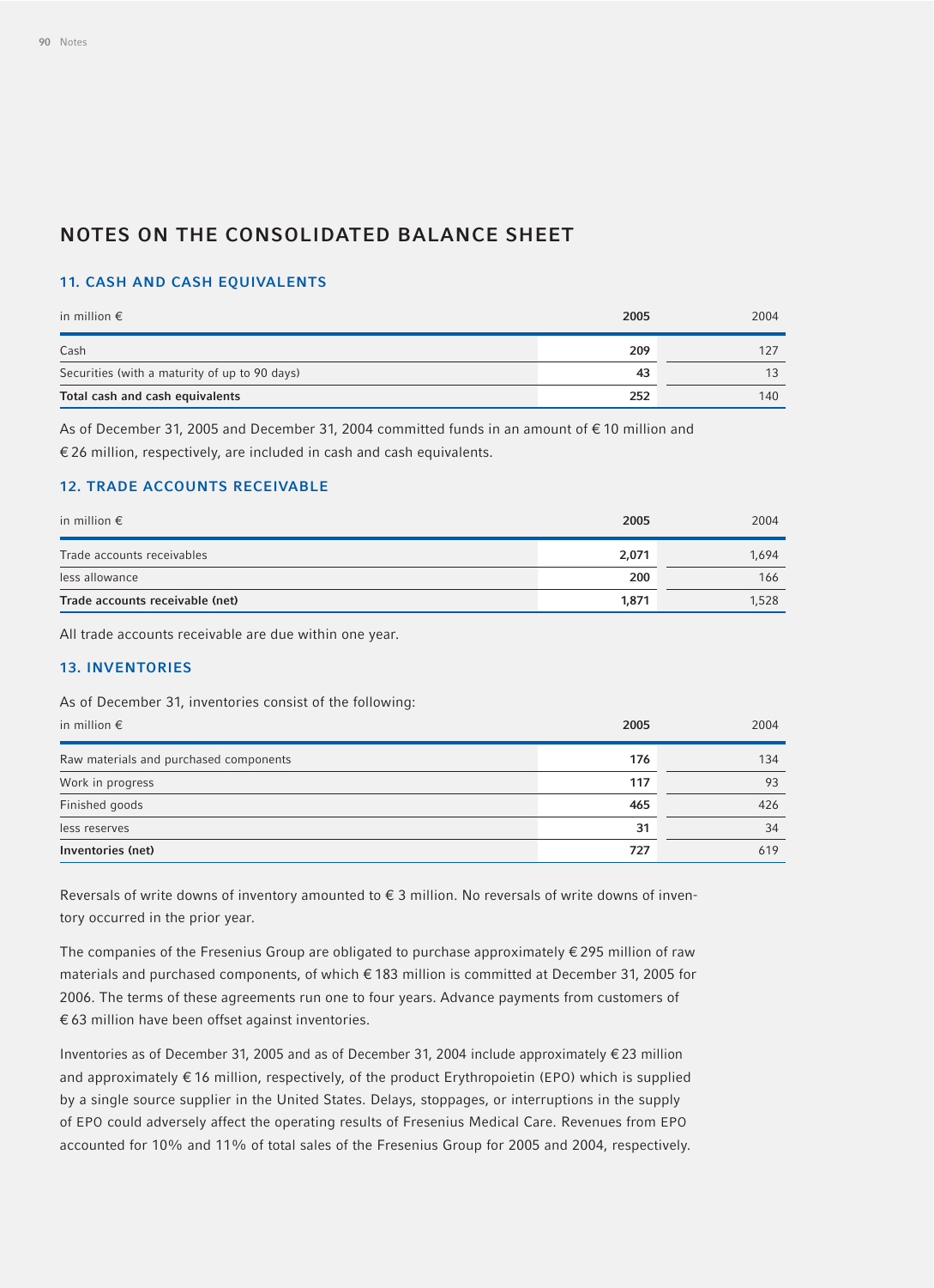# NOTES ON THE CONSOLIDATED BALANCE SHEET

## 11. CASH AND CASH EQUIVALENTS

| in million € | 2005 | 2004 |
|---|---|---|
| Cash | 209 | 127 |
| Securities (with a maturity of up to 90 days) | 43 | 13 |
| **Total cash and cash equivalents** | **252** | 140 |

As of December 31, 2005 and December 31, 2004 committed funds in an amount of € 10 million and € 26 million, respectively, are included in cash and cash equivalents.

## 12. TRADE ACCOUNTS RECEIVABLE

| in million € | 2005 | 2004 |
|---|---|---|
| Trade accounts receivables | 2,071 | 1,694 |
| less allowance | 200 | 166 |
| **Trade accounts receivable (net)** | **1,871** | 1,528 |

All trade accounts receivable are due within one year.

## 13. INVENTORIES

As of December 31, inventories consist of the following:

| in million € | 2005 | 2004 |
|---|---|---|
| Raw materials and purchased components | 176 | 134 |
| Work in progress | 117 | 93 |
| Finished goods | 465 | 426 |
| less reserves | 31 | 34 |
| **Inventories (net)** | **727** | 619 |

Reversals of write downs of inventory amounted to € 3 million. No reversals of write downs of inventory occurred in the prior year.

The companies of the Fresenius Group are obligated to purchase approximately € 295 million of raw materials and purchased components, of which € 183 million is committed at December 31, 2005 for 2006. The terms of these agreements run one to four years. Advance payments from customers of € 63 million have been offset against inventories.

Inventories as of December 31, 2005 and as of December 31, 2004 include approximately € 23 million and approximately € 16 million, respectively, of the product Erythropoietin (EPO) which is supplied by a single source supplier in the United States. Delays, stoppages, or interruptions in the supply of EPO could adversely affect the operating results of Fresenius Medical Care. Revenues from EPO accounted for 10% and 11% of total sales of the Fresenius Group for 2005 and 2004, respectively.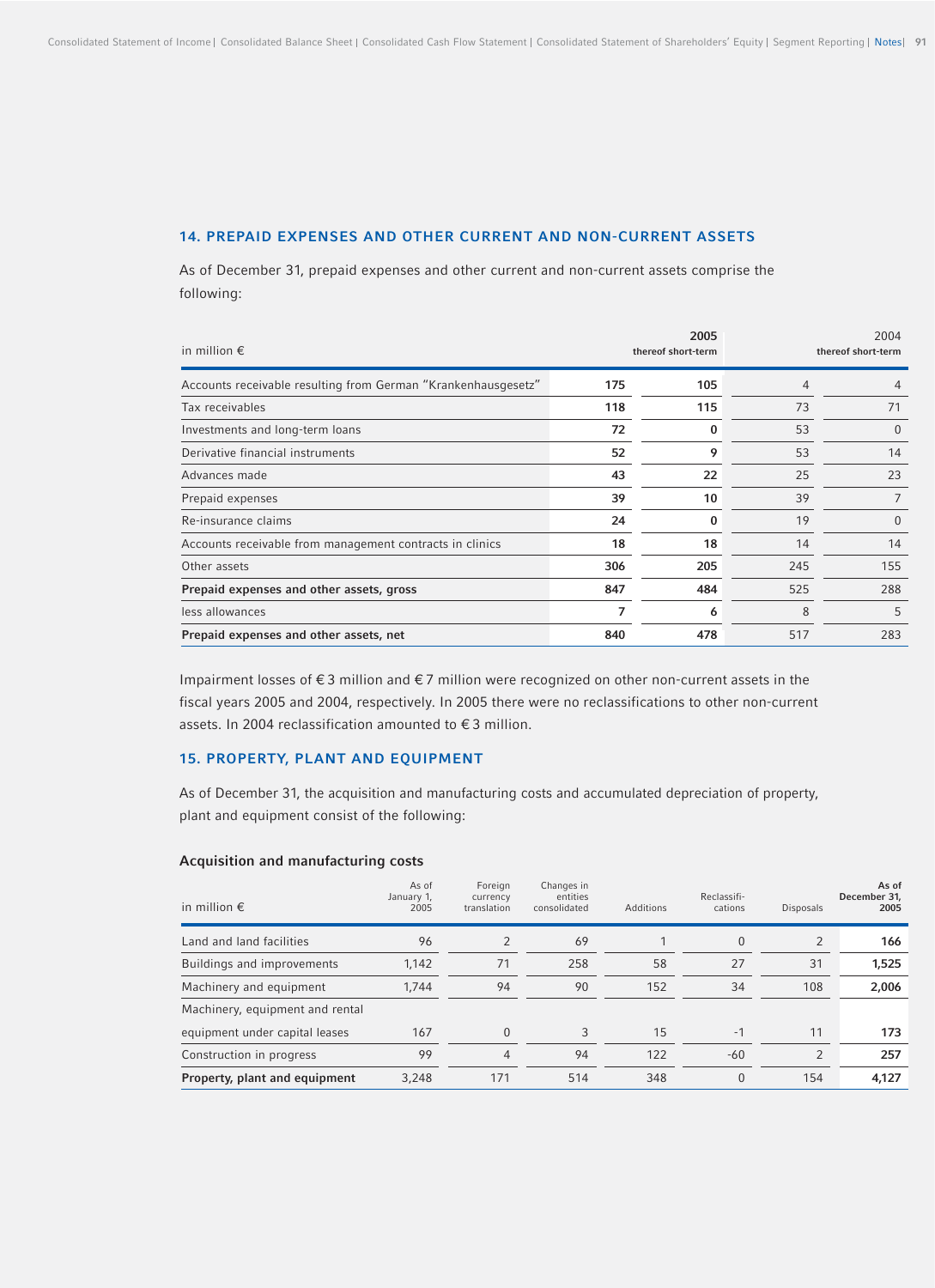## 14. PREPAID EXPENSES AND OTHER CURRENT AND NON-CURRENT ASSETS

As of December 31, prepaid expenses and other current and non-current assets comprise the following:

| in million € | 2005 | thereof short-term | 2004 | thereof short-term |
|---|---|---|---|---|
| Accounts receivable resulting from German "Krankenhausgesetz" | 175 | 105 | 4 | 4 |
| Tax receivables | 118 | 115 | 73 | 71 |
| Investments and long-term loans | 72 | 0 | 53 | 0 |
| Derivative financial instruments | 52 | 9 | 53 | 14 |
| Advances made | 43 | 22 | 25 | 23 |
| Prepaid expenses | 39 | 10 | 39 | 7 |
| Re-insurance claims | 24 | 0 | 19 | 0 |
| Accounts receivable from management contracts in clinics | 18 | 18 | 14 | 14 |
| Other assets | 306 | 205 | 245 | 155 |
| **Prepaid expenses and other assets, gross** | 847 | 484 | 525 | 288 |
| less allowances | 7 | 6 | 8 | 5 |
| **Prepaid expenses and other assets, net** | 840 | 478 | 517 | 283 |

Impairment losses of € 3 million and € 7 million were recognized on other non-current assets in the fiscal years 2005 and 2004, respectively. In 2005 there were no reclassifications to other non-current assets. In 2004 reclassification amounted to € 3 million.

## 15. PROPERTY, PLANT AND EQUIPMENT

As of December 31, the acquisition and manufacturing costs and accumulated depreciation of property, plant and equipment consist of the following:

### Acquisition and manufacturing costs

| in million € | As of January 1, 2005 | Foreign currency translation | Changes in entities consolidated | Additions | Reclassifi-cations | Disposals | As of December 31, 2005 |
|---|---|---|---|---|---|---|---|
| Land and land facilities | 96 | 2 | 69 | 1 | 0 | 2 | **166** |
| Buildings and improvements | 1,142 | 71 | 258 | 58 | 27 | 31 | **1,525** |
| Machinery and equipment | 1,744 | 94 | 90 | 152 | 34 | 108 | **2,006** |
| Machinery, equipment and rental equipment under capital leases | 167 | 0 | 3 | 15 | -1 | 11 | **173** |
| Construction in progress | 99 | 4 | 94 | 122 | -60 | 2 | **257** |
| **Property, plant and equipment** | 3,248 | 171 | 514 | 348 | 0 | 154 | **4,127** |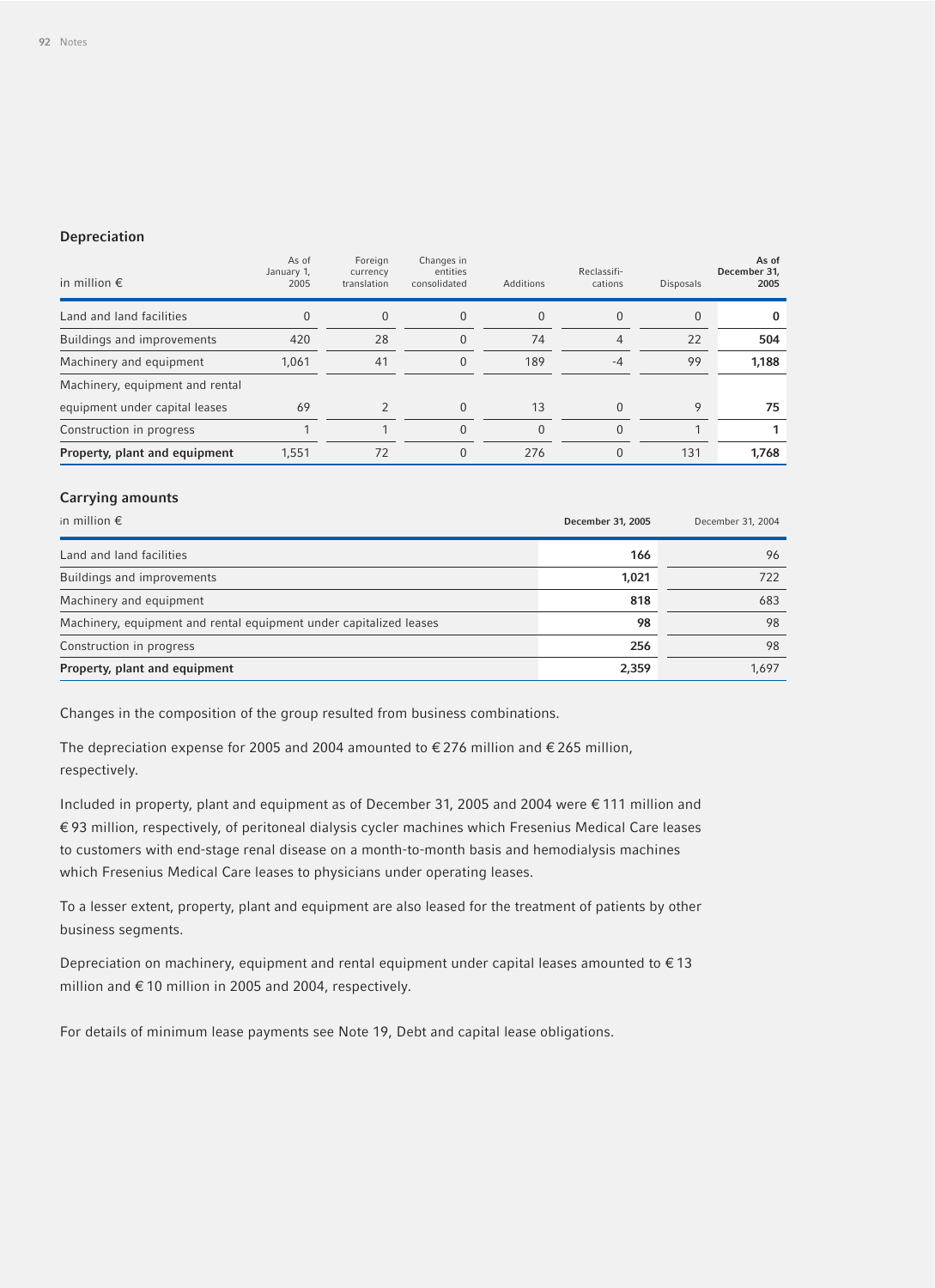### Depreciation

| in million € | As of January 1, 2005 | Foreign currency translation | Changes in entities consolidated | Additions | Reclassifi-cations | Disposals | As of December 31, 2005 |
|---|---|---|---|---|---|---|---|
| Land and land facilities | 0 | 0 | 0 | 0 | 0 | 0 | **0** |
| Buildings and improvements | 420 | 28 | 0 | 74 | 4 | 22 | **504** |
| Machinery and equipment | 1,061 | 41 | 0 | 189 | -4 | 99 | **1,188** |
| Machinery, equipment and rental equipment under capital leases | 69 | 2 | 0 | 13 | 0 | 9 | **75** |
| Construction in progress | 1 | 1 | 0 | 0 | 0 | 1 | **1** |
| **Property, plant and equipment** | 1,551 | 72 | 0 | 276 | 0 | 131 | **1,768** |

### Carrying amounts

| in million € | **December 31, 2005** | December 31, 2004 |
|---|---|---|
| Land and land facilities | **166** | 96 |
| Buildings and improvements | **1,021** | 722 |
| Machinery and equipment | **818** | 683 |
| Machinery, equipment and rental equipment under capitalized leases | **98** | 98 |
| Construction in progress | **256** | 98 |
| **Property, plant and equipment** | **2,359** | 1,697 |

Changes in the composition of the group resulted from business combinations.

The depreciation expense for 2005 and 2004 amounted to € 276 million and € 265 million, respectively.

Included in property, plant and equipment as of December 31, 2005 and 2004 were € 111 million and € 93 million, respectively, of peritoneal dialysis cycler machines which Fresenius Medical Care leases to customers with end-stage renal disease on a month-to-month basis and hemodialysis machines which Fresenius Medical Care leases to physicians under operating leases.

To a lesser extent, property, plant and equipment are also leased for the treatment of patients by other business segments.

Depreciation on machinery, equipment and rental equipment under capital leases amounted to € 13 million and € 10 million in 2005 and 2004, respectively.

For details of minimum lease payments see Note 19, Debt and capital lease obligations.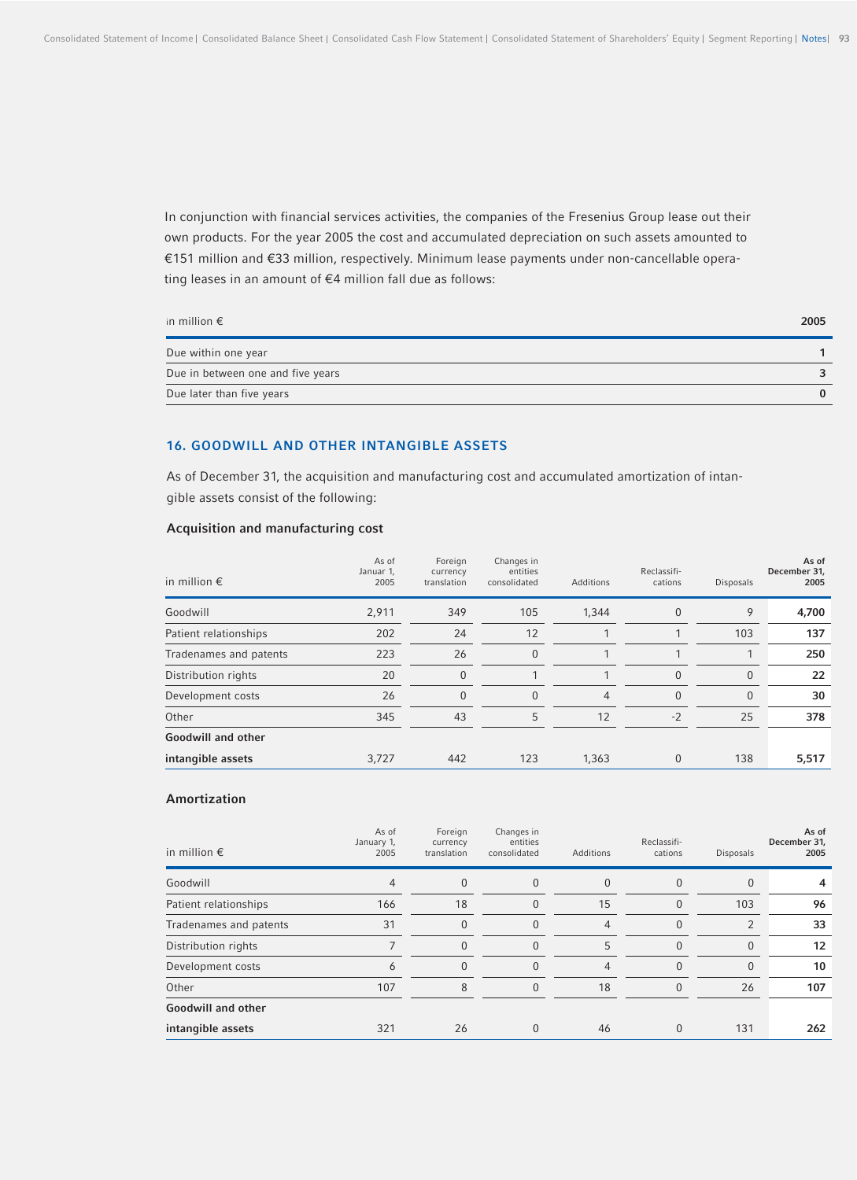In conjunction with financial services activities, the companies of the Fresenius Group lease out their own products. For the year 2005 the cost and accumulated depreciation on such assets amounted to €151 million and €33 million, respectively. Minimum lease payments under non-cancellable operating leases in an amount of €4 million fall due as follows:

| in million € | 2005 |
|---|---|
| Due within one year | 1 |
| Due in between one and five years | 3 |
| Due later than five years | 0 |

## 16. GOODWILL AND OTHER INTANGIBLE ASSETS

As of December 31, the acquisition and manufacturing cost and accumulated amortization of intangible assets consist of the following:

### Acquisition and manufacturing cost

| in million € | As of Januar 1, 2005 | Foreign currency translation | Changes in entities consolidated | Additions | Reclassifi-cations | Disposals | As of December 31, 2005 |
|---|---|---|---|---|---|---|---|
| Goodwill | 2,911 | 349 | 105 | 1,344 | 0 | 9 | **4,700** |
| Patient relationships | 202 | 24 | 12 | 1 | 1 | 103 | **137** |
| Tradenames and patents | 223 | 26 | 0 | 1 | 1 | 1 | **250** |
| Distribution rights | 20 | 0 | 1 | 1 | 0 | 0 | **22** |
| Development costs | 26 | 0 | 0 | 4 | 0 | 0 | **30** |
| Other | 345 | 43 | 5 | 12 | -2 | 25 | **378** |
| **Goodwill and other intangible assets** | 3,727 | 442 | 123 | 1,363 | 0 | 138 | **5,517** |

### Amortization

| in million € | As of January 1, 2005 | Foreign currency translation | Changes in entities consolidated | Additions | Reclassifi-cations | Disposals | As of December 31, 2005 |
|---|---|---|---|---|---|---|---|
| Goodwill | 4 | 0 | 0 | 0 | 0 | 0 | **4** |
| Patient relationships | 166 | 18 | 0 | 15 | 0 | 103 | **96** |
| Tradenames and patents | 31 | 0 | 0 | 4 | 0 | 2 | **33** |
| Distribution rights | 7 | 0 | 0 | 5 | 0 | 0 | **12** |
| Development costs | 6 | 0 | 0 | 4 | 0 | 0 | **10** |
| Other | 107 | 8 | 0 | 18 | 0 | 26 | **107** |
| **Goodwill and other intangible assets** | 321 | 26 | 0 | 46 | 0 | 131 | **262** |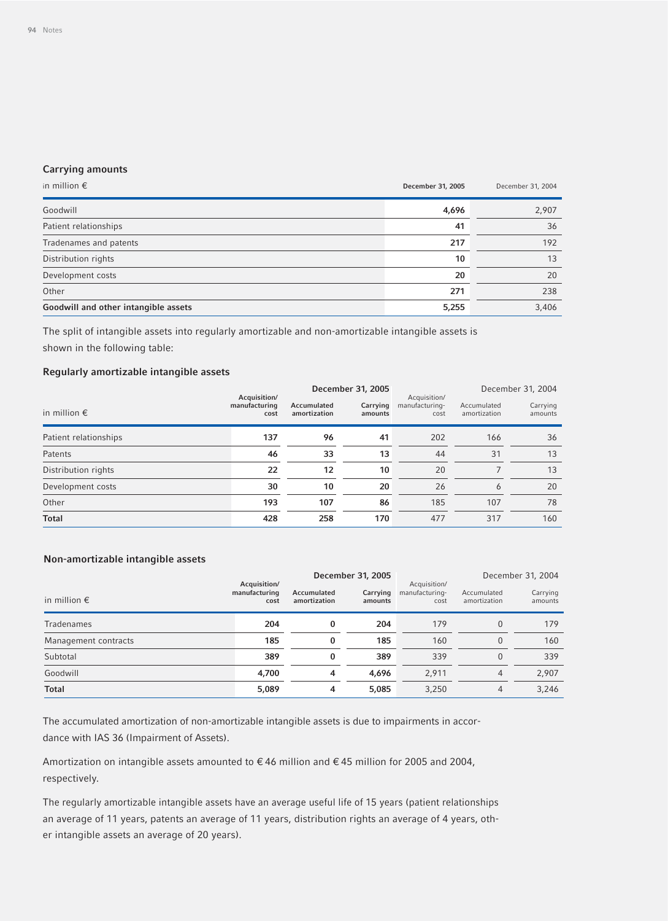### Carrying amounts

| in million € | December 31, 2005 | December 31, 2004 |
|---|---|---|
| Goodwill | **4,696** | 2,907 |
| Patient relationships | **41** | 36 |
| Tradenames and patents | **217** | 192 |
| Distribution rights | **10** | 13 |
| Development costs | **20** | 20 |
| Other | **271** | 238 |
| **Goodwill and other intangible assets** | **5,255** | 3,406 |

The split of intangible assets into regularly amortizable and non-amortizable intangible assets is shown in the following table:

### Regularly amortizable intangible assets

| | December 31, 2005 | | | December 31, 2004 | | |
|---|---|---|---|---|---|---|
| in million € | Acquisition/ manufacturing cost | Accumulated amortization | Carrying amounts | Acquisition/ manufacturing-cost | Accumulated amortization | Carrying amounts |
| Patient relationships | **137** | **96** | **41** | 202 | 166 | 36 |
| Patents | **46** | **33** | **13** | 44 | 31 | 13 |
| Distribution rights | **22** | **12** | **10** | 20 | 7 | 13 |
| Development costs | **30** | **10** | **20** | 26 | 6 | 20 |
| Other | **193** | **107** | **86** | 185 | 107 | 78 |
| **Total** | **428** | **258** | **170** | 477 | 317 | 160 |

### Non-amortizable intangible assets

| | December 31, 2005 | | | December 31, 2004 | | |
|---|---|---|---|---|---|---|
| in million € | Acquisition/ manufacturing cost | Accumulated amortization | Carrying amounts | Acquisition/ manufacturing-cost | Accumulated amortization | Carrying amounts |
| Tradenames | **204** | **0** | **204** | 179 | 0 | 179 |
| Management contracts | **185** | **0** | **185** | 160 | 0 | 160 |
| Subtotal | **389** | **0** | **389** | 339 | 0 | 339 |
| Goodwill | **4,700** | **4** | **4,696** | 2,911 | 4 | 2,907 |
| **Total** | **5,089** | **4** | **5,085** | 3,250 | 4 | 3,246 |

The accumulated amortization of non-amortizable intangible assets is due to impairments in accordance with IAS 36 (Impairment of Assets).

Amortization on intangible assets amounted to € 46 million and € 45 million for 2005 and 2004, respectively.

The regularly amortizable intangible assets have an average useful life of 15 years (patient relationships an average of 11 years, patents an average of 11 years, distribution rights an average of 4 years, other intangible assets an average of 20 years).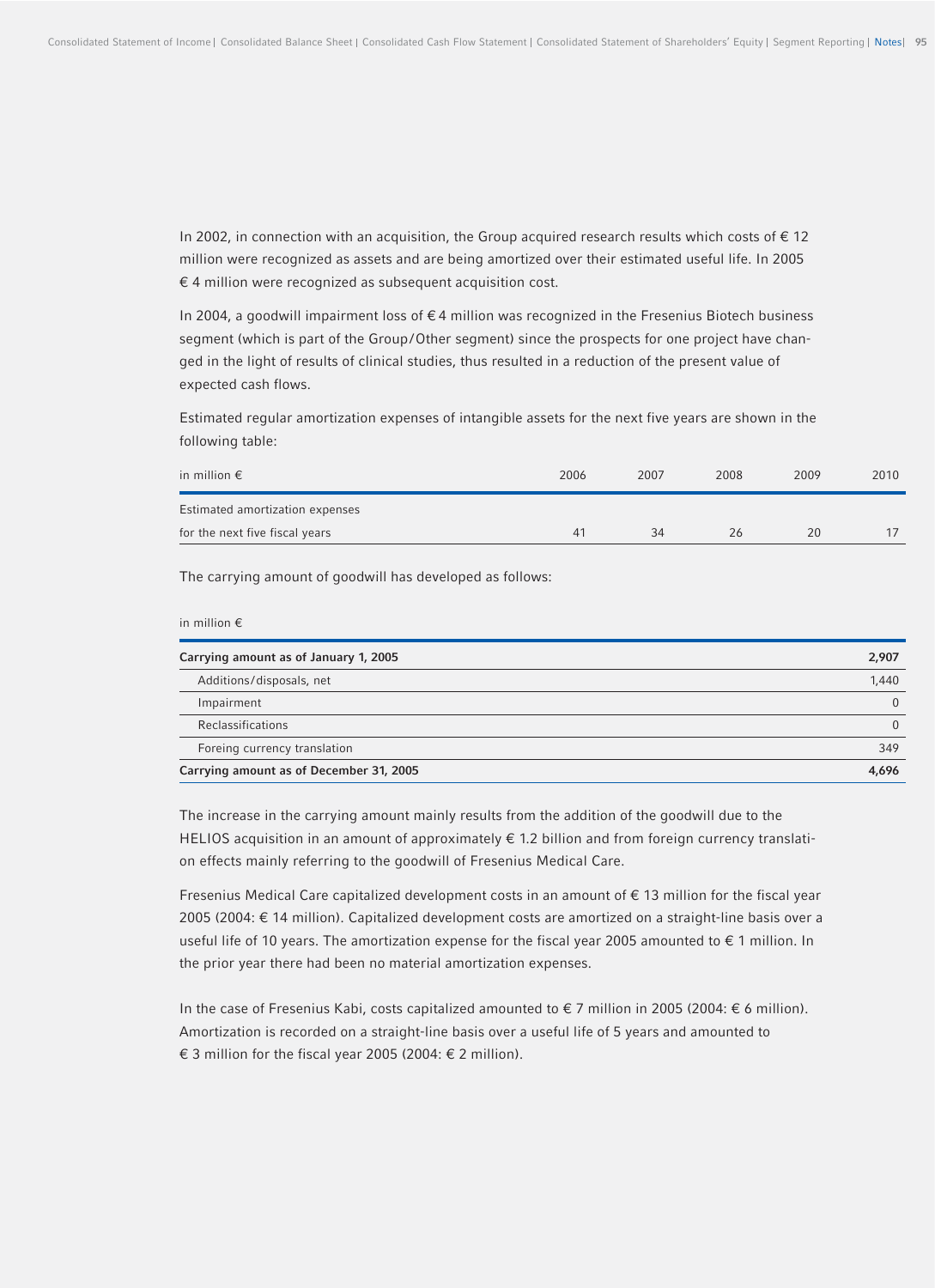In 2002, in connection with an acquisition, the Group acquired research results which costs of € 12 million were recognized as assets and are being amortized over their estimated useful life. In 2005 € 4 million were recognized as subsequent acquisition cost.

In 2004, a goodwill impairment loss of € 4 million was recognized in the Fresenius Biotech business segment (which is part of the Group/Other segment) since the prospects for one project have changed in the light of results of clinical studies, thus resulted in a reduction of the present value of expected cash flows.

Estimated regular amortization expenses of intangible assets for the next five years are shown in the following table:

| in million € | 2006 | 2007 | 2008 | 2009 | 2010 |
|---|---|---|---|---|---|
| Estimated amortization expenses for the next five fiscal years | 41 | 34 | 26 | 20 | 17 |

The carrying amount of goodwill has developed as follows:

| in million € | |
|---|---|
| **Carrying amount as of January 1, 2005** | **2,907** |
| Additions/disposals, net | 1,440 |
| Impairment | 0 |
| Reclassifications | 0 |
| Foreing currency translation | 349 |
| **Carrying amount as of December 31, 2005** | **4,696** |

The increase in the carrying amount mainly results from the addition of the goodwill due to the HELIOS acquisition in an amount of approximately € 1.2 billion and from foreign currency translation effects mainly referring to the goodwill of Fresenius Medical Care.

Fresenius Medical Care capitalized development costs in an amount of € 13 million for the fiscal year 2005 (2004: € 14 million). Capitalized development costs are amortized on a straight-line basis over a useful life of 10 years. The amortization expense for the fiscal year 2005 amounted to € 1 million. In the prior year there had been no material amortization expenses.

In the case of Fresenius Kabi, costs capitalized amounted to € 7 million in 2005 (2004: € 6 million). Amortization is recorded on a straight-line basis over a useful life of 5 years and amounted to € 3 million for the fiscal year 2005 (2004: € 2 million).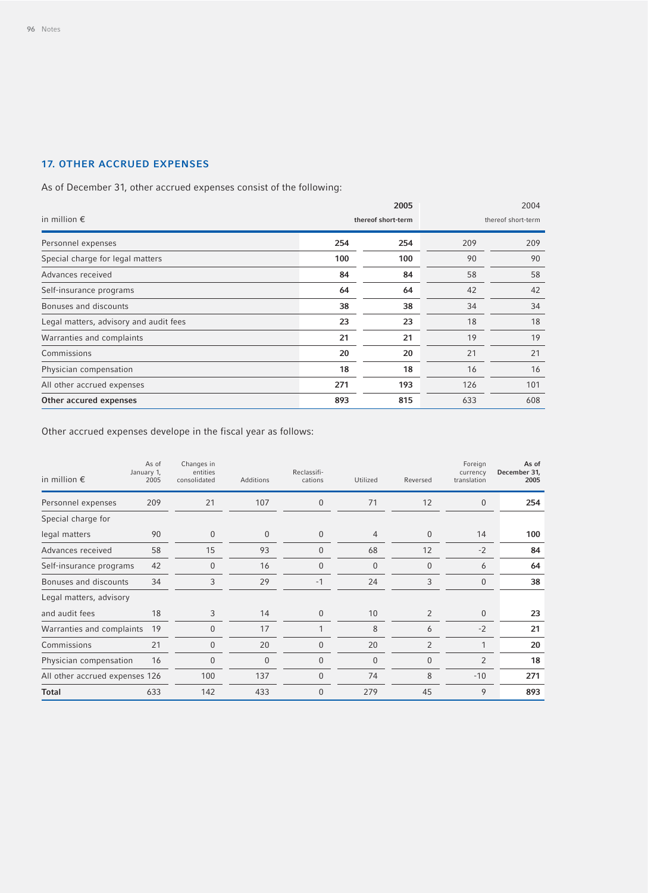## 17. OTHER ACCRUED EXPENSES

As of December 31, other accrued expenses consist of the following:

| in million € | 2005 | 2005 thereof short-term | 2004 | 2004 thereof short-term |
|---|---|---|---|---|
| Personnel expenses | **254** | **254** | 209 | 209 |
| Special charge for legal matters | **100** | **100** | 90 | 90 |
| Advances received | **84** | **84** | 58 | 58 |
| Self-insurance programs | **64** | **64** | 42 | 42 |
| Bonuses and discounts | **38** | **38** | 34 | 34 |
| Legal matters, advisory and audit fees | **23** | **23** | 18 | 18 |
| Warranties and complaints | **21** | **21** | 19 | 19 |
| Commissions | **20** | **20** | 21 | 21 |
| Physician compensation | **18** | **18** | 16 | 16 |
| All other accrued expenses | **271** | **193** | 126 | 101 |
| **Other accured expenses** | **893** | **815** | 633 | 608 |

Other accrued expenses develope in the fiscal year as follows:

| in million € | As of January 1, 2005 | Changes in entities consolidated | Additions | Reclassifi-cations | Utilized | Reversed | Foreign currency translation | As of December 31, 2005 |
|---|---|---|---|---|---|---|---|---|
| Personnel expenses | 209 | 21 | 107 | 0 | 71 | 12 | 0 | **254** |
| Special charge for legal matters | 90 | 0 | 0 | 0 | 4 | 0 | 14 | **100** |
| Advances received | 58 | 15 | 93 | 0 | 68 | 12 | -2 | **84** |
| Self-insurance programs | 42 | 0 | 16 | 0 | 0 | 0 | 6 | **64** |
| Bonuses and discounts | 34 | 3 | 29 | -1 | 24 | 3 | 0 | **38** |
| Legal matters, advisory and audit fees | 18 | 3 | 14 | 0 | 10 | 2 | 0 | **23** |
| Warranties and complaints | 19 | 0 | 17 | 1 | 8 | 6 | -2 | **21** |
| Commissions | 21 | 0 | 20 | 0 | 20 | 2 | 1 | **20** |
| Physician compensation | 16 | 0 | 0 | 0 | 0 | 0 | 2 | **18** |
| All other accrued expenses | 126 | 100 | 137 | 0 | 74 | 8 | -10 | **271** |
| **Total** | 633 | 142 | 433 | 0 | 279 | 45 | 9 | **893** |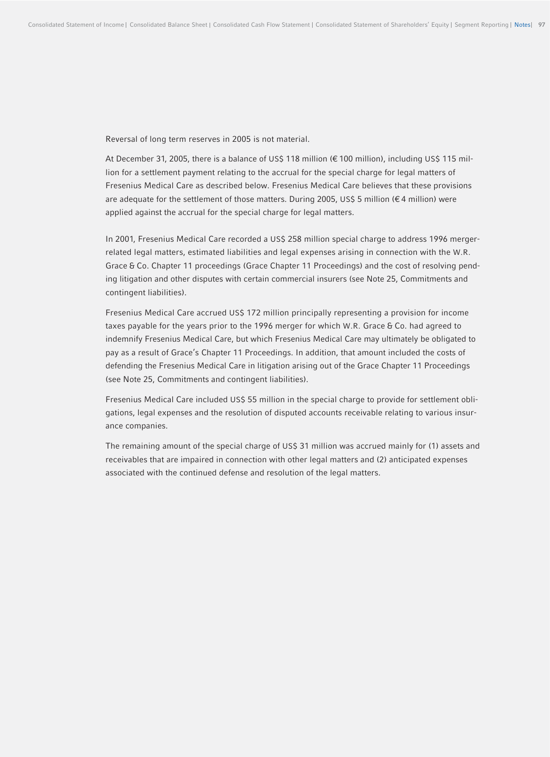Reversal of long term reserves in 2005 is not material.

At December 31, 2005, there is a balance of US$ 118 million (€ 100 million), including US$ 115 million for a settlement payment relating to the accrual for the special charge for legal matters of Fresenius Medical Care as described below. Fresenius Medical Care believes that these provisions are adequate for the settlement of those matters. During 2005, US$ 5 million (€ 4 million) were applied against the accrual for the special charge for legal matters.

In 2001, Fresenius Medical Care recorded a US$ 258 million special charge to address 1996 merger-related legal matters, estimated liabilities and legal expenses arising in connection with the W.R. Grace & Co. Chapter 11 proceedings (Grace Chapter 11 Proceedings) and the cost of resolving pending litigation and other disputes with certain commercial insurers (see Note 25, Commitments and contingent liabilities).

Fresenius Medical Care accrued US$ 172 million principally representing a provision for income taxes payable for the years prior to the 1996 merger for which W.R. Grace & Co. had agreed to indemnify Fresenius Medical Care, but which Fresenius Medical Care may ultimately be obligated to pay as a result of Grace's Chapter 11 Proceedings. In addition, that amount included the costs of defending the Fresenius Medical Care in litigation arising out of the Grace Chapter 11 Proceedings (see Note 25, Commitments and contingent liabilities).

Fresenius Medical Care included US$ 55 million in the special charge to provide for settlement obligations, legal expenses and the resolution of disputed accounts receivable relating to various insurance companies.

The remaining amount of the special charge of US$ 31 million was accrued mainly for (1) assets and receivables that are impaired in connection with other legal matters and (2) anticipated expenses associated with the continued defense and resolution of the legal matters.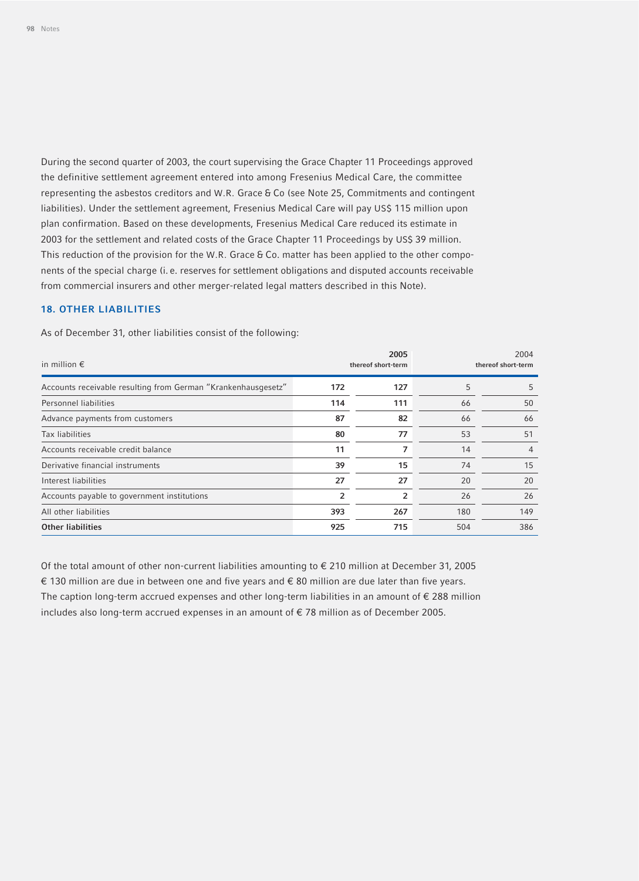During the second quarter of 2003, the court supervising the Grace Chapter 11 Proceedings approved the definitive settlement agreement entered into among Fresenius Medical Care, the committee representing the asbestos creditors and W.R. Grace & Co (see Note 25, Commitments and contingent liabilities). Under the settlement agreement, Fresenius Medical Care will pay US$ 115 million upon plan confirmation. Based on these developments, Fresenius Medical Care reduced its estimate in 2003 for the settlement and related costs of the Grace Chapter 11 Proceedings by US$ 39 million. This reduction of the provision for the W.R. Grace & Co. matter has been applied to the other components of the special charge (i.e. reserves for settlement obligations and disputed accounts receivable from commercial insurers and other merger-related legal matters described in this Note).

## 18. OTHER LIABILITIES

As of December 31, other liabilities consist of the following:

| in million € | 2005 | thereof short-term | 2004 | thereof short-term |
|---|---|---|---|---|
| Accounts receivable resulting from German "Krankenhausgesetz" | **172** | **127** | 5 | 5 |
| Personnel liabilities | **114** | **111** | 66 | 50 |
| Advance payments from customers | **87** | **82** | 66 | 66 |
| Tax liabilities | **80** | **77** | 53 | 51 |
| Accounts receivable credit balance | **11** | **7** | 14 | 4 |
| Derivative financial instruments | **39** | **15** | 74 | 15 |
| Interest liabilities | **27** | **27** | 20 | 20 |
| Accounts payable to government institutions | **2** | **2** | 26 | 26 |
| All other liabilities | **393** | **267** | 180 | 149 |
| **Other liabilities** | **925** | **715** | 504 | 386 |

Of the total amount of other non-current liabilities amounting to € 210 million at December 31, 2005 € 130 million are due in between one and five years and € 80 million are due later than five years. The caption long-term accrued expenses and other long-term liabilities in an amount of € 288 million includes also long-term accrued expenses in an amount of € 78 million as of December 2005.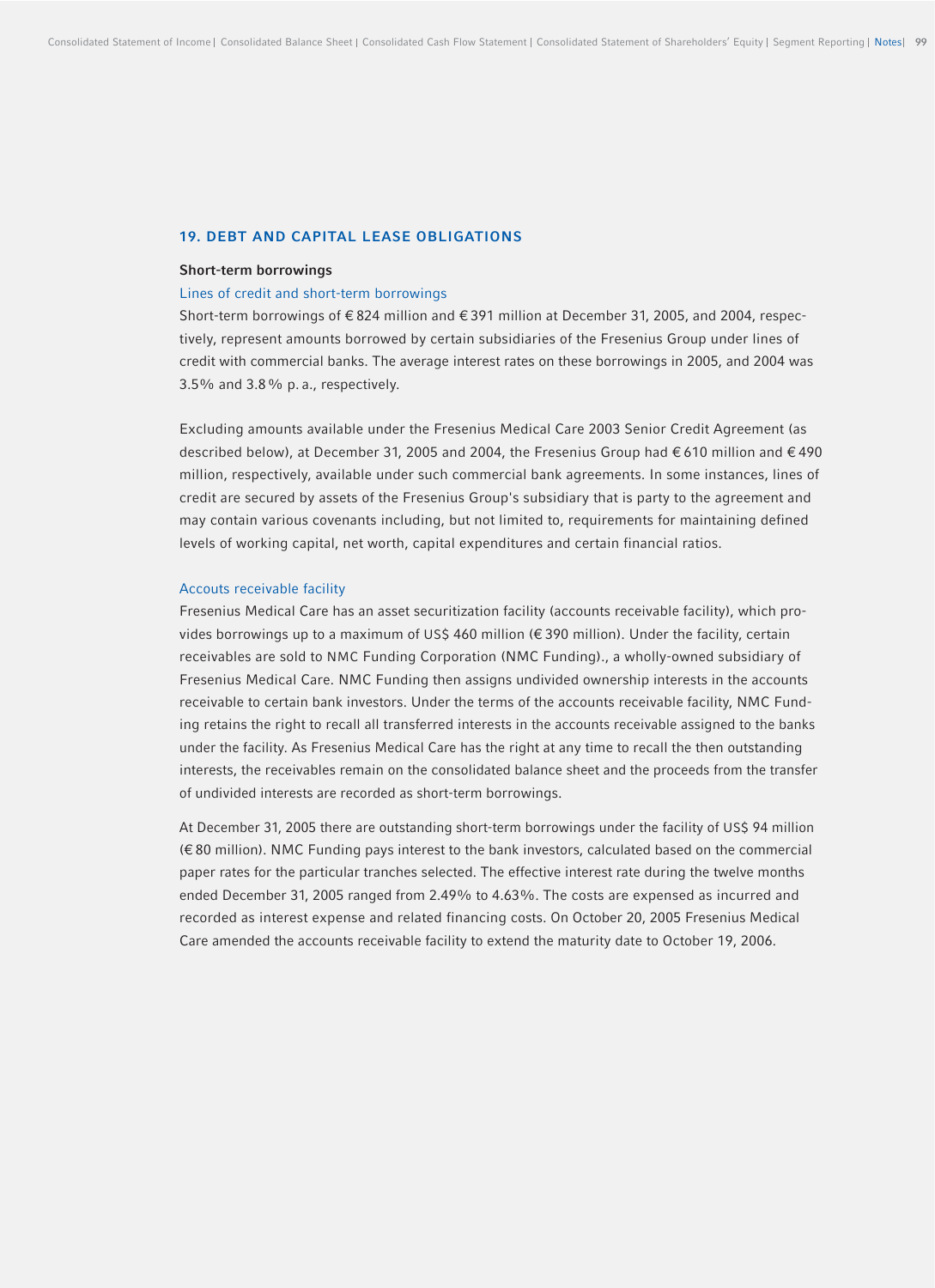## 19. DEBT AND CAPITAL LEASE OBLIGATIONS

### Short-term borrowings

#### Lines of credit and short-term borrowings

Short-term borrowings of € 824 million and € 391 million at December 31, 2005, and 2004, respectively, represent amounts borrowed by certain subsidiaries of the Fresenius Group under lines of credit with commercial banks. The average interest rates on these borrowings in 2005, and 2004 was 3.5% and 3.8 % p. a., respectively.

Excluding amounts available under the Fresenius Medical Care 2003 Senior Credit Agreement (as described below), at December 31, 2005 and 2004, the Fresenius Group had € 610 million and € 490 million, respectively, available under such commercial bank agreements. In some instances, lines of credit are secured by assets of the Fresenius Group's subsidiary that is party to the agreement and may contain various covenants including, but not limited to, requirements for maintaining defined levels of working capital, net worth, capital expenditures and certain financial ratios.

#### Accouts receivable facility

Fresenius Medical Care has an asset securitization facility (accounts receivable facility), which provides borrowings up to a maximum of US$ 460 million (€ 390 million). Under the facility, certain receivables are sold to NMC Funding Corporation (NMC Funding)., a wholly-owned subsidiary of Fresenius Medical Care. NMC Funding then assigns undivided ownership interests in the accounts receivable to certain bank investors. Under the terms of the accounts receivable facility, NMC Funding retains the right to recall all transferred interests in the accounts receivable assigned to the banks under the facility. As Fresenius Medical Care has the right at any time to recall the then outstanding interests, the receivables remain on the consolidated balance sheet and the proceeds from the transfer of undivided interests are recorded as short-term borrowings.

At December 31, 2005 there are outstanding short-term borrowings under the facility of US$ 94 million (€ 80 million). NMC Funding pays interest to the bank investors, calculated based on the commercial paper rates for the particular tranches selected. The effective interest rate during the twelve months ended December 31, 2005 ranged from 2.49% to 4.63%. The costs are expensed as incurred and recorded as interest expense and related financing costs. On October 20, 2005 Fresenius Medical Care amended the accounts receivable facility to extend the maturity date to October 19, 2006.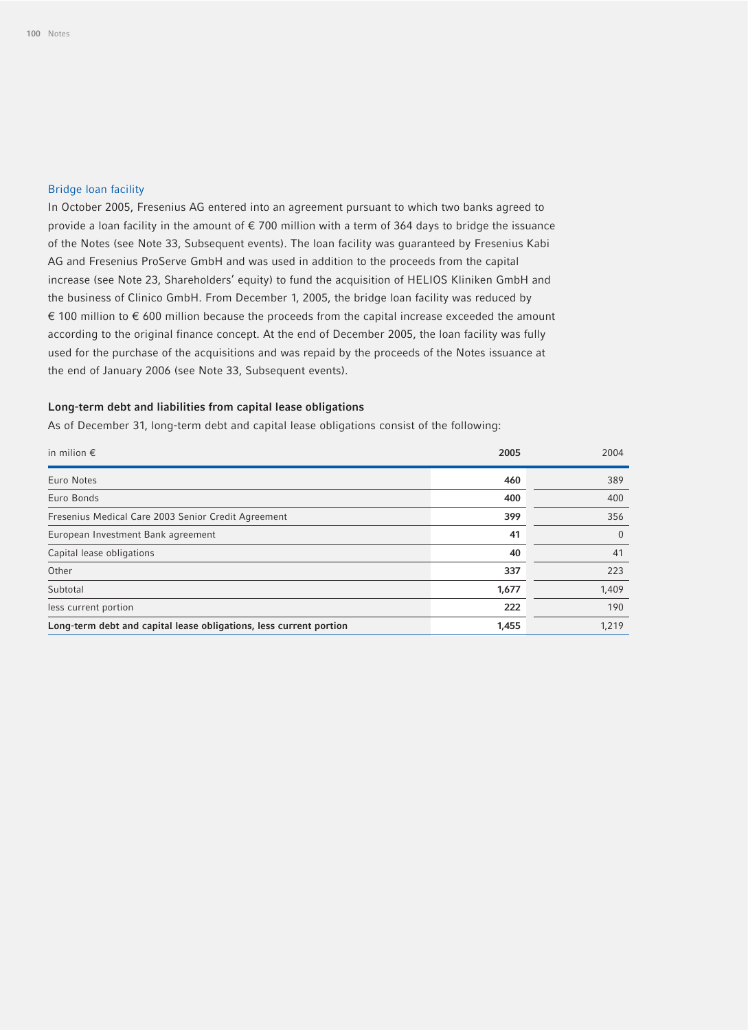### Bridge loan facility

In October 2005, Fresenius AG entered into an agreement pursuant to which two banks agreed to provide a loan facility in the amount of € 700 million with a term of 364 days to bridge the issuance of the Notes (see Note 33, Subsequent events). The loan facility was guaranteed by Fresenius Kabi AG and Fresenius ProServe GmbH and was used in addition to the proceeds from the capital increase (see Note 23, Shareholders' equity) to fund the acquisition of HELIOS Kliniken GmbH and the business of Clinico GmbH. From December 1, 2005, the bridge loan facility was reduced by € 100 million to € 600 million because the proceeds from the capital increase exceeded the amount according to the original finance concept. At the end of December 2005, the loan facility was fully used for the purchase of the acquisitions and was repaid by the proceeds of the Notes issuance at the end of January 2006 (see Note 33, Subsequent events).

### Long-term debt and liabilities from capital lease obligations

As of December 31, long-term debt and capital lease obligations consist of the following:

| in milion € | **2005** | 2004 |
|---|---|---|
| Euro Notes | **460** | 389 |
| Euro Bonds | **400** | 400 |
| Fresenius Medical Care 2003 Senior Credit Agreement | **399** | 356 |
| European Investment Bank agreement | **41** | 0 |
| Capital lease obligations | **40** | 41 |
| Other | **337** | 223 |
| Subtotal | **1,677** | 1,409 |
| less current portion | **222** | 190 |
| **Long-term debt and capital lease obligations, less current portion** | **1,455** | 1,219 |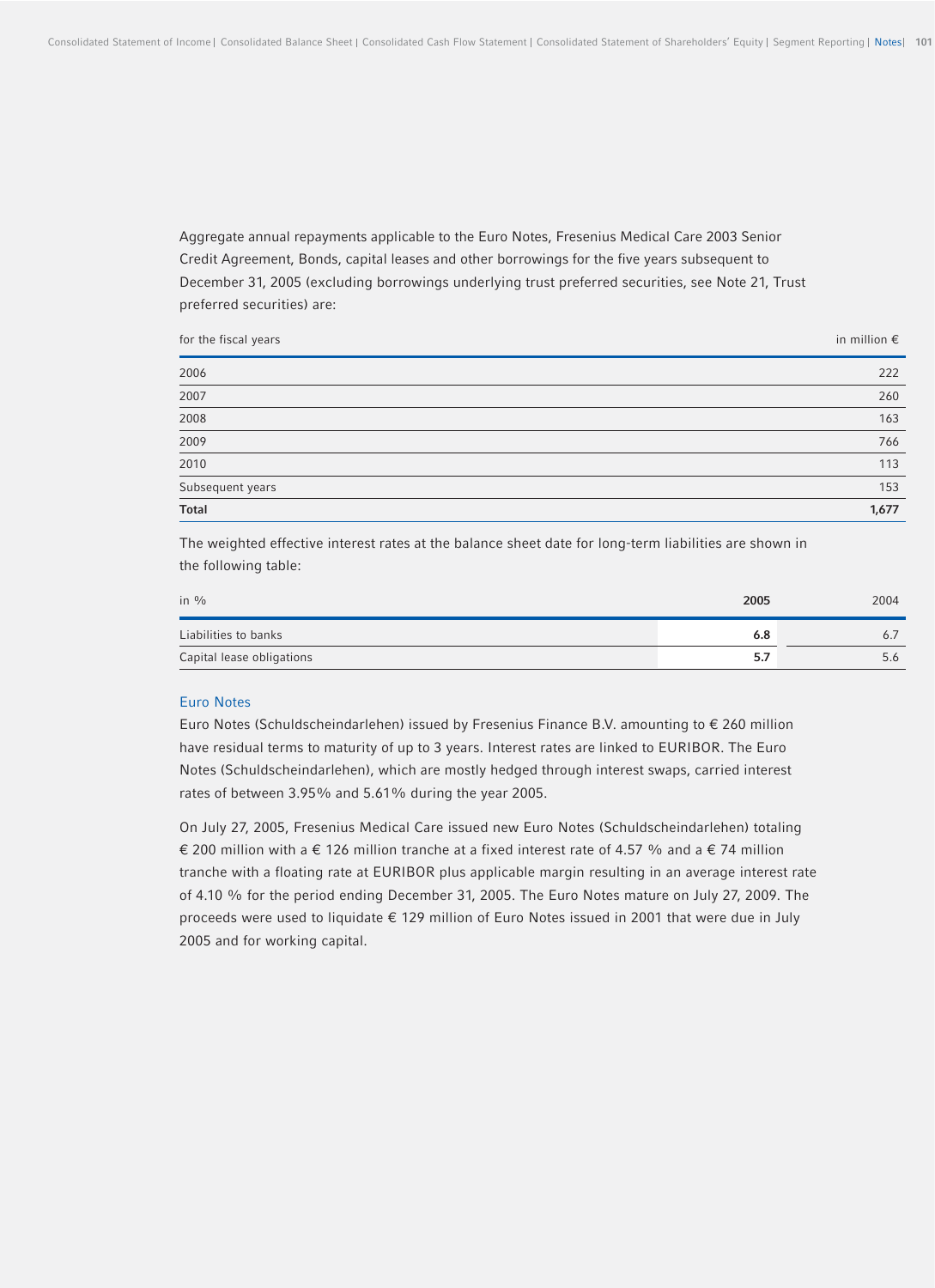Aggregate annual repayments applicable to the Euro Notes, Fresenius Medical Care 2003 Senior Credit Agreement, Bonds, capital leases and other borrowings for the five years subsequent to December 31, 2005 (excluding borrowings underlying trust preferred securities, see Note 21, Trust preferred securities) are:

| for the fiscal years | in million € |
|---|---|
| 2006 | 222 |
| 2007 | 260 |
| 2008 | 163 |
| 2009 | 766 |
| 2010 | 113 |
| Subsequent years | 153 |
| **Total** | **1,677** |

The weighted effective interest rates at the balance sheet date for long-term liabilities are shown in the following table:

| in % | **2005** | 2004 |
|---|---|---|
| Liabilities to banks | **6.8** | 6.7 |
| Capital lease obligations | **5.7** | 5.6 |

## Euro Notes

Euro Notes (Schuldscheindarlehen) issued by Fresenius Finance B.V. amounting to € 260 million have residual terms to maturity of up to 3 years. Interest rates are linked to EURIBOR. The Euro Notes (Schuldscheindarlehen), which are mostly hedged through interest swaps, carried interest rates of between 3.95% and 5.61% during the year 2005.

On July 27, 2005, Fresenius Medical Care issued new Euro Notes (Schuldscheindarlehen) totaling € 200 million with a € 126 million tranche at a fixed interest rate of 4.57 % and a € 74 million tranche with a floating rate at EURIBOR plus applicable margin resulting in an average interest rate of 4.10 % for the period ending December 31, 2005. The Euro Notes mature on July 27, 2009. The proceeds were used to liquidate € 129 million of Euro Notes issued in 2001 that were due in July 2005 and for working capital.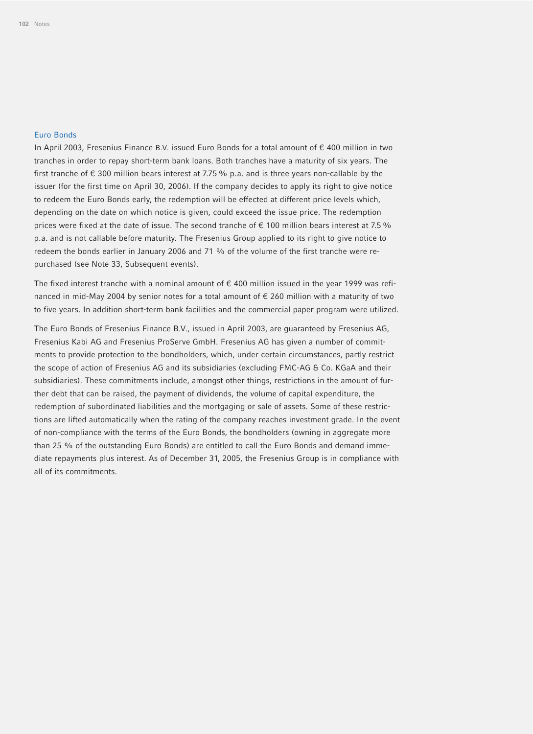### Euro Bonds

In April 2003, Fresenius Finance B.V. issued Euro Bonds for a total amount of € 400 million in two tranches in order to repay short-term bank loans. Both tranches have a maturity of six years. The first tranche of € 300 million bears interest at 7.75 % p.a. and is three years non-callable by the issuer (for the first time on April 30, 2006). If the company decides to apply its right to give notice to redeem the Euro Bonds early, the redemption will be effected at different price levels which, depending on the date on which notice is given, could exceed the issue price. The redemption prices were fixed at the date of issue. The second tranche of € 100 million bears interest at 7.5 % p.a. and is not callable before maturity. The Fresenius Group applied to its right to give notice to redeem the bonds earlier in January 2006 and 71 % of the volume of the first tranche were repurchased (see Note 33, Subsequent events).

The fixed interest tranche with a nominal amount of € 400 million issued in the year 1999 was refinanced in mid-May 2004 by senior notes for a total amount of € 260 million with a maturity of two to five years. In addition short-term bank facilities and the commercial paper program were utilized.

The Euro Bonds of Fresenius Finance B.V., issued in April 2003, are guaranteed by Fresenius AG, Fresenius Kabi AG and Fresenius ProServe GmbH. Fresenius AG has given a number of commitments to provide protection to the bondholders, which, under certain circumstances, partly restrict the scope of action of Fresenius AG and its subsidiaries (excluding FMC-AG & Co. KGaA and their subsidiaries). These commitments include, amongst other things, restrictions in the amount of further debt that can be raised, the payment of dividends, the volume of capital expenditure, the redemption of subordinated liabilities and the mortgaging or sale of assets. Some of these restrictions are lifted automatically when the rating of the company reaches investment grade. In the event of non-compliance with the terms of the Euro Bonds, the bondholders (owning in aggregate more than 25 % of the outstanding Euro Bonds) are entitled to call the Euro Bonds and demand immediate repayments plus interest. As of December 31, 2005, the Fresenius Group is in compliance with all of its commitments.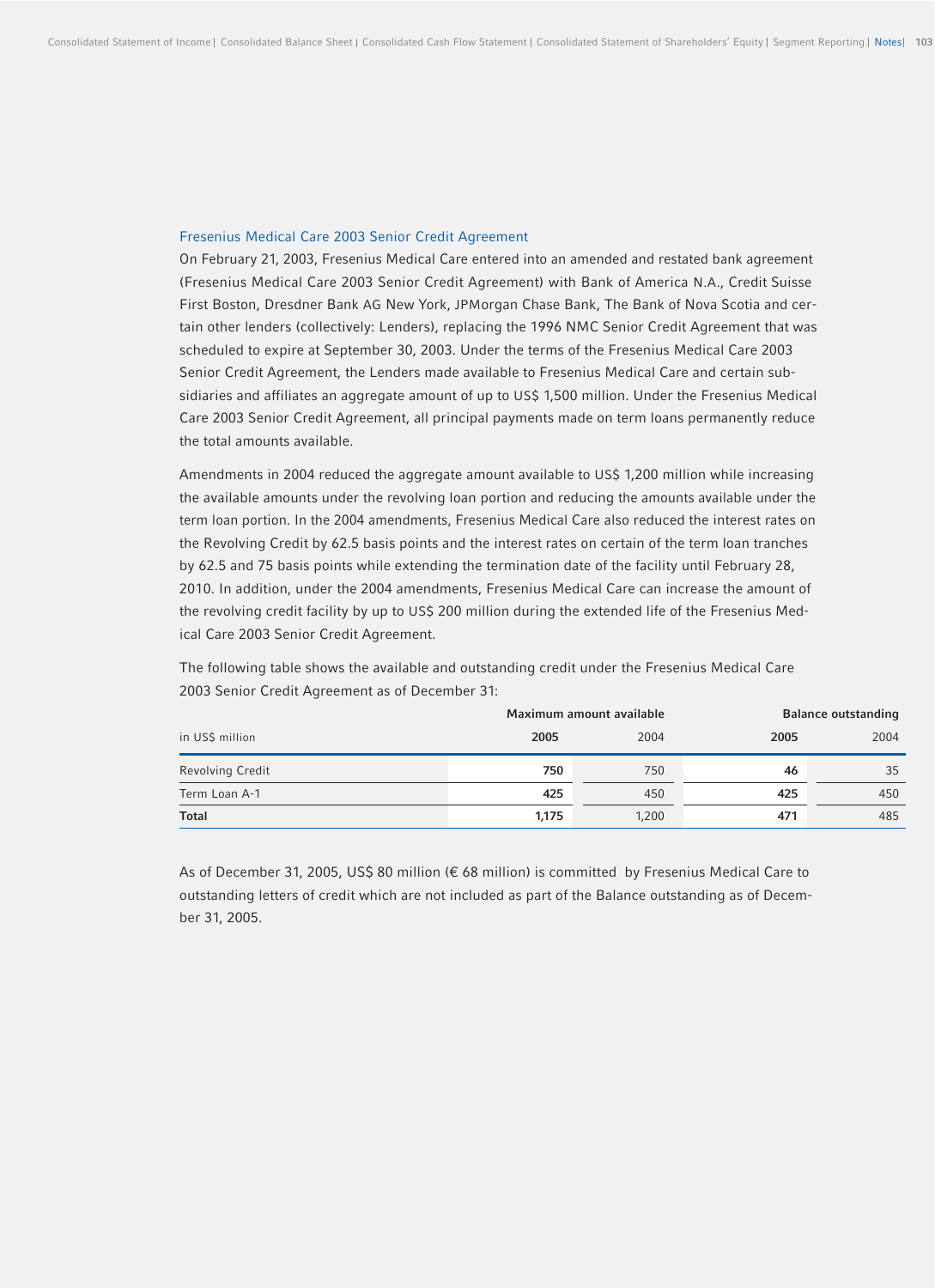### Fresenius Medical Care 2003 Senior Credit Agreement

On February 21, 2003, Fresenius Medical Care entered into an amended and restated bank agreement (Fresenius Medical Care 2003 Senior Credit Agreement) with Bank of America N.A., Credit Suisse First Boston, Dresdner Bank AG New York, JPMorgan Chase Bank, The Bank of Nova Scotia and certain other lenders (collectively: Lenders), replacing the 1996 NMC Senior Credit Agreement that was scheduled to expire at September 30, 2003. Under the terms of the Fresenius Medical Care 2003 Senior Credit Agreement, the Lenders made available to Fresenius Medical Care and certain subsidiaries and affiliates an aggregate amount of up to US$ 1,500 million. Under the Fresenius Medical Care 2003 Senior Credit Agreement, all principal payments made on term loans permanently reduce the total amounts available.

Amendments in 2004 reduced the aggregate amount available to US$ 1,200 million while increasing the available amounts under the revolving loan portion and reducing the amounts available under the term loan portion. In the 2004 amendments, Fresenius Medical Care also reduced the interest rates on the Revolving Credit by 62.5 basis points and the interest rates on certain of the term loan tranches by 62.5 and 75 basis points while extending the termination date of the facility until February 28, 2010. In addition, under the 2004 amendments, Fresenius Medical Care can increase the amount of the revolving credit facility by up to US$ 200 million during the extended life of the Fresenius Medical Care 2003 Senior Credit Agreement.

The following table shows the available and outstanding credit under the Fresenius Medical Care 2003 Senior Credit Agreement as of December 31:

| | Maximum amount available | | Balance outstanding | |
|---|---|---|---|---|
| in US$ million | **2005** | 2004 | **2005** | 2004 |
| Revolving Credit | **750** | 750 | **46** | 35 |
| Term Loan A-1 | **425** | 450 | **425** | 450 |
| **Total** | **1,175** | 1,200 | **471** | 485 |

As of December 31, 2005, US$ 80 million (€ 68 million) is committed by Fresenius Medical Care to outstanding letters of credit which are not included as part of the Balance outstanding as of December 31, 2005.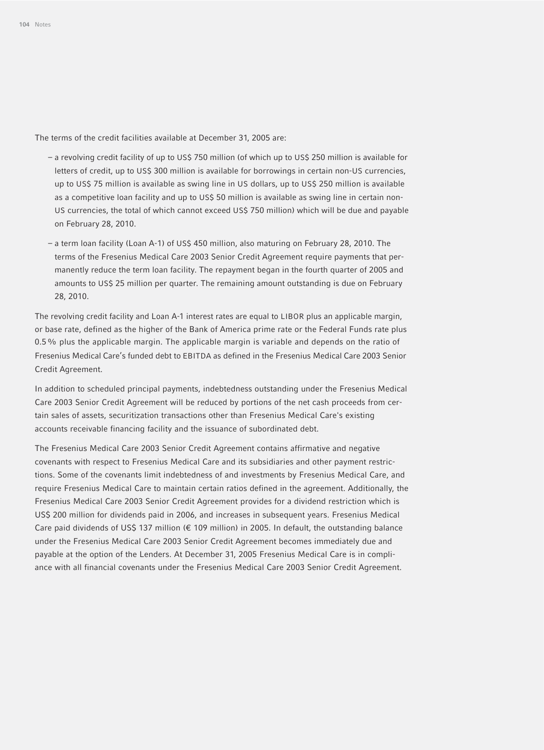The terms of the credit facilities available at December 31, 2005 are:

- a revolving credit facility of up to US$ 750 million (of which up to US$ 250 million is available for letters of credit, up to US$ 300 million is available for borrowings in certain non-US currencies, up to US$ 75 million is available as swing line in US dollars, up to US$ 250 million is available as a competitive loan facility and up to US$ 50 million is available as swing line in certain non-US currencies, the total of which cannot exceed US$ 750 million) which will be due and payable on February 28, 2010.
- a term loan facility (Loan A-1) of US$ 450 million, also maturing on February 28, 2010. The terms of the Fresenius Medical Care 2003 Senior Credit Agreement require payments that permanently reduce the term loan facility. The repayment began in the fourth quarter of 2005 and amounts to US$ 25 million per quarter. The remaining amount outstanding is due on February 28, 2010.

The revolving credit facility and Loan A-1 interest rates are equal to LIBOR plus an applicable margin, or base rate, defined as the higher of the Bank of America prime rate or the Federal Funds rate plus 0.5 % plus the applicable margin. The applicable margin is variable and depends on the ratio of Fresenius Medical Care's funded debt to EBITDA as defined in the Fresenius Medical Care 2003 Senior Credit Agreement.

In addition to scheduled principal payments, indebtedness outstanding under the Fresenius Medical Care 2003 Senior Credit Agreement will be reduced by portions of the net cash proceeds from certain sales of assets, securitization transactions other than Fresenius Medical Care's existing accounts receivable financing facility and the issuance of subordinated debt.

The Fresenius Medical Care 2003 Senior Credit Agreement contains affirmative and negative covenants with respect to Fresenius Medical Care and its subsidiaries and other payment restrictions. Some of the covenants limit indebtedness of and investments by Fresenius Medical Care, and require Fresenius Medical Care to maintain certain ratios defined in the agreement. Additionally, the Fresenius Medical Care 2003 Senior Credit Agreement provides for a dividend restriction which is US$ 200 million for dividends paid in 2006, and increases in subsequent years. Fresenius Medical Care paid dividends of US$ 137 million (€ 109 million) in 2005. In default, the outstanding balance under the Fresenius Medical Care 2003 Senior Credit Agreement becomes immediately due and payable at the option of the Lenders. At December 31, 2005 Fresenius Medical Care is in compliance with all financial covenants under the Fresenius Medical Care 2003 Senior Credit Agreement.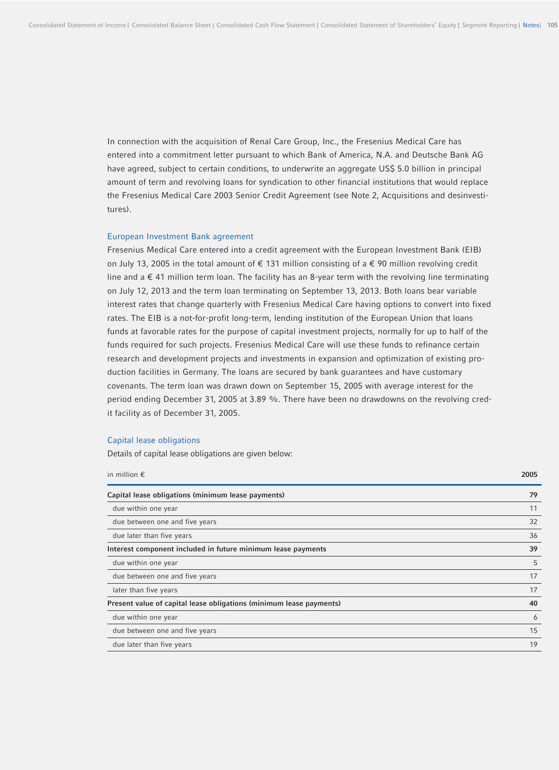In connection with the acquisition of Renal Care Group, Inc., the Fresenius Medical Care has entered into a commitment letter pursuant to which Bank of America, N.A. and Deutsche Bank AG have agreed, subject to certain conditions, to underwrite an aggregate US$ 5.0 billion in principal amount of term and revolving loans for syndication to other financial institutions that would replace the Fresenius Medical Care 2003 Senior Credit Agreement (see Note 2, Acquisitions and desinvestitures).

### European Investment Bank agreement

Fresenius Medical Care entered into a credit agreement with the European Investment Bank (EIB) on July 13, 2005 in the total amount of € 131 million consisting of a € 90 million revolving credit line and a € 41 million term loan. The facility has an 8-year term with the revolving line terminating on July 12, 2013 and the term loan terminating on September 13, 2013. Both loans bear variable interest rates that change quarterly with Fresenius Medical Care having options to convert into fixed rates. The EIB is a not-for-profit long-term, lending institution of the European Union that loans funds at favorable rates for the purpose of capital investment projects, normally for up to half of the funds required for such projects. Fresenius Medical Care will use these funds to refinance certain research and development projects and investments in expansion and optimization of existing production facilities in Germany. The loans are secured by bank guarantees and have customary covenants. The term loan was drawn down on September 15, 2005 with average interest for the period ending December 31, 2005 at 3.89 %. There have been no drawdowns on the revolving credit facility as of December 31, 2005.

### Capital lease obligations

Details of capital lease obligations are given below:

| in million € | 2005 |
|---|---|
| **Capital lease obligations (minimum lease payments)** | **79** |
| due within one year | 11 |
| due between one and five years | 32 |
| due later than five years | 36 |
| **Interest component included in future minimum lease payments** | **39** |
| due within one year | 5 |
| due between one and five years | 17 |
| later than five years | 17 |
| **Present value of capital lease obligations (minimum lease payments)** | **40** |
| due within one year | 6 |
| due between one and five years | 15 |
| due later than five years | 19 |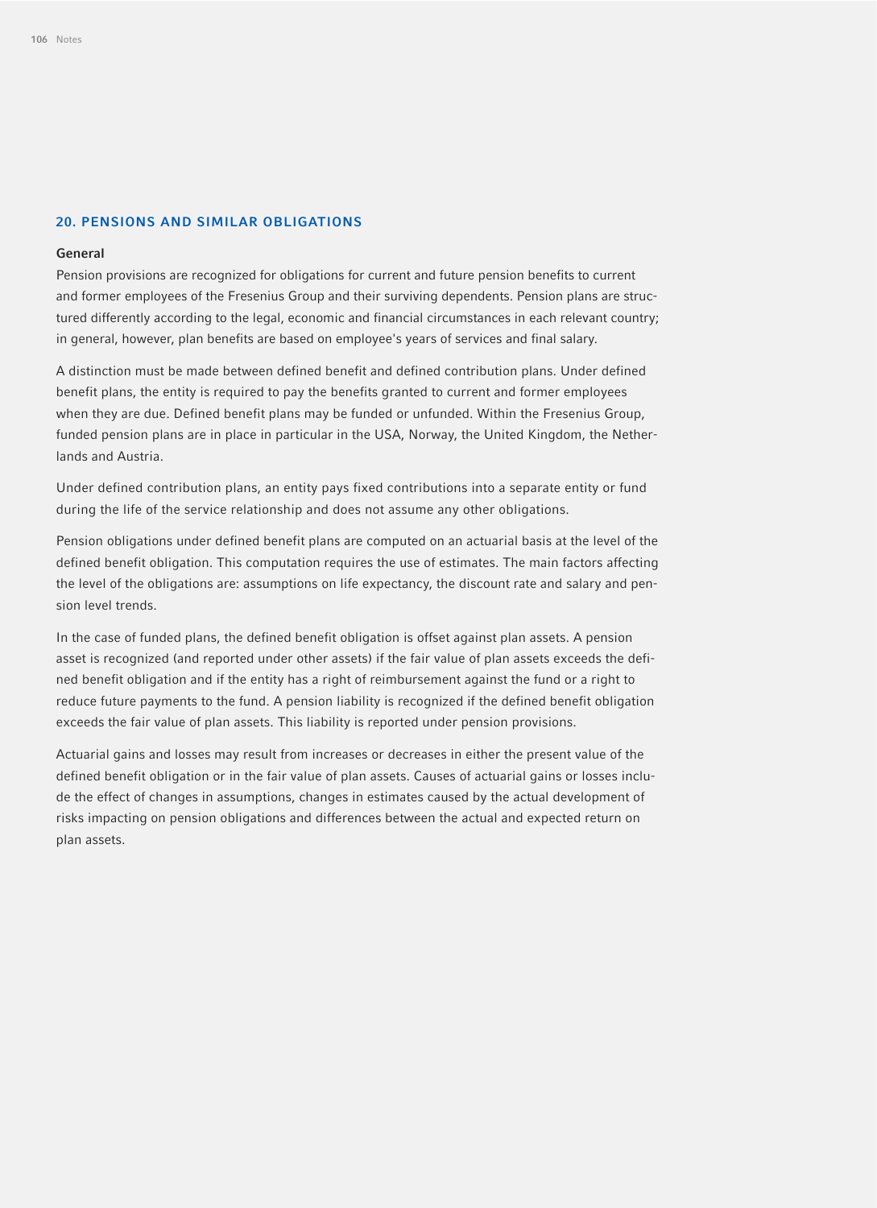## 20. PENSIONS AND SIMILAR OBLIGATIONS

### General

Pension provisions are recognized for obligations for current and future pension benefits to current and former employees of the Fresenius Group and their surviving dependents. Pension plans are structured differently according to the legal, economic and financial circumstances in each relevant country; in general, however, plan benefits are based on employee's years of services and final salary.

A distinction must be made between defined benefit and defined contribution plans. Under defined benefit plans, the entity is required to pay the benefits granted to current and former employees when they are due. Defined benefit plans may be funded or unfunded. Within the Fresenius Group, funded pension plans are in place in particular in the USA, Norway, the United Kingdom, the Netherlands and Austria.

Under defined contribution plans, an entity pays fixed contributions into a separate entity or fund during the life of the service relationship and does not assume any other obligations.

Pension obligations under defined benefit plans are computed on an actuarial basis at the level of the defined benefit obligation. This computation requires the use of estimates. The main factors affecting the level of the obligations are: assumptions on life expectancy, the discount rate and salary and pension level trends.

In the case of funded plans, the defined benefit obligation is offset against plan assets. A pension asset is recognized (and reported under other assets) if the fair value of plan assets exceeds the defined benefit obligation and if the entity has a right of reimbursement against the fund or a right to reduce future payments to the fund. A pension liability is recognized if the defined benefit obligation exceeds the fair value of plan assets. This liability is reported under pension provisions.

Actuarial gains and losses may result from increases or decreases in either the present value of the defined benefit obligation or in the fair value of plan assets. Causes of actuarial gains or losses include the effect of changes in assumptions, changes in estimates caused by the actual development of risks impacting on pension obligations and differences between the actual and expected return on plan assets.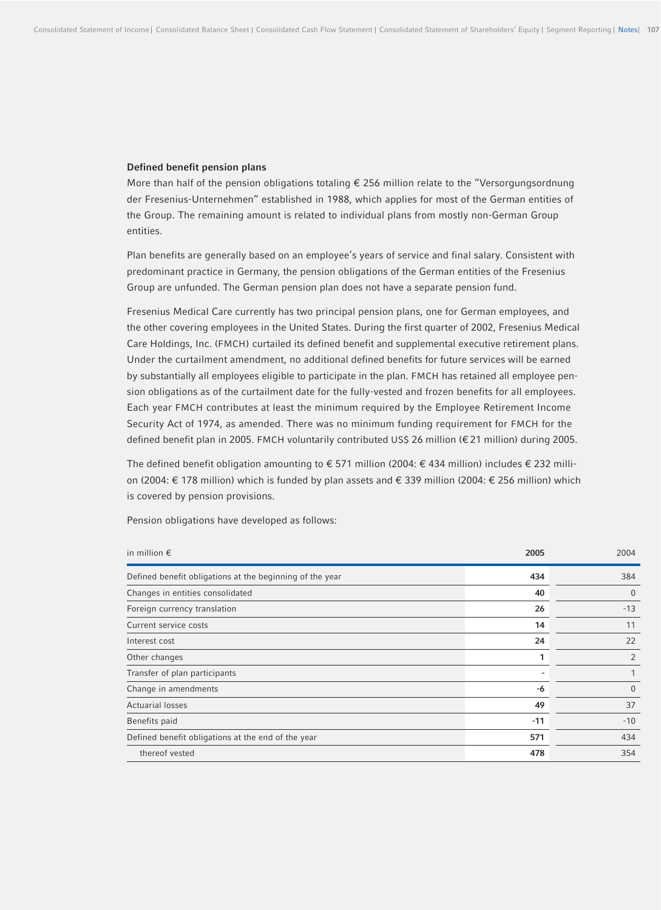### Defined benefit pension plans

More than half of the pension obligations totaling € 256 million relate to the "Versorgungsordnung der Fresenius-Unternehmen" established in 1988, which applies for most of the German entities of the Group. The remaining amount is related to individual plans from mostly non-German Group entities.

Plan benefits are generally based on an employee's years of service and final salary. Consistent with predominant practice in Germany, the pension obligations of the German entities of the Fresenius Group are unfunded. The German pension plan does not have a separate pension fund.

Fresenius Medical Care currently has two principal pension plans, one for German employees, and the other covering employees in the United States. During the first quarter of 2002, Fresenius Medical Care Holdings, Inc. (FMCH) curtailed its defined benefit and supplemental executive retirement plans. Under the curtailment amendment, no additional defined benefits for future services will be earned by substantially all employees eligible to participate in the plan. FMCH has retained all employee pension obligations as of the curtailment date for the fully-vested and frozen benefits for all employees. Each year FMCH contributes at least the minimum required by the Employee Retirement Income Security Act of 1974, as amended. There was no minimum funding requirement for FMCH for the defined benefit plan in 2005. FMCH voluntarily contributed US$ 26 million (€ 21 million) during 2005.

The defined benefit obligation amounting to € 571 million (2004: € 434 million) includes € 232 million (2004: € 178 million) which is funded by plan assets and € 339 million (2004: € 256 million) which is covered by pension provisions.

Pension obligations have developed as follows:

| in million € | **2005** | 2004 |
|---|---|---|
| Defined benefit obligations at the beginning of the year | **434** | 384 |
| Changes in entities consolidated | **40** | 0 |
| Foreign currency translation | **26** | -13 |
| Current service costs | **14** | 11 |
| Interest cost | **24** | 22 |
| Other changes | **1** | 2 |
| Transfer of plan participants | - | 1 |
| Change in amendments | **-6** | 0 |
| Actuarial losses | **49** | 37 |
| Benefits paid | **-11** | -10 |
| Defined benefit obligations at the end of the year | **571** | 434 |
| thereof vested | **478** | 354 |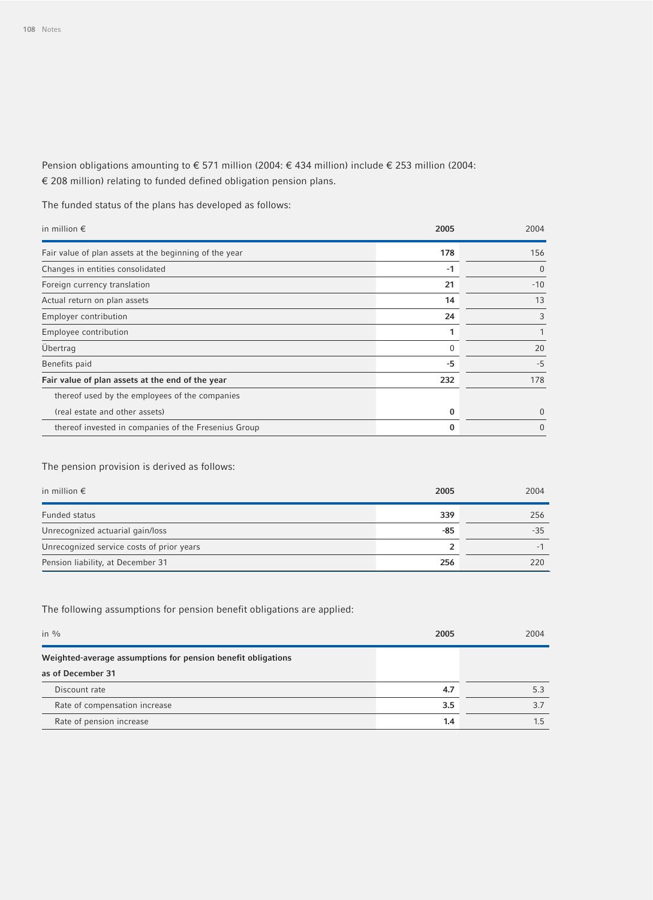Pension obligations amounting to € 571 million (2004: € 434 million) include € 253 million (2004: € 208 million) relating to funded defined obligation pension plans.

The funded status of the plans has developed as follows:

| in million € | 2005 | 2004 |
|---|---|---|
| Fair value of plan assets at the beginning of the year | **178** | 156 |
| Changes in entities consolidated | **-1** | 0 |
| Foreign currency translation | **21** | -10 |
| Actual return on plan assets | **14** | 13 |
| Employer contribution | **24** | 3 |
| Employee contribution | **1** | 1 |
| Übertrag | 0 | 20 |
| Benefits paid | **-5** | -5 |
| **Fair value of plan assets at the end of the year** | **232** | 178 |
| thereof used by the employees of the companies (real estate and other assets) | **0** | 0 |
| thereof invested in companies of the Fresenius Group | **0** | 0 |

The pension provision is derived as follows:

| in million € | 2005 | 2004 |
|---|---|---|
| Funded status | **339** | 256 |
| Unrecognized actuarial gain/loss | **-85** | -35 |
| Unrecognized service costs of prior years | **2** | -1 |
| Pension liability, at December 31 | **256** | 220 |

The following assumptions for pension benefit obligations are applied:

| in % | 2005 | 2004 |
|---|---|---|
| **Weighted-average assumptions for pension benefit obligations as of December 31** | | |
| Discount rate | **4.7** | 5.3 |
| Rate of compensation increase | **3.5** | 3.7 |
| Rate of pension increase | **1.4** | 1.5 |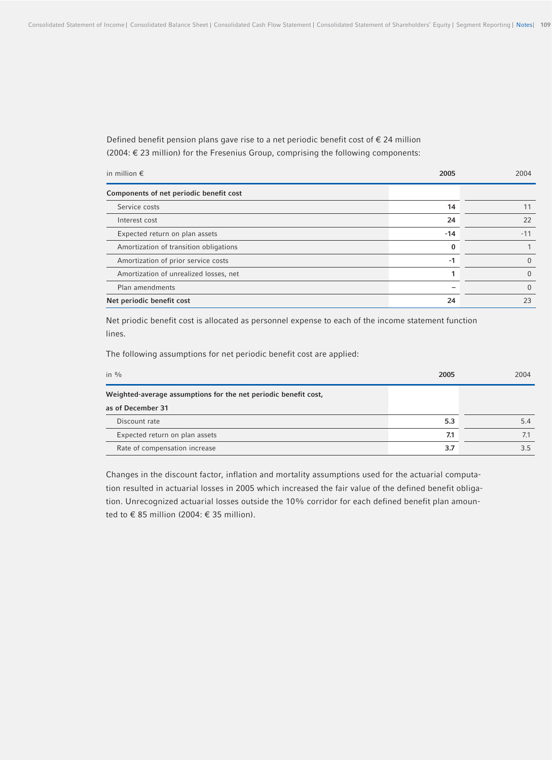Defined benefit pension plans gave rise to a net periodic benefit cost of € 24 million (2004: € 23 million) for the Fresenius Group, comprising the following components:

| in million € | 2005 | 2004 |
|---|---|---|
| **Components of net periodic benefit cost** | | |
| Service costs | **14** | 11 |
| Interest cost | **24** | 22 |
| Expected return on plan assets | **-14** | -11 |
| Amortization of transition obligations | **0** | 1 |
| Amortization of prior service costs | **-1** | 0 |
| Amortization of unrealized losses, net | **1** | 0 |
| Plan amendments | **–** | 0 |
| **Net periodic benefit cost** | **24** | 23 |

Net priodic benefit cost is allocated as personnel expense to each of the income statement function lines.

The following assumptions for net periodic benefit cost are applied:

| in % | 2005 | 2004 |
|---|---|---|
| **Weighted-average assumptions for the net periodic benefit cost, as of December 31** | | |
| Discount rate | **5.3** | 5.4 |
| Expected return on plan assets | **7.1** | 7.1 |
| Rate of compensation increase | **3.7** | 3.5 |

Changes in the discount factor, inflation and mortality assumptions used for the actuarial computation resulted in actuarial losses in 2005 which increased the fair value of the defined benefit obligation. Unrecognized actuarial losses outside the 10% corridor for each defined benefit plan amounted to € 85 million (2004: € 35 million).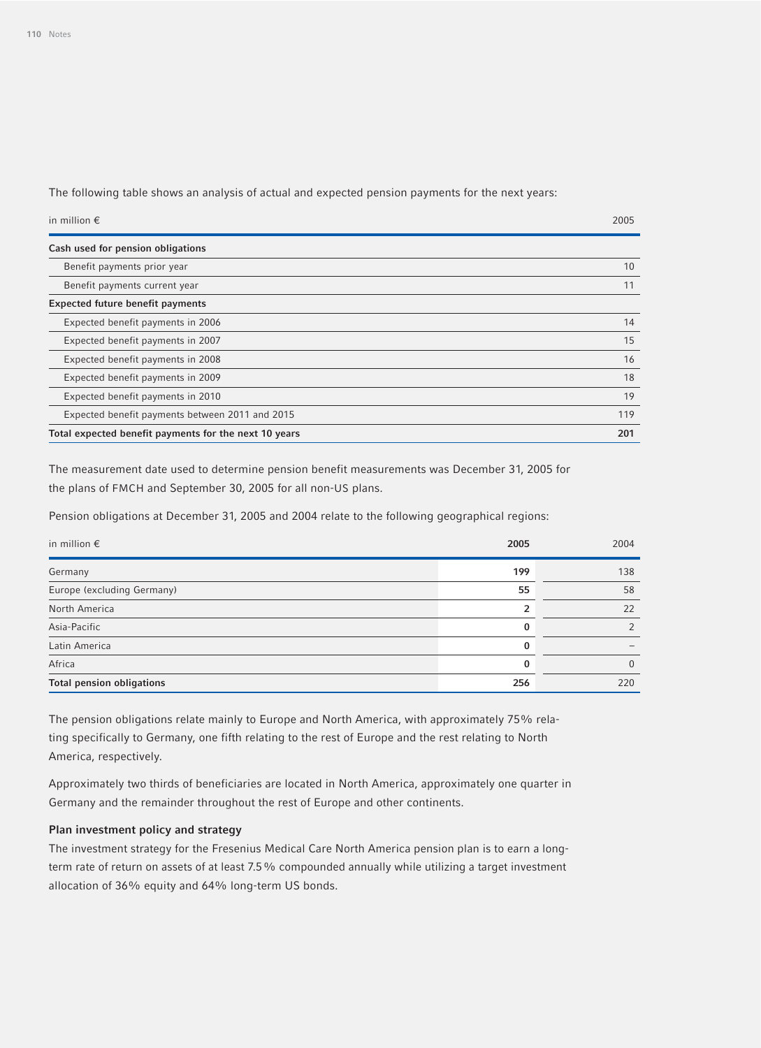The following table shows an analysis of actual and expected pension payments for the next years:

| in million € | 2005 |
|---|---|
| **Cash used for pension obligations** | |
| Benefit payments prior year | 10 |
| Benefit payments current year | 11 |
| **Expected future benefit payments** | |
| Expected benefit payments in 2006 | 14 |
| Expected benefit payments in 2007 | 15 |
| Expected benefit payments in 2008 | 16 |
| Expected benefit payments in 2009 | 18 |
| Expected benefit payments in 2010 | 19 |
| Expected benefit payments between 2011 and 2015 | 119 |
| **Total expected benefit payments for the next 10 years** | **201** |

The measurement date used to determine pension benefit measurements was December 31, 2005 for the plans of FMCH and September 30, 2005 for all non-US plans.

Pension obligations at December 31, 2005 and 2004 relate to the following geographical regions:

| in million € | **2005** | 2004 |
|---|---|---|
| Germany | **199** | 138 |
| Europe (excluding Germany) | **55** | 58 |
| North America | **2** | 22 |
| Asia-Pacific | **0** | 2 |
| Latin America | **0** | – |
| Africa | **0** | 0 |
| **Total pension obligations** | **256** | 220 |

The pension obligations relate mainly to Europe and North America, with approximately 75% relating specifically to Germany, one fifth relating to the rest of Europe and the rest relating to North America, respectively.

Approximately two thirds of beneficiaries are located in North America, approximately one quarter in Germany and the remainder throughout the rest of Europe and other continents.

**Plan investment policy and strategy**

The investment strategy for the Fresenius Medical Care North America pension plan is to earn a long-term rate of return on assets of at least 7.5% compounded annually while utilizing a target investment allocation of 36% equity and 64% long-term US bonds.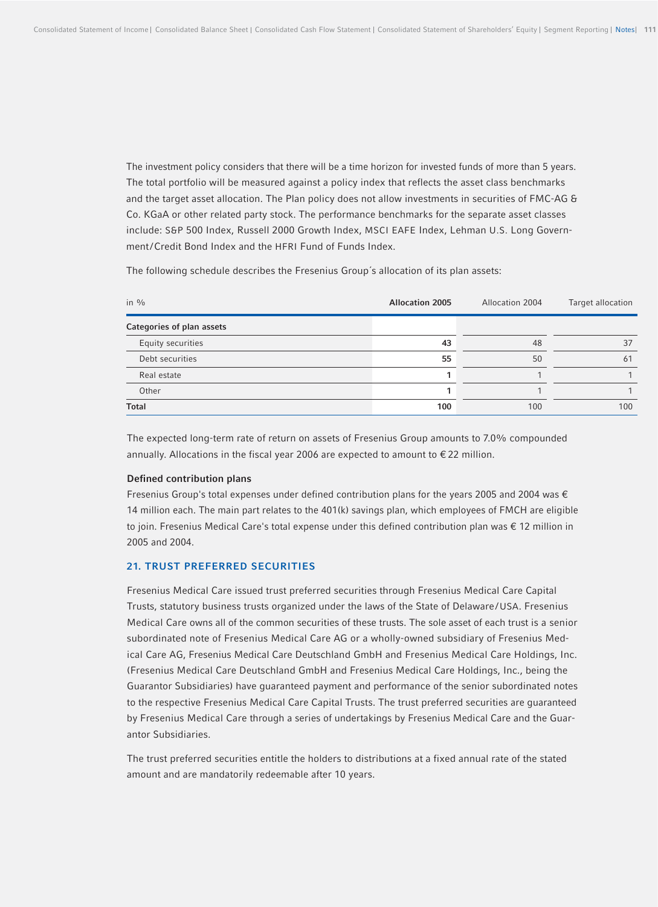The investment policy considers that there will be a time horizon for invested funds of more than 5 years. The total portfolio will be measured against a policy index that reflects the asset class benchmarks and the target asset allocation. The Plan policy does not allow investments in securities of FMC-AG & Co. KGaA or other related party stock. The performance benchmarks for the separate asset classes include: S&P 500 Index, Russell 2000 Growth Index, MSCI EAFE Index, Lehman U.S. Long Government/Credit Bond Index and the HFRI Fund of Funds Index.

The following schedule describes the Fresenius Group´s allocation of its plan assets:

| in % | **Allocation 2005** | Allocation 2004 | Target allocation |
|---|---|---|---|
| **Categories of plan assets** | | | |
| Equity securities | **43** | 48 | 37 |
| Debt securities | **55** | 50 | 61 |
| Real estate | **1** | 1 | 1 |
| Other | **1** | 1 | 1 |
| **Total** | **100** | 100 | 100 |

The expected long-term rate of return on assets of Fresenius Group amounts to 7.0% compounded annually. Allocations in the fiscal year 2006 are expected to amount to € 22 million.

**Defined contribution plans**

Fresenius Group's total expenses under defined contribution plans for the years 2005 and 2004 was € 14 million each. The main part relates to the 401(k) savings plan, which employees of FMCH are eligible to join. Fresenius Medical Care's total expense under this defined contribution plan was € 12 million in 2005 and 2004.

## 21. TRUST PREFERRED SECURITIES

Fresenius Medical Care issued trust preferred securities through Fresenius Medical Care Capital Trusts, statutory business trusts organized under the laws of the State of Delaware/USA. Fresenius Medical Care owns all of the common securities of these trusts. The sole asset of each trust is a senior subordinated note of Fresenius Medical Care AG or a wholly-owned subsidiary of Fresenius Medical Care AG, Fresenius Medical Care Deutschland GmbH and Fresenius Medical Care Holdings, Inc. (Fresenius Medical Care Deutschland GmbH and Fresenius Medical Care Holdings, Inc., being the Guarantor Subsidiaries) have guaranteed payment and performance of the senior subordinated notes to the respective Fresenius Medical Care Capital Trusts. The trust preferred securities are guaranteed by Fresenius Medical Care through a series of undertakings by Fresenius Medical Care and the Guarantor Subsidiaries.

The trust preferred securities entitle the holders to distributions at a fixed annual rate of the stated amount and are mandatorily redeemable after 10 years.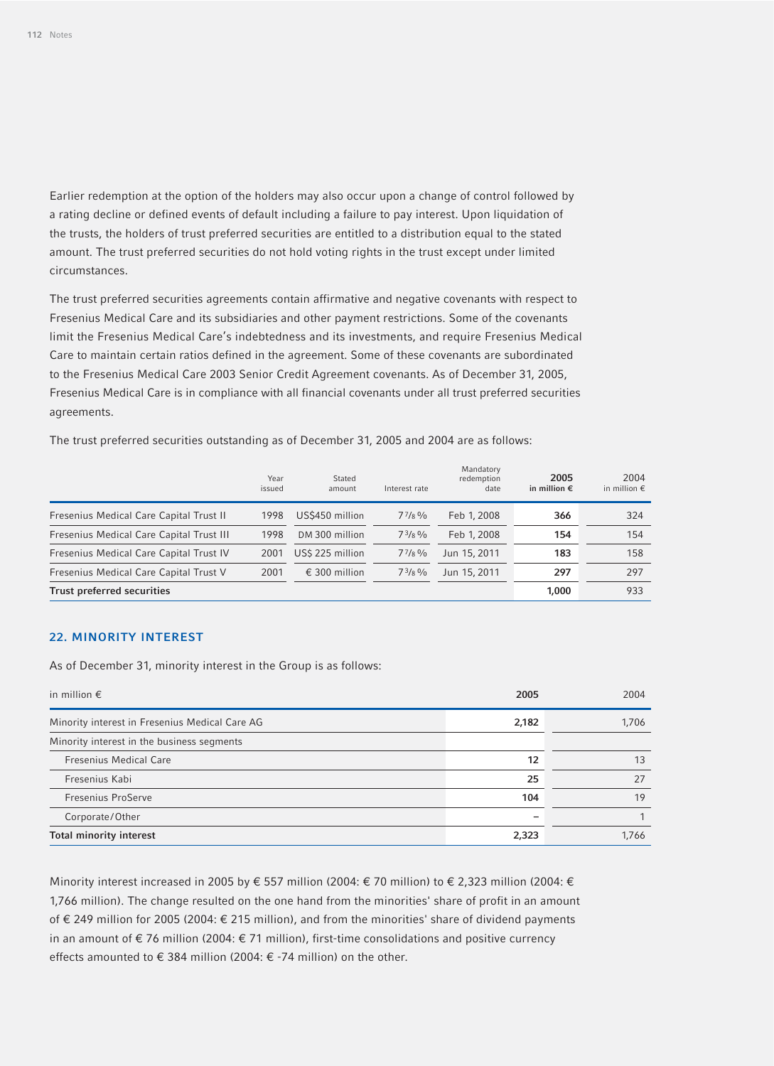Earlier redemption at the option of the holders may also occur upon a change of control followed by a rating decline or defined events of default including a failure to pay interest. Upon liquidation of the trusts, the holders of trust preferred securities are entitled to a distribution equal to the stated amount. The trust preferred securities do not hold voting rights in the trust except under limited circumstances.

The trust preferred securities agreements contain affirmative and negative covenants with respect to Fresenius Medical Care and its subsidiaries and other payment restrictions. Some of the covenants limit the Fresenius Medical Care's indebtedness and its investments, and require Fresenius Medical Care to maintain certain ratios defined in the agreement. Some of these covenants are subordinated to the Fresenius Medical Care 2003 Senior Credit Agreement covenants. As of December 31, 2005, Fresenius Medical Care is in compliance with all financial covenants under all trust preferred securities agreements.

The trust preferred securities outstanding as of December 31, 2005 and 2004 are as follows:

| | Year issued | Stated amount | Interest rate | Mandatory redemption date | 2005 in million € | 2004 in million € |
|---|---|---|---|---|---|---|
| Fresenius Medical Care Capital Trust II | 1998 | US$450 million | 7 7/8 % | Feb 1, 2008 | **366** | 324 |
| Fresenius Medical Care Capital Trust III | 1998 | DM 300 million | 7 3/8 % | Feb 1, 2008 | **154** | 154 |
| Fresenius Medical Care Capital Trust IV | 2001 | US$ 225 million | 7 7/8 % | Jun 15, 2011 | **183** | 158 |
| Fresenius Medical Care Capital Trust V | 2001 | € 300 million | 7 3/8 % | Jun 15, 2011 | **297** | 297 |
| **Trust preferred securities** | | | | | **1,000** | 933 |

## 22. MINORITY INTEREST

As of December 31, minority interest in the Group is as follows:

| in million € | 2005 | 2004 |
|---|---|---|
| Minority interest in Fresenius Medical Care AG | **2,182** | 1,706 |
| Minority interest in the business segments | | |
| Fresenius Medical Care | **12** | 13 |
| Fresenius Kabi | **25** | 27 |
| Fresenius ProServe | **104** | 19 |
| Corporate/Other | **–** | 1 |
| **Total minority interest** | **2,323** | 1,766 |

Minority interest increased in 2005 by € 557 million (2004: € 70 million) to € 2,323 million (2004: € 1,766 million). The change resulted on the one hand from the minorities' share of profit in an amount of € 249 million for 2005 (2004: € 215 million), and from the minorities' share of dividend payments in an amount of € 76 million (2004: € 71 million), first-time consolidations and positive currency effects amounted to € 384 million (2004: € -74 million) on the other.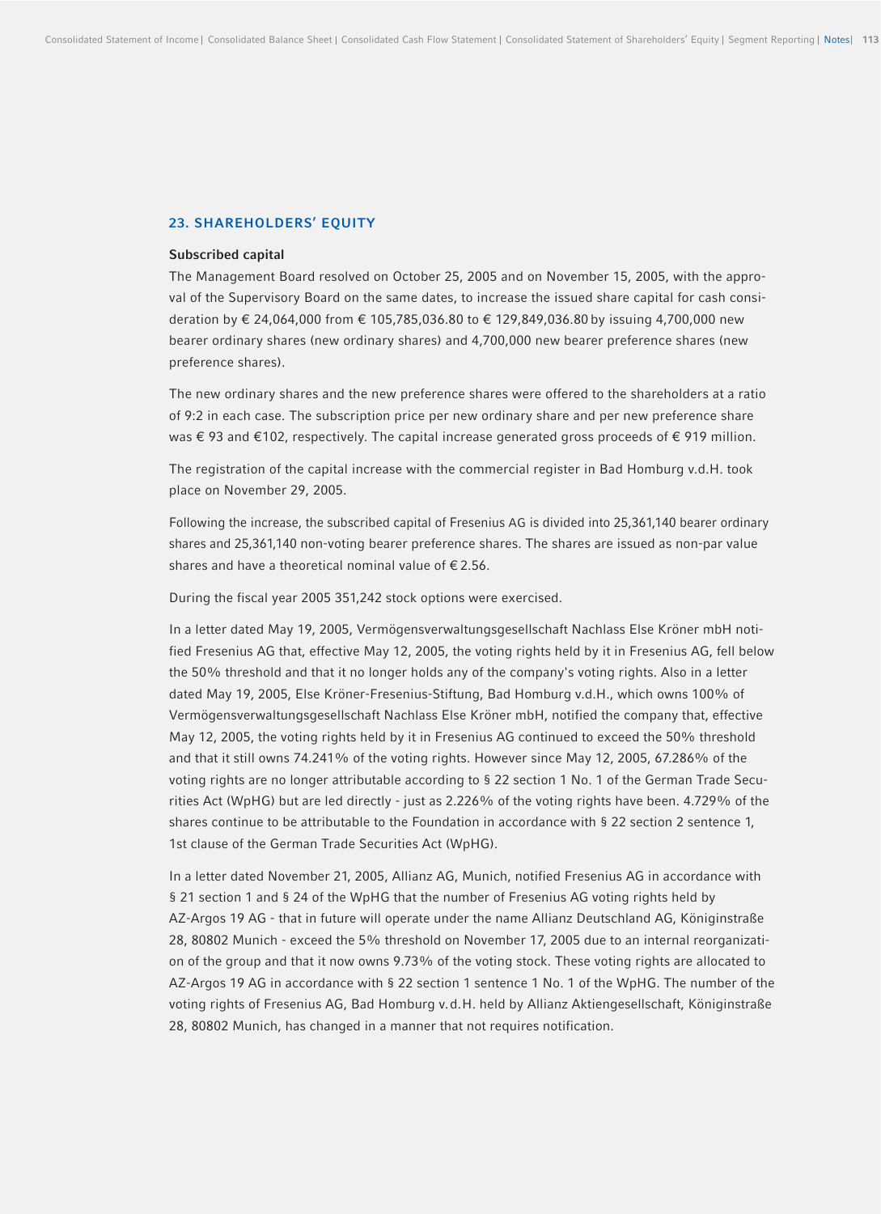## 23. SHAREHOLDERS' EQUITY

### Subscribed capital

The Management Board resolved on October 25, 2005 and on November 15, 2005, with the approval of the Supervisory Board on the same dates, to increase the issued share capital for cash consideration by € 24,064,000 from € 105,785,036.80 to € 129,849,036.80 by issuing 4,700,000 new bearer ordinary shares (new ordinary shares) and 4,700,000 new bearer preference shares (new preference shares).

The new ordinary shares and the new preference shares were offered to the shareholders at a ratio of 9:2 in each case. The subscription price per new ordinary share and per new preference share was € 93 and €102, respectively. The capital increase generated gross proceeds of € 919 million.

The registration of the capital increase with the commercial register in Bad Homburg v.d.H. took place on November 29, 2005.

Following the increase, the subscribed capital of Fresenius AG is divided into 25,361,140 bearer ordinary shares and 25,361,140 non-voting bearer preference shares. The shares are issued as non-par value shares and have a theoretical nominal value of € 2.56.

During the fiscal year 2005 351,242 stock options were exercised.

In a letter dated May 19, 2005, Vermögensverwaltungsgesellschaft Nachlass Else Kröner mbH notified Fresenius AG that, effective May 12, 2005, the voting rights held by it in Fresenius AG, fell below the 50% threshold and that it no longer holds any of the company's voting rights. Also in a letter dated May 19, 2005, Else Kröner-Fresenius-Stiftung, Bad Homburg v.d.H., which owns 100% of Vermögensverwaltungsgesellschaft Nachlass Else Kröner mbH, notified the company that, effective May 12, 2005, the voting rights held by it in Fresenius AG continued to exceed the 50% threshold and that it still owns 74.241% of the voting rights. However since May 12, 2005, 67.286% of the voting rights are no longer attributable according to § 22 section 1 No. 1 of the German Trade Securities Act (WpHG) but are led directly - just as 2.226% of the voting rights have been. 4.729% of the shares continue to be attributable to the Foundation in accordance with § 22 section 2 sentence 1, 1st clause of the German Trade Securities Act (WpHG).

In a letter dated November 21, 2005, Allianz AG, Munich, notified Fresenius AG in accordance with § 21 section 1 and § 24 of the WpHG that the number of Fresenius AG voting rights held by AZ-Argos 19 AG - that in future will operate under the name Allianz Deutschland AG, Königinstraße 28, 80802 Munich - exceed the 5% threshold on November 17, 2005 due to an internal reorganization of the group and that it now owns 9.73% of the voting stock. These voting rights are allocated to AZ-Argos 19 AG in accordance with § 22 section 1 sentence 1 No. 1 of the WpHG. The number of the voting rights of Fresenius AG, Bad Homburg v.d.H. held by Allianz Aktiengesellschaft, Königinstraße 28, 80802 Munich, has changed in a manner that not requires notification.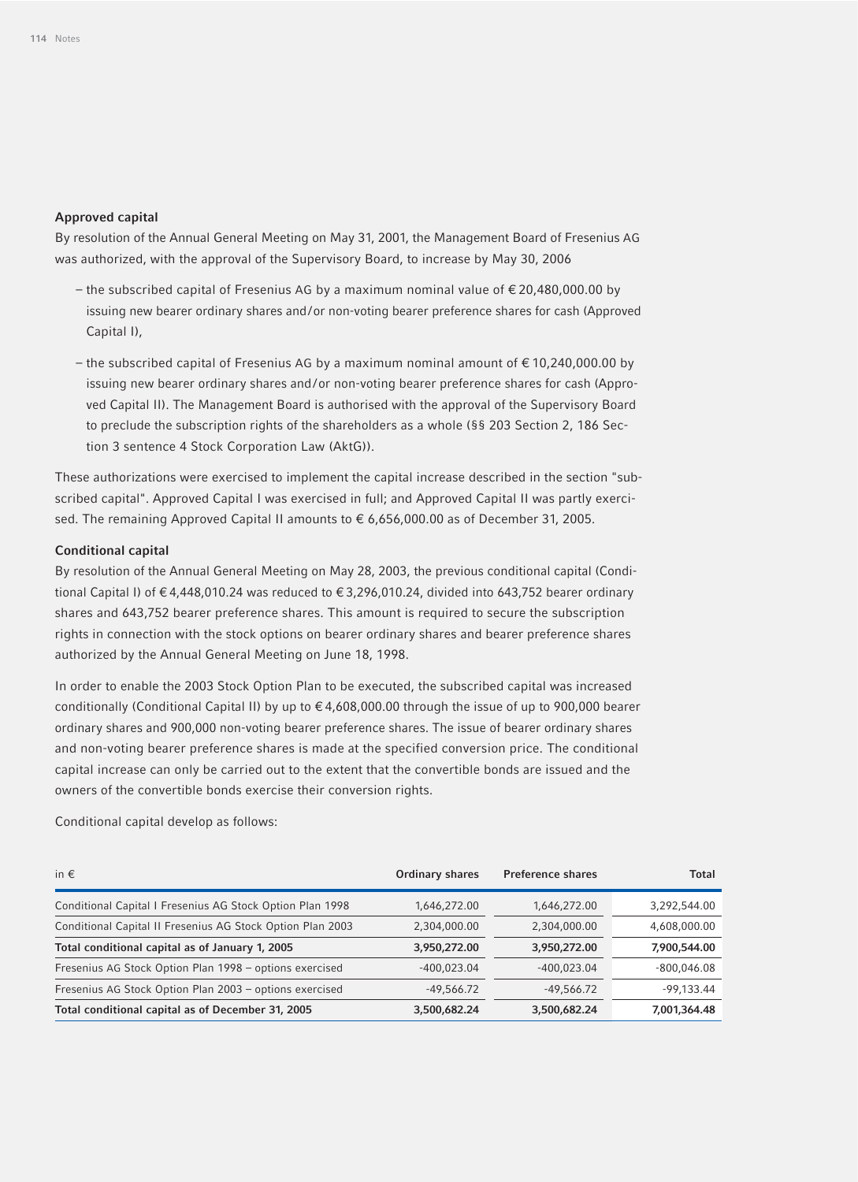### Approved capital

By resolution of the Annual General Meeting on May 31, 2001, the Management Board of Fresenius AG was authorized, with the approval of the Supervisory Board, to increase by May 30, 2006

- the subscribed capital of Fresenius AG by a maximum nominal value of € 20,480,000.00 by issuing new bearer ordinary shares and/or non-voting bearer preference shares for cash (Approved Capital I),
- the subscribed capital of Fresenius AG by a maximum nominal amount of € 10,240,000.00 by issuing new bearer ordinary shares and/or non-voting bearer preference shares for cash (Approved Capital II). The Management Board is authorised with the approval of the Supervisory Board to preclude the subscription rights of the shareholders as a whole (§§ 203 Section 2, 186 Section 3 sentence 4 Stock Corporation Law (AktG)).

These authorizations were exercised to implement the capital increase described in the section "subscribed capital". Approved Capital I was exercised in full; and Approved Capital II was partly exercised. The remaining Approved Capital II amounts to € 6,656,000.00 as of December 31, 2005.

### Conditional capital

By resolution of the Annual General Meeting on May 28, 2003, the previous conditional capital (Conditional Capital I) of € 4,448,010.24 was reduced to € 3,296,010.24, divided into 643,752 bearer ordinary shares and 643,752 bearer preference shares. This amount is required to secure the subscription rights in connection with the stock options on bearer ordinary shares and bearer preference shares authorized by the Annual General Meeting on June 18, 1998.

In order to enable the 2003 Stock Option Plan to be executed, the subscribed capital was increased conditionally (Conditional Capital II) by up to € 4,608,000.00 through the issue of up to 900,000 bearer ordinary shares and 900,000 non-voting bearer preference shares. The issue of bearer ordinary shares and non-voting bearer preference shares is made at the specified conversion price. The conditional capital increase can only be carried out to the extent that the convertible bonds are issued and the owners of the convertible bonds exercise their conversion rights.

Conditional capital develop as follows:

| in € | Ordinary shares | Preference shares | Total |
|---|---|---|---|
| Conditional Capital I Fresenius AG Stock Option Plan 1998 | 1,646,272.00 | 1,646,272.00 | 3,292,544.00 |
| Conditional Capital II Fresenius AG Stock Option Plan 2003 | 2,304,000.00 | 2,304,000.00 | 4,608,000.00 |
| **Total conditional capital as of January 1, 2005** | **3,950,272.00** | **3,950,272.00** | **7,900,544.00** |
| Fresenius AG Stock Option Plan 1998 – options exercised | -400,023.04 | -400,023.04 | -800,046.08 |
| Fresenius AG Stock Option Plan 2003 – options exercised | -49,566.72 | -49,566.72 | -99,133.44 |
| **Total conditional capital as of December 31, 2005** | **3,500,682.24** | **3,500,682.24** | **7,001,364.48** |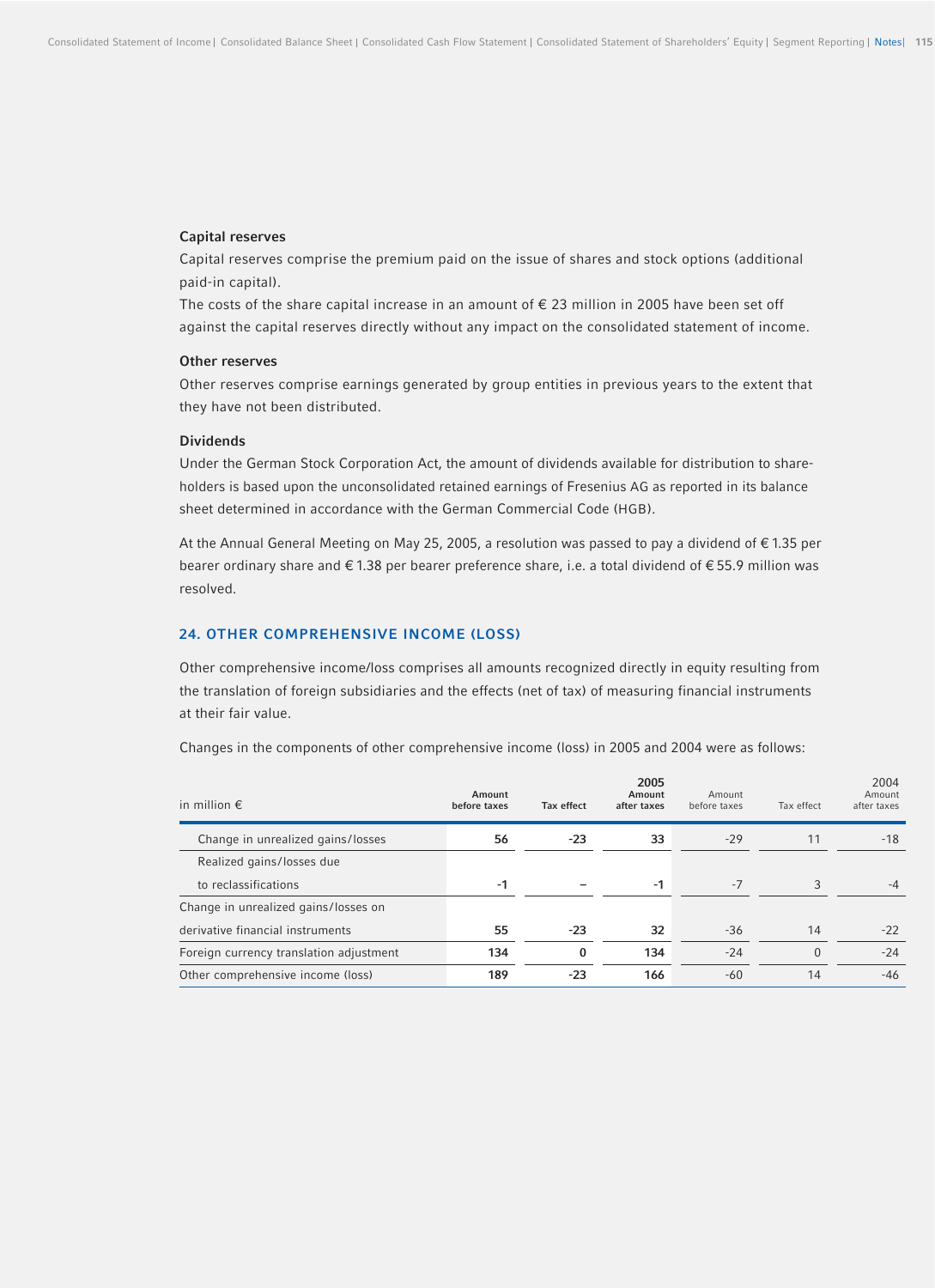### Capital reserves

Capital reserves comprise the premium paid on the issue of shares and stock options (additional paid-in capital).

The costs of the share capital increase in an amount of € 23 million in 2005 have been set off against the capital reserves directly without any impact on the consolidated statement of income.

### Other reserves

Other reserves comprise earnings generated by group entities in previous years to the extent that they have not been distributed.

### Dividends

Under the German Stock Corporation Act, the amount of dividends available for distribution to shareholders is based upon the unconsolidated retained earnings of Fresenius AG as reported in its balance sheet determined in accordance with the German Commercial Code (HGB).

At the Annual General Meeting on May 25, 2005, a resolution was passed to pay a dividend of € 1.35 per bearer ordinary share and € 1.38 per bearer preference share, i.e. a total dividend of € 55.9 million was resolved.

## 24. OTHER COMPREHENSIVE INCOME (LOSS)

Other comprehensive income/loss comprises all amounts recognized directly in equity resulting from the translation of foreign subsidiaries and the effects (net of tax) of measuring financial instruments at their fair value.

Changes in the components of other comprehensive income (loss) in 2005 and 2004 were as follows:

| in million € | 2005 Amount before taxes | 2005 Tax effect | 2005 Amount after taxes | 2004 Amount before taxes | 2004 Tax effect | 2004 Amount after taxes |
|---|---|---|---|---|---|---|
| Change in unrealized gains/losses | **56** | **-23** | **33** | -29 | 11 | -18 |
| Realized gains/losses due to reclassifications | **-1** | **–** | **-1** | -7 | 3 | -4 |
| Change in unrealized gains/losses on derivative financial instruments | **55** | **-23** | **32** | -36 | 14 | -22 |
| Foreign currency translation adjustment | **134** | **0** | **134** | -24 | 0 | -24 |
| Other comprehensive income (loss) | **189** | **-23** | **166** | -60 | 14 | -46 |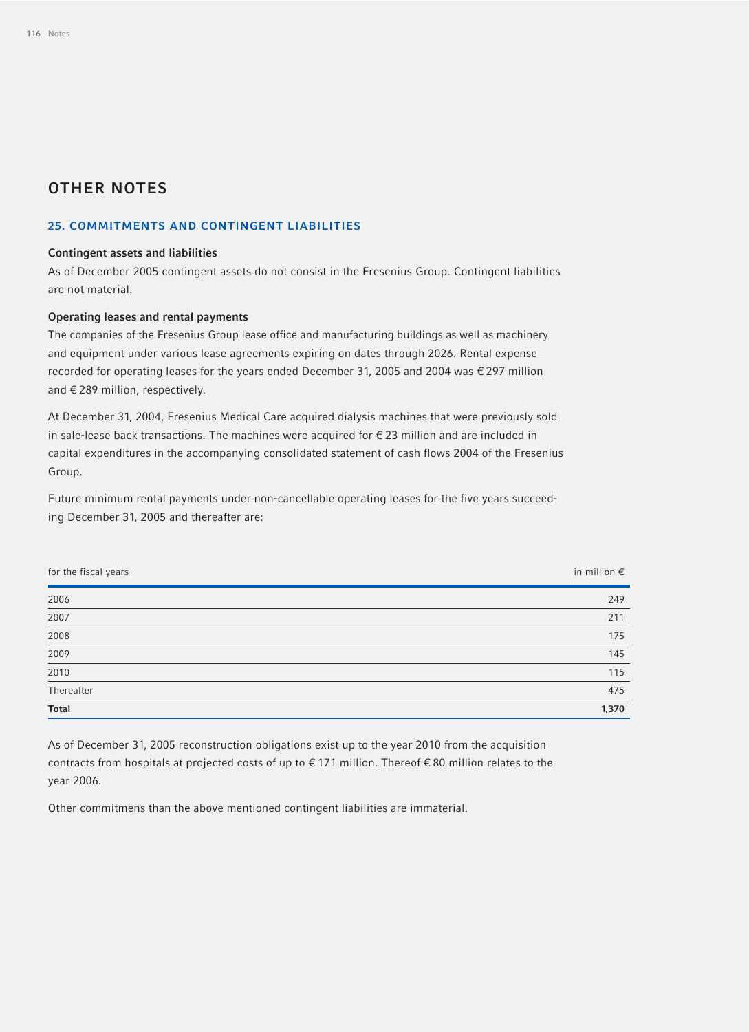# OTHER NOTES

## 25. COMMITMENTS AND CONTINGENT LIABILITIES

### Contingent assets and liabilities

As of December 2005 contingent assets do not consist in the Fresenius Group. Contingent liabilities are not material.

### Operating leases and rental payments

The companies of the Fresenius Group lease office and manufacturing buildings as well as machinery and equipment under various lease agreements expiring on dates through 2026. Rental expense recorded for operating leases for the years ended December 31, 2005 and 2004 was € 297 million and € 289 million, respectively.

At December 31, 2004, Fresenius Medical Care acquired dialysis machines that were previously sold in sale-lease back transactions. The machines were acquired for € 23 million and are included in capital expenditures in the accompanying consolidated statement of cash flows 2004 of the Fresenius Group.

Future minimum rental payments under non-cancellable operating leases for the five years succeeding December 31, 2005 and thereafter are:

| for the fiscal years | in million € |
|---|---|
| 2006 | 249 |
| 2007 | 211 |
| 2008 | 175 |
| 2009 | 145 |
| 2010 | 115 |
| Thereafter | 475 |
| **Total** | **1,370** |

As of December 31, 2005 reconstruction obligations exist up to the year 2010 from the acquisition contracts from hospitals at projected costs of up to € 171 million. Thereof € 80 million relates to the year 2006.

Other commitmens than the above mentioned contingent liabilities are immaterial.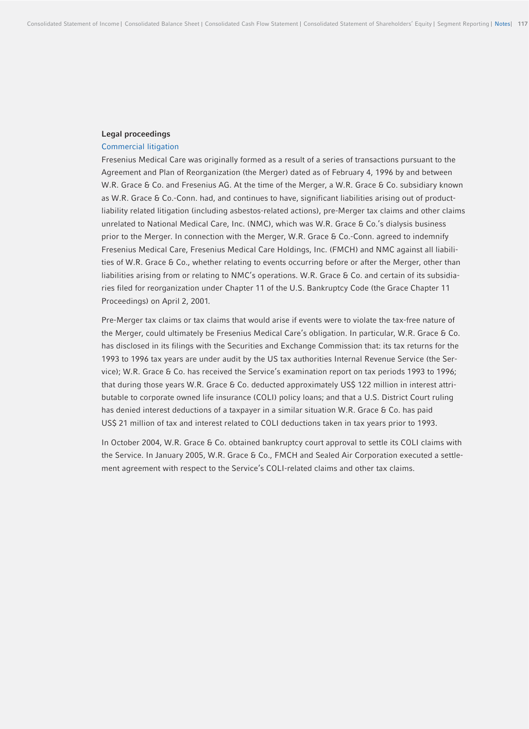## Legal proceedings

### Commercial litigation

Fresenius Medical Care was originally formed as a result of a series of transactions pursuant to the Agreement and Plan of Reorganization (the Merger) dated as of February 4, 1996 by and between W.R. Grace & Co. and Fresenius AG. At the time of the Merger, a W.R. Grace & Co. subsidiary known as W.R. Grace & Co.-Conn. had, and continues to have, significant liabilities arising out of product-liability related litigation (including asbestos-related actions), pre-Merger tax claims and other claims unrelated to National Medical Care, Inc. (NMC), which was W.R. Grace & Co.'s dialysis business prior to the Merger. In connection with the Merger, W.R. Grace & Co.-Conn. agreed to indemnify Fresenius Medical Care, Fresenius Medical Care Holdings, Inc. (FMCH) and NMC against all liabilities of W.R. Grace & Co., whether relating to events occurring before or after the Merger, other than liabilities arising from or relating to NMC's operations. W.R. Grace & Co. and certain of its subsidiaries filed for reorganization under Chapter 11 of the U.S. Bankruptcy Code (the Grace Chapter 11 Proceedings) on April 2, 2001.

Pre-Merger tax claims or tax claims that would arise if events were to violate the tax-free nature of the Merger, could ultimately be Fresenius Medical Care's obligation. In particular, W.R. Grace & Co. has disclosed in its filings with the Securities and Exchange Commission that: its tax returns for the 1993 to 1996 tax years are under audit by the US tax authorities Internal Revenue Service (the Service); W.R. Grace & Co. has received the Service's examination report on tax periods 1993 to 1996; that during those years W.R. Grace & Co. deducted approximately US$ 122 million in interest attributable to corporate owned life insurance (COLI) policy loans; and that a U.S. District Court ruling has denied interest deductions of a taxpayer in a similar situation W.R. Grace & Co. has paid US$ 21 million of tax and interest related to COLI deductions taken in tax years prior to 1993.

In October 2004, W.R. Grace & Co. obtained bankruptcy court approval to settle its COLI claims with the Service. In January 2005, W.R. Grace & Co., FMCH and Sealed Air Corporation executed a settlement agreement with respect to the Service's COLI-related claims and other tax claims.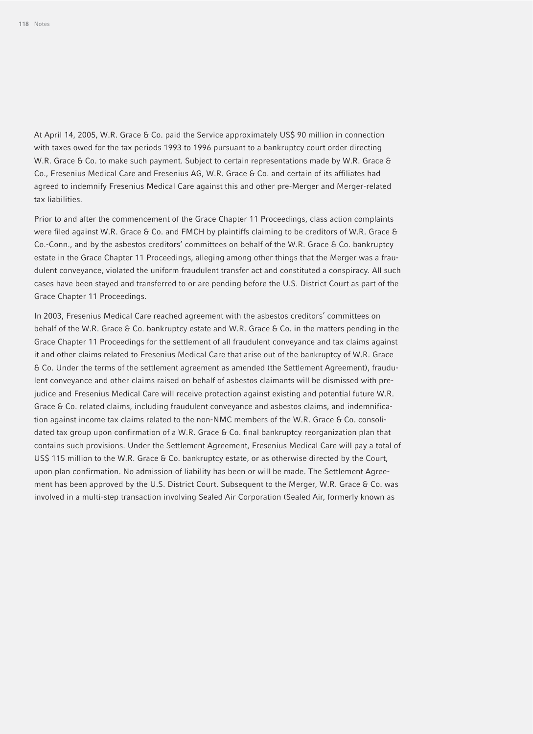At April 14, 2005, W.R. Grace & Co. paid the Service approximately US$ 90 million in connection with taxes owed for the tax periods 1993 to 1996 pursuant to a bankruptcy court order directing W.R. Grace & Co. to make such payment. Subject to certain representations made by W.R. Grace & Co., Fresenius Medical Care and Fresenius AG, W.R. Grace & Co. and certain of its affiliates had agreed to indemnify Fresenius Medical Care against this and other pre-Merger and Merger-related tax liabilities.

Prior to and after the commencement of the Grace Chapter 11 Proceedings, class action complaints were filed against W.R. Grace & Co. and FMCH by plaintiffs claiming to be creditors of W.R. Grace & Co.-Conn., and by the asbestos creditors' committees on behalf of the W.R. Grace & Co. bankruptcy estate in the Grace Chapter 11 Proceedings, alleging among other things that the Merger was a fraudulent conveyance, violated the uniform fraudulent transfer act and constituted a conspiracy. All such cases have been stayed and transferred to or are pending before the U.S. District Court as part of the Grace Chapter 11 Proceedings.

In 2003, Fresenius Medical Care reached agreement with the asbestos creditors' committees on behalf of the W.R. Grace & Co. bankruptcy estate and W.R. Grace & Co. in the matters pending in the Grace Chapter 11 Proceedings for the settlement of all fraudulent conveyance and tax claims against it and other claims related to Fresenius Medical Care that arise out of the bankruptcy of W.R. Grace & Co. Under the terms of the settlement agreement as amended (the Settlement Agreement), fraudulent conveyance and other claims raised on behalf of asbestos claimants will be dismissed with prejudice and Fresenius Medical Care will receive protection against existing and potential future W.R. Grace & Co. related claims, including fraudulent conveyance and asbestos claims, and indemnification against income tax claims related to the non-NMC members of the W.R. Grace & Co. consolidated tax group upon confirmation of a W.R. Grace & Co. final bankruptcy reorganization plan that contains such provisions. Under the Settlement Agreement, Fresenius Medical Care will pay a total of US$ 115 million to the W.R. Grace & Co. bankruptcy estate, or as otherwise directed by the Court, upon plan confirmation. No admission of liability has been or will be made. The Settlement Agreement has been approved by the U.S. District Court. Subsequent to the Merger, W.R. Grace & Co. was involved in a multi-step transaction involving Sealed Air Corporation (Sealed Air, formerly known as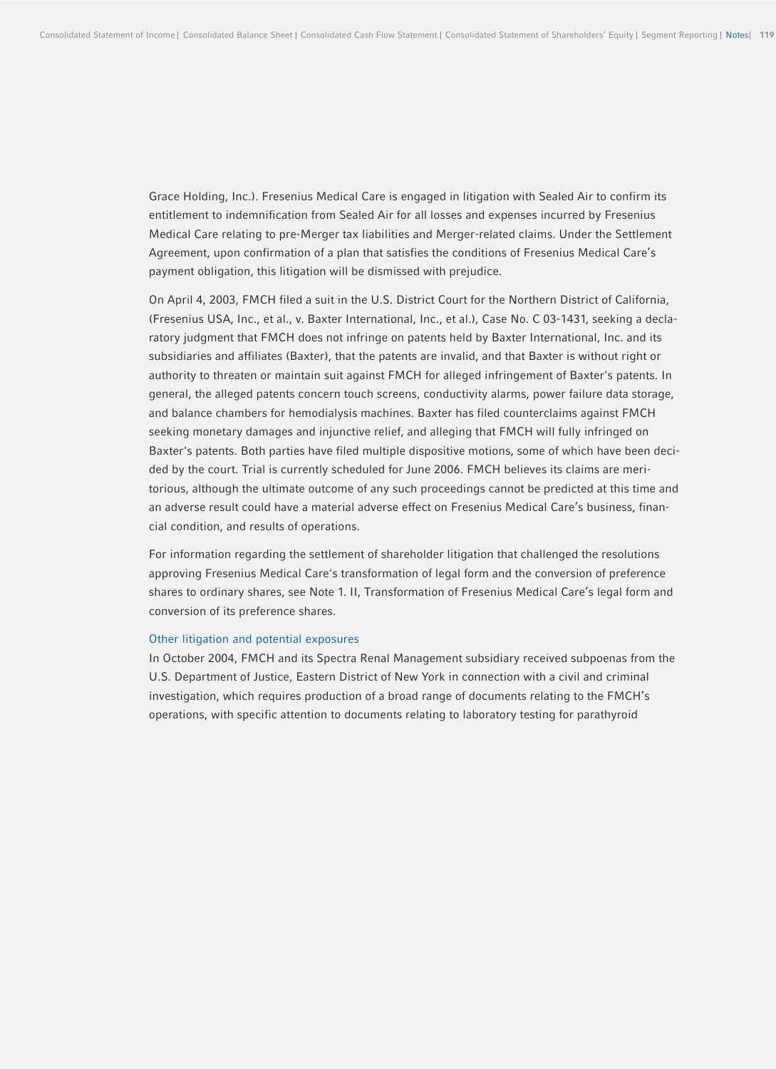Grace Holding, Inc.). Fresenius Medical Care is engaged in litigation with Sealed Air to confirm its entitlement to indemnification from Sealed Air for all losses and expenses incurred by Fresenius Medical Care relating to pre-Merger tax liabilities and Merger-related claims. Under the Settlement Agreement, upon confirmation of a plan that satisfies the conditions of Fresenius Medical Care's payment obligation, this litigation will be dismissed with prejudice.

On April 4, 2003, FMCH filed a suit in the U.S. District Court for the Northern District of California, (Fresenius USA, Inc., et al., v. Baxter International, Inc., et al.), Case No. C 03-1431, seeking a declaratory judgment that FMCH does not infringe on patents held by Baxter International, Inc. and its subsidiaries and affiliates (Baxter), that the patents are invalid, and that Baxter is without right or authority to threaten or maintain suit against FMCH for alleged infringement of Baxter's patents. In general, the alleged patents concern touch screens, conductivity alarms, power failure data storage, and balance chambers for hemodialysis machines. Baxter has filed counterclaims against FMCH seeking monetary damages and injunctive relief, and alleging that FMCH will fully infringed on Baxter's patents. Both parties have filed multiple dispositive motions, some of which have been decided by the court. Trial is currently scheduled for June 2006. FMCH believes its claims are meritorious, although the ultimate outcome of any such proceedings cannot be predicted at this time and an adverse result could have a material adverse effect on Fresenius Medical Care's business, financial condition, and results of operations.

For information regarding the settlement of shareholder litigation that challenged the resolutions approving Fresenius Medical Care's transformation of legal form and the conversion of preference shares to ordinary shares, see Note 1. II, Transformation of Fresenius Medical Care's legal form and conversion of its preference shares.

### Other litigation and potential exposures

In October 2004, FMCH and its Spectra Renal Management subsidiary received subpoenas from the U.S. Department of Justice, Eastern District of New York in connection with a civil and criminal investigation, which requires production of a broad range of documents relating to the FMCH's operations, with specific attention to documents relating to laboratory testing for parathyroid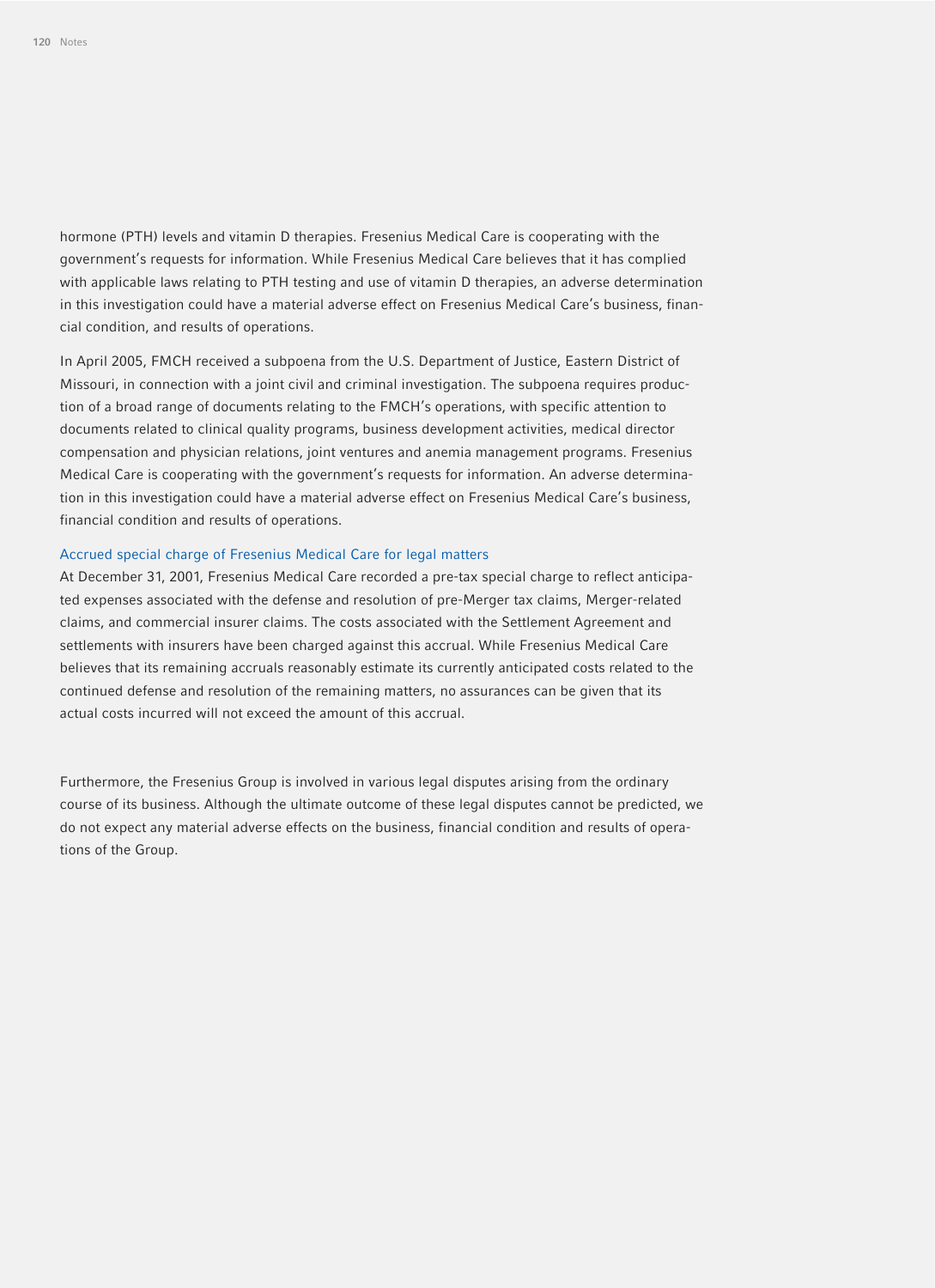hormone (PTH) levels and vitamin D therapies. Fresenius Medical Care is cooperating with the government's requests for information. While Fresenius Medical Care believes that it has complied with applicable laws relating to PTH testing and use of vitamin D therapies, an adverse determination in this investigation could have a material adverse effect on Fresenius Medical Care's business, financial condition, and results of operations.

In April 2005, FMCH received a subpoena from the U.S. Department of Justice, Eastern District of Missouri, in connection with a joint civil and criminal investigation. The subpoena requires production of a broad range of documents relating to the FMCH's operations, with specific attention to documents related to clinical quality programs, business development activities, medical director compensation and physician relations, joint ventures and anemia management programs. Fresenius Medical Care is cooperating with the government's requests for information. An adverse determination in this investigation could have a material adverse effect on Fresenius Medical Care's business, financial condition and results of operations.

### Accrued special charge of Fresenius Medical Care for legal matters

At December 31, 2001, Fresenius Medical Care recorded a pre-tax special charge to reflect anticipated expenses associated with the defense and resolution of pre-Merger tax claims, Merger-related claims, and commercial insurer claims. The costs associated with the Settlement Agreement and settlements with insurers have been charged against this accrual. While Fresenius Medical Care believes that its remaining accruals reasonably estimate its currently anticipated costs related to the continued defense and resolution of the remaining matters, no assurances can be given that its actual costs incurred will not exceed the amount of this accrual.

Furthermore, the Fresenius Group is involved in various legal disputes arising from the ordinary course of its business. Although the ultimate outcome of these legal disputes cannot be predicted, we do not expect any material adverse effects on the business, financial condition and results of operations of the Group.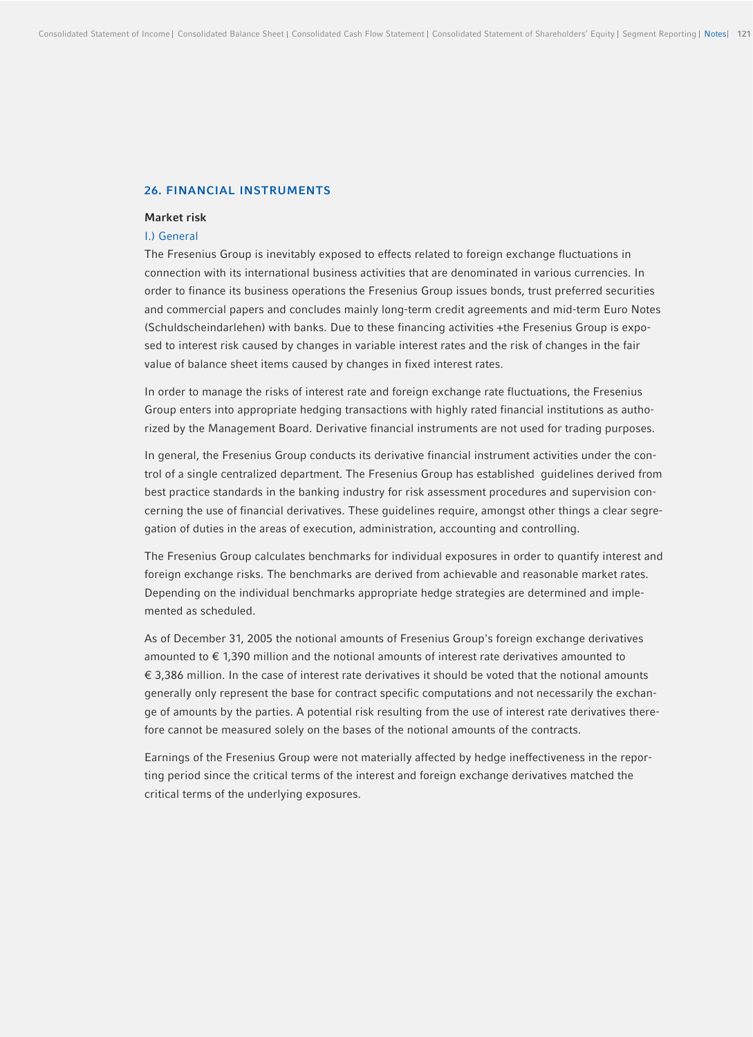## 26. FINANCIAL INSTRUMENTS

### Market risk

#### I.) General

The Fresenius Group is inevitably exposed to effects related to foreign exchange fluctuations in connection with its international business activities that are denominated in various currencies. In order to finance its business operations the Fresenius Group issues bonds, trust preferred securities and commercial papers and concludes mainly long-term credit agreements and mid-term Euro Notes (Schuldscheindarlehen) with banks. Due to these financing activities +the Fresenius Group is exposed to interest risk caused by changes in variable interest rates and the risk of changes in the fair value of balance sheet items caused by changes in fixed interest rates.

In order to manage the risks of interest rate and foreign exchange rate fluctuations, the Fresenius Group enters into appropriate hedging transactions with highly rated financial institutions as authorized by the Management Board. Derivative financial instruments are not used for trading purposes.

In general, the Fresenius Group conducts its derivative financial instrument activities under the control of a single centralized department. The Fresenius Group has established guidelines derived from best practice standards in the banking industry for risk assessment procedures and supervision concerning the use of financial derivatives. These guidelines require, amongst other things a clear segregation of duties in the areas of execution, administration, accounting and controlling.

The Fresenius Group calculates benchmarks for individual exposures in order to quantify interest and foreign exchange risks. The benchmarks are derived from achievable and reasonable market rates. Depending on the individual benchmarks appropriate hedge strategies are determined and implemented as scheduled.

As of December 31, 2005 the notional amounts of Fresenius Group's foreign exchange derivatives amounted to € 1,390 million and the notional amounts of interest rate derivatives amounted to € 3,386 million. In the case of interest rate derivatives it should be voted that the notional amounts generally only represent the base for contract specific computations and not necessarily the exchange of amounts by the parties. A potential risk resulting from the use of interest rate derivatives therefore cannot be measured solely on the bases of the notional amounts of the contracts.

Earnings of the Fresenius Group were not materially affected by hedge ineffectiveness in the reporting period since the critical terms of the interest and foreign exchange derivatives matched the critical terms of the underlying exposures.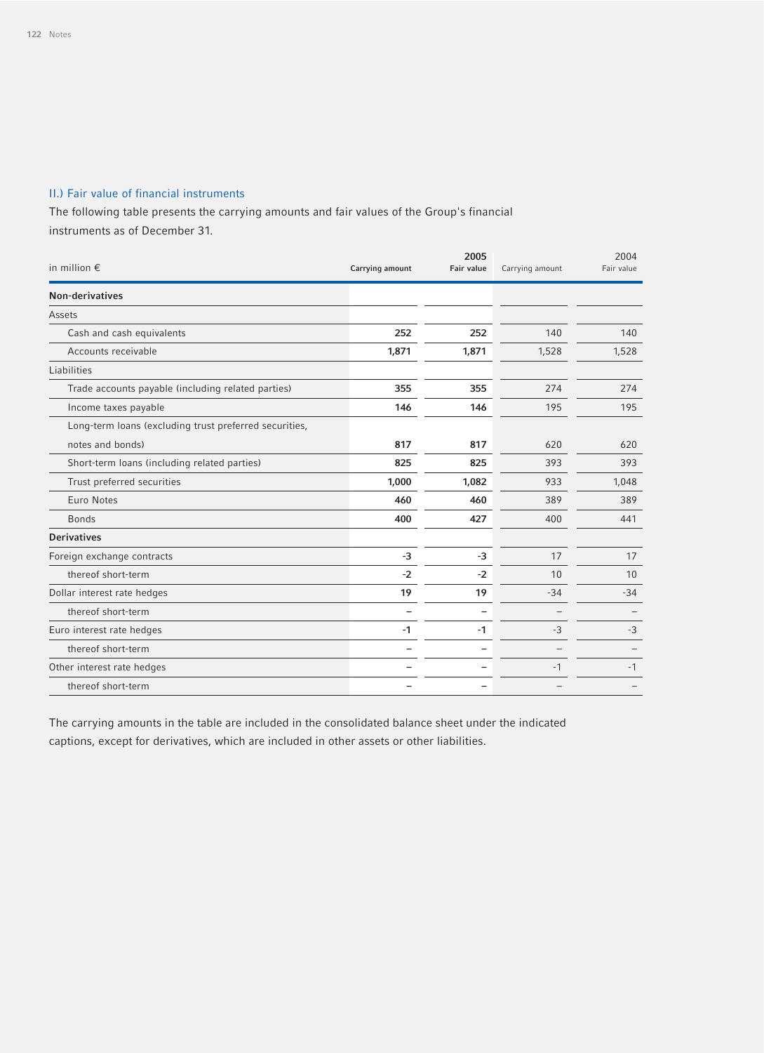### II.) Fair value of financial instruments

The following table presents the carrying amounts and fair values of the Group's financial instruments as of December 31.

| in million € | 2005 | | 2004 | |
|---|---|---|---|---|
| | **Carrying amount** | **Fair value** | Carrying amount | Fair value |
| **Non-derivatives** | | | | |
| Assets | | | | |
| Cash and cash equivalents | **252** | **252** | 140 | 140 |
| Accounts receivable | **1,871** | **1,871** | 1,528 | 1,528 |
| Liabilities | | | | |
| Trade accounts payable (including related parties) | **355** | **355** | 274 | 274 |
| Income taxes payable | **146** | **146** | 195 | 195 |
| Long-term loans (excluding trust preferred securities, notes and bonds) | **817** | **817** | 620 | 620 |
| Short-term loans (including related parties) | **825** | **825** | 393 | 393 |
| Trust preferred securities | **1,000** | **1,082** | 933 | 1,048 |
| Euro Notes | **460** | **460** | 389 | 389 |
| Bonds | **400** | **427** | 400 | 441 |
| **Derivatives** | | | | |
| Foreign exchange contracts | **-3** | **-3** | 17 | 17 |
| thereof short-term | **-2** | **-2** | 10 | 10 |
| Dollar interest rate hedges | **19** | **19** | -34 | -34 |
| thereof short-term | **–** | **–** | – | – |
| Euro interest rate hedges | **-1** | **-1** | -3 | -3 |
| thereof short-term | **–** | **–** | – | – |
| Other interest rate hedges | **–** | **–** | -1 | -1 |
| thereof short-term | **–** | **–** | – | – |

The carrying amounts in the table are included in the consolidated balance sheet under the indicated captions, except for derivatives, which are included in other assets or other liabilities.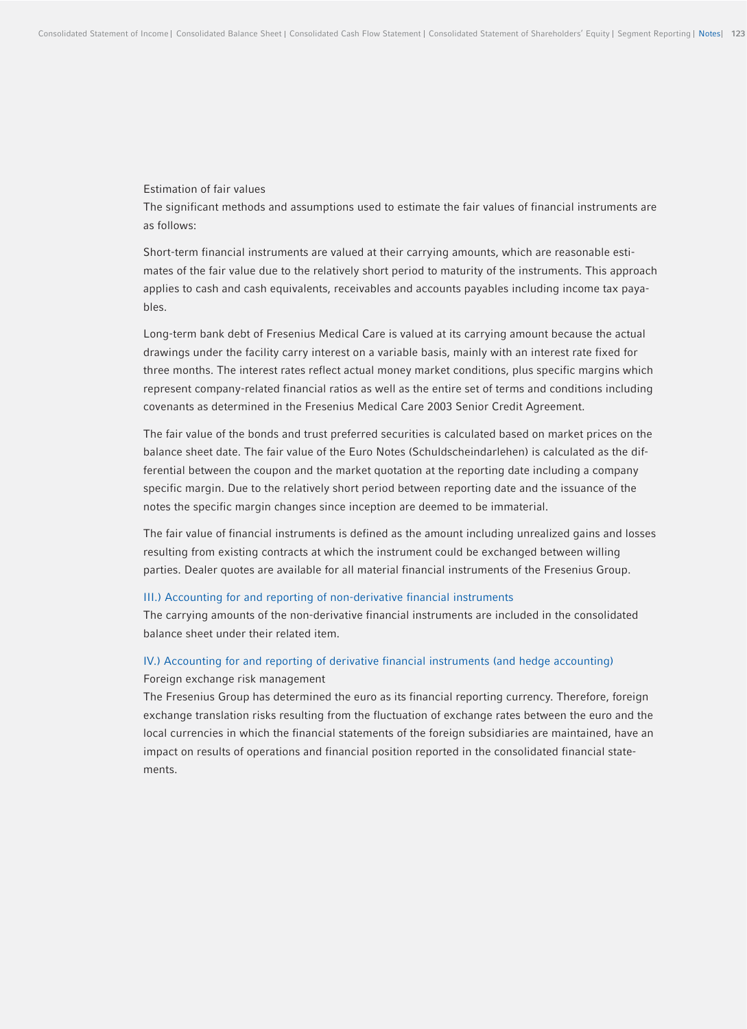Estimation of fair values

The significant methods and assumptions used to estimate the fair values of financial instruments are as follows:

Short-term financial instruments are valued at their carrying amounts, which are reasonable estimates of the fair value due to the relatively short period to maturity of the instruments. This approach applies to cash and cash equivalents, receivables and accounts payables including income tax payables.

Long-term bank debt of Fresenius Medical Care is valued at its carrying amount because the actual drawings under the facility carry interest on a variable basis, mainly with an interest rate fixed for three months. The interest rates reflect actual money market conditions, plus specific margins which represent company-related financial ratios as well as the entire set of terms and conditions including covenants as determined in the Fresenius Medical Care 2003 Senior Credit Agreement.

The fair value of the bonds and trust preferred securities is calculated based on market prices on the balance sheet date. The fair value of the Euro Notes (Schuldscheindarlehen) is calculated as the differential between the coupon and the market quotation at the reporting date including a company specific margin. Due to the relatively short period between reporting date and the issuance of the notes the specific margin changes since inception are deemed to be immaterial.

The fair value of financial instruments is defined as the amount including unrealized gains and losses resulting from existing contracts at which the instrument could be exchanged between willing parties. Dealer quotes are available for all material financial instruments of the Fresenius Group.

## III.) Accounting for and reporting of non-derivative financial instruments

The carrying amounts of the non-derivative financial instruments are included in the consolidated balance sheet under their related item.

## IV.) Accounting for and reporting of derivative financial instruments (and hedge accounting)

Foreign exchange risk management

The Fresenius Group has determined the euro as its financial reporting currency. Therefore, foreign exchange translation risks resulting from the fluctuation of exchange rates between the euro and the local currencies in which the financial statements of the foreign subsidiaries are maintained, have an impact on results of operations and financial position reported in the consolidated financial statements.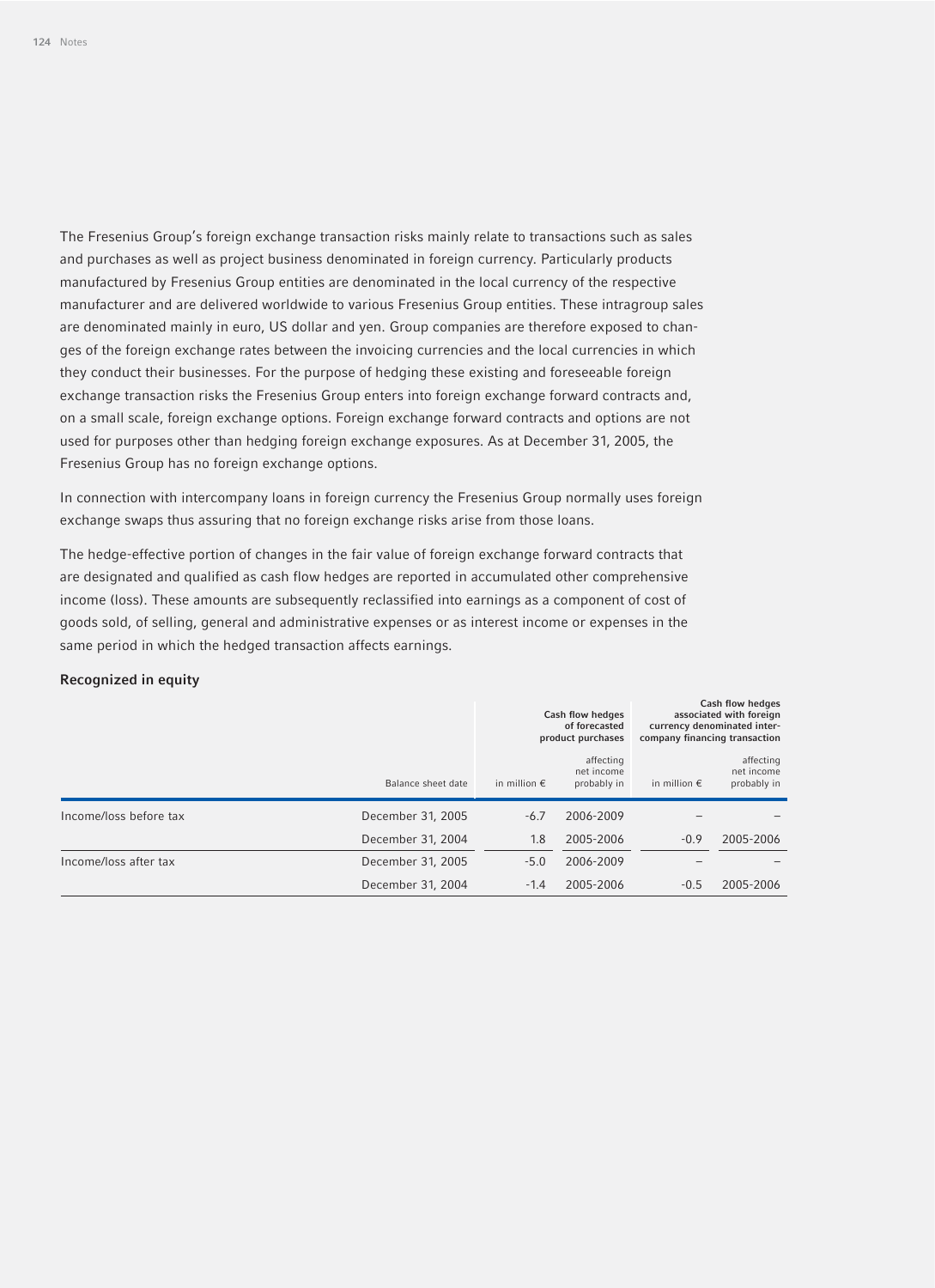The Fresenius Group's foreign exchange transaction risks mainly relate to transactions such as sales and purchases as well as project business denominated in foreign currency. Particularly products manufactured by Fresenius Group entities are denominated in the local currency of the respective manufacturer and are delivered worldwide to various Fresenius Group entities. These intragroup sales are denominated mainly in euro, US dollar and yen. Group companies are therefore exposed to changes of the foreign exchange rates between the invoicing currencies and the local currencies in which they conduct their businesses. For the purpose of hedging these existing and foreseeable foreign exchange transaction risks the Fresenius Group enters into foreign exchange forward contracts and, on a small scale, foreign exchange options. Foreign exchange forward contracts and options are not used for purposes other than hedging foreign exchange exposures. As at December 31, 2005, the Fresenius Group has no foreign exchange options.

In connection with intercompany loans in foreign currency the Fresenius Group normally uses foreign exchange swaps thus assuring that no foreign exchange risks arise from those loans.

The hedge-effective portion of changes in the fair value of foreign exchange forward contracts that are designated and qualified as cash flow hedges are reported in accumulated other comprehensive income (loss). These amounts are subsequently reclassified into earnings as a component of cost of goods sold, of selling, general and administrative expenses or as interest income or expenses in the same period in which the hedged transaction affects earnings.

**Recognized in equity**

| | | Cash flow hedges of forecasted product purchases | | Cash flow hedges associated with foreign currency denominated inter-company financing transaction | |
|---|---|---|---|---|---|
| | Balance sheet date | in million € | affecting net income probably in | in million € | affecting net income probably in |
| Income/loss before tax | December 31, 2005 | -6.7 | 2006-2009 | – | – |
| | December 31, 2004 | 1.8 | 2005-2006 | -0.9 | 2005-2006 |
| Income/loss after tax | December 31, 2005 | -5.0 | 2006-2009 | – | – |
| | December 31, 2004 | -1.4 | 2005-2006 | -0.5 | 2005-2006 |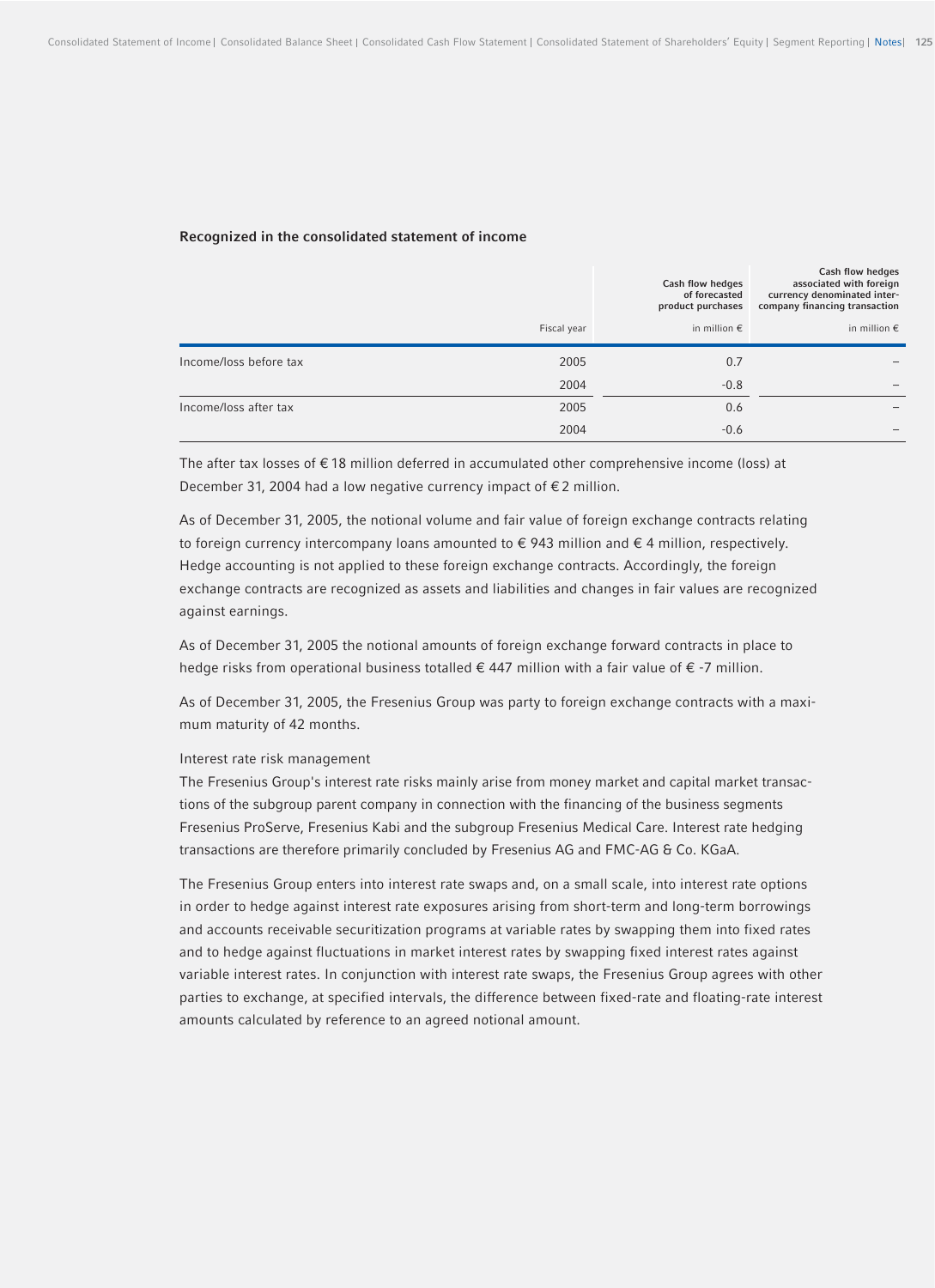### Recognized in the consolidated statement of income

| | Fiscal year | Cash flow hedges of forecasted product purchases in million € | Cash flow hedges associated with foreign currency denominated inter-company financing transaction in million € |
|---|---|---|---|
| Income/loss before tax | 2005 | 0.7 | – |
| | 2004 | -0.8 | – |
| Income/loss after tax | 2005 | 0.6 | – |
| | 2004 | -0.6 | – |

The after tax losses of € 18 million deferred in accumulated other comprehensive income (loss) at December 31, 2004 had a low negative currency impact of € 2 million.

As of December 31, 2005, the notional volume and fair value of foreign exchange contracts relating to foreign currency intercompany loans amounted to € 943 million and € 4 million, respectively. Hedge accounting is not applied to these foreign exchange contracts. Accordingly, the foreign exchange contracts are recognized as assets and liabilities and changes in fair values are recognized against earnings.

As of December 31, 2005 the notional amounts of foreign exchange forward contracts in place to hedge risks from operational business totalled € 447 million with a fair value of € -7 million.

As of December 31, 2005, the Fresenius Group was party to foreign exchange contracts with a maximum maturity of 42 months.

Interest rate risk management

The Fresenius Group's interest rate risks mainly arise from money market and capital market transactions of the subgroup parent company in connection with the financing of the business segments Fresenius ProServe, Fresenius Kabi and the subgroup Fresenius Medical Care. Interest rate hedging transactions are therefore primarily concluded by Fresenius AG and FMC-AG & Co. KGaA.

The Fresenius Group enters into interest rate swaps and, on a small scale, into interest rate options in order to hedge against interest rate exposures arising from short-term and long-term borrowings and accounts receivable securitization programs at variable rates by swapping them into fixed rates and to hedge against fluctuations in market interest rates by swapping fixed interest rates against variable interest rates. In conjunction with interest rate swaps, the Fresenius Group agrees with other parties to exchange, at specified intervals, the difference between fixed-rate and floating-rate interest amounts calculated by reference to an agreed notional amount.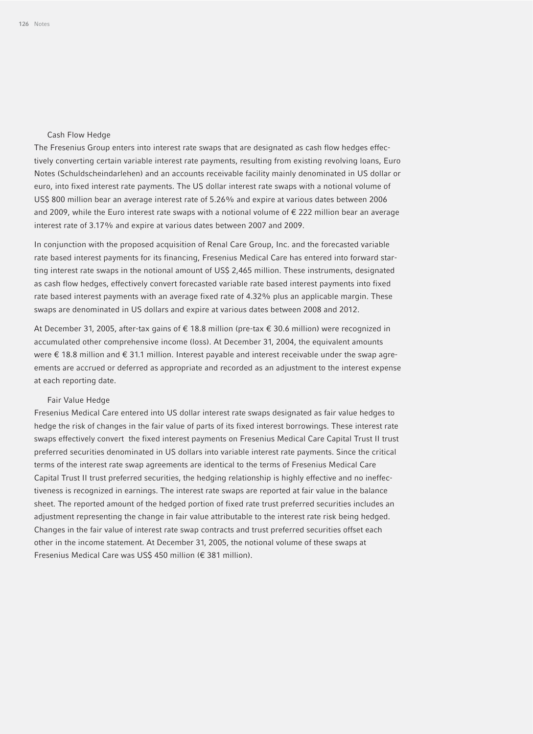### Cash Flow Hedge

The Fresenius Group enters into interest rate swaps that are designated as cash flow hedges effectively converting certain variable interest rate payments, resulting from existing revolving loans, Euro Notes (Schuldscheindarlehen) and an accounts receivable facility mainly denominated in US dollar or euro, into fixed interest rate payments. The US dollar interest rate swaps with a notional volume of US$ 800 million bear an average interest rate of 5.26% and expire at various dates between 2006 and 2009, while the Euro interest rate swaps with a notional volume of € 222 million bear an average interest rate of 3.17% and expire at various dates between 2007 and 2009.

In conjunction with the proposed acquisition of Renal Care Group, Inc. and the forecasted variable rate based interest payments for its financing, Fresenius Medical Care has entered into forward starting interest rate swaps in the notional amount of US$ 2,465 million. These instruments, designated as cash flow hedges, effectively convert forecasted variable rate based interest payments into fixed rate based interest payments with an average fixed rate of 4.32% plus an applicable margin. These swaps are denominated in US dollars and expire at various dates between 2008 and 2012.

At December 31, 2005, after-tax gains of € 18.8 million (pre-tax € 30.6 million) were recognized in accumulated other comprehensive income (loss). At December 31, 2004, the equivalent amounts were € 18.8 million and € 31.1 million. Interest payable and interest receivable under the swap agreements are accrued or deferred as appropriate and recorded as an adjustment to the interest expense at each reporting date.

### Fair Value Hedge

Fresenius Medical Care entered into US dollar interest rate swaps designated as fair value hedges to hedge the risk of changes in the fair value of parts of its fixed interest borrowings. These interest rate swaps effectively convert the fixed interest payments on Fresenius Medical Care Capital Trust II trust preferred securities denominated in US dollars into variable interest rate payments. Since the critical terms of the interest rate swap agreements are identical to the terms of Fresenius Medical Care Capital Trust II trust preferred securities, the hedging relationship is highly effective and no ineffectiveness is recognized in earnings. The interest rate swaps are reported at fair value in the balance sheet. The reported amount of the hedged portion of fixed rate trust preferred securities includes an adjustment representing the change in fair value attributable to the interest rate risk being hedged. Changes in the fair value of interest rate swap contracts and trust preferred securities offset each other in the income statement. At December 31, 2005, the notional volume of these swaps at Fresenius Medical Care was US$ 450 million (€ 381 million).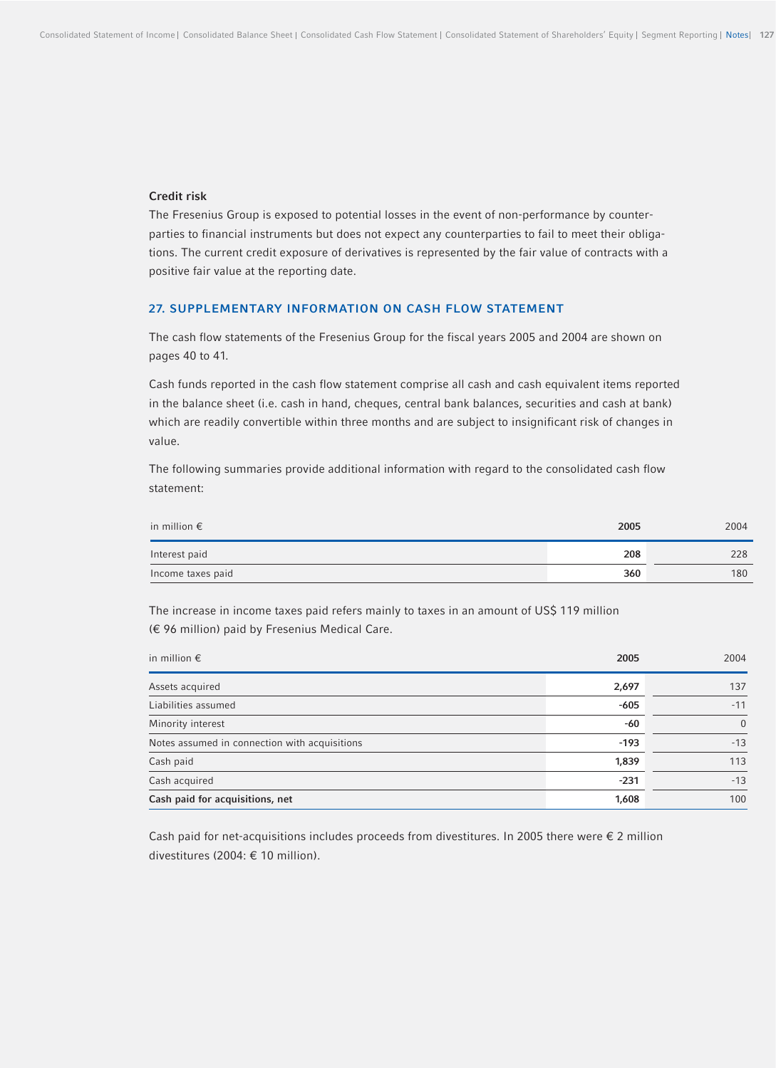### Credit risk

The Fresenius Group is exposed to potential losses in the event of non-performance by counterparties to financial instruments but does not expect any counterparties to fail to meet their obligations. The current credit exposure of derivatives is represented by the fair value of contracts with a positive fair value at the reporting date.

## 27. SUPPLEMENTARY INFORMATION ON CASH FLOW STATEMENT

The cash flow statements of the Fresenius Group for the fiscal years 2005 and 2004 are shown on pages 40 to 41.

Cash funds reported in the cash flow statement comprise all cash and cash equivalent items reported in the balance sheet (i.e. cash in hand, cheques, central bank balances, securities and cash at bank) which are readily convertible within three months and are subject to insignificant risk of changes in value.

The following summaries provide additional information with regard to the consolidated cash flow statement:

| in million € | **2005** | 2004 |
|---|---|---|
| Interest paid | **208** | 228 |
| Income taxes paid | **360** | 180 |

The increase in income taxes paid refers mainly to taxes in an amount of US$ 119 million (€ 96 million) paid by Fresenius Medical Care.

| in million € | **2005** | 2004 |
|---|---|---|
| Assets acquired | **2,697** | 137 |
| Liabilities assumed | **-605** | -11 |
| Minority interest | **-60** | 0 |
| Notes assumed in connection with acquisitions | **-193** | -13 |
| Cash paid | **1,839** | 113 |
| Cash acquired | **-231** | -13 |
| **Cash paid for acquisitions, net** | **1,608** | 100 |

Cash paid for net-acquisitions includes proceeds from divestitures. In 2005 there were € 2 million divestitures (2004: € 10 million).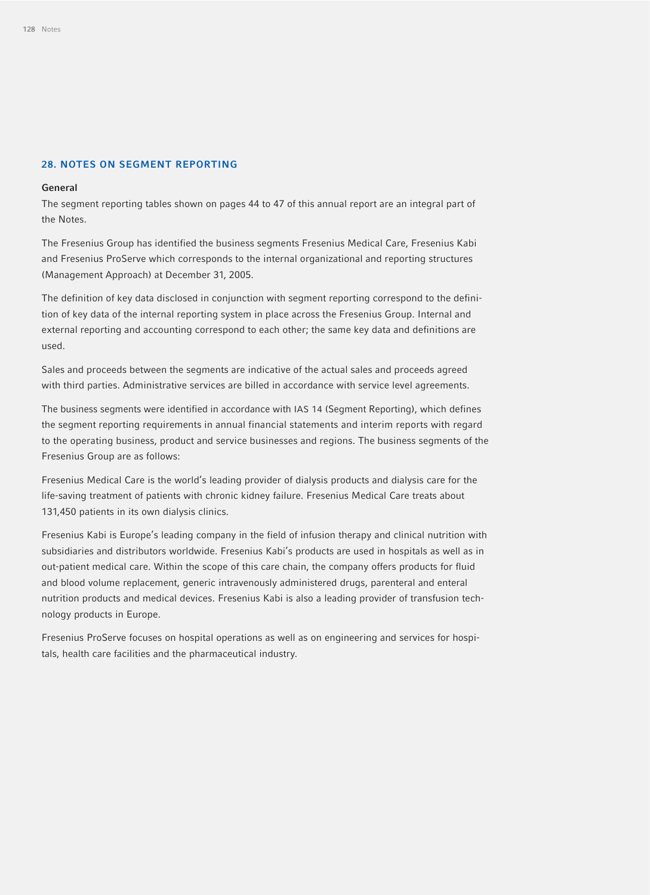## 28. NOTES ON SEGMENT REPORTING

### General

The segment reporting tables shown on pages 44 to 47 of this annual report are an integral part of the Notes.

The Fresenius Group has identified the business segments Fresenius Medical Care, Fresenius Kabi and Fresenius ProServe which corresponds to the internal organizational and reporting structures (Management Approach) at December 31, 2005.

The definition of key data disclosed in conjunction with segment reporting correspond to the definition of key data of the internal reporting system in place across the Fresenius Group. Internal and external reporting and accounting correspond to each other; the same key data and definitions are used.

Sales and proceeds between the segments are indicative of the actual sales and proceeds agreed with third parties. Administrative services are billed in accordance with service level agreements.

The business segments were identified in accordance with IAS 14 (Segment Reporting), which defines the segment reporting requirements in annual financial statements and interim reports with regard to the operating business, product and service businesses and regions. The business segments of the Fresenius Group are as follows:

Fresenius Medical Care is the world's leading provider of dialysis products and dialysis care for the life-saving treatment of patients with chronic kidney failure. Fresenius Medical Care treats about 131,450 patients in its own dialysis clinics.

Fresenius Kabi is Europe's leading company in the field of infusion therapy and clinical nutrition with subsidiaries and distributors worldwide. Fresenius Kabi's products are used in hospitals as well as in out-patient medical care. Within the scope of this care chain, the company offers products for fluid and blood volume replacement, generic intravenously administered drugs, parenteral and enteral nutrition products and medical devices. Fresenius Kabi is also a leading provider of transfusion technology products in Europe.

Fresenius ProServe focuses on hospital operations as well as on engineering and services for hospitals, health care facilities and the pharmaceutical industry.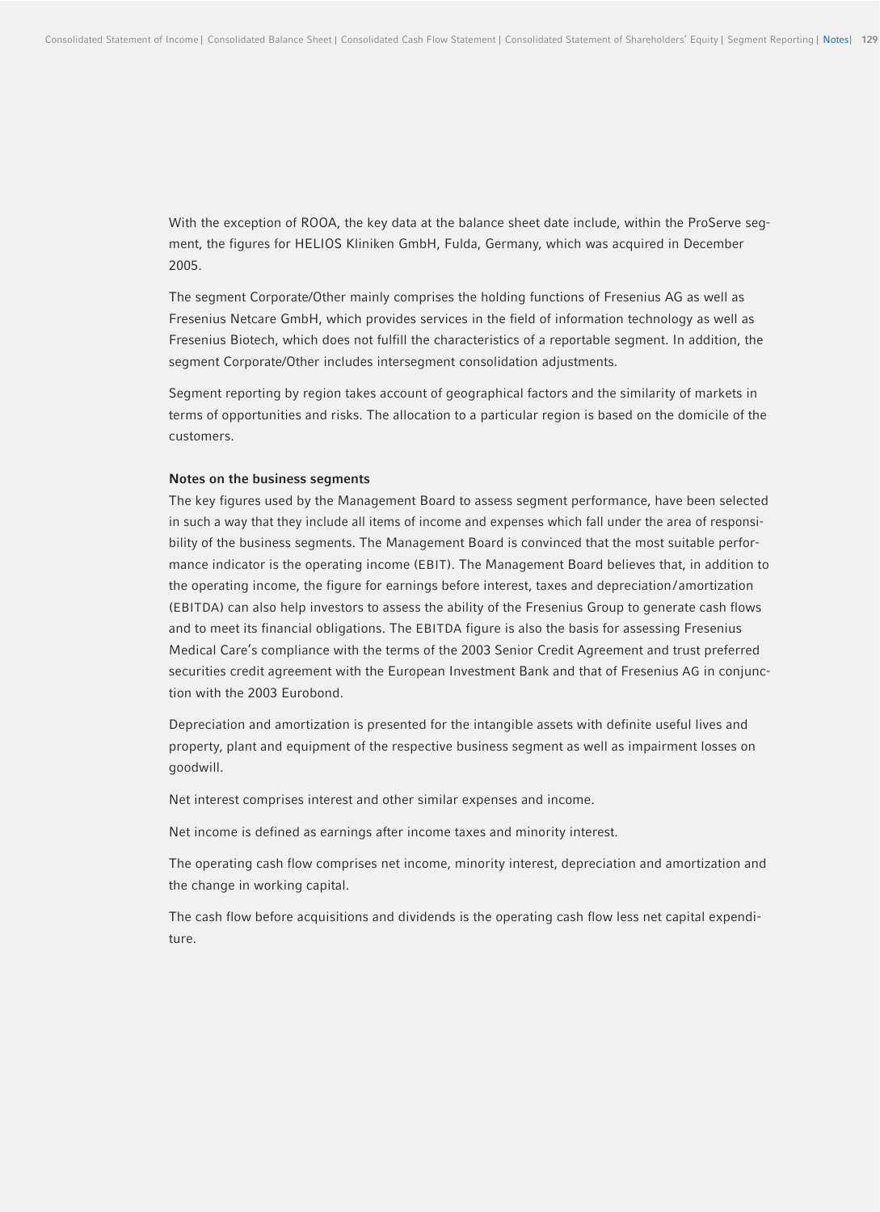With the exception of ROOA, the key data at the balance sheet date include, within the ProServe segment, the figures for HELIOS Kliniken GmbH, Fulda, Germany, which was acquired in December 2005.

The segment Corporate/Other mainly comprises the holding functions of Fresenius AG as well as Fresenius Netcare GmbH, which provides services in the field of information technology as well as Fresenius Biotech, which does not fulfill the characteristics of a reportable segment. In addition, the segment Corporate/Other includes intersegment consolidation adjustments.

Segment reporting by region takes account of geographical factors and the similarity of markets in terms of opportunities and risks. The allocation to a particular region is based on the domicile of the customers.

**Notes on the business segments**

The key figures used by the Management Board to assess segment performance, have been selected in such a way that they include all items of income and expenses which fall under the area of responsibility of the business segments. The Management Board is convinced that the most suitable performance indicator is the operating income (EBIT). The Management Board believes that, in addition to the operating income, the figure for earnings before interest, taxes and depreciation/amortization (EBITDA) can also help investors to assess the ability of the Fresenius Group to generate cash flows and to meet its financial obligations. The EBITDA figure is also the basis for assessing Fresenius Medical Care's compliance with the terms of the 2003 Senior Credit Agreement and trust preferred securities credit agreement with the European Investment Bank and that of Fresenius AG in conjunction with the 2003 Eurobond.

Depreciation and amortization is presented for the intangible assets with definite useful lives and property, plant and equipment of the respective business segment as well as impairment losses on goodwill.

Net interest comprises interest and other similar expenses and income.

Net income is defined as earnings after income taxes and minority interest.

The operating cash flow comprises net income, minority interest, depreciation and amortization and the change in working capital.

The cash flow before acquisitions and dividends is the operating cash flow less net capital expenditure.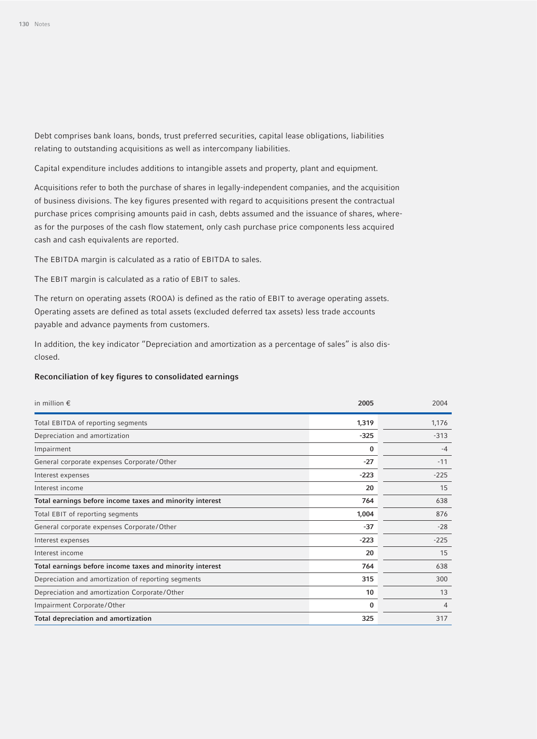Debt comprises bank loans, bonds, trust preferred securities, capital lease obligations, liabilities relating to outstanding acquisitions as well as intercompany liabilities.

Capital expenditure includes additions to intangible assets and property, plant and equipment.

Acquisitions refer to both the purchase of shares in legally-independent companies, and the acquisition of business divisions. The key figures presented with regard to acquisitions present the contractual purchase prices comprising amounts paid in cash, debts assumed and the issuance of shares, whereas for the purposes of the cash flow statement, only cash purchase price components less acquired cash and cash equivalents are reported.

The EBITDA margin is calculated as a ratio of EBITDA to sales.

The EBIT margin is calculated as a ratio of EBIT to sales.

The return on operating assets (ROOA) is defined as the ratio of EBIT to average operating assets. Operating assets are defined as total assets (excluded deferred tax assets) less trade accounts payable and advance payments from customers.

In addition, the key indicator "Depreciation and amortization as a percentage of sales" is also disclosed.

**Reconciliation of key figures to consolidated earnings**

| in million € | **2005** | 2004 |
|---|---|---|
| Total EBITDA of reporting segments | **1,319** | 1,176 |
| Depreciation and amortization | **-325** | -313 |
| Impairment | **0** | -4 |
| General corporate expenses Corporate/Other | **-27** | -11 |
| Interest expenses | **-223** | -225 |
| Interest income | **20** | 15 |
| **Total earnings before income taxes and minority interest** | **764** | 638 |
| Total EBIT of reporting segments | **1,004** | 876 |
| General corporate expenses Corporate/Other | **-37** | -28 |
| Interest expenses | **-223** | -225 |
| Interest income | **20** | 15 |
| **Total earnings before income taxes and minority interest** | **764** | 638 |
| Depreciation and amortization of reporting segments | **315** | 300 |
| Depreciation and amortization Corporate/Other | **10** | 13 |
| Impairment Corporate/Other | **0** | 4 |
| **Total depreciation and amortization** | **325** | 317 |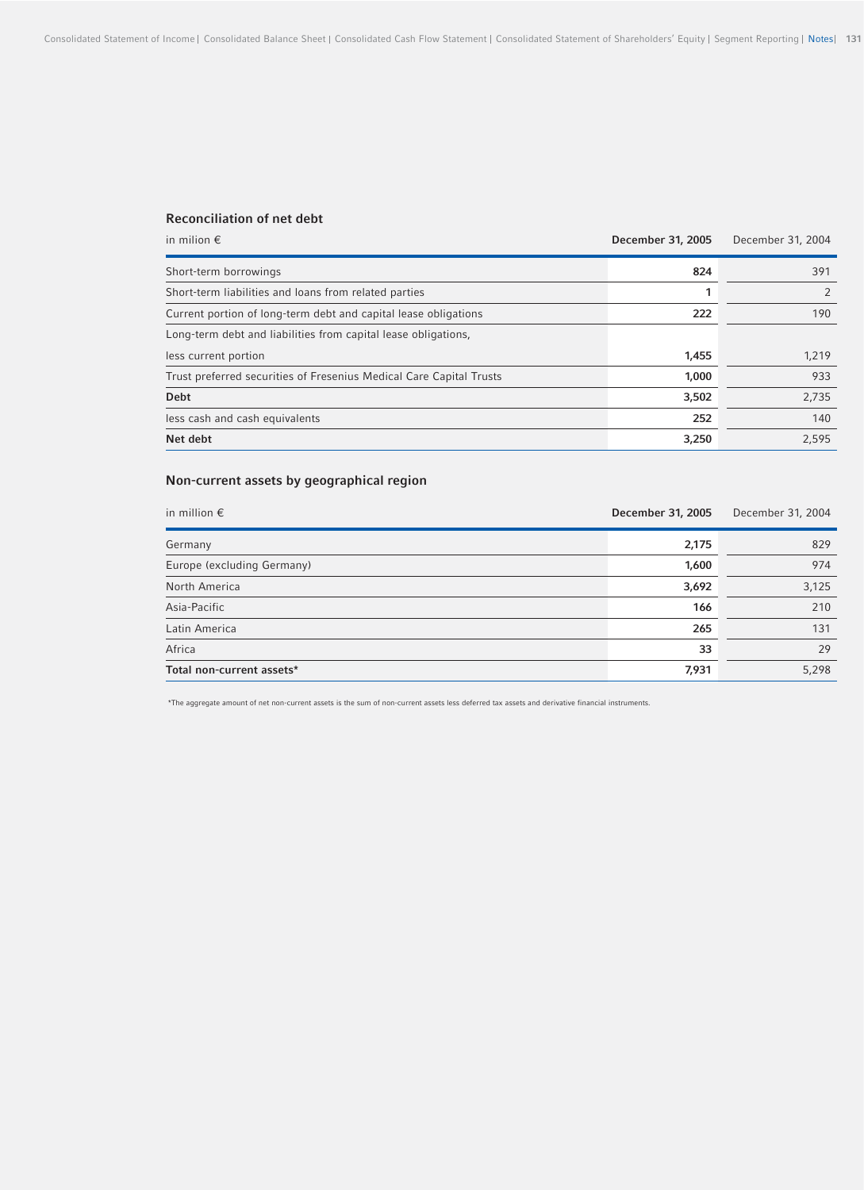### Reconciliation of net debt

| in milion € | December 31, 2005 | December 31, 2004 |
|---|---|---|
| Short-term borrowings | **824** | 391 |
| Short-term liabilities and loans from related parties | **1** | 2 |
| Current portion of long-term debt and capital lease obligations | **222** | 190 |
| Long-term debt and liabilities from capital lease obligations, less current portion | **1,455** | 1,219 |
| Trust preferred securities of Fresenius Medical Care Capital Trusts | **1,000** | 933 |
| **Debt** | **3,502** | 2,735 |
| less cash and cash equivalents | **252** | 140 |
| **Net debt** | **3,250** | 2,595 |

### Non-current assets by geographical region

| in million € | December 31, 2005 | December 31, 2004 |
|---|---|---|
| Germany | **2,175** | 829 |
| Europe (excluding Germany) | **1,600** | 974 |
| North America | **3,692** | 3,125 |
| Asia-Pacific | **166** | 210 |
| Latin America | **265** | 131 |
| Africa | **33** | 29 |
| **Total non-current assets*** | **7,931** | 5,298 |

*The aggregate amount of net non-current assets is the sum of non-current assets less deferred tax assets and derivative financial instruments.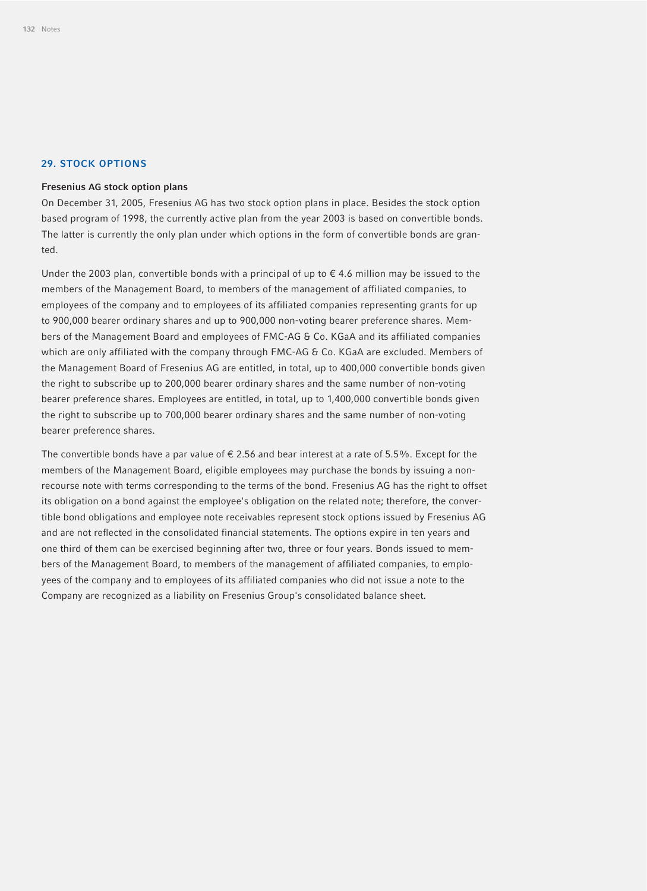## 29. STOCK OPTIONS

### Fresenius AG stock option plans

On December 31, 2005, Fresenius AG has two stock option plans in place. Besides the stock option based program of 1998, the currently active plan from the year 2003 is based on convertible bonds. The latter is currently the only plan under which options in the form of convertible bonds are granted.

Under the 2003 plan, convertible bonds with a principal of up to € 4.6 million may be issued to the members of the Management Board, to members of the management of affiliated companies, to employees of the company and to employees of its affiliated companies representing grants for up to 900,000 bearer ordinary shares and up to 900,000 non-voting bearer preference shares. Members of the Management Board and employees of FMC-AG & Co. KGaA and its affiliated companies which are only affiliated with the company through FMC-AG & Co. KGaA are excluded. Members of the Management Board of Fresenius AG are entitled, in total, up to 400,000 convertible bonds given the right to subscribe up to 200,000 bearer ordinary shares and the same number of non-voting bearer preference shares. Employees are entitled, in total, up to 1,400,000 convertible bonds given the right to subscribe up to 700,000 bearer ordinary shares and the same number of non-voting bearer preference shares.

The convertible bonds have a par value of € 2.56 and bear interest at a rate of 5.5%. Except for the members of the Management Board, eligible employees may purchase the bonds by issuing a non-recourse note with terms corresponding to the terms of the bond. Fresenius AG has the right to offset its obligation on a bond against the employee's obligation on the related note; therefore, the convertible bond obligations and employee note receivables represent stock options issued by Fresenius AG and are not reflected in the consolidated financial statements. The options expire in ten years and one third of them can be exercised beginning after two, three or four years. Bonds issued to members of the Management Board, to members of the management of affiliated companies, to employees of the company and to employees of its affiliated companies who did not issue a note to the Company are recognized as a liability on Fresenius Group's consolidated balance sheet.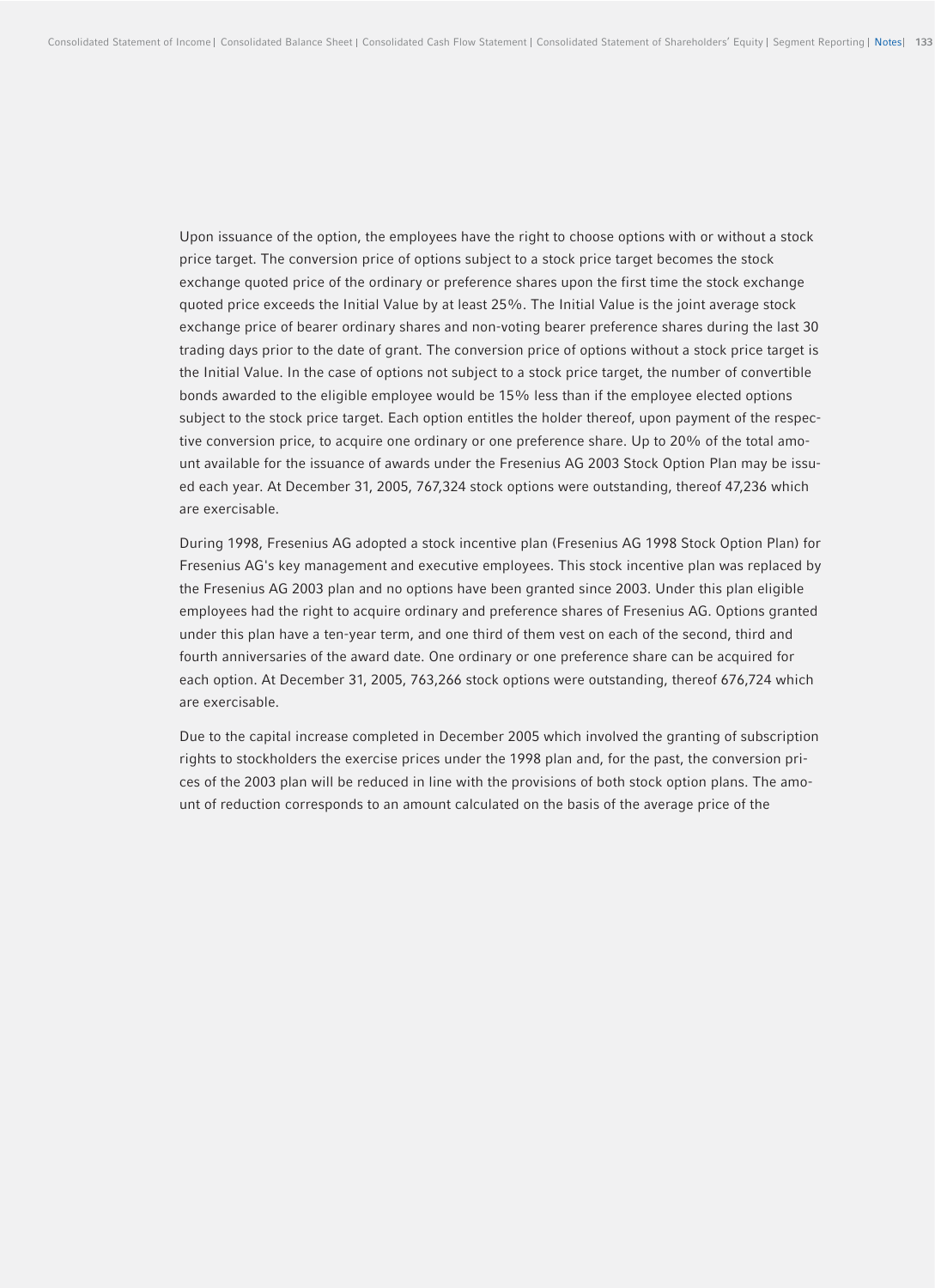Upon issuance of the option, the employees have the right to choose options with or without a stock price target. The conversion price of options subject to a stock price target becomes the stock exchange quoted price of the ordinary or preference shares upon the first time the stock exchange quoted price exceeds the Initial Value by at least 25%. The Initial Value is the joint average stock exchange price of bearer ordinary shares and non-voting bearer preference shares during the last 30 trading days prior to the date of grant. The conversion price of options without a stock price target is the Initial Value. In the case of options not subject to a stock price target, the number of convertible bonds awarded to the eligible employee would be 15% less than if the employee elected options subject to the stock price target. Each option entitles the holder thereof, upon payment of the respective conversion price, to acquire one ordinary or one preference share. Up to 20% of the total amount available for the issuance of awards under the Fresenius AG 2003 Stock Option Plan may be issued each year. At December 31, 2005, 767,324 stock options were outstanding, thereof 47,236 which are exercisable.

During 1998, Fresenius AG adopted a stock incentive plan (Fresenius AG 1998 Stock Option Plan) for Fresenius AG's key management and executive employees. This stock incentive plan was replaced by the Fresenius AG 2003 plan and no options have been granted since 2003. Under this plan eligible employees had the right to acquire ordinary and preference shares of Fresenius AG. Options granted under this plan have a ten-year term, and one third of them vest on each of the second, third and fourth anniversaries of the award date. One ordinary or one preference share can be acquired for each option. At December 31, 2005, 763,266 stock options were outstanding, thereof 676,724 which are exercisable.

Due to the capital increase completed in December 2005 which involved the granting of subscription rights to stockholders the exercise prices under the 1998 plan and, for the past, the conversion prices of the 2003 plan will be reduced in line with the provisions of both stock option plans. The amount of reduction corresponds to an amount calculated on the basis of the average price of the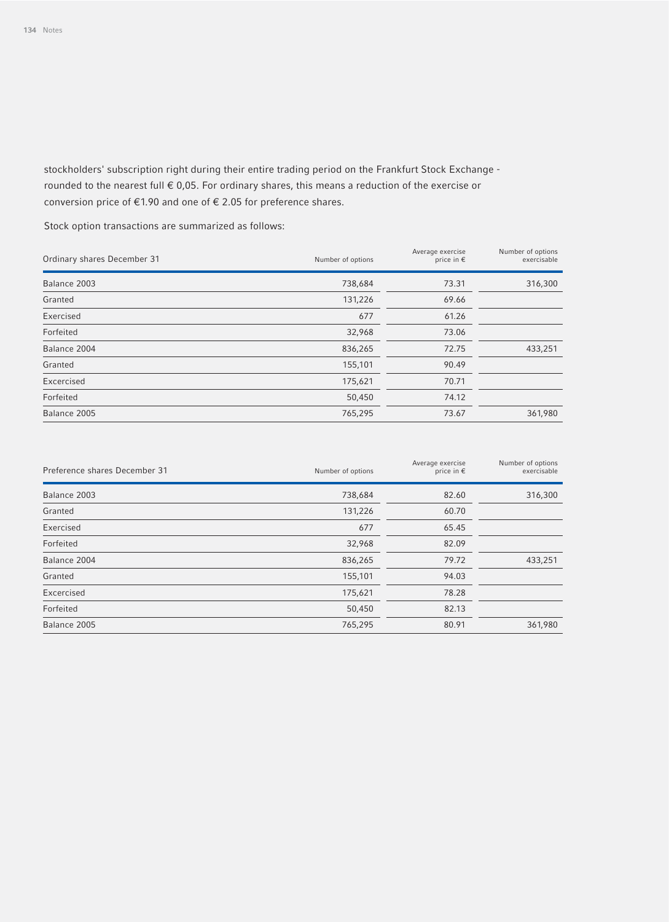stockholders' subscription right during their entire trading period on the Frankfurt Stock Exchange - rounded to the nearest full € 0,05. For ordinary shares, this means a reduction of the exercise or conversion price of €1.90 and one of € 2.05 for preference shares.

Stock option transactions are summarized as follows:

| Ordinary shares December 31 | Number of options | Average exercise price in € | Number of options exercisable |
|---|---|---|---|
| Balance 2003 | 738,684 | 73.31 | 316,300 |
| Granted | 131,226 | 69.66 | |
| Exercised | 677 | 61.26 | |
| Forfeited | 32,968 | 73.06 | |
| Balance 2004 | 836,265 | 72.75 | 433,251 |
| Granted | 155,101 | 90.49 | |
| Excercised | 175,621 | 70.71 | |
| Forfeited | 50,450 | 74.12 | |
| Balance 2005 | 765,295 | 73.67 | 361,980 |

| Preference shares December 31 | Number of options | Average exercise price in € | Number of options exercisable |
|---|---|---|---|
| Balance 2003 | 738,684 | 82.60 | 316,300 |
| Granted | 131,226 | 60.70 | |
| Exercised | 677 | 65.45 | |
| Forfeited | 32,968 | 82.09 | |
| Balance 2004 | 836,265 | 79.72 | 433,251 |
| Granted | 155,101 | 94.03 | |
| Excercised | 175,621 | 78.28 | |
| Forfeited | 50,450 | 82.13 | |
| Balance 2005 | 765,295 | 80.91 | 361,980 |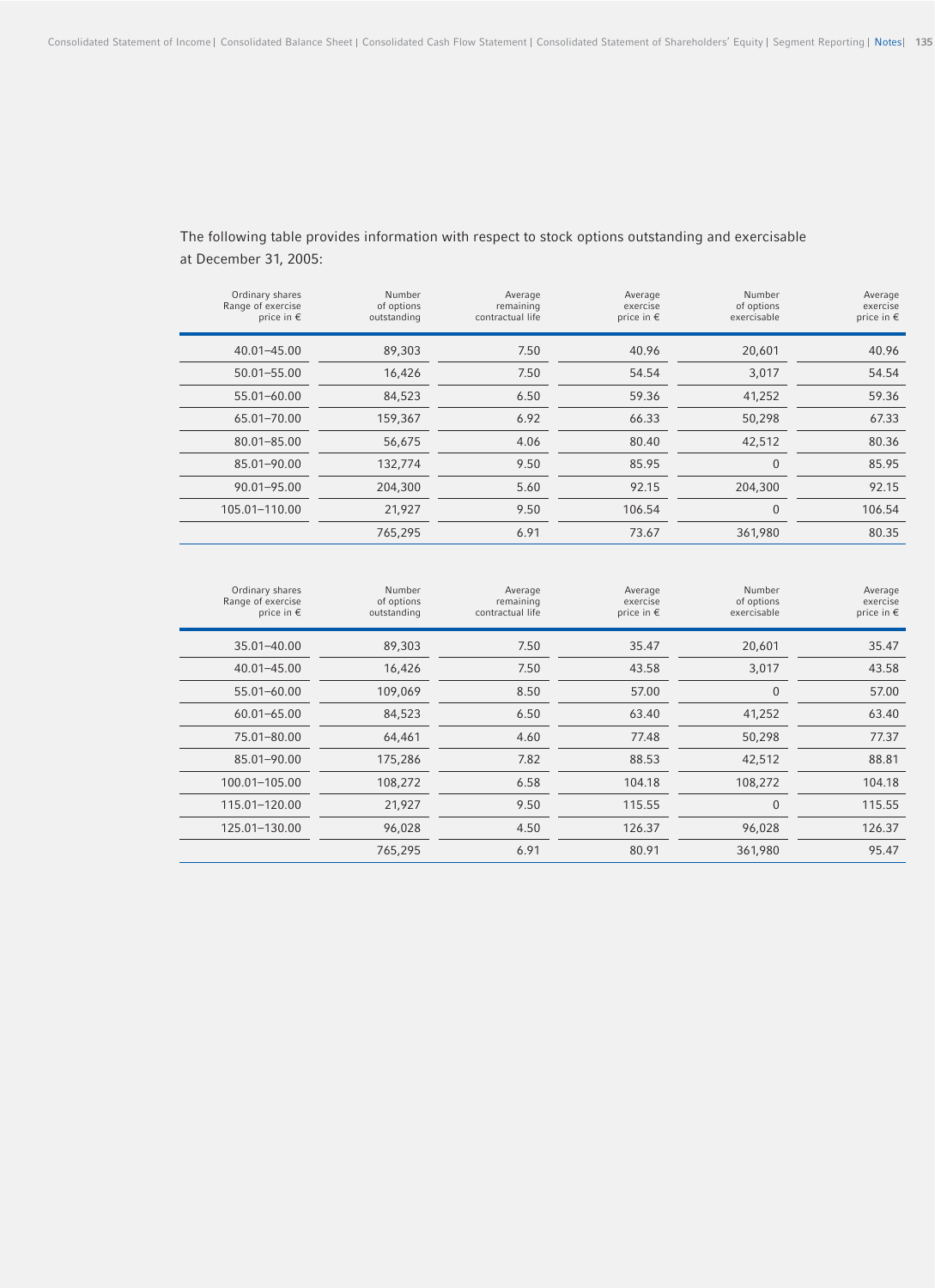The following table provides information with respect to stock options outstanding and exercisable at December 31, 2005:

| Ordinary shares Range of exercise price in € | Number of options outstanding | Average remaining contractual life | Average exercise price in € | Number of options exercisable | Average exercise price in € |
|---|---|---|---|---|---|
| 40.01–45.00 | 89,303 | 7.50 | 40.96 | 20,601 | 40.96 |
| 50.01–55.00 | 16,426 | 7.50 | 54.54 | 3,017 | 54.54 |
| 55.01–60.00 | 84,523 | 6.50 | 59.36 | 41,252 | 59.36 |
| 65.01–70.00 | 159,367 | 6.92 | 66.33 | 50,298 | 67.33 |
| 80.01–85.00 | 56,675 | 4.06 | 80.40 | 42,512 | 80.36 |
| 85.01–90.00 | 132,774 | 9.50 | 85.95 | 0 | 85.95 |
| 90.01–95.00 | 204,300 | 5.60 | 92.15 | 204,300 | 92.15 |
| 105.01–110.00 | 21,927 | 9.50 | 106.54 | 0 | 106.54 |
| | 765,295 | 6.91 | 73.67 | 361,980 | 80.35 |

| Ordinary shares Range of exercise price in € | Number of options outstanding | Average remaining contractual life | Average exercise price in € | Number of options exercisable | Average exercise price in € |
|---|---|---|---|---|---|
| 35.01–40.00 | 89,303 | 7.50 | 35.47 | 20,601 | 35.47 |
| 40.01–45.00 | 16,426 | 7.50 | 43.58 | 3,017 | 43.58 |
| 55.01–60.00 | 109,069 | 8.50 | 57.00 | 0 | 57.00 |
| 60.01–65.00 | 84,523 | 6.50 | 63.40 | 41,252 | 63.40 |
| 75.01–80.00 | 64,461 | 4.60 | 77.48 | 50,298 | 77.37 |
| 85.01–90.00 | 175,286 | 7.82 | 88.53 | 42,512 | 88.81 |
| 100.01–105.00 | 108,272 | 6.58 | 104.18 | 108,272 | 104.18 |
| 115.01–120.00 | 21,927 | 9.50 | 115.55 | 0 | 115.55 |
| 125.01–130.00 | 96,028 | 4.50 | 126.37 | 96,028 | 126.37 |
| | 765,295 | 6.91 | 80.91 | 361,980 | 95.47 |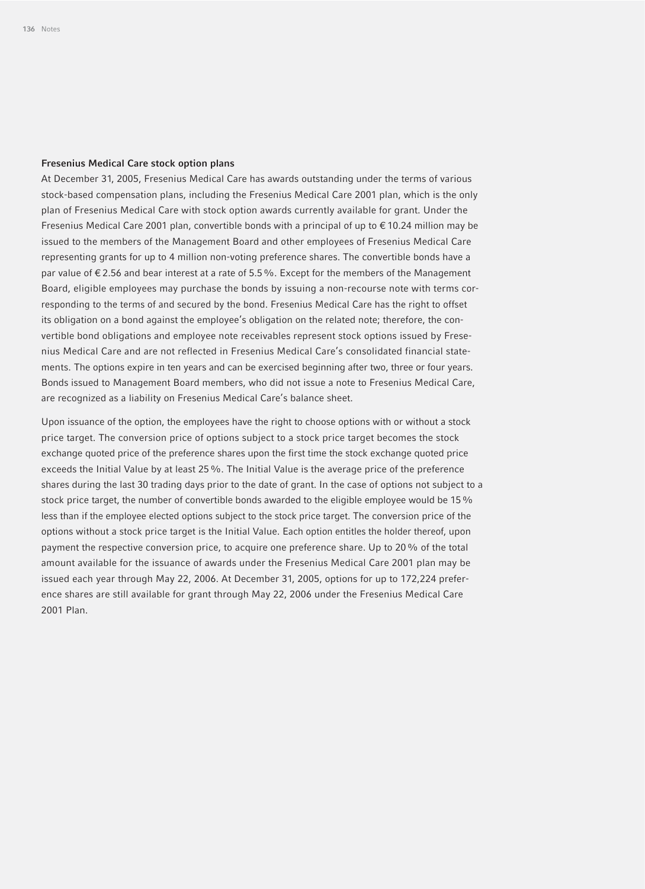### Fresenius Medical Care stock option plans

At December 31, 2005, Fresenius Medical Care has awards outstanding under the terms of various stock-based compensation plans, including the Fresenius Medical Care 2001 plan, which is the only plan of Fresenius Medical Care with stock option awards currently available for grant. Under the Fresenius Medical Care 2001 plan, convertible bonds with a principal of up to € 10.24 million may be issued to the members of the Management Board and other employees of Fresenius Medical Care representing grants for up to 4 million non-voting preference shares. The convertible bonds have a par value of € 2.56 and bear interest at a rate of 5.5 %. Except for the members of the Management Board, eligible employees may purchase the bonds by issuing a non-recourse note with terms corresponding to the terms of and secured by the bond. Fresenius Medical Care has the right to offset its obligation on a bond against the employee's obligation on the related note; therefore, the convertible bond obligations and employee note receivables represent stock options issued by Fresenius Medical Care and are not reflected in Fresenius Medical Care's consolidated financial statements. The options expire in ten years and can be exercised beginning after two, three or four years. Bonds issued to Management Board members, who did not issue a note to Fresenius Medical Care, are recognized as a liability on Fresenius Medical Care's balance sheet.

Upon issuance of the option, the employees have the right to choose options with or without a stock price target. The conversion price of options subject to a stock price target becomes the stock exchange quoted price of the preference shares upon the first time the stock exchange quoted price exceeds the Initial Value by at least 25 %. The Initial Value is the average price of the preference shares during the last 30 trading days prior to the date of grant. In the case of options not subject to a stock price target, the number of convertible bonds awarded to the eligible employee would be 15 % less than if the employee elected options subject to the stock price target. The conversion price of the options without a stock price target is the Initial Value. Each option entitles the holder thereof, upon payment the respective conversion price, to acquire one preference share. Up to 20 % of the total amount available for the issuance of awards under the Fresenius Medical Care 2001 plan may be issued each year through May 22, 2006. At December 31, 2005, options for up to 172,224 preference shares are still available for grant through May 22, 2006 under the Fresenius Medical Care 2001 Plan.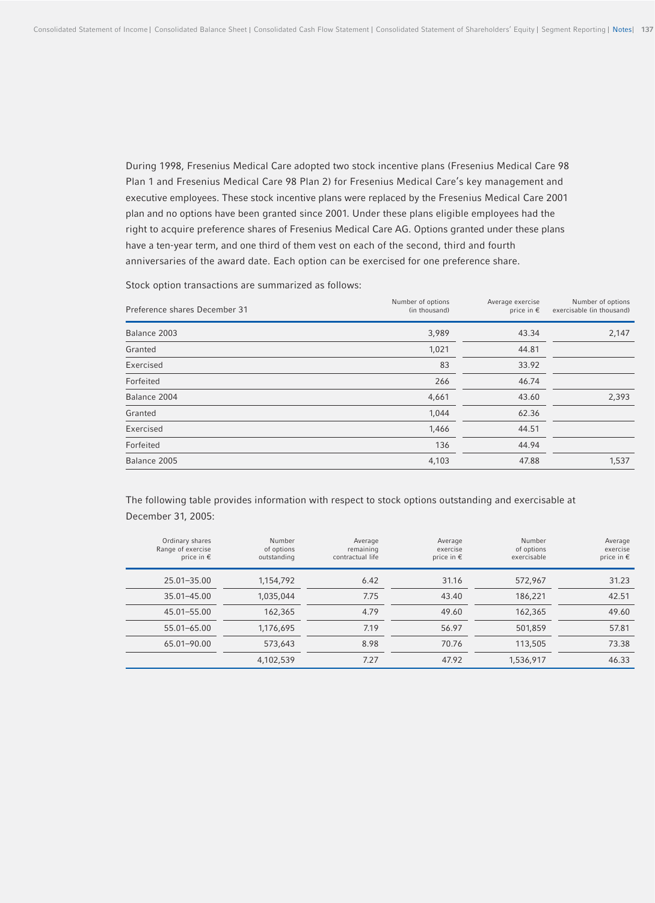During 1998, Fresenius Medical Care adopted two stock incentive plans (Fresenius Medical Care 98 Plan 1 and Fresenius Medical Care 98 Plan 2) for Fresenius Medical Care's key management and executive employees. These stock incentive plans were replaced by the Fresenius Medical Care 2001 plan and no options have been granted since 2001. Under these plans eligible employees had the right to acquire preference shares of Fresenius Medical Care AG. Options granted under these plans have a ten-year term, and one third of them vest on each of the second, third and fourth anniversaries of the award date. Each option can be exercised for one preference share.

Stock option transactions are summarized as follows:

| Preference shares December 31 | Number of options (in thousand) | Average exercise price in € | Number of options exercisable (in thousand) |
|---|---|---|---|
| Balance 2003 | 3,989 | 43.34 | 2,147 |
| Granted | 1,021 | 44.81 | |
| Exercised | 83 | 33.92 | |
| Forfeited | 266 | 46.74 | |
| Balance 2004 | 4,661 | 43.60 | 2,393 |
| Granted | 1,044 | 62.36 | |
| Exercised | 1,466 | 44.51 | |
| Forfeited | 136 | 44.94 | |
| Balance 2005 | 4,103 | 47.88 | 1,537 |

The following table provides information with respect to stock options outstanding and exercisable at December 31, 2005:

| Ordinary shares Range of exercise price in € | Number of options outstanding | Average remaining contractual life | Average exercise price in € | Number of options exercisable | Average exercise price in € |
|---|---|---|---|---|---|
| 25.01–35.00 | 1,154,792 | 6.42 | 31.16 | 572,967 | 31.23 |
| 35.01–45.00 | 1,035,044 | 7.75 | 43.40 | 186,221 | 42.51 |
| 45.01–55.00 | 162,365 | 4.79 | 49.60 | 162,365 | 49.60 |
| 55.01–65.00 | 1,176,695 | 7.19 | 56.97 | 501,859 | 57.81 |
| 65.01–90.00 | 573,643 | 8.98 | 70.76 | 113,505 | 73.38 |
| | 4,102,539 | 7.27 | 47.92 | 1,536,917 | 46.33 |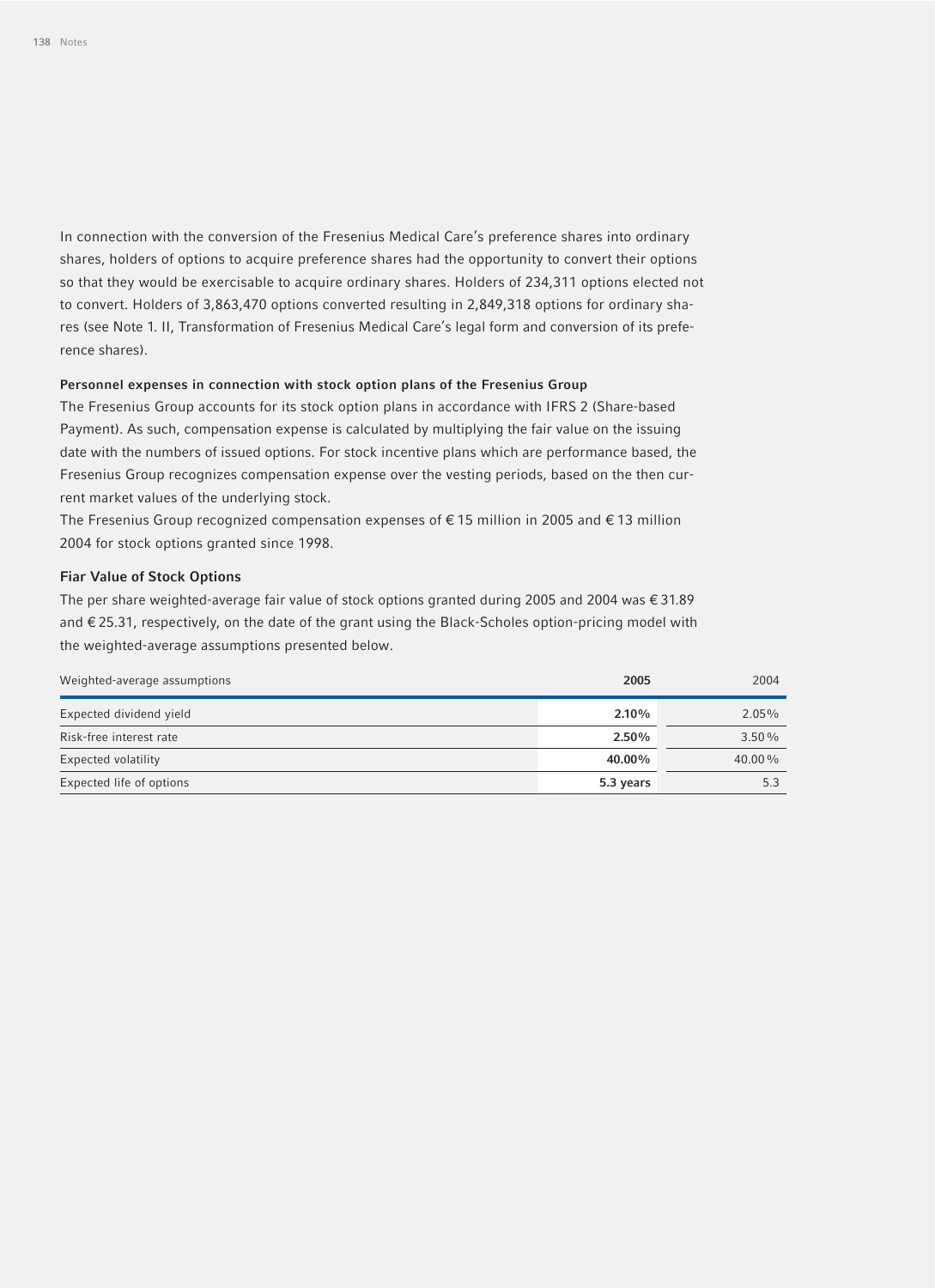In connection with the conversion of the Fresenius Medical Care's preference shares into ordinary shares, holders of options to acquire preference shares had the opportunity to convert their options so that they would be exercisable to acquire ordinary shares. Holders of 234,311 options elected not to convert. Holders of 3,863,470 options converted resulting in 2,849,318 options for ordinary shares (see Note 1. II, Transformation of Fresenius Medical Care's legal form and conversion of its preference shares).

**Personnel expenses in connection with stock option plans of the Fresenius Group**

The Fresenius Group accounts for its stock option plans in accordance with IFRS 2 (Share-based Payment). As such, compensation expense is calculated by multiplying the fair value on the issuing date with the numbers of issued options. For stock incentive plans which are performance based, the Fresenius Group recognizes compensation expense over the vesting periods, based on the then current market values of the underlying stock.

The Fresenius Group recognized compensation expenses of € 15 million in 2005 and € 13 million 2004 for stock options granted since 1998.

**Fiar Value of Stock Options**

The per share weighted-average fair value of stock options granted during 2005 and 2004 was € 31.89 and € 25.31, respectively, on the date of the grant using the Black-Scholes option-pricing model with the weighted-average assumptions presented below.

| Weighted-average assumptions | **2005** | 2004 |
|---|---|---|
| Expected dividend yield | **2.10%** | 2.05% |
| Risk-free interest rate | **2.50%** | 3.50% |
| Expected volatility | **40.00%** | 40.00% |
| Expected life of options | **5.3 years** | 5.3 |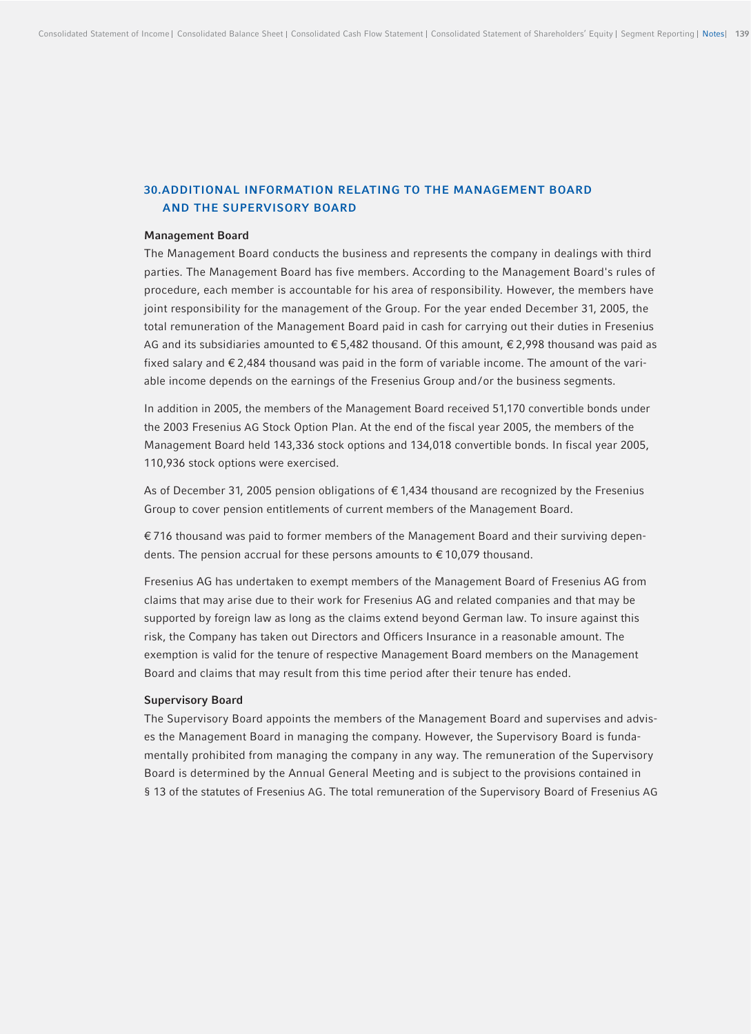## 30. ADDITIONAL INFORMATION RELATING TO THE MANAGEMENT BOARD AND THE SUPERVISORY BOARD

**Management Board**

The Management Board conducts the business and represents the company in dealings with third parties. The Management Board has five members. According to the Management Board's rules of procedure, each member is accountable for his area of responsibility. However, the members have joint responsibility for the management of the Group. For the year ended December 31, 2005, the total remuneration of the Management Board paid in cash for carrying out their duties in Fresenius AG and its subsidiaries amounted to € 5,482 thousand. Of this amount, € 2,998 thousand was paid as fixed salary and € 2,484 thousand was paid in the form of variable income. The amount of the variable income depends on the earnings of the Fresenius Group and/or the business segments.

In addition in 2005, the members of the Management Board received 51,170 convertible bonds under the 2003 Fresenius AG Stock Option Plan. At the end of the fiscal year 2005, the members of the Management Board held 143,336 stock options and 134,018 convertible bonds. In fiscal year 2005, 110,936 stock options were exercised.

As of December 31, 2005 pension obligations of € 1,434 thousand are recognized by the Fresenius Group to cover pension entitlements of current members of the Management Board.

€ 716 thousand was paid to former members of the Management Board and their surviving dependents. The pension accrual for these persons amounts to € 10,079 thousand.

Fresenius AG has undertaken to exempt members of the Management Board of Fresenius AG from claims that may arise due to their work for Fresenius AG and related companies and that may be supported by foreign law as long as the claims extend beyond German law. To insure against this risk, the Company has taken out Directors and Officers Insurance in a reasonable amount. The exemption is valid for the tenure of respective Management Board members on the Management Board and claims that may result from this time period after their tenure has ended.

**Supervisory Board**

The Supervisory Board appoints the members of the Management Board and supervises and advises the Management Board in managing the company. However, the Supervisory Board is fundamentally prohibited from managing the company in any way. The remuneration of the Supervisory Board is determined by the Annual General Meeting and is subject to the provisions contained in § 13 of the statutes of Fresenius AG. The total remuneration of the Supervisory Board of Fresenius AG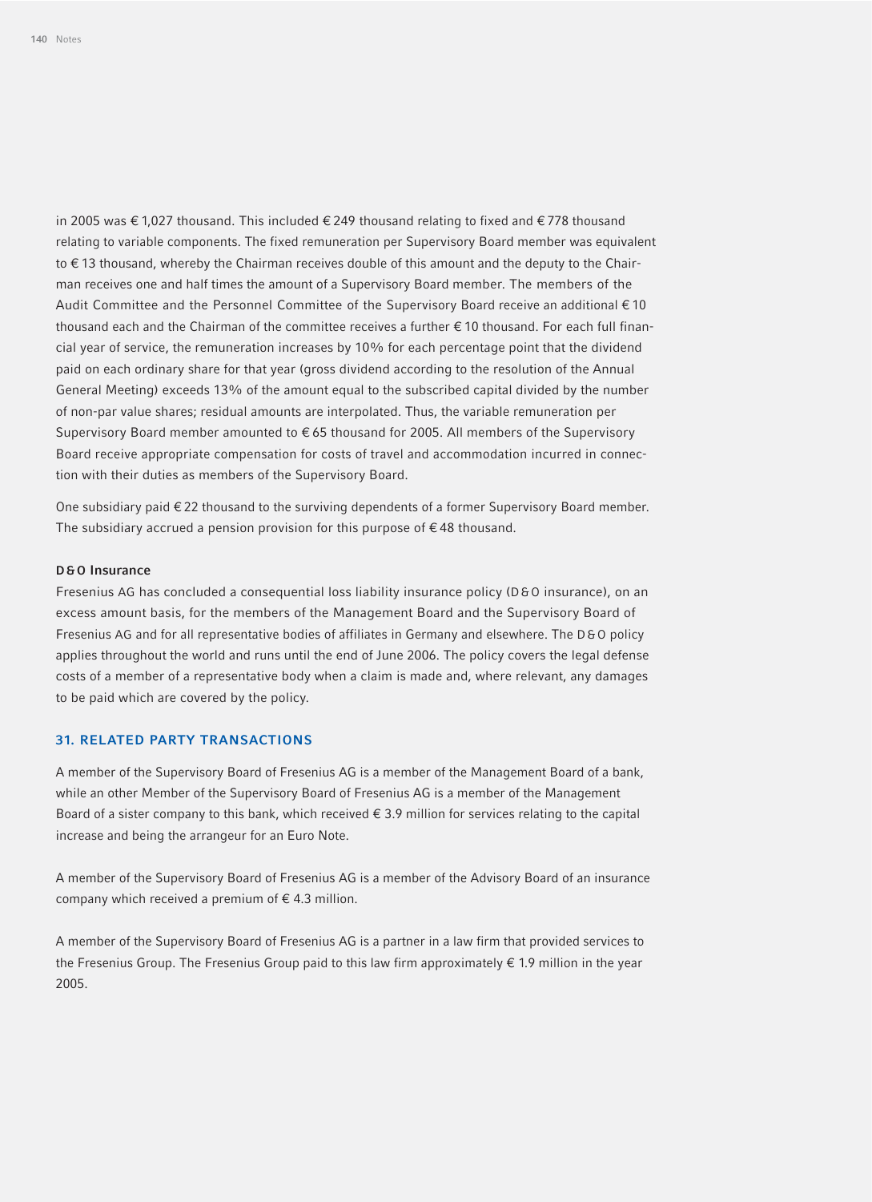in 2005 was € 1,027 thousand. This included € 249 thousand relating to fixed and € 778 thousand relating to variable components. The fixed remuneration per Supervisory Board member was equivalent to € 13 thousand, whereby the Chairman receives double of this amount and the deputy to the Chairman receives one and half times the amount of a Supervisory Board member. The members of the Audit Committee and the Personnel Committee of the Supervisory Board receive an additional € 10 thousand each and the Chairman of the committee receives a further € 10 thousand. For each full financial year of service, the remuneration increases by 10% for each percentage point that the dividend paid on each ordinary share for that year (gross dividend according to the resolution of the Annual General Meeting) exceeds 13% of the amount equal to the subscribed capital divided by the number of non-par value shares; residual amounts are interpolated. Thus, the variable remuneration per Supervisory Board member amounted to € 65 thousand for 2005. All members of the Supervisory Board receive appropriate compensation for costs of travel and accommodation incurred in connection with their duties as members of the Supervisory Board.

One subsidiary paid € 22 thousand to the surviving dependents of a former Supervisory Board member. The subsidiary accrued a pension provision for this purpose of € 48 thousand.

### D&O Insurance

Fresenius AG has concluded a consequential loss liability insurance policy (D&O insurance), on an excess amount basis, for the members of the Management Board and the Supervisory Board of Fresenius AG and for all representative bodies of affiliates in Germany and elsewhere. The D&O policy applies throughout the world and runs until the end of June 2006. The policy covers the legal defense costs of a member of a representative body when a claim is made and, where relevant, any damages to be paid which are covered by the policy.

## 31. RELATED PARTY TRANSACTIONS

A member of the Supervisory Board of Fresenius AG is a member of the Management Board of a bank, while an other Member of the Supervisory Board of Fresenius AG is a member of the Management Board of a sister company to this bank, which received € 3.9 million for services relating to the capital increase and being the arrangeur for an Euro Note.

A member of the Supervisory Board of Fresenius AG is a member of the Advisory Board of an insurance company which received a premium of € 4.3 million.

A member of the Supervisory Board of Fresenius AG is a partner in a law firm that provided services to the Fresenius Group. The Fresenius Group paid to this law firm approximately € 1.9 million in the year 2005.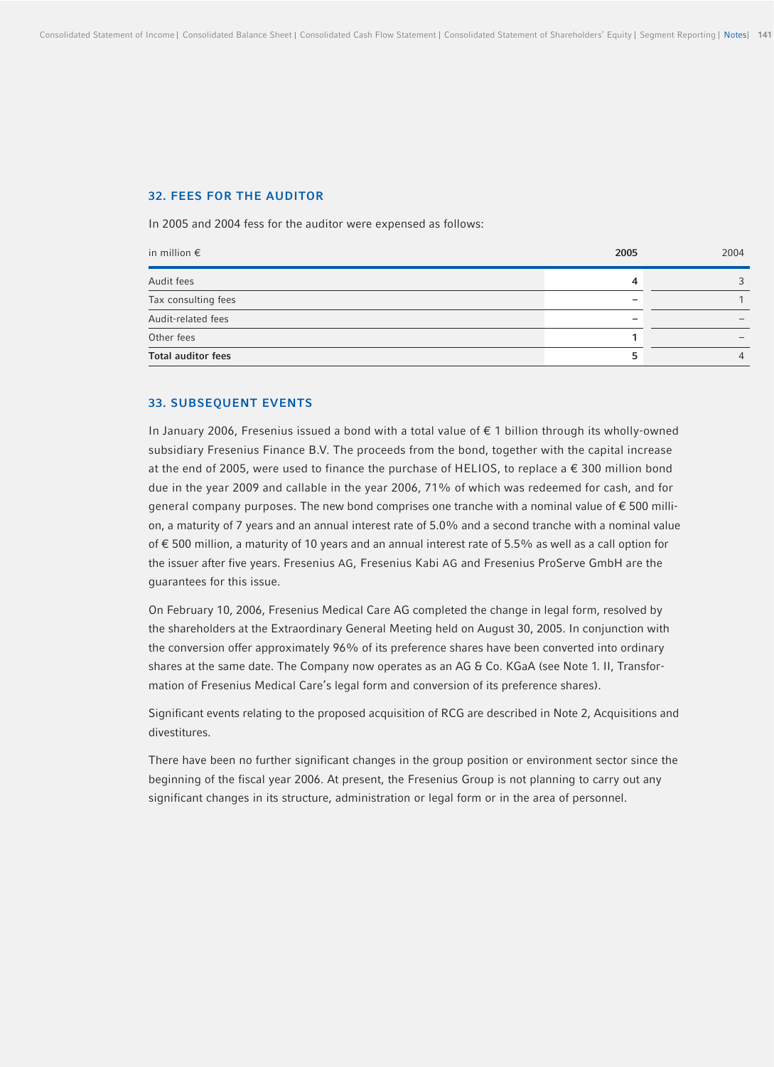## 32. FEES FOR THE AUDITOR

In 2005 and 2004 fess for the auditor were expensed as follows:

| in million € | 2005 | 2004 |
|---|---|---|
| Audit fees | 4 | 3 |
| Tax consulting fees | – | 1 |
| Audit-related fees | – | – |
| Other fees | 1 | – |
| **Total auditor fees** | 5 | 4 |

## 33. SUBSEQUENT EVENTS

In January 2006, Fresenius issued a bond with a total value of € 1 billion through its wholly-owned subsidiary Fresenius Finance B.V. The proceeds from the bond, together with the capital increase at the end of 2005, were used to finance the purchase of HELIOS, to replace a € 300 million bond due in the year 2009 and callable in the year 2006, 71% of which was redeemed for cash, and for general company purposes. The new bond comprises one tranche with a nominal value of € 500 million, a maturity of 7 years and an annual interest rate of 5.0% and a second tranche with a nominal value of € 500 million, a maturity of 10 years and an annual interest rate of 5.5% as well as a call option for the issuer after five years. Fresenius AG, Fresenius Kabi AG and Fresenius ProServe GmbH are the guarantees for this issue.

On February 10, 2006, Fresenius Medical Care AG completed the change in legal form, resolved by the shareholders at the Extraordinary General Meeting held on August 30, 2005. In conjunction with the conversion offer approximately 96% of its preference shares have been converted into ordinary shares at the same date. The Company now operates as an AG & Co. KGaA (see Note 1. II, Transformation of Fresenius Medical Care's legal form and conversion of its preference shares).

Significant events relating to the proposed acquisition of RCG are described in Note 2, Acquisitions and divestitures.

There have been no further significant changes in the group position or environment sector since the beginning of the fiscal year 2006. At present, the Fresenius Group is not planning to carry out any significant changes in its structure, administration or legal form or in the area of personnel.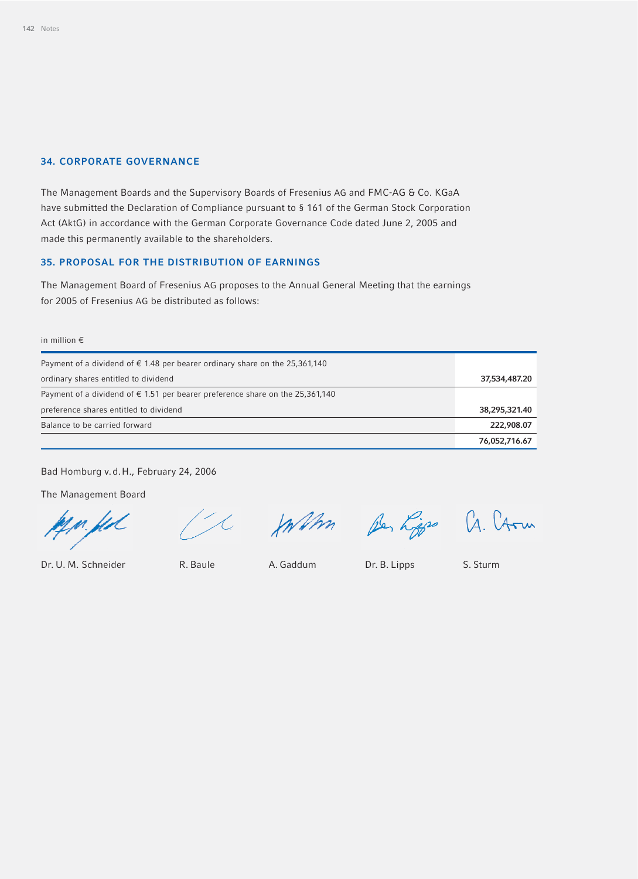## 34. CORPORATE GOVERNANCE

The Management Boards and the Supervisory Boards of Fresenius AG and FMC-AG & Co. KGaA have submitted the Declaration of Compliance pursuant to § 161 of the German Stock Corporation Act (AktG) in accordance with the German Corporate Governance Code dated June 2, 2005 and made this permanently available to the shareholders.

## 35. PROPOSAL FOR THE DISTRIBUTION OF EARNINGS

The Management Board of Fresenius AG proposes to the Annual General Meeting that the earnings for 2005 of Fresenius AG be distributed as follows:

in million €

| | |
|---|---|
| Payment of a dividend of € 1.48 per bearer ordinary share on the 25,361,140 ordinary shares entitled to dividend | **37,534,487.20** |
| Payment of a dividend of € 1.51 per bearer preference share on the 25,361,140 preference shares entitled to dividend | **38,295,321.40** |
| Balance to be carried forward | **222,908.07** |
| | **76,052,716.67** |

Bad Homburg v. d. H., February 24, 2006

The Management Board

Dr. U. M. Schneider    R. Baule    A. Gaddum    Dr. B. Lipps    S. Sturm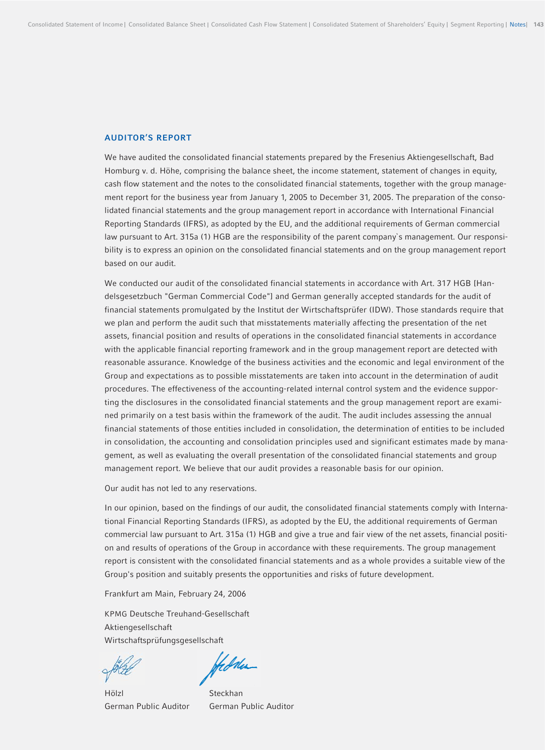## AUDITOR'S REPORT

We have audited the consolidated financial statements prepared by the Fresenius Aktiengesellschaft, Bad Homburg v. d. Höhe, comprising the balance sheet, the income statement, statement of changes in equity, cash flow statement and the notes to the consolidated financial statements, together with the group management report for the business year from January 1, 2005 to December 31, 2005. The preparation of the consolidated financial statements and the group management report in accordance with International Financial Reporting Standards (IFRS), as adopted by the EU, and the additional requirements of German commercial law pursuant to Art. 315a (1) HGB are the responsibility of the parent company`s management. Our responsibility is to express an opinion on the consolidated financial statements and on the group management report based on our audit.

We conducted our audit of the consolidated financial statements in accordance with Art. 317 HGB [Handelsgesetzbuch "German Commercial Code"] and German generally accepted standards for the audit of financial statements promulgated by the Institut der Wirtschaftsprüfer (IDW). Those standards require that we plan and perform the audit such that misstatements materially affecting the presentation of the net assets, financial position and results of operations in the consolidated financial statements in accordance with the applicable financial reporting framework and in the group management report are detected with reasonable assurance. Knowledge of the business activities and the economic and legal environment of the Group and expectations as to possible misstatements are taken into account in the determination of audit procedures. The effectiveness of the accounting-related internal control system and the evidence supporting the disclosures in the consolidated financial statements and the group management report are examined primarily on a test basis within the framework of the audit. The audit includes assessing the annual financial statements of those entities included in consolidation, the determination of entities to be included in consolidation, the accounting and consolidation principles used and significant estimates made by management, as well as evaluating the overall presentation of the consolidated financial statements and group management report. We believe that our audit provides a reasonable basis for our opinion.

Our audit has not led to any reservations.

In our opinion, based on the findings of our audit, the consolidated financial statements comply with International Financial Reporting Standards (IFRS), as adopted by the EU, the additional requirements of German commercial law pursuant to Art. 315a (1) HGB and give a true and fair view of the net assets, financial position and results of operations of the Group in accordance with these requirements. The group management report is consistent with the consolidated financial statements and as a whole provides a suitable view of the Group's position and suitably presents the opportunities and risks of future development.

Frankfurt am Main, February 24, 2006

KPMG Deutsche Treuhand-Gesellschaft
Aktiengesellschaft
Wirtschaftsprüfungsgesellschaft

Hölzl
German Public Auditor

Steckhan
German Public Auditor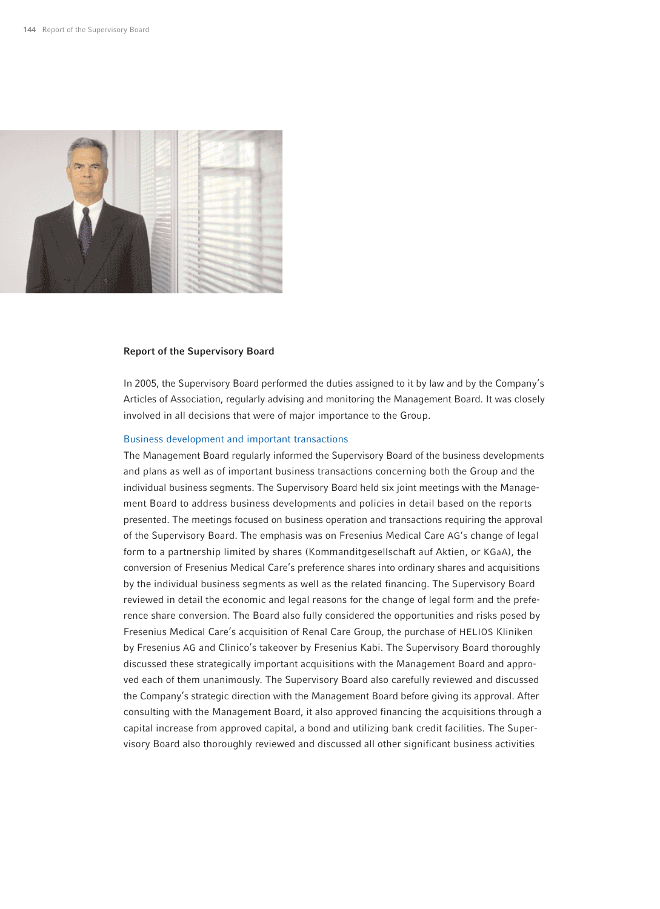## Report of the Supervisory Board

In 2005, the Supervisory Board performed the duties assigned to it by law and by the Company's Articles of Association, regularly advising and monitoring the Management Board. It was closely involved in all decisions that were of major importance to the Group.

### Business development and important transactions

The Management Board regularly informed the Supervisory Board of the business developments and plans as well as of important business transactions concerning both the Group and the individual business segments. The Supervisory Board held six joint meetings with the Management Board to address business developments and policies in detail based on the reports presented. The meetings focused on business operation and transactions requiring the approval of the Supervisory Board. The emphasis was on Fresenius Medical Care AG's change of legal form to a partnership limited by shares (Kommanditgesellschaft auf Aktien, or KGaA), the conversion of Fresenius Medical Care's preference shares into ordinary shares and acquisitions by the individual business segments as well as the related financing. The Supervisory Board reviewed in detail the economic and legal reasons for the change of legal form and the preference share conversion. The Board also fully considered the opportunities and risks posed by Fresenius Medical Care's acquisition of Renal Care Group, the purchase of HELIOS Kliniken by Fresenius AG and Clinico's takeover by Fresenius Kabi. The Supervisory Board thoroughly discussed these strategically important acquisitions with the Management Board and approved each of them unanimously. The Supervisory Board also carefully reviewed and discussed the Company's strategic direction with the Management Board before giving its approval. After consulting with the Management Board, it also approved financing the acquisitions through a capital increase from approved capital, a bond and utilizing bank credit facilities. The Supervisory Board also thoroughly reviewed and discussed all other significant business activities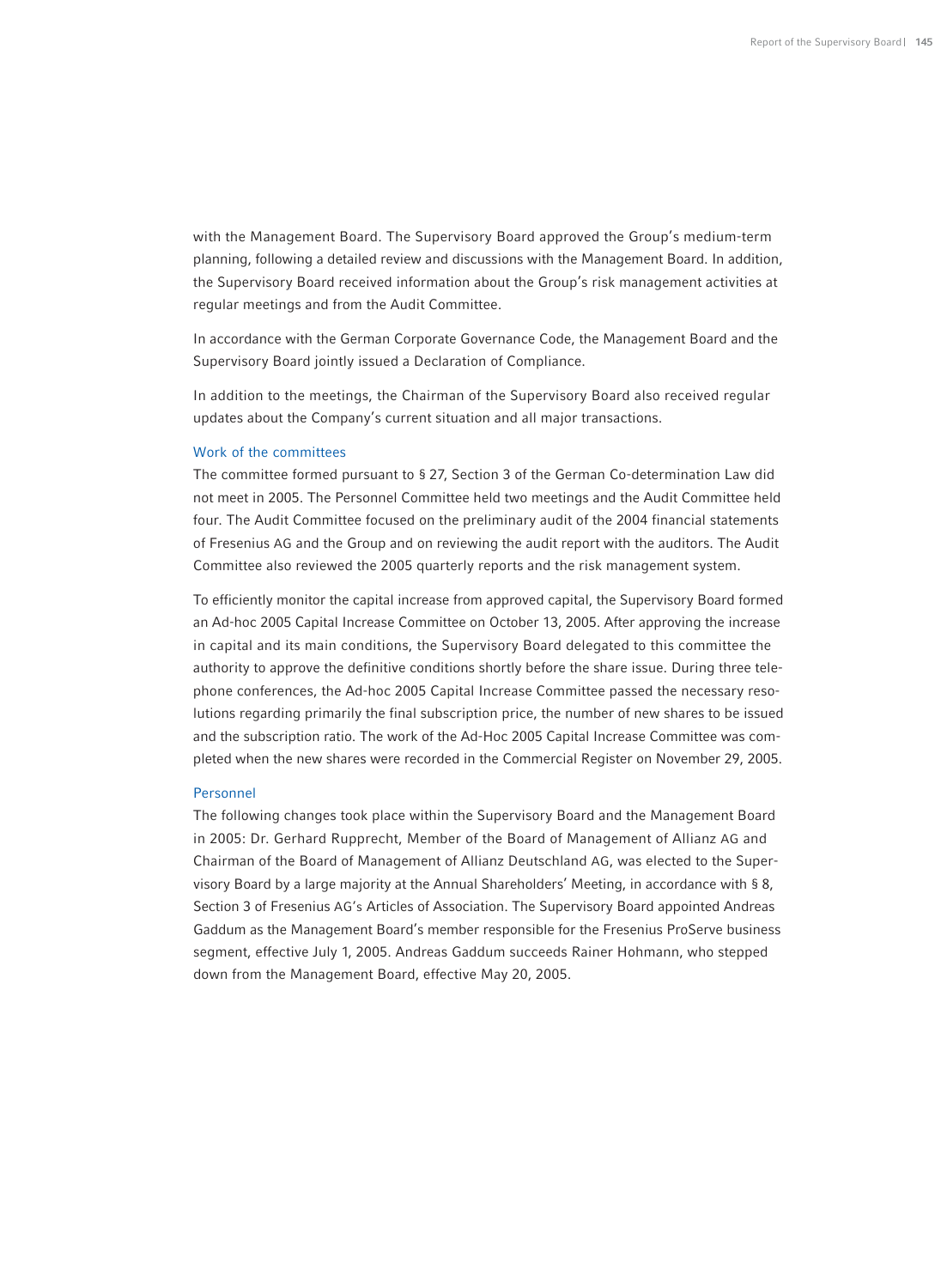with the Management Board. The Supervisory Board approved the Group's medium-term planning, following a detailed review and discussions with the Management Board. In addition, the Supervisory Board received information about the Group's risk management activities at regular meetings and from the Audit Committee.

In accordance with the German Corporate Governance Code, the Management Board and the Supervisory Board jointly issued a Declaration of Compliance.

In addition to the meetings, the Chairman of the Supervisory Board also received regular updates about the Company's current situation and all major transactions.

## Work of the committees

The committee formed pursuant to § 27, Section 3 of the German Co-determination Law did not meet in 2005. The Personnel Committee held two meetings and the Audit Committee held four. The Audit Committee focused on the preliminary audit of the 2004 financial statements of Fresenius AG and the Group and on reviewing the audit report with the auditors. The Audit Committee also reviewed the 2005 quarterly reports and the risk management system.

To efficiently monitor the capital increase from approved capital, the Supervisory Board formed an Ad-hoc 2005 Capital Increase Committee on October 13, 2005. After approving the increase in capital and its main conditions, the Supervisory Board delegated to this committee the authority to approve the definitive conditions shortly before the share issue. During three telephone conferences, the Ad-hoc 2005 Capital Increase Committee passed the necessary resolutions regarding primarily the final subscription price, the number of new shares to be issued and the subscription ratio. The work of the Ad-Hoc 2005 Capital Increase Committee was completed when the new shares were recorded in the Commercial Register on November 29, 2005.

## Personnel

The following changes took place within the Supervisory Board and the Management Board in 2005: Dr. Gerhard Rupprecht, Member of the Board of Management of Allianz AG and Chairman of the Board of Management of Allianz Deutschland AG, was elected to the Supervisory Board by a large majority at the Annual Shareholders' Meeting, in accordance with § 8, Section 3 of Fresenius AG's Articles of Association. The Supervisory Board appointed Andreas Gaddum as the Management Board's member responsible for the Fresenius ProServe business segment, effective July 1, 2005. Andreas Gaddum succeeds Rainer Hohmann, who stepped down from the Management Board, effective May 20, 2005.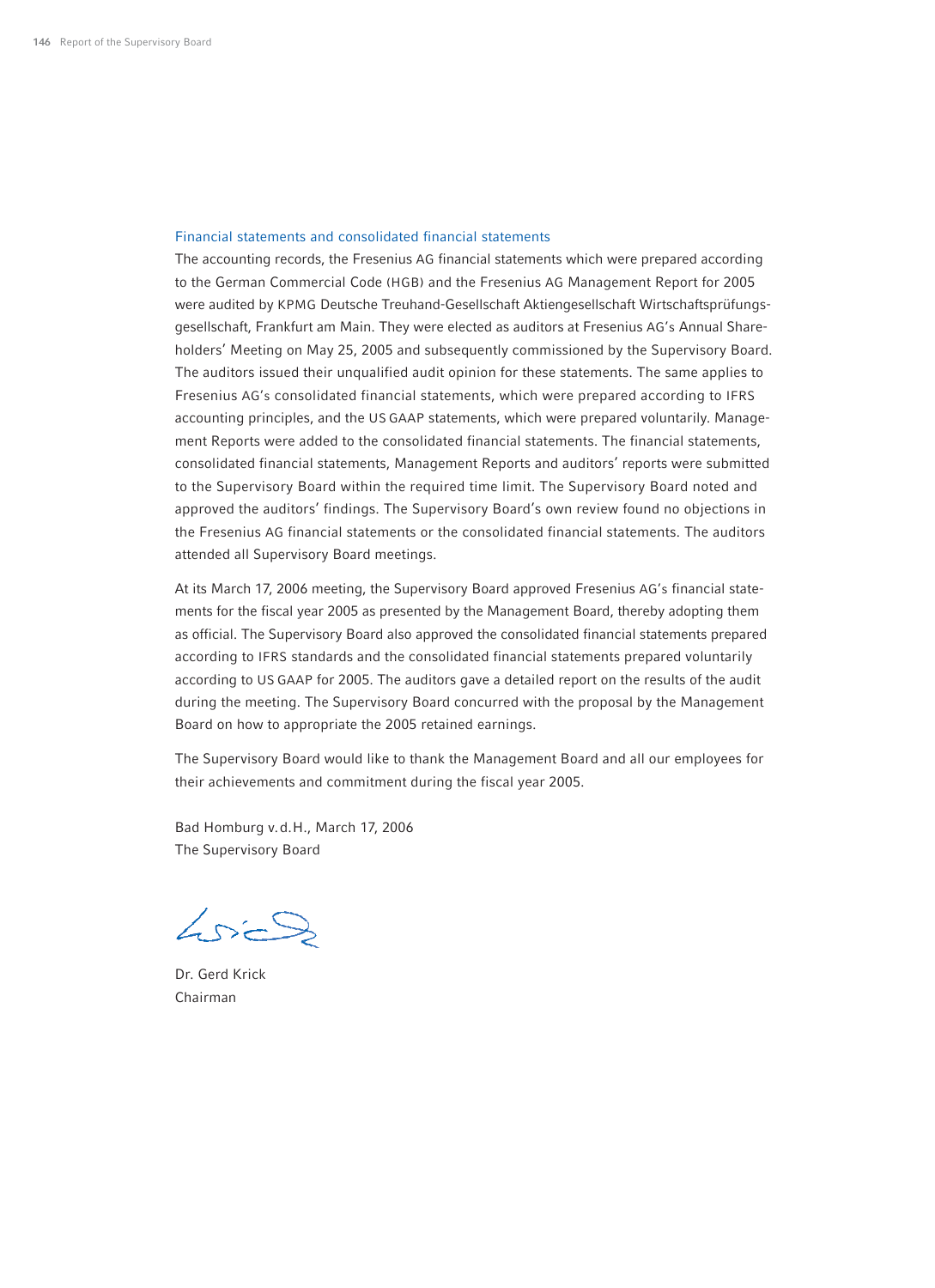## Financial statements and consolidated financial statements

The accounting records, the Fresenius AG financial statements which were prepared according to the German Commercial Code (HGB) and the Fresenius AG Management Report for 2005 were audited by KPMG Deutsche Treuhand-Gesellschaft Aktiengesellschaft Wirtschaftsprüfungsgesellschaft, Frankfurt am Main. They were elected as auditors at Fresenius AG's Annual Shareholders' Meeting on May 25, 2005 and subsequently commissioned by the Supervisory Board. The auditors issued their unqualified audit opinion for these statements. The same applies to Fresenius AG's consolidated financial statements, which were prepared according to IFRS accounting principles, and the US GAAP statements, which were prepared voluntarily. Management Reports were added to the consolidated financial statements. The financial statements, consolidated financial statements, Management Reports and auditors' reports were submitted to the Supervisory Board within the required time limit. The Supervisory Board noted and approved the auditors' findings. The Supervisory Board's own review found no objections in the Fresenius AG financial statements or the consolidated financial statements. The auditors attended all Supervisory Board meetings.

At its March 17, 2006 meeting, the Supervisory Board approved Fresenius AG's financial statements for the fiscal year 2005 as presented by the Management Board, thereby adopting them as official. The Supervisory Board also approved the consolidated financial statements prepared according to IFRS standards and the consolidated financial statements prepared voluntarily according to US GAAP for 2005. The auditors gave a detailed report on the results of the audit during the meeting. The Supervisory Board concurred with the proposal by the Management Board on how to appropriate the 2005 retained earnings.

The Supervisory Board would like to thank the Management Board and all our employees for their achievements and commitment during the fiscal year 2005.

Bad Homburg v.d.H., March 17, 2006
The Supervisory Board

Dr. Gerd Krick
Chairman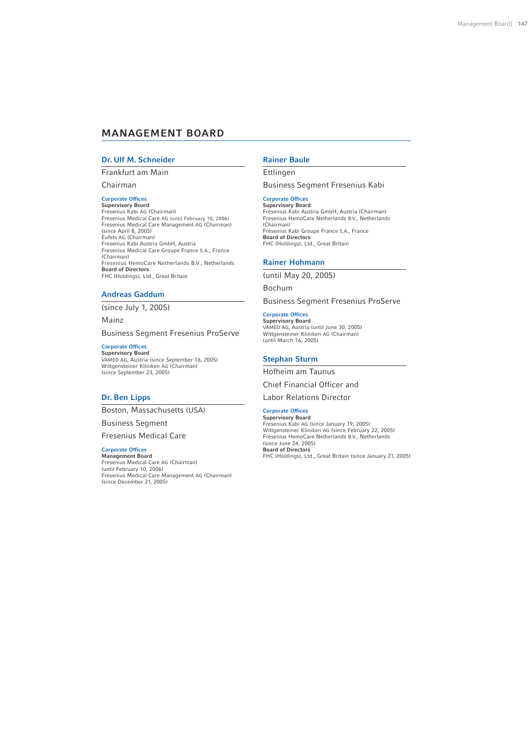# MANAGEMENT BOARD

### Dr. Ulf M. Schneider

Frankfurt am Main

Chairman

**Corporate Offices**

**Supervisory Board**

Fresenius Kabi AG (Chairman)
Fresenius Medical Care AG (until February 10, 2006)
Fresenius Medical Care Management AG (Chairman) (since April 8, 2005)
Eufets AG (Chairman)
Fresenius Kabi Austria GmbH, Austria
Fresenius Medical Care Groupe France S.A., France (Chairman)
Fresenius HemoCare Netherlands B.V., Netherlands

**Board of Directors**

FHC (Holdings), Ltd., Great Britain

### Andreas Gaddum

(since July 1, 2005)

Mainz

Business Segment Fresenius ProServe

**Corporate Offices**

**Supervisory Board**

VAMED AG, Austria (since September 16, 2005)
Wittgensteiner Kliniken AG (Chairman) (since September 23, 2005)

### Dr. Ben Lipps

Boston, Massachusetts (USA)

Business Segment Fresenius Medical Care

**Corporate Offices**

**Management Board**

Fresenius Medical Care AG (Chairman) (until February 10, 2006)
Fresenius Medical Care Management AG (Chairman) (since December 21, 2005)

### Rainer Baule

Ettlingen

Business Segment Fresenius Kabi

**Corporate Offices**

**Supervisory Board**

Fresenius Kabi Austria GmbH, Austria (Chairman)
Fresenius HemoCare Netherlands B.V., Netherlands (Chairman)
Fresenius Kabi Groupe France S.A., France

**Board of Directors**

FHC (Holdings), Ltd., Great Britain

### Rainer Hohmann

(until May 20, 2005)

Bochum

Business Segment Fresenius ProServe

**Corporate Offices**

**Supervisory Board**

VAMED AG, Austria (until June 30, 2005)
Wittgensteiner Kliniken AG (Chairman) (until March 16, 2005)

### Stephan Sturm

Hofheim am Taunus

Chief Financial Officer and Labor Relations Director

**Corporate Offices**

**Supervisory Board**

Fresenius Kabi AG (since January 19, 2005)
Wittgensteiner Kliniken AG (since February 22, 2005)
Fresenius HemoCare Netherlands B.V., Netherlands (since June 24, 2005)

**Board of Directors**

FHC (Holdings), Ltd., Great Britain (since January 21, 2005)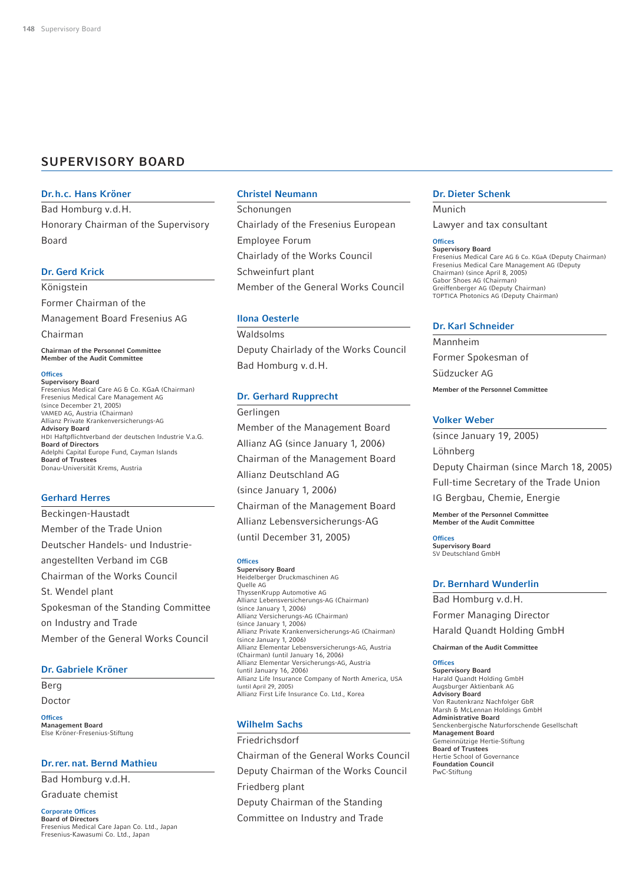## SUPERVISORY BOARD

### Dr. h.c. Hans Kröner

Bad Homburg v.d.H.

Honorary Chairman of the Supervisory Board

### Dr. Gerd Krick

Königstein

Former Chairman of the Management Board Fresenius AG

Chairman

**Chairman of the Personnel Committee**
**Member of the Audit Committee**

Offices

**Supervisory Board**
Fresenius Medical Care AG & Co. KGaA (Chairman)
Fresenius Medical Care Management AG (since December 21, 2005)
VAMED AG, Austria (Chairman)
Allianz Private Krankenversicherungs-AG
**Advisory Board**
HDI Haftpflichtverband der deutschen Industrie V.a.G.
**Board of Directors**
Adelphi Capital Europe Fund, Cayman Islands
**Board of Trustees**
Donau-Universität Krems, Austria

### Gerhard Herres

Beckingen-Haustadt

Member of the Trade Union Deutscher Handels- und Industrie-angestellten Verband im CGB

Chairman of the Works Council St. Wendel plant

Spokesman of the Standing Committee on Industry and Trade

Member of the General Works Council

### Dr. Gabriele Kröner

Berg

Doctor

Offices

**Management Board**
Else Kröner-Fresenius-Stiftung

### Dr. rer. nat. Bernd Mathieu

Bad Homburg v.d.H.

Graduate chemist

Corporate Offices

**Board of Directors**
Fresenius Medical Care Japan Co. Ltd., Japan
Fresenius-Kawasumi Co. Ltd., Japan

### Christel Neumann

Schonungen

Chairlady of the Fresenius European Employee Forum

Chairlady of the Works Council Schweinfurt plant

Member of the General Works Council

### Ilona Oesterle

Waldsolms

Deputy Chairlady of the Works Council Bad Homburg v.d.H.

### Dr. Gerhard Rupprecht

Gerlingen

Member of the Management Board Allianz AG (since January 1, 2006)

Chairman of the Management Board Allianz Deutschland AG (since January 1, 2006)

Chairman of the Management Board Allianz Lebensversicherungs-AG (until December 31, 2005)

Offices

**Supervisory Board**
Heidelberger Druckmaschinen AG
Quelle AG
ThyssenKrupp Automotive AG
Allianz Lebensversicherungs-AG (Chairman) (since January 1, 2006)
Allianz Versicherungs-AG (Chairman) (since January 1, 2006)
Allianz Private Krankenversicherungs-AG (Chairman) (since January 1, 2006)
Allianz Elementar Lebensversicherungs-AG, Austria (Chairman) (until January 16, 2006)
Allianz Elementar Versicherungs-AG, Austria (until January 16, 2006)
Allianz Life Insurance Company of North America, USA (until April 29, 2005)
Allianz First Life Insurance Co. Ltd., Korea

### Wilhelm Sachs

Friedrichsdorf

Chairman of the General Works Council

Deputy Chairman of the Works Council Friedberg plant

Deputy Chairman of the Standing Committee on Industry and Trade

### Dr. Dieter Schenk

Munich

Lawyer and tax consultant

Offices

**Supervisory Board**
Fresenius Medical Care AG & Co. KGaA (Deputy Chairman)
Fresenius Medical Care Management AG (Deputy Chairman) (since April 8, 2005)
Gabor Shoes AG (Chairman)
Greiffenberger AG (Deputy Chairman)
TOPTICA Photonics AG (Deputy Chairman)

### Dr. Karl Schneider

Mannheim

Former Spokesman of Südzucker AG

**Member of the Personnel Committee**

### Volker Weber

(since January 19, 2005)

Löhnberg

Deputy Chairman (since March 18, 2005)

Full-time Secretary of the Trade Union IG Bergbau, Chemie, Energie

**Member of the Personnel Committee**
**Member of the Audit Committee**

Offices

**Supervisory Board**
SV Deutschland GmbH

### Dr. Bernhard Wunderlin

Bad Homburg v.d.H.

Former Managing Director Harald Quandt Holding GmbH

**Chairman of the Audit Committee**

Offices

**Supervisory Board**
Harald Quandt Holding GmbH
Augsburger Aktienbank AG
**Advisory Board**
Von Rautenkranz Nachfolger GbR
Marsh & McLennan Holdings GmbH
**Administrative Board**
Senckenbergische Naturforschende Gesellschaft
**Management Board**
Gemeinnützige Hertie-Stiftung
**Board of Trustees**
Hertie School of Governance
**Foundation Council**
PwC-Stiftung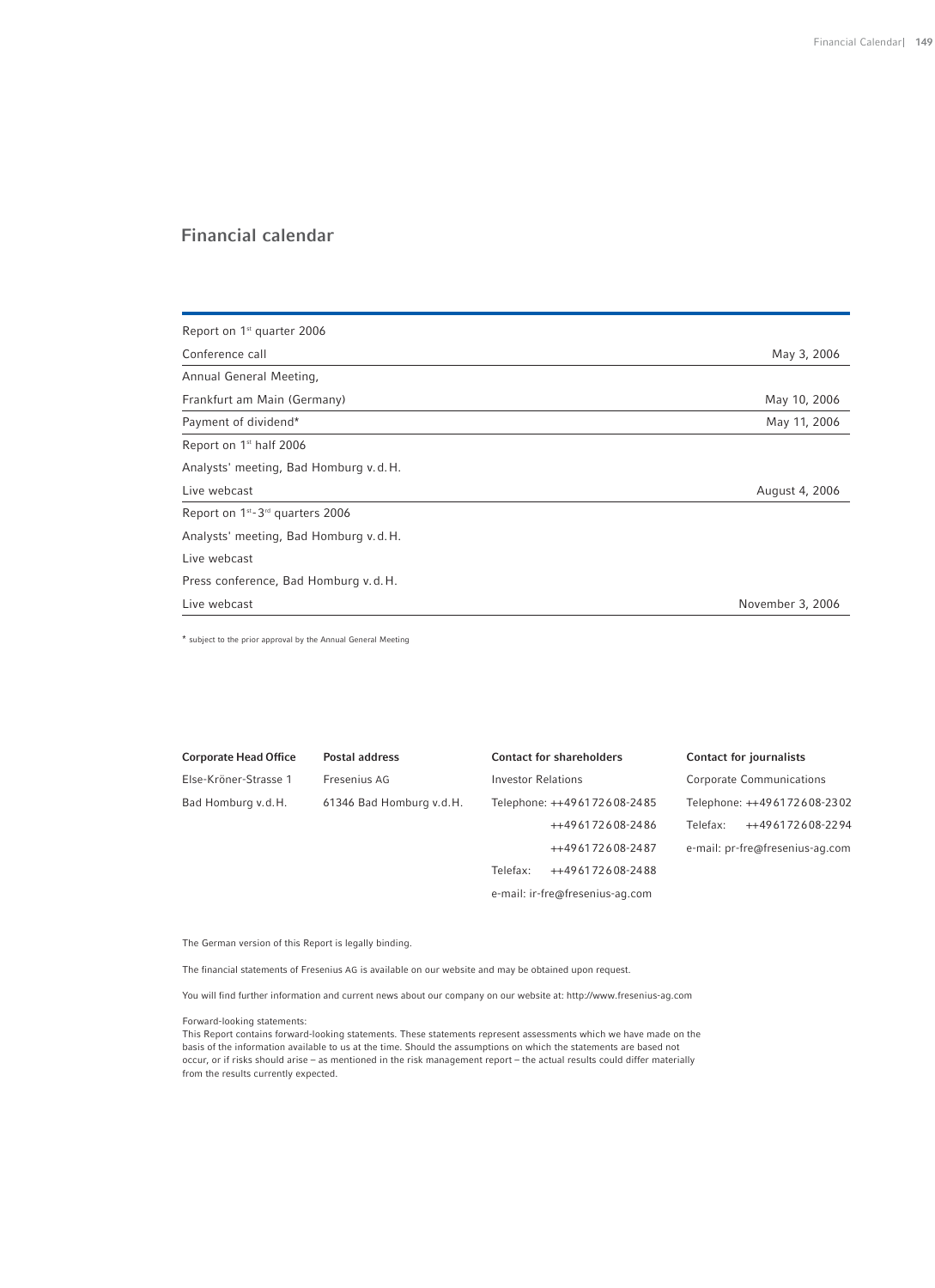## Financial calendar

| | |
|---|---|
| Report on 1st quarter 2006<br>Conference call | May 3, 2006 |
| Annual General Meeting,<br>Frankfurt am Main (Germany) | May 10, 2006 |
| Payment of dividend* | May 11, 2006 |
| Report on 1st half 2006<br>Analysts' meeting, Bad Homburg v.d.H.<br>Live webcast | August 4, 2006 |
| Report on 1st-3rd quarters 2006<br>Analysts' meeting, Bad Homburg v.d.H.<br>Live webcast<br>Press conference, Bad Homburg v.d.H.<br>Live webcast | November 3, 2006 |

* subject to the prior approval by the Annual General Meeting

**Corporate Head Office**
Else-Kröner-Strasse 1
Bad Homburg v.d.H.

**Postal address**
Fresenius AG
61346 Bad Homburg v.d.H.

**Contact for shareholders**
Investor Relations
Telephone: ++49 6172 608-2485
++49 6172 608-2486
++49 6172 608-2487
Telefax: ++49 6172 608-2488
e-mail: ir-fre@fresenius-ag.com

**Contact for journalists**
Corporate Communications
Telephone: ++49 6172 608-2302
Telefax: ++49 6172 608-2294
e-mail: pr-fre@fresenius-ag.com

The German version of this Report is legally binding.

The financial statements of Fresenius AG is available on our website and may be obtained upon request.

You will find further information and current news about our company on our website at: http://www.fresenius-ag.com

Forward-looking statements:
This Report contains forward-looking statements. These statements represent assessments which we have made on the basis of the information available to us at the time. Should the assumptions on which the statements are based not occur, or if risks should arise – as mentioned in the risk management report – the actual results could differ materially from the results currently expected.